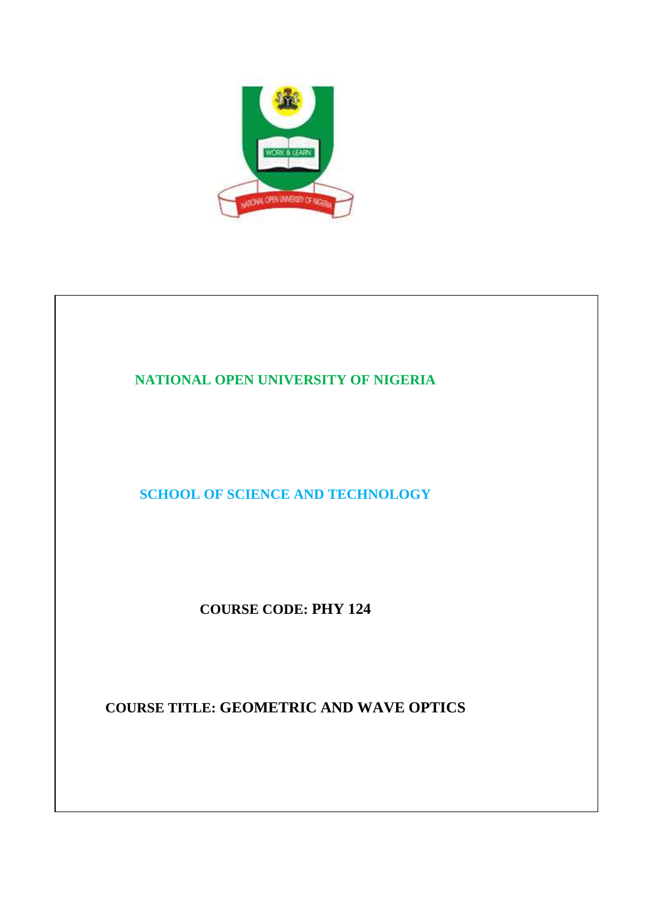**NATIONAL OPEN UNIVERSITY OF NIGERIA**

**SCHOOL OF SCIENCE AND TECHNOLOGY**

**COURSE CODE: PHY 124**

**COURSE TITLE: GEOMETRIC AND WAVE OPTICS**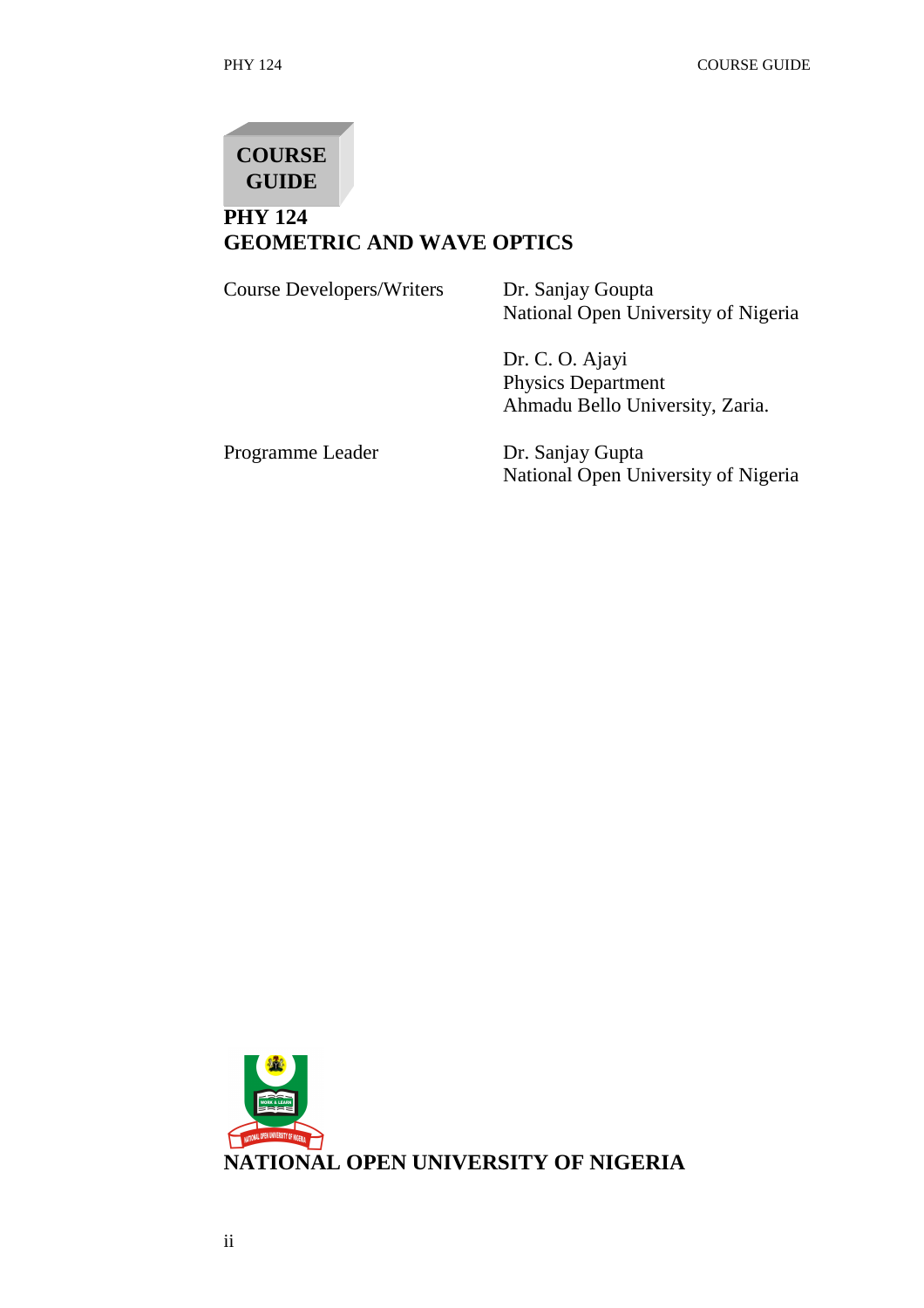# COURSE GUIDE

## PHY 124
## GEOMETRIC AND WAVE OPTICS

Course Developers/Writers — Dr. Sanjay Goupta
National Open University of Nigeria

Dr. C. O. Ajayi
Physics Department
Ahmadu Bello University, Zaria.

Programme Leader — Dr. Sanjay Gupta
National Open University of Nigeria

**NATIONAL OPEN UNIVERSITY OF NIGERIA**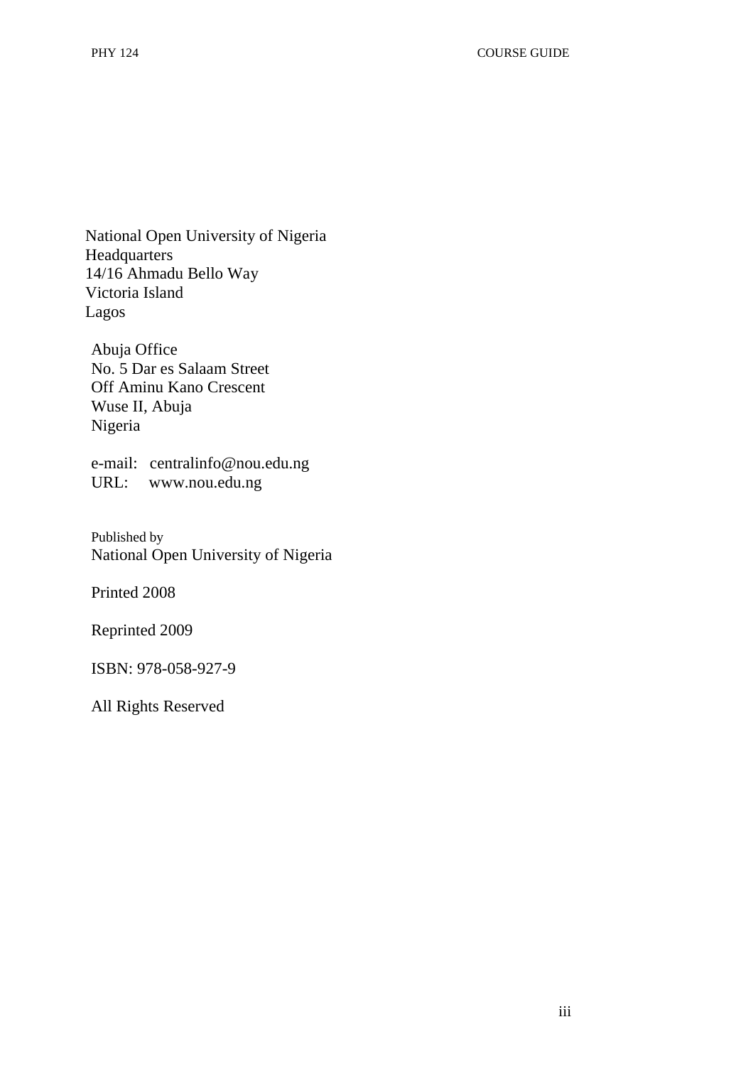National Open University of Nigeria  
Headquarters  
14/16 Ahmadu Bello Way  
Victoria Island  
Lagos

Abuja Office  
No. 5 Dar es Salaam Street  
Off Aminu Kano Crescent  
Wuse II, Abuja  
Nigeria

e-mail: centralinfo@nou.edu.ng  
URL: www.nou.edu.ng

Published by  
National Open University of Nigeria

Printed 2008

Reprinted 2009

ISBN: 978-058-927-9

All Rights Reserved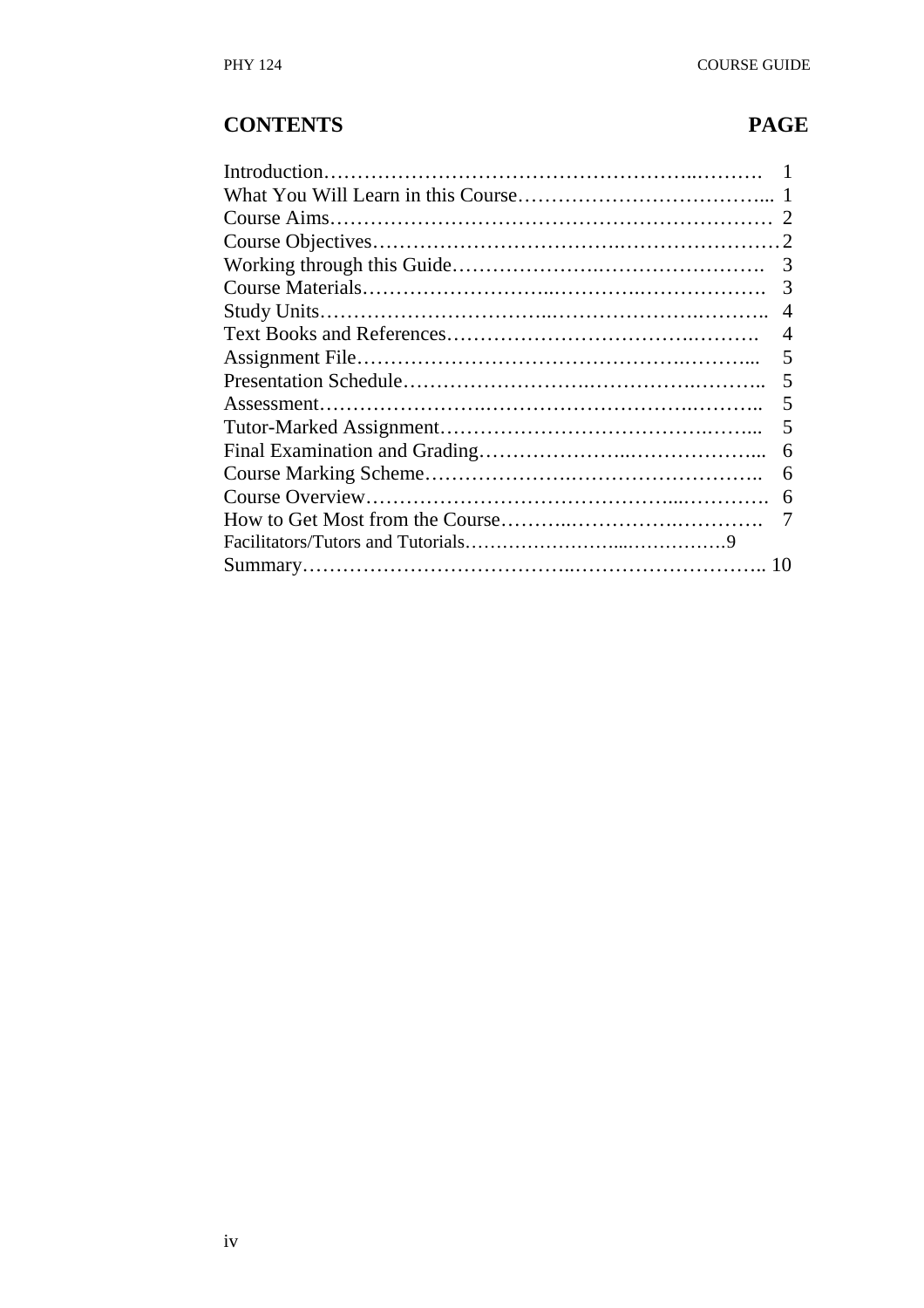## CONTENTS PAGE

| | |
|---|---|
| Introduction | 1 |
| What You Will Learn in this Course | 1 |
| Course Aims | 2 |
| Course Objectives | 2 |
| Working through this Guide | 3 |
| Course Materials | 3 |
| Study Units | 4 |
| Text Books and References | 4 |
| Assignment File | 5 |
| Presentation Schedule | 5 |
| Assessment | 5 |
| Tutor-Marked Assignment | 5 |
| Final Examination and Grading | 6 |
| Course Marking Scheme | 6 |
| Course Overview | 6 |
| How to Get Most from the Course | 7 |
| Facilitators/Tutors and Tutorials | 9 |
| Summary | 10 |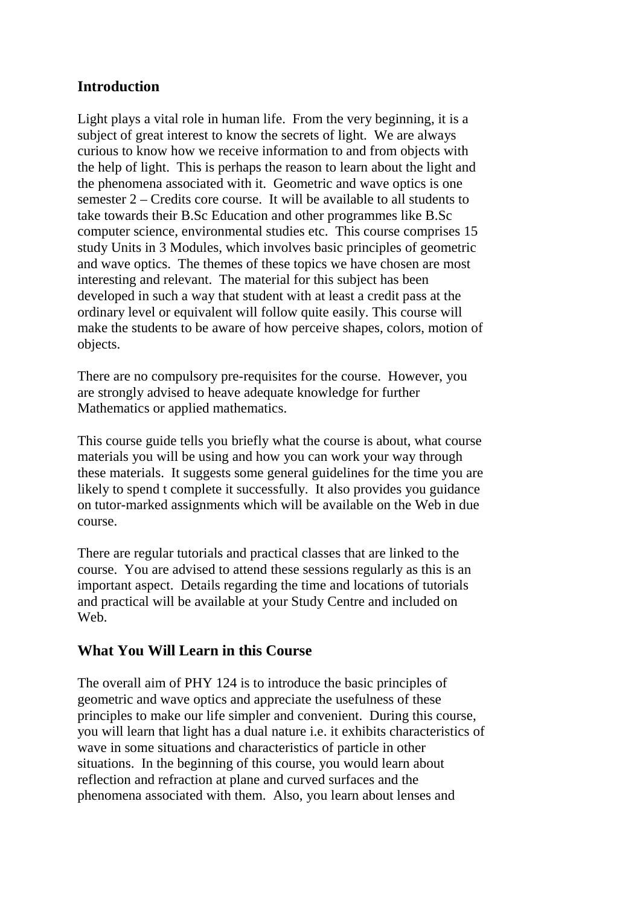## Introduction

Light plays a vital role in human life. From the very beginning, it is a subject of great interest to know the secrets of light. We are always curious to know how we receive information to and from objects with the help of light. This is perhaps the reason to learn about the light and the phenomena associated with it. Geometric and wave optics is one semester 2 – Credits core course. It will be available to all students to take towards their B.Sc Education and other programmes like B.Sc computer science, environmental studies etc. This course comprises 15 study Units in 3 Modules, which involves basic principles of geometric and wave optics. The themes of these topics we have chosen are most interesting and relevant. The material for this subject has been developed in such a way that student with at least a credit pass at the ordinary level or equivalent will follow quite easily. This course will make the students to be aware of how perceive shapes, colors, motion of objects.

There are no compulsory pre-requisites for the course. However, you are strongly advised to heave adequate knowledge for further Mathematics or applied mathematics.

This course guide tells you briefly what the course is about, what course materials you will be using and how you can work your way through these materials. It suggests some general guidelines for the time you are likely to spend t complete it successfully. It also provides you guidance on tutor-marked assignments which will be available on the Web in due course.

There are regular tutorials and practical classes that are linked to the course. You are advised to attend these sessions regularly as this is an important aspect. Details regarding the time and locations of tutorials and practical will be available at your Study Centre and included on Web.

## What You Will Learn in this Course

The overall aim of PHY 124 is to introduce the basic principles of geometric and wave optics and appreciate the usefulness of these principles to make our life simpler and convenient. During this course, you will learn that light has a dual nature i.e. it exhibits characteristics of wave in some situations and characteristics of particle in other situations. In the beginning of this course, you would learn about reflection and refraction at plane and curved surfaces and the phenomena associated with them. Also, you learn about lenses and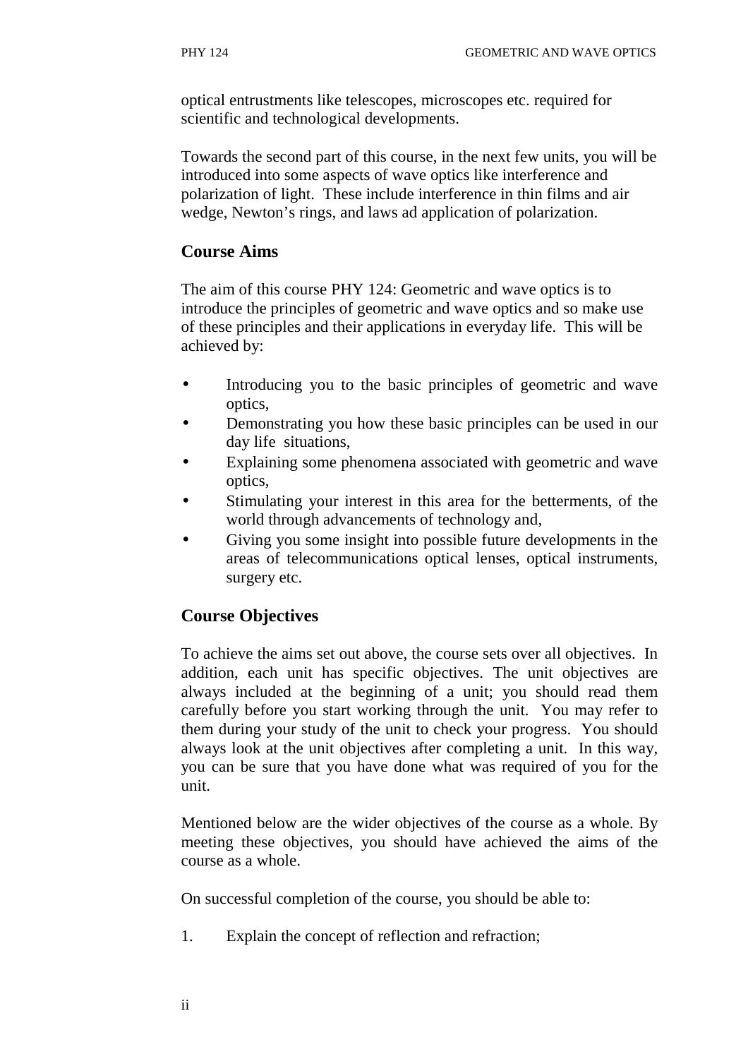optical entrustments like telescopes, microscopes etc. required for scientific and technological developments.

Towards the second part of this course, in the next few units, you will be introduced into some aspects of wave optics like interference and polarization of light. These include interference in thin films and air wedge, Newton's rings, and laws ad application of polarization.

## Course Aims

The aim of this course PHY 124: Geometric and wave optics is to introduce the principles of geometric and wave optics and so make use of these principles and their applications in everyday life. This will be achieved by:

- Introducing you to the basic principles of geometric and wave optics,
- Demonstrating you how these basic principles can be used in our day life situations,
- Explaining some phenomena associated with geometric and wave optics,
- Stimulating your interest in this area for the betterments, of the world through advancements of technology and,
- Giving you some insight into possible future developments in the areas of telecommunications optical lenses, optical instruments, surgery etc.

## Course Objectives

To achieve the aims set out above, the course sets over all objectives. In addition, each unit has specific objectives. The unit objectives are always included at the beginning of a unit; you should read them carefully before you start working through the unit. You may refer to them during your study of the unit to check your progress. You should always look at the unit objectives after completing a unit. In this way, you can be sure that you have done what was required of you for the unit.

Mentioned below are the wider objectives of the course as a whole. By meeting these objectives, you should have achieved the aims of the course as a whole.

On successful completion of the course, you should be able to:

1. Explain the concept of reflection and refraction;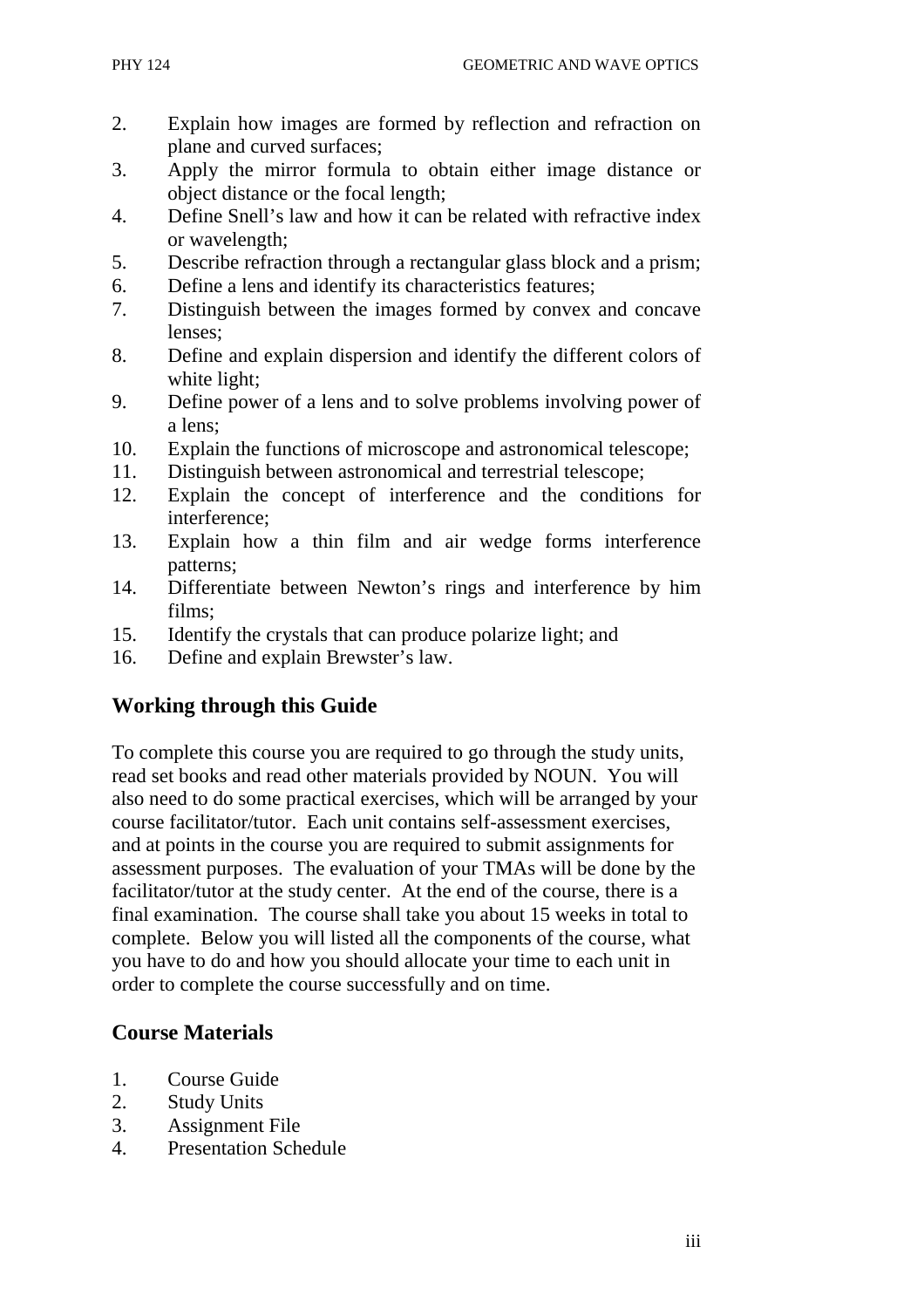2. Explain how images are formed by reflection and refraction on plane and curved surfaces;
3. Apply the mirror formula to obtain either image distance or object distance or the focal length;
4. Define Snell's law and how it can be related with refractive index or wavelength;
5. Describe refraction through a rectangular glass block and a prism;
6. Define a lens and identify its characteristics features;
7. Distinguish between the images formed by convex and concave lenses;
8. Define and explain dispersion and identify the different colors of white light;
9. Define power of a lens and to solve problems involving power of a lens;
10. Explain the functions of microscope and astronomical telescope;
11. Distinguish between astronomical and terrestrial telescope;
12. Explain the concept of interference and the conditions for interference;
13. Explain how a thin film and air wedge forms interference patterns;
14. Differentiate between Newton's rings and interference by him films;
15. Identify the crystals that can produce polarize light; and
16. Define and explain Brewster's law.

## Working through this Guide

To complete this course you are required to go through the study units, read set books and read other materials provided by NOUN. You will also need to do some practical exercises, which will be arranged by your course facilitator/tutor. Each unit contains self-assessment exercises, and at points in the course you are required to submit assignments for assessment purposes. The evaluation of your TMAs will be done by the facilitator/tutor at the study center. At the end of the course, there is a final examination. The course shall take you about 15 weeks in total to complete. Below you will listed all the components of the course, what you have to do and how you should allocate your time to each unit in order to complete the course successfully and on time.

## Course Materials

1. Course Guide
2. Study Units
3. Assignment File
4. Presentation Schedule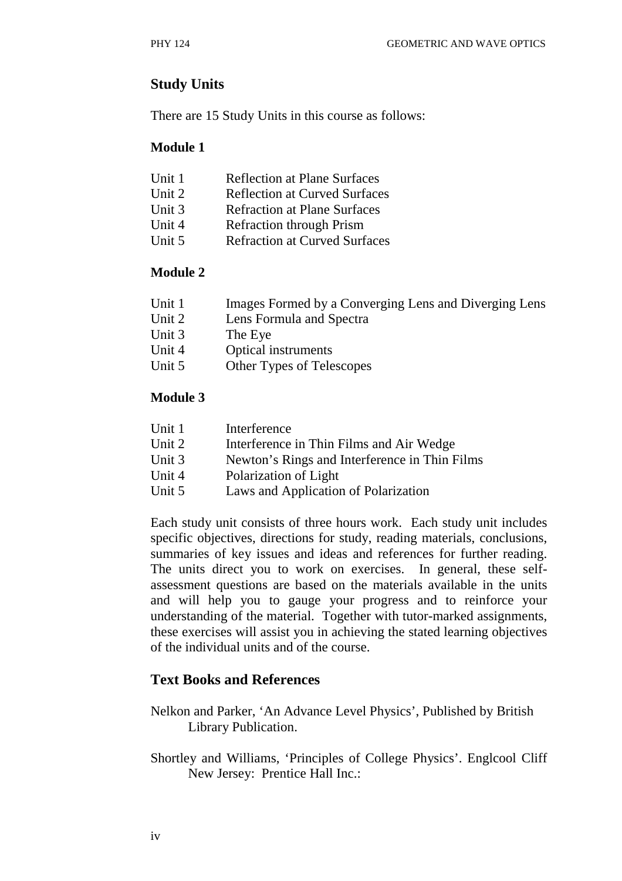## Study Units

There are 15 Study Units in this course as follows:

### Module 1

Unit 1 Reflection at Plane Surfaces
Unit 2 Reflection at Curved Surfaces
Unit 3 Refraction at Plane Surfaces
Unit 4 Refraction through Prism
Unit 5 Refraction at Curved Surfaces

### Module 2

Unit 1 Images Formed by a Converging Lens and Diverging Lens
Unit 2 Lens Formula and Spectra
Unit 3 The Eye
Unit 4 Optical instruments
Unit 5 Other Types of Telescopes

### Module 3

Unit 1 Interference
Unit 2 Interference in Thin Films and Air Wedge
Unit 3 Newton's Rings and Interference in Thin Films
Unit 4 Polarization of Light
Unit 5 Laws and Application of Polarization

Each study unit consists of three hours work. Each study unit includes specific objectives, directions for study, reading materials, conclusions, summaries of key issues and ideas and references for further reading. The units direct you to work on exercises. In general, these self-assessment questions are based on the materials available in the units and will help you to gauge your progress and to reinforce your understanding of the material. Together with tutor-marked assignments, these exercises will assist you in achieving the stated learning objectives of the individual units and of the course.

## Text Books and References

Nelkon and Parker, 'An Advance Level Physics', Published by British Library Publication.

Shortley and Williams, 'Principles of College Physics'. Englcool Cliff New Jersey: Prentice Hall Inc.: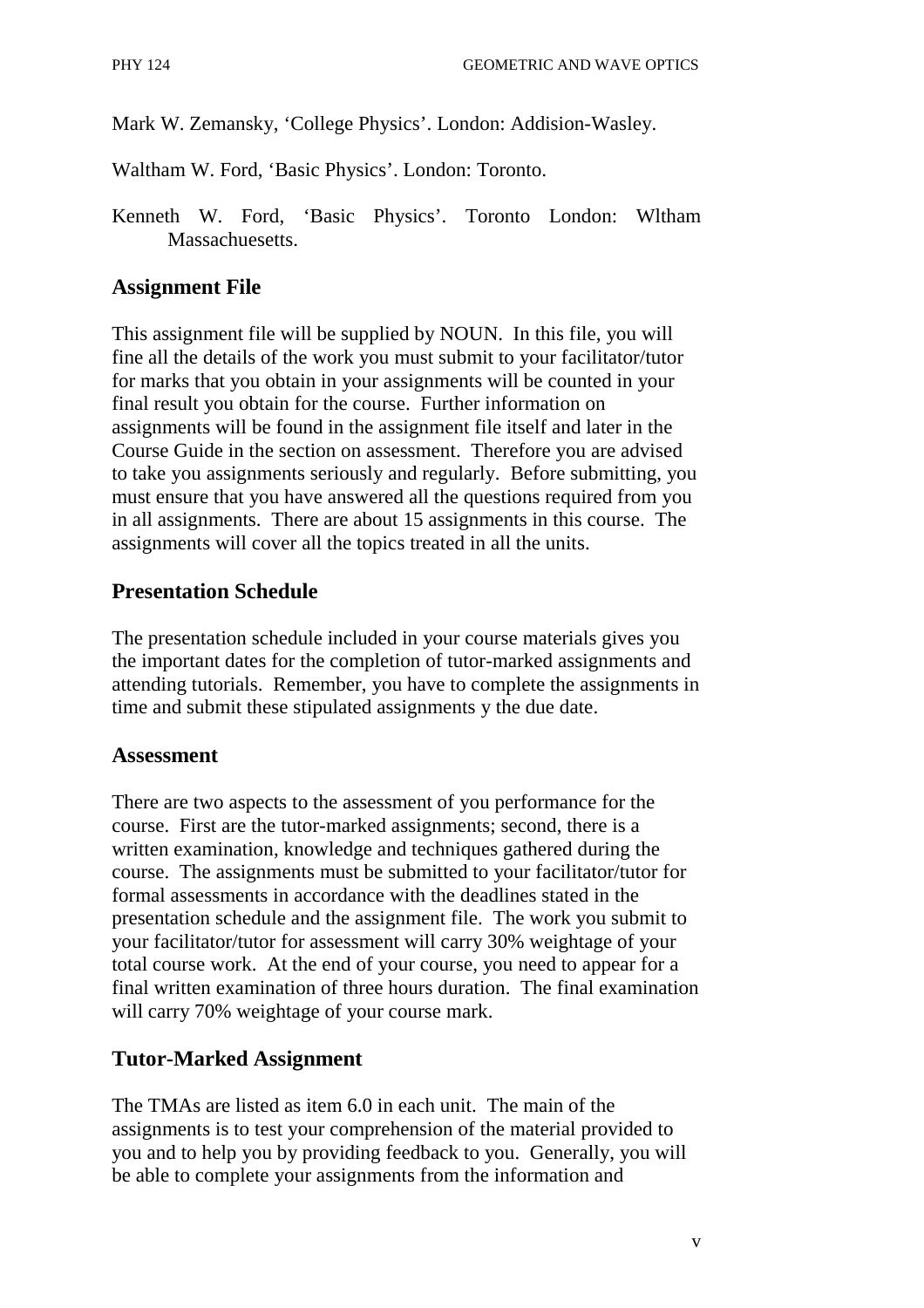Mark W. Zemansky, 'College Physics'. London: Addision-Wasley.

Waltham W. Ford, 'Basic Physics'. London: Toronto.

Kenneth W. Ford, 'Basic Physics'. Toronto London: Wltham Massachuesetts.

## Assignment File

This assignment file will be supplied by NOUN. In this file, you will fine all the details of the work you must submit to your facilitator/tutor for marks that you obtain in your assignments will be counted in your final result you obtain for the course. Further information on assignments will be found in the assignment file itself and later in the Course Guide in the section on assessment. Therefore you are advised to take you assignments seriously and regularly. Before submitting, you must ensure that you have answered all the questions required from you in all assignments. There are about 15 assignments in this course. The assignments will cover all the topics treated in all the units.

## Presentation Schedule

The presentation schedule included in your course materials gives you the important dates for the completion of tutor-marked assignments and attending tutorials. Remember, you have to complete the assignments in time and submit these stipulated assignments y the due date.

## Assessment

There are two aspects to the assessment of you performance for the course. First are the tutor-marked assignments; second, there is a written examination, knowledge and techniques gathered during the course. The assignments must be submitted to your facilitator/tutor for formal assessments in accordance with the deadlines stated in the presentation schedule and the assignment file. The work you submit to your facilitator/tutor for assessment will carry 30% weightage of your total course work. At the end of your course, you need to appear for a final written examination of three hours duration. The final examination will carry 70% weightage of your course mark.

## Tutor-Marked Assignment

The TMAs are listed as item 6.0 in each unit. The main of the assignments is to test your comprehension of the material provided to you and to help you by providing feedback to you. Generally, you will be able to complete your assignments from the information and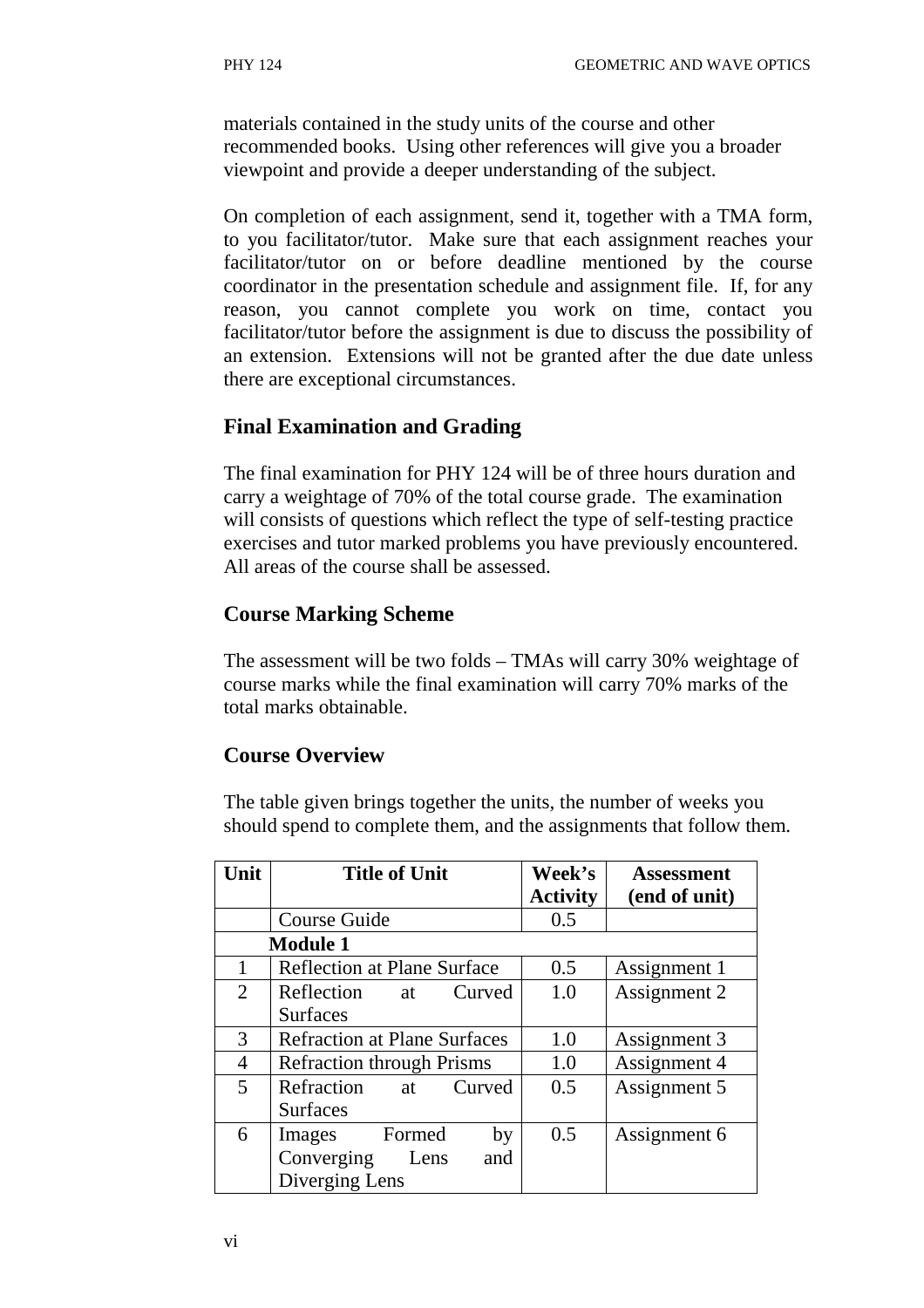materials contained in the study units of the course and other recommended books. Using other references will give you a broader viewpoint and provide a deeper understanding of the subject.

On completion of each assignment, send it, together with a TMA form, to you facilitator/tutor. Make sure that each assignment reaches your facilitator/tutor on or before deadline mentioned by the course coordinator in the presentation schedule and assignment file. If, for any reason, you cannot complete you work on time, contact you facilitator/tutor before the assignment is due to discuss the possibility of an extension. Extensions will not be granted after the due date unless there are exceptional circumstances.

## Final Examination and Grading

The final examination for PHY 124 will be of three hours duration and carry a weightage of 70% of the total course grade. The examination will consists of questions which reflect the type of self-testing practice exercises and tutor marked problems you have previously encountered. All areas of the course shall be assessed.

## Course Marking Scheme

The assessment will be two folds – TMAs will carry 30% weightage of course marks while the final examination will carry 70% marks of the total marks obtainable.

## Course Overview

The table given brings together the units, the number of weeks you should spend to complete them, and the assignments that follow them.

| Unit | Title of Unit | Week's Activity | Assessment (end of unit) |
|---|---|---|---|
| | Course Guide | 0.5 | |
| | **Module 1** | | |
| 1 | Reflection at Plane Surface | 0.5 | Assignment 1 |
| 2 | Reflection at Curved Surfaces | 1.0 | Assignment 2 |
| 3 | Refraction at Plane Surfaces | 1.0 | Assignment 3 |
| 4 | Refraction through Prisms | 1.0 | Assignment 4 |
| 5 | Refraction at Curved Surfaces | 0.5 | Assignment 5 |
| 6 | Images Formed by Converging Lens and Diverging Lens | 0.5 | Assignment 6 |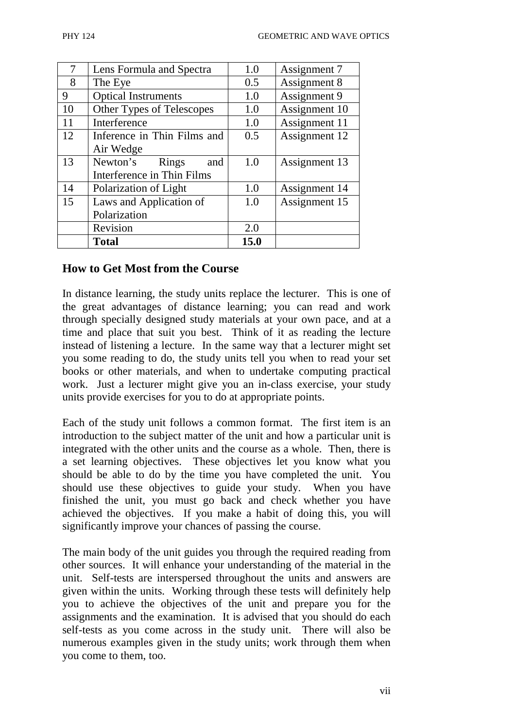| 7 | Lens Formula and Spectra | 1.0 | Assignment 7 |
|---|---|---|---|
| 8 | The Eye | 0.5 | Assignment 8 |
| 9 | Optical Instruments | 1.0 | Assignment 9 |
| 10 | Other Types of Telescopes | 1.0 | Assignment 10 |
| 11 | Interference | 1.0 | Assignment 11 |
| 12 | Inference in Thin Films and Air Wedge | 0.5 | Assignment 12 |
| 13 | Newton's Rings and Interference in Thin Films | 1.0 | Assignment 13 |
| 14 | Polarization of Light | 1.0 | Assignment 14 |
| 15 | Laws and Application of Polarization | 1.0 | Assignment 15 |
| | Revision | 2.0 | |
| | **Total** | **15.0** | |

## How to Get Most from the Course

In distance learning, the study units replace the lecturer. This is one of the great advantages of distance learning; you can read and work through specially designed study materials at your own pace, and at a time and place that suit you best. Think of it as reading the lecture instead of listening a lecture. In the same way that a lecturer might set you some reading to do, the study units tell you when to read your set books or other materials, and when to undertake computing practical work. Just a lecturer might give you an in-class exercise, your study units provide exercises for you to do at appropriate points.

Each of the study unit follows a common format. The first item is an introduction to the subject matter of the unit and how a particular unit is integrated with the other units and the course as a whole. Then, there is a set learning objectives. These objectives let you know what you should be able to do by the time you have completed the unit. You should use these objectives to guide your study. When you have finished the unit, you must go back and check whether you have achieved the objectives. If you make a habit of doing this, you will significantly improve your chances of passing the course.

The main body of the unit guides you through the required reading from other sources. It will enhance your understanding of the material in the unit. Self-tests are interspersed throughout the units and answers are given within the units. Working through these tests will definitely help you to achieve the objectives of the unit and prepare you for the assignments and the examination. It is advised that you should do each self-tests as you come across in the study unit. There will also be numerous examples given in the study units; work through them when you come to them, too.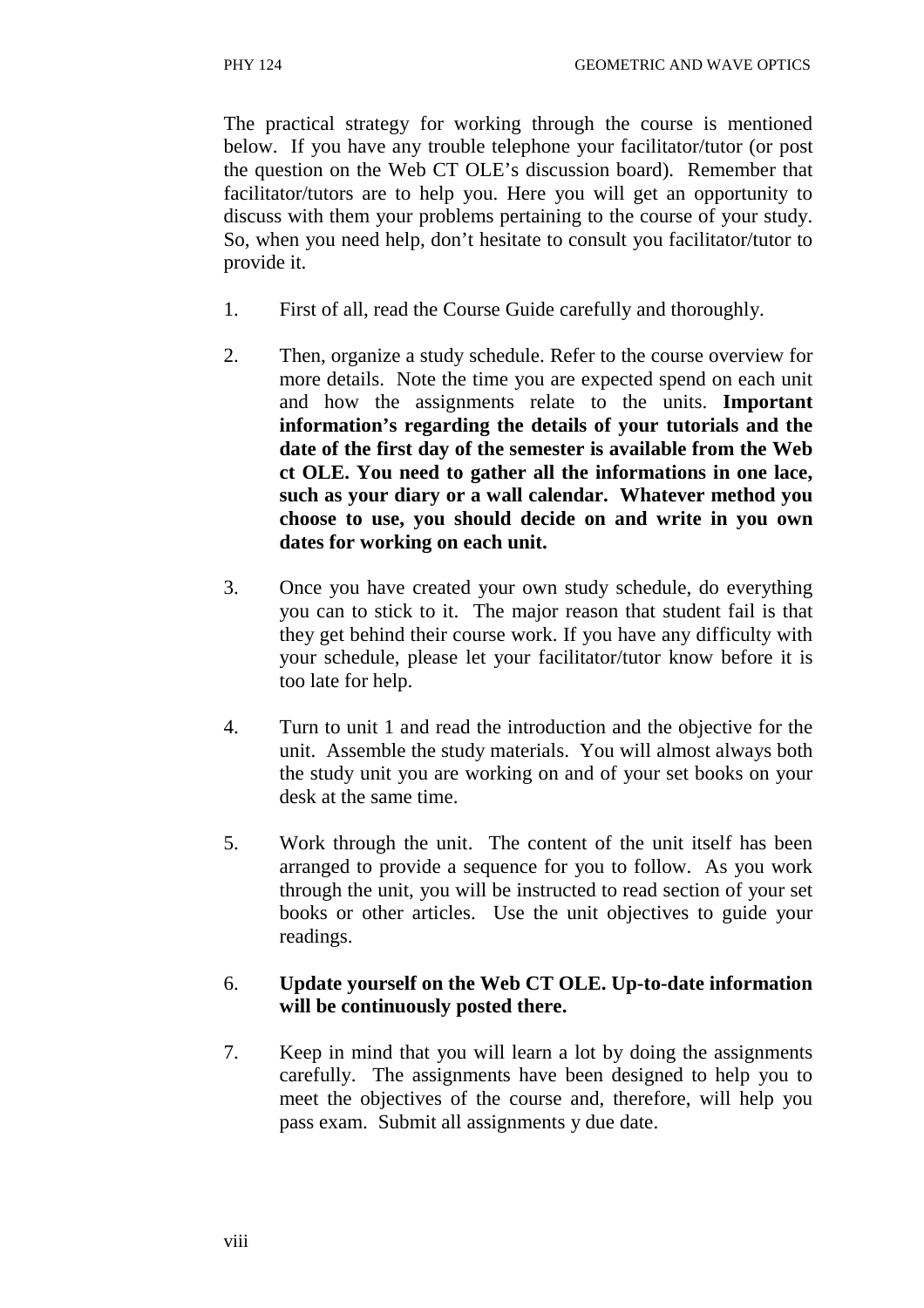The practical strategy for working through the course is mentioned below. If you have any trouble telephone your facilitator/tutor (or post the question on the Web CT OLE's discussion board). Remember that facilitator/tutors are to help you. Here you will get an opportunity to discuss with them your problems pertaining to the course of your study. So, when you need help, don't hesitate to consult you facilitator/tutor to provide it.

1. First of all, read the Course Guide carefully and thoroughly.

2. Then, organize a study schedule. Refer to the course overview for more details. Note the time you are expected spend on each unit and how the assignments relate to the units. **Important information's regarding the details of your tutorials and the date of the first day of the semester is available from the Web ct OLE. You need to gather all the informations in one lace, such as your diary or a wall calendar. Whatever method you choose to use, you should decide on and write in you own dates for working on each unit.**

3. Once you have created your own study schedule, do everything you can to stick to it. The major reason that student fail is that they get behind their course work. If you have any difficulty with your schedule, please let your facilitator/tutor know before it is too late for help.

4. Turn to unit 1 and read the introduction and the objective for the unit. Assemble the study materials. You will almost always both the study unit you are working on and of your set books on your desk at the same time.

5. Work through the unit. The content of the unit itself has been arranged to provide a sequence for you to follow. As you work through the unit, you will be instructed to read section of your set books or other articles. Use the unit objectives to guide your readings.

6. **Update yourself on the Web CT OLE. Up-to-date information will be continuously posted there.**

7. Keep in mind that you will learn a lot by doing the assignments carefully. The assignments have been designed to help you to meet the objectives of the course and, therefore, will help you pass exam. Submit all assignments y due date.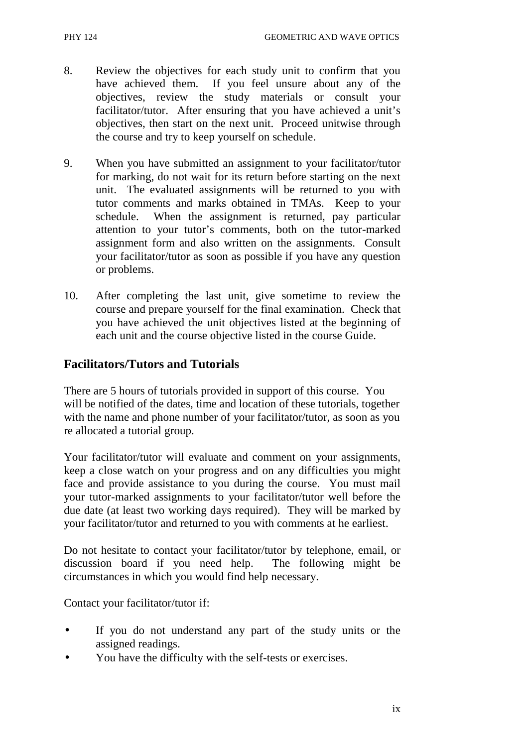8. Review the objectives for each study unit to confirm that you have achieved them. If you feel unsure about any of the objectives, review the study materials or consult your facilitator/tutor. After ensuring that you have achieved a unit's objectives, then start on the next unit. Proceed unitwise through the course and try to keep yourself on schedule.

9. When you have submitted an assignment to your facilitator/tutor for marking, do not wait for its return before starting on the next unit. The evaluated assignments will be returned to you with tutor comments and marks obtained in TMAs. Keep to your schedule. When the assignment is returned, pay particular attention to your tutor's comments, both on the tutor-marked assignment form and also written on the assignments. Consult your facilitator/tutor as soon as possible if you have any question or problems.

10. After completing the last unit, give sometime to review the course and prepare yourself for the final examination. Check that you have achieved the unit objectives listed at the beginning of each unit and the course objective listed in the course Guide.

## Facilitators/Tutors and Tutorials

There are 5 hours of tutorials provided in support of this course. You will be notified of the dates, time and location of these tutorials, together with the name and phone number of your facilitator/tutor, as soon as you re allocated a tutorial group.

Your facilitator/tutor will evaluate and comment on your assignments, keep a close watch on your progress and on any difficulties you might face and provide assistance to you during the course. You must mail your tutor-marked assignments to your facilitator/tutor well before the due date (at least two working days required). They will be marked by your facilitator/tutor and returned to you with comments at he earliest.

Do not hesitate to contact your facilitator/tutor by telephone, email, or discussion board if you need help. The following might be circumstances in which you would find help necessary.

Contact your facilitator/tutor if:

- If you do not understand any part of the study units or the assigned readings.
- You have the difficulty with the self-tests or exercises.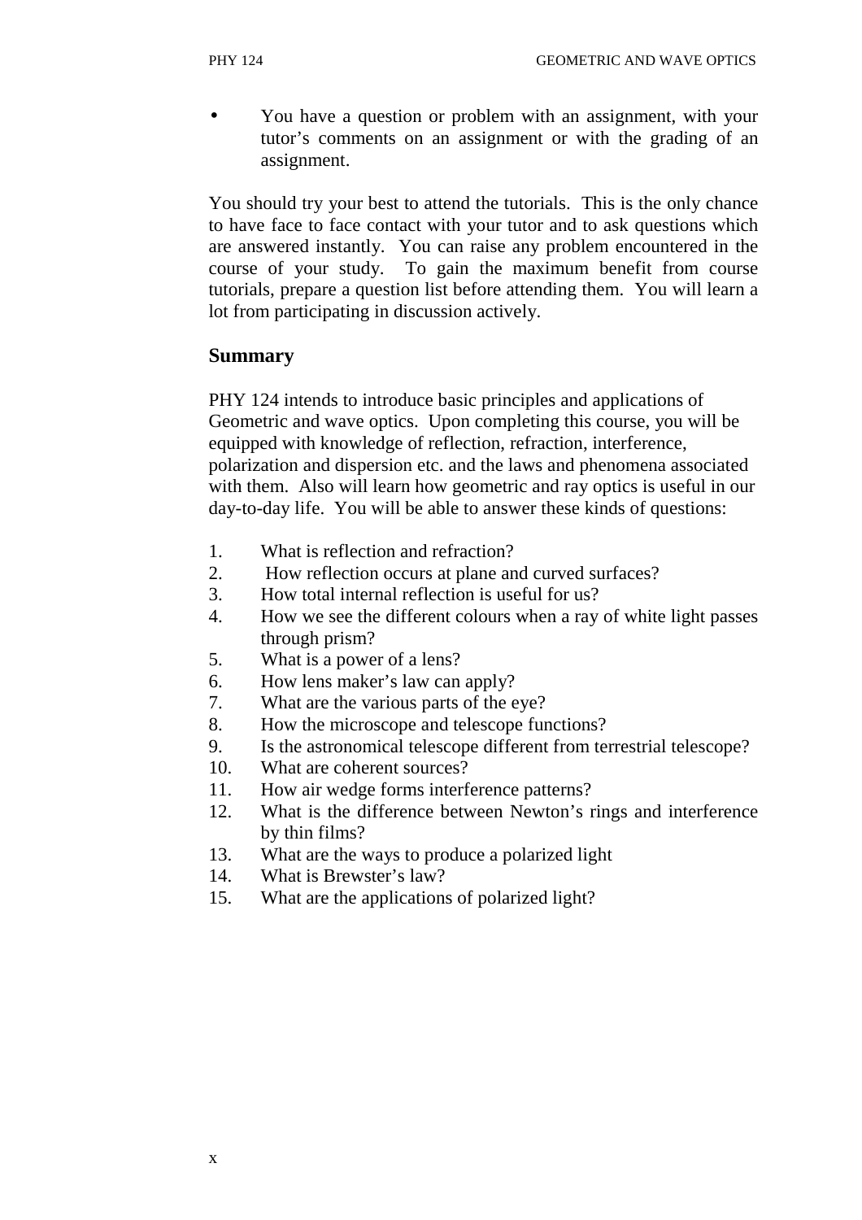- You have a question or problem with an assignment, with your tutor's comments on an assignment or with the grading of an assignment.

You should try your best to attend the tutorials. This is the only chance to have face to face contact with your tutor and to ask questions which are answered instantly. You can raise any problem encountered in the course of your study. To gain the maximum benefit from course tutorials, prepare a question list before attending them. You will learn a lot from participating in discussion actively.

## Summary

PHY 124 intends to introduce basic principles and applications of Geometric and wave optics. Upon completing this course, you will be equipped with knowledge of reflection, refraction, interference, polarization and dispersion etc. and the laws and phenomena associated with them. Also will learn how geometric and ray optics is useful in our day-to-day life. You will be able to answer these kinds of questions:

1. What is reflection and refraction?
2. How reflection occurs at plane and curved surfaces?
3. How total internal reflection is useful for us?
4. How we see the different colours when a ray of white light passes through prism?
5. What is a power of a lens?
6. How lens maker's law can apply?
7. What are the various parts of the eye?
8. How the microscope and telescope functions?
9. Is the astronomical telescope different from terrestrial telescope?
10. What are coherent sources?
11. How air wedge forms interference patterns?
12. What is the difference between Newton's rings and interference by thin films?
13. What are the ways to produce a polarized light
14. What is Brewster's law?
15. What are the applications of polarized light?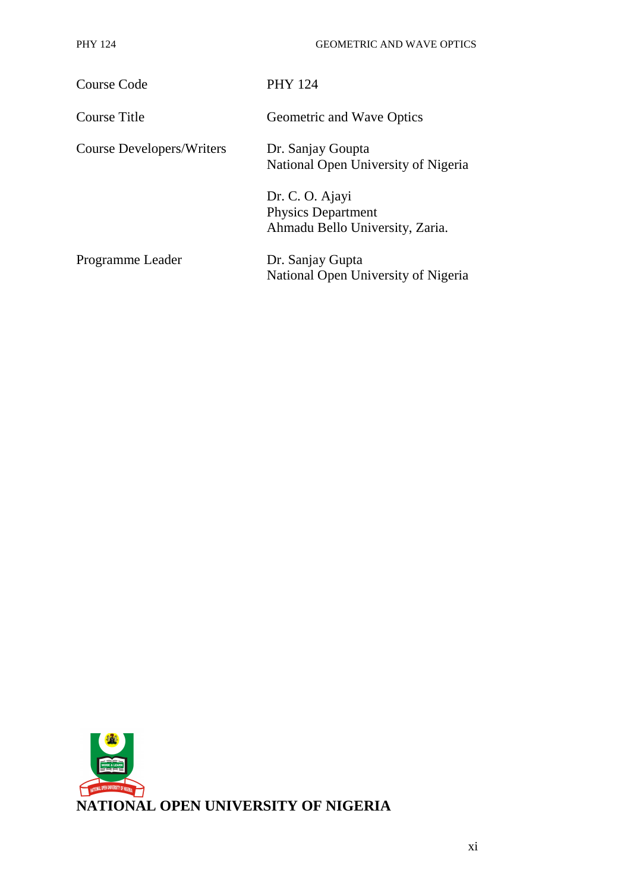| | |
|---|---|
| Course Code | PHY 124 |
| Course Title | Geometric and Wave Optics |
| Course Developers/Writers | Dr. Sanjay Goupta<br>National Open University of Nigeria<br><br>Dr. C. O. Ajayi<br>Physics Department<br>Ahmadu Bello University, Zaria. |
| Programme Leader | Dr. Sanjay Gupta<br>National Open University of Nigeria |

**NATIONAL OPEN UNIVERSITY OF NIGERIA**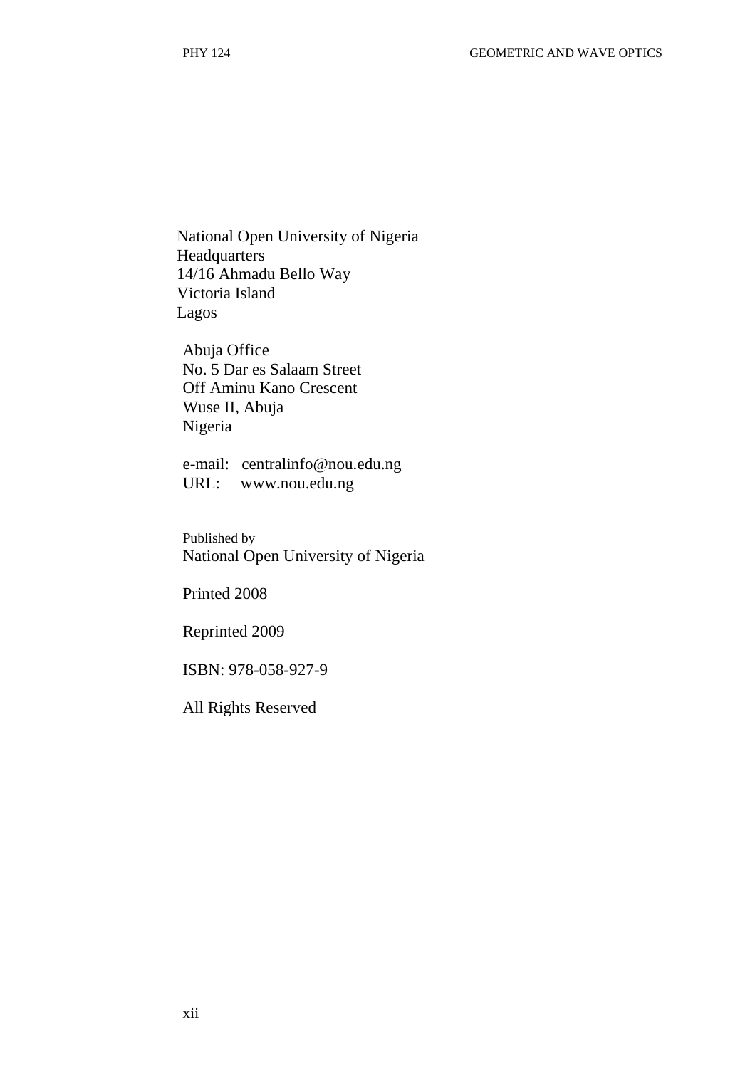National Open University of Nigeria
Headquarters
14/16 Ahmadu Bello Way
Victoria Island
Lagos

Abuja Office
No. 5 Dar es Salaam Street
Off Aminu Kano Crescent
Wuse II, Abuja
Nigeria

e-mail: centralinfo@nou.edu.ng
URL: www.nou.edu.ng

Published by
National Open University of Nigeria

Printed 2008

Reprinted 2009

ISBN: 978-058-927-9

All Rights Reserved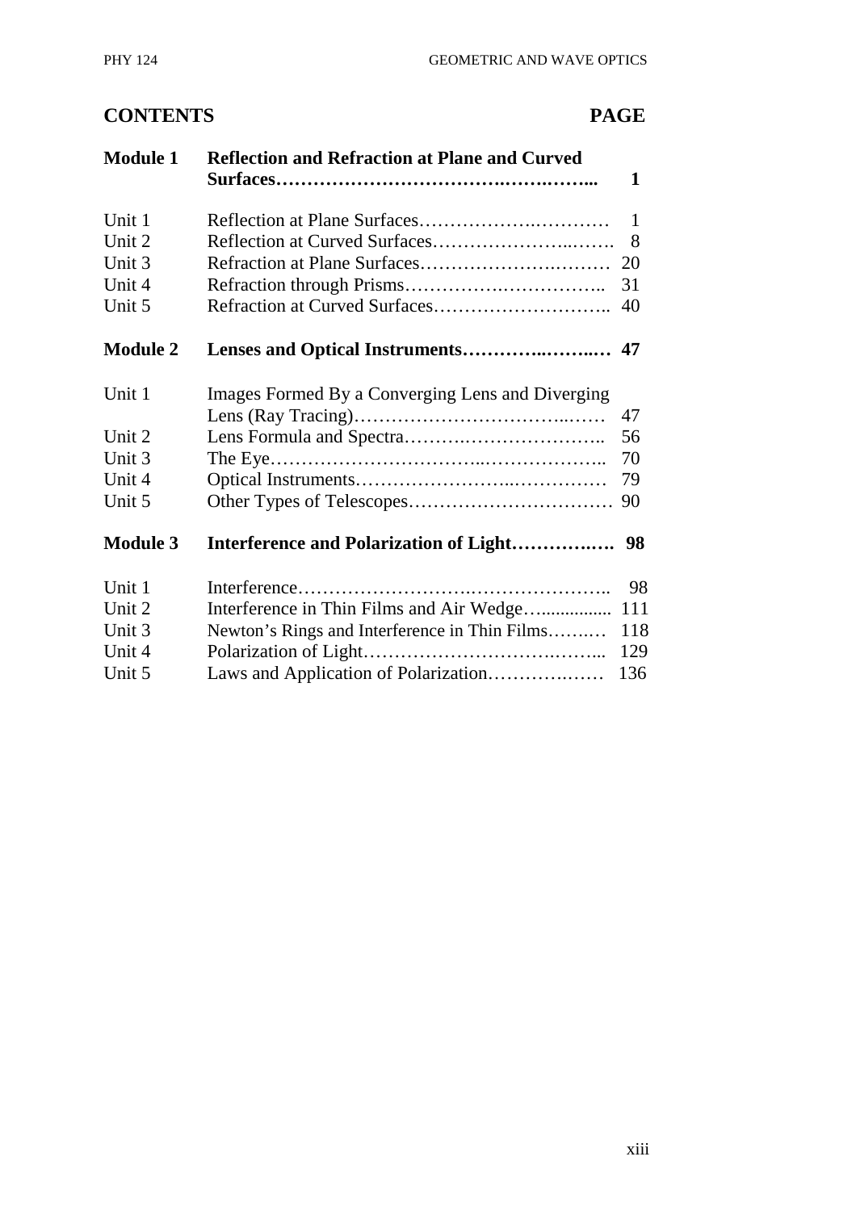## CONTENTS

| | | PAGE |
|---|---|---|
| **Module 1** | **Reflection and Refraction at Plane and Curved Surfaces** | **1** |
| Unit 1 | Reflection at Plane Surfaces | 1 |
| Unit 2 | Reflection at Curved Surfaces | 8 |
| Unit 3 | Refraction at Plane Surfaces | 20 |
| Unit 4 | Refraction through Prisms | 31 |
| Unit 5 | Refraction at Curved Surfaces | 40 |
| **Module 2** | **Lenses and Optical Instruments** | **47** |
| Unit 1 | Images Formed By a Converging Lens and Diverging Lens (Ray Tracing) | 47 |
| Unit 2 | Lens Formula and Spectra | 56 |
| Unit 3 | The Eye | 70 |
| Unit 4 | Optical Instruments | 79 |
| Unit 5 | Other Types of Telescopes | 90 |
| **Module 3** | **Interference and Polarization of Light** | **98** |
| Unit 1 | Interference | 98 |
| Unit 2 | Interference in Thin Films and Air Wedge | 111 |
| Unit 3 | Newton's Rings and Interference in Thin Films | 118 |
| Unit 4 | Polarization of Light | 129 |
| Unit 5 | Laws and Application of Polarization | 136 |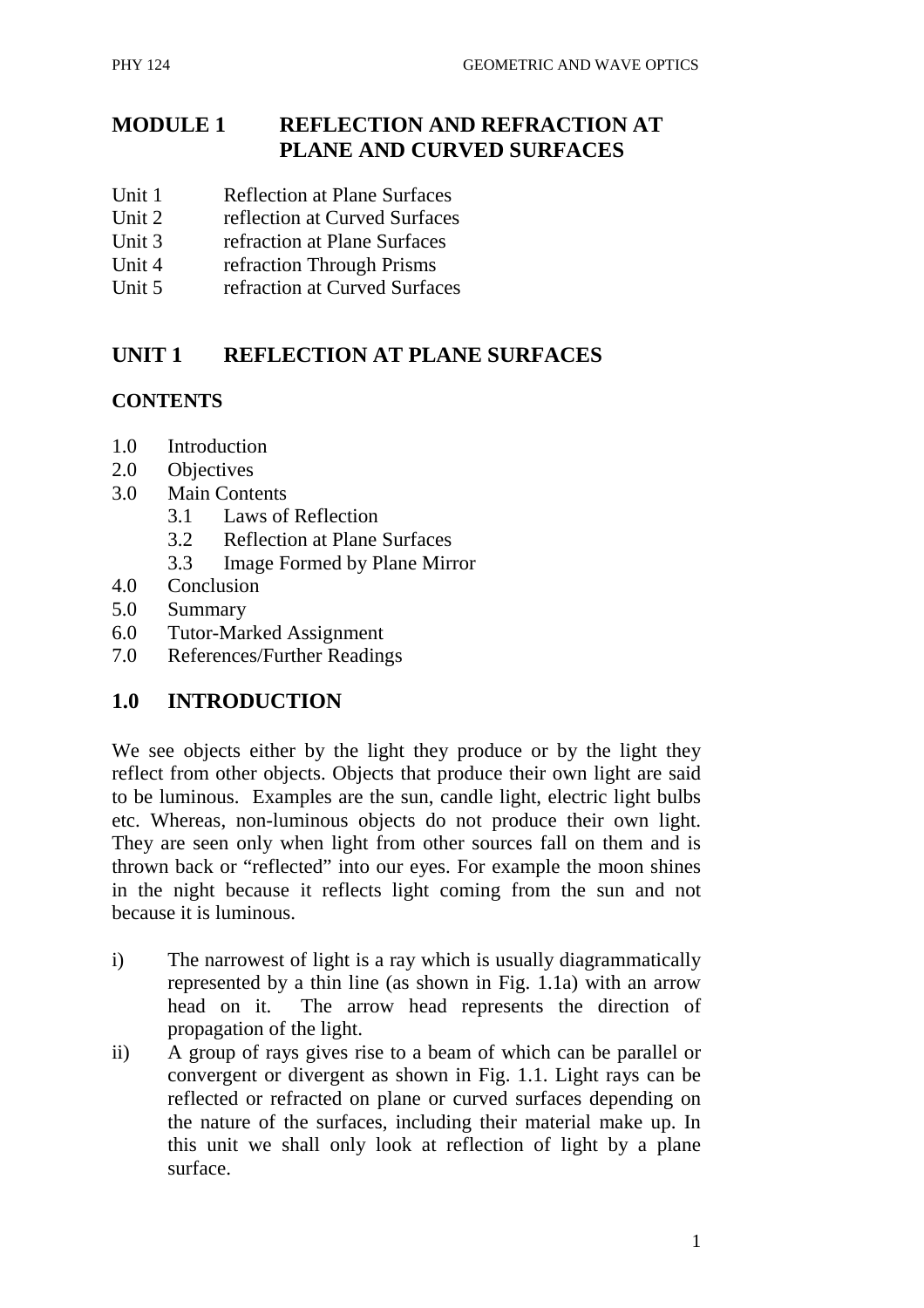# MODULE 1 REFLECTION AND REFRACTION AT PLANE AND CURVED SURFACES

Unit 1 Reflection at Plane Surfaces
Unit 2 reflection at Curved Surfaces
Unit 3 refraction at Plane Surfaces
Unit 4 refraction Through Prisms
Unit 5 refraction at Curved Surfaces

## UNIT 1 REFLECTION AT PLANE SURFACES

### CONTENTS

1.0 Introduction
2.0 Objectives
3.0 Main Contents
  3.1 Laws of Reflection
  3.2 Reflection at Plane Surfaces
  3.3 Image Formed by Plane Mirror
4.0 Conclusion
5.0 Summary
6.0 Tutor-Marked Assignment
7.0 References/Further Readings

## 1.0 INTRODUCTION

We see objects either by the light they produce or by the light they reflect from other objects. Objects that produce their own light are said to be luminous. Examples are the sun, candle light, electric light bulbs etc. Whereas, non-luminous objects do not produce their own light. They are seen only when light from other sources fall on them and is thrown back or "reflected" into our eyes. For example the moon shines in the night because it reflects light coming from the sun and not because it is luminous.

i) The narrowest of light is a ray which is usually diagrammatically represented by a thin line (as shown in Fig. 1.1a) with an arrow head on it. The arrow head represents the direction of propagation of the light.

ii) A group of rays gives rise to a beam of which can be parallel or convergent or divergent as shown in Fig. 1.1. Light rays can be reflected or refracted on plane or curved surfaces depending on the nature of the surfaces, including their material make up. In this unit we shall only look at reflection of light by a plane surface.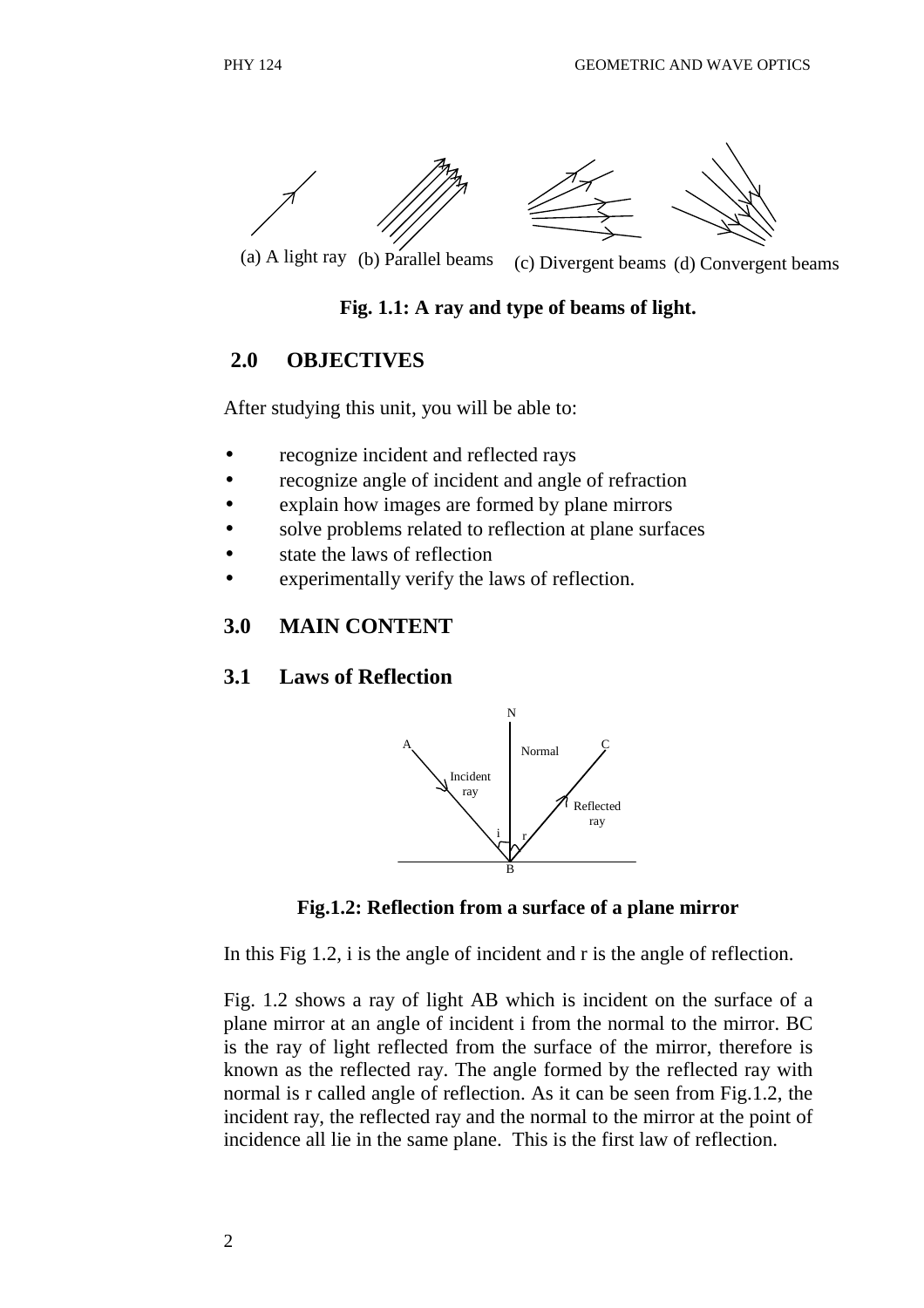(a) A light ray (b) Parallel beams (c) Divergent beams (d) Convergent beams

**Fig. 1.1: A ray and type of beams of light.**

## 2.0 OBJECTIVES

After studying this unit, you will be able to:

- recognize incident and reflected rays
- recognize angle of incident and angle of refraction
- explain how images are formed by plane mirrors
- solve problems related to reflection at plane surfaces
- state the laws of reflection
- experimentally verify the laws of reflection.

## 3.0 MAIN CONTENT

### 3.1 Laws of Reflection

**Fig.1.2: Reflection from a surface of a plane mirror**

In this Fig 1.2, i is the angle of incident and r is the angle of reflection.

Fig. 1.2 shows a ray of light AB which is incident on the surface of a plane mirror at an angle of incident i from the normal to the mirror. BC is the ray of light reflected from the surface of the mirror, therefore is known as the reflected ray. The angle formed by the reflected ray with normal is r called angle of reflection. As it can be seen from Fig.1.2, the incident ray, the reflected ray and the normal to the mirror at the point of incidence all lie in the same plane. This is the first law of reflection.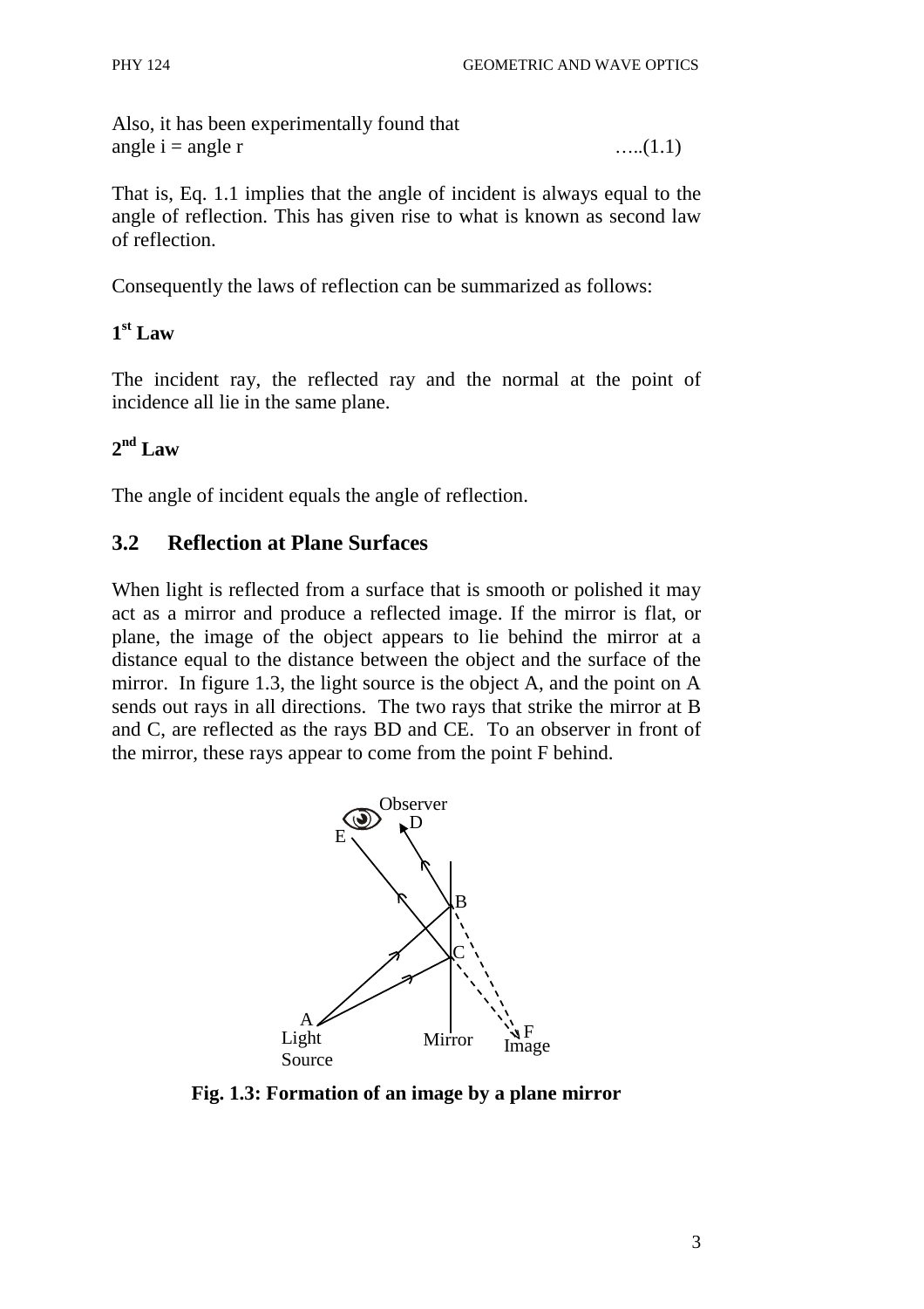Also, it has been experimentally found that
angle i = angle r …..(1.1)

That is, Eq. 1.1 implies that the angle of incident is always equal to the angle of reflection. This has given rise to what is known as second law of reflection.

Consequently the laws of reflection can be summarized as follows:

**1st Law**

The incident ray, the reflected ray and the normal at the point of incidence all lie in the same plane.

**2nd Law**

The angle of incident equals the angle of reflection.

## 3.2 Reflection at Plane Surfaces

When light is reflected from a surface that is smooth or polished it may act as a mirror and produce a reflected image. If the mirror is flat, or plane, the image of the object appears to lie behind the mirror at a distance equal to the distance between the object and the surface of the mirror. In figure 1.3, the light source is the object A, and the point on A sends out rays in all directions. The two rays that strike the mirror at B and C, are reflected as the rays BD and CE. To an observer in front of the mirror, these rays appear to come from the point F behind.

**Fig. 1.3: Formation of an image by a plane mirror**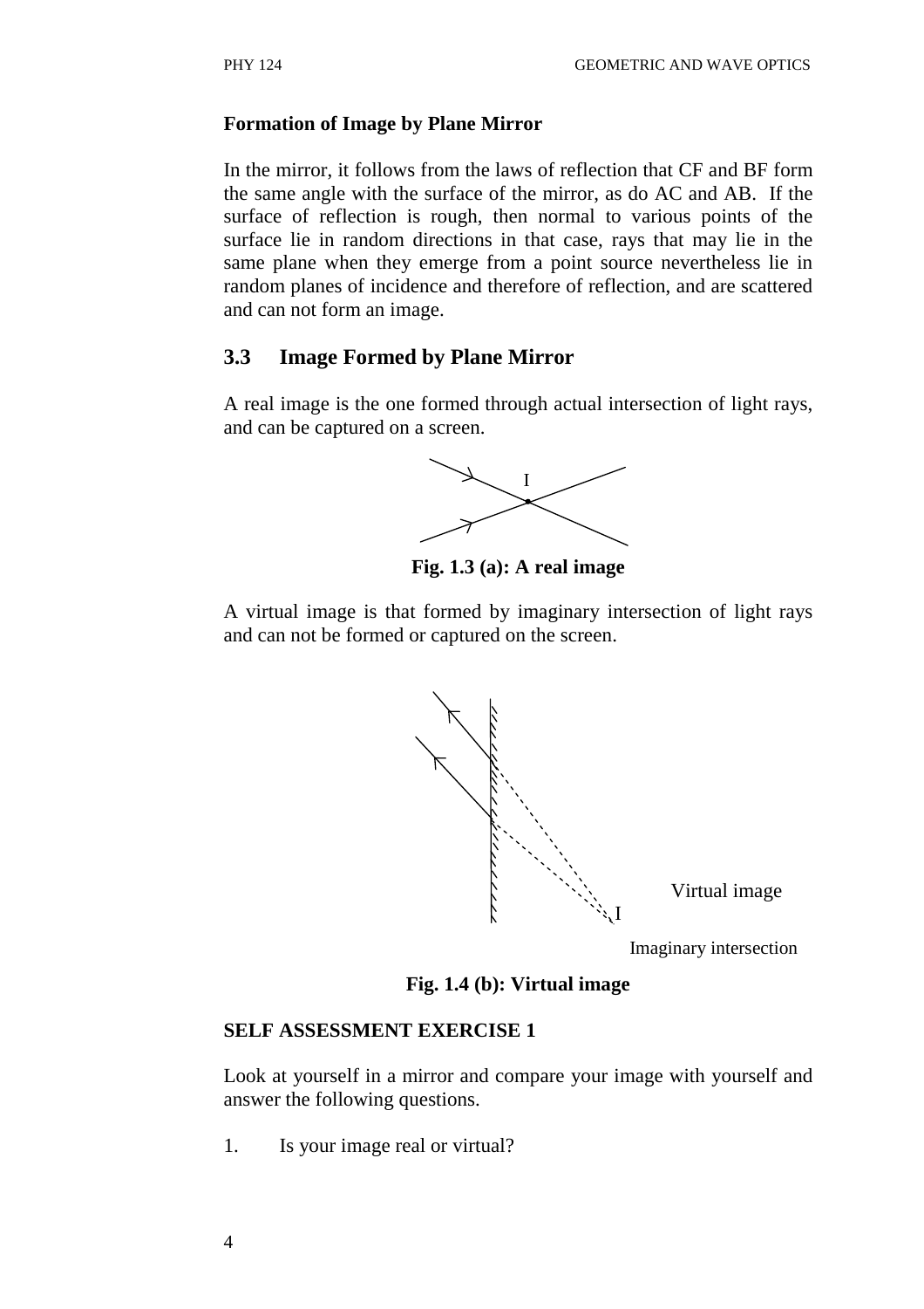**Formation of Image by Plane Mirror**

In the mirror, it follows from the laws of reflection that CF and BF form the same angle with the surface of the mirror, as do AC and AB. If the surface of reflection is rough, then normal to various points of the surface lie in random directions in that case, rays that may lie in the same plane when they emerge from a point source nevertheless lie in random planes of incidence and therefore of reflection, and are scattered and can not form an image.

## 3.3 Image Formed by Plane Mirror

A real image is the one formed through actual intersection of light rays, and can be captured on a screen.

**Fig. 1.3 (a): A real image**

A virtual image is that formed by imaginary intersection of light rays and can not be formed or captured on the screen.

Virtual image

Imaginary intersection

**Fig. 1.4 (b): Virtual image**

**SELF ASSESSMENT EXERCISE 1**

Look at yourself in a mirror and compare your image with yourself and answer the following questions.

1. Is your image real or virtual?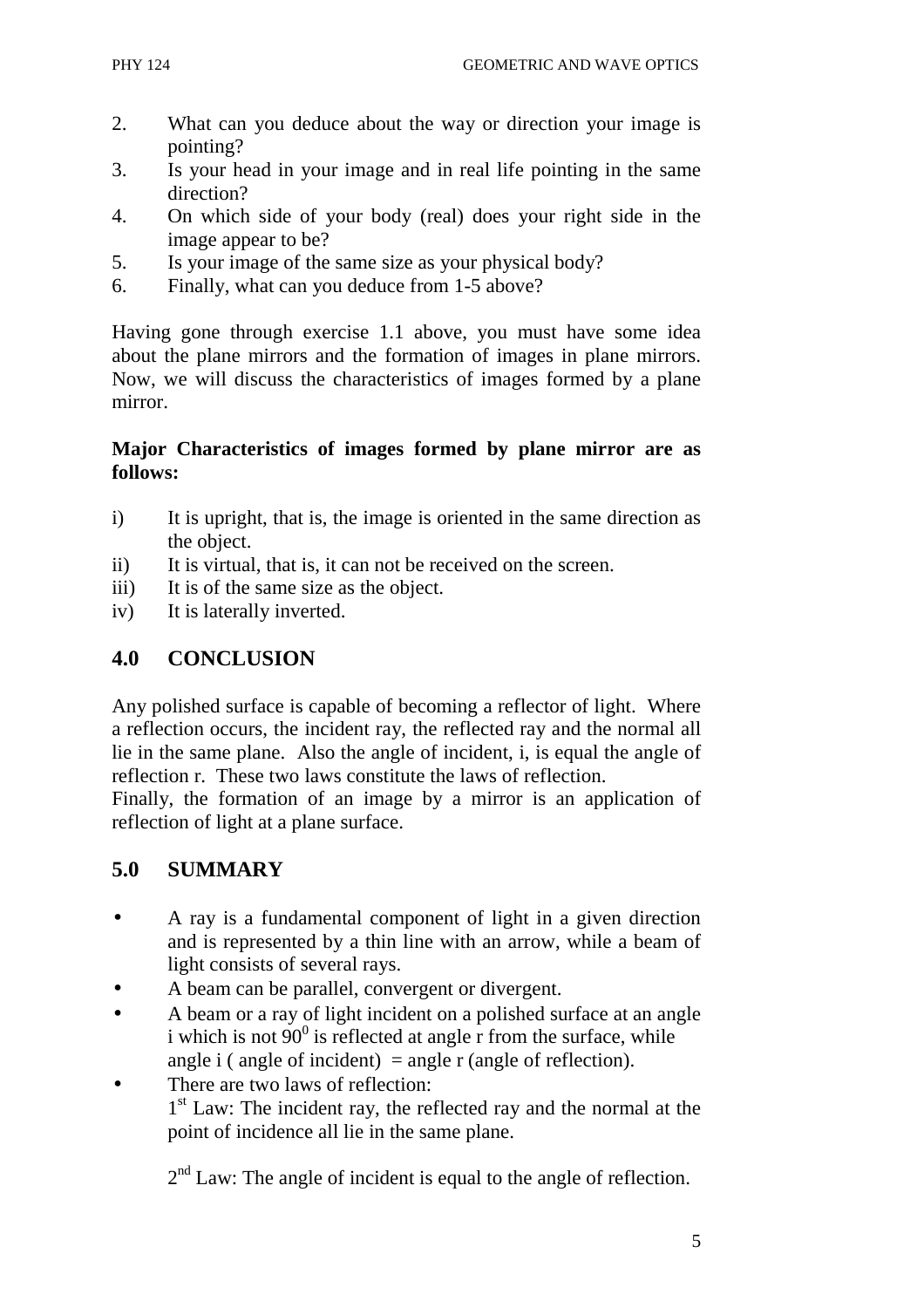2. What can you deduce about the way or direction your image is pointing?
3. Is your head in your image and in real life pointing in the same direction?
4. On which side of your body (real) does your right side in the image appear to be?
5. Is your image of the same size as your physical body?
6. Finally, what can you deduce from 1-5 above?

Having gone through exercise 1.1 above, you must have some idea about the plane mirrors and the formation of images in plane mirrors. Now, we will discuss the characteristics of images formed by a plane mirror.

**Major Characteristics of images formed by plane mirror are as follows:**

i) It is upright, that is, the image is oriented in the same direction as the object.
ii) It is virtual, that is, it can not be received on the screen.
iii) It is of the same size as the object.
iv) It is laterally inverted.

## 4.0 CONCLUSION

Any polished surface is capable of becoming a reflector of light. Where a reflection occurs, the incident ray, the reflected ray and the normal all lie in the same plane. Also the angle of incident, i, is equal the angle of reflection r. These two laws constitute the laws of reflection.
Finally, the formation of an image by a mirror is an application of reflection of light at a plane surface.

## 5.0 SUMMARY

- A ray is a fundamental component of light in a given direction and is represented by a thin line with an arrow, while a beam of light consists of several rays.
- A beam can be parallel, convergent or divergent.
- A beam or a ray of light incident on a polished surface at an angle i which is not $90^0$ is reflected at angle r from the surface, while angle i ( angle of incident) = angle r (angle of reflection).
- There are two laws of reflection:
  1st Law: The incident ray, the reflected ray and the normal at the point of incidence all lie in the same plane.

  2nd Law: The angle of incident is equal to the angle of reflection.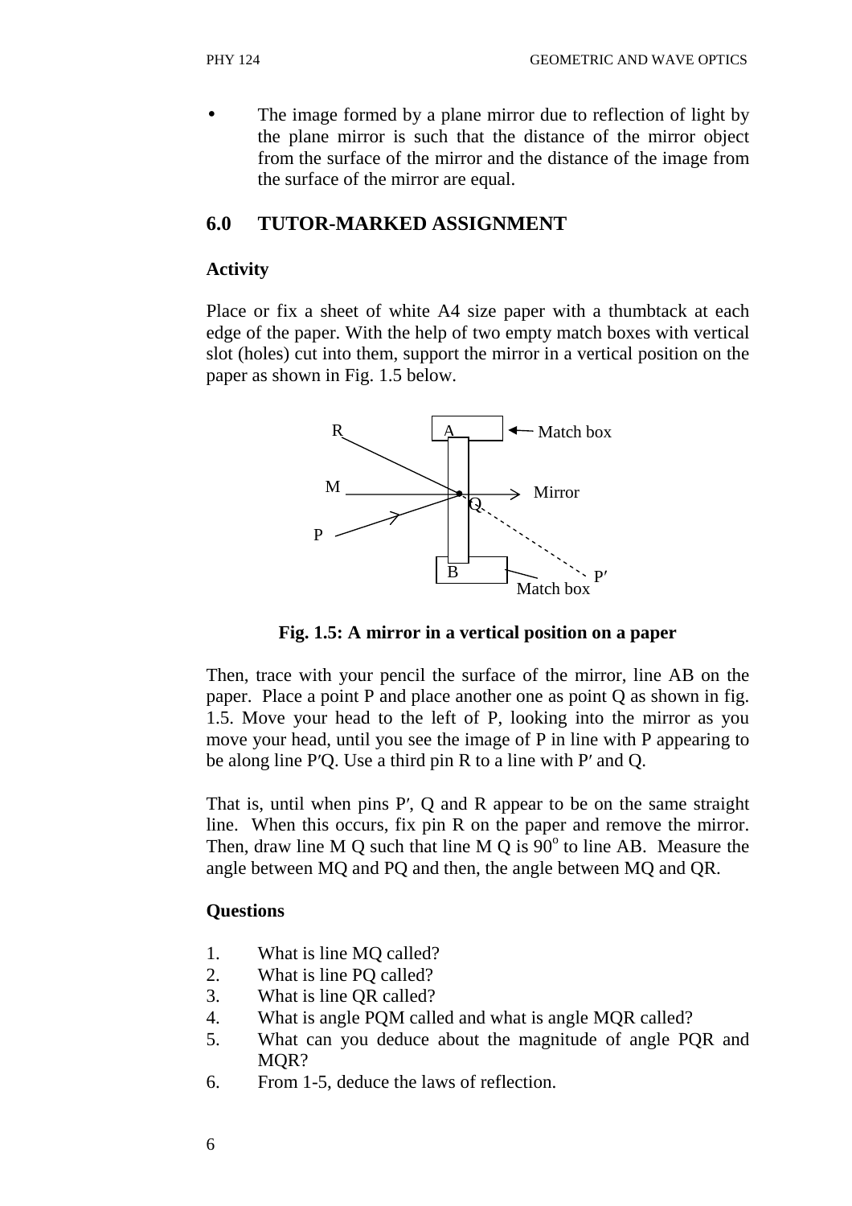- The image formed by a plane mirror due to reflection of light by the plane mirror is such that the distance of the mirror object from the surface of the mirror and the distance of the image from the surface of the mirror are equal.

## 6.0 TUTOR-MARKED ASSIGNMENT

**Activity**

Place or fix a sheet of white A4 size paper with a thumbtack at each edge of the paper. With the help of two empty match boxes with vertical slot (holes) cut into them, support the mirror in a vertical position on the paper as shown in Fig. 1.5 below.

**Fig. 1.5: A mirror in a vertical position on a paper**

Then, trace with your pencil the surface of the mirror, line AB on the paper. Place a point P and place another one as point Q as shown in fig. 1.5. Move your head to the left of P, looking into the mirror as you move your head, until you see the image of P in line with P appearing to be along line P′Q. Use a third pin R to a line with P′ and Q.

That is, until when pins P′, Q and R appear to be on the same straight line. When this occurs, fix pin R on the paper and remove the mirror. Then, draw line M Q such that line M Q is $90^o$ to line AB. Measure the angle between MQ and PQ and then, the angle between MQ and QR.

**Questions**

1. What is line MQ called?
2. What is line PQ called?
3. What is line QR called?
4. What is angle PQM called and what is angle MQR called?
5. What can you deduce about the magnitude of angle PQR and MQR?
6. From 1-5, deduce the laws of reflection.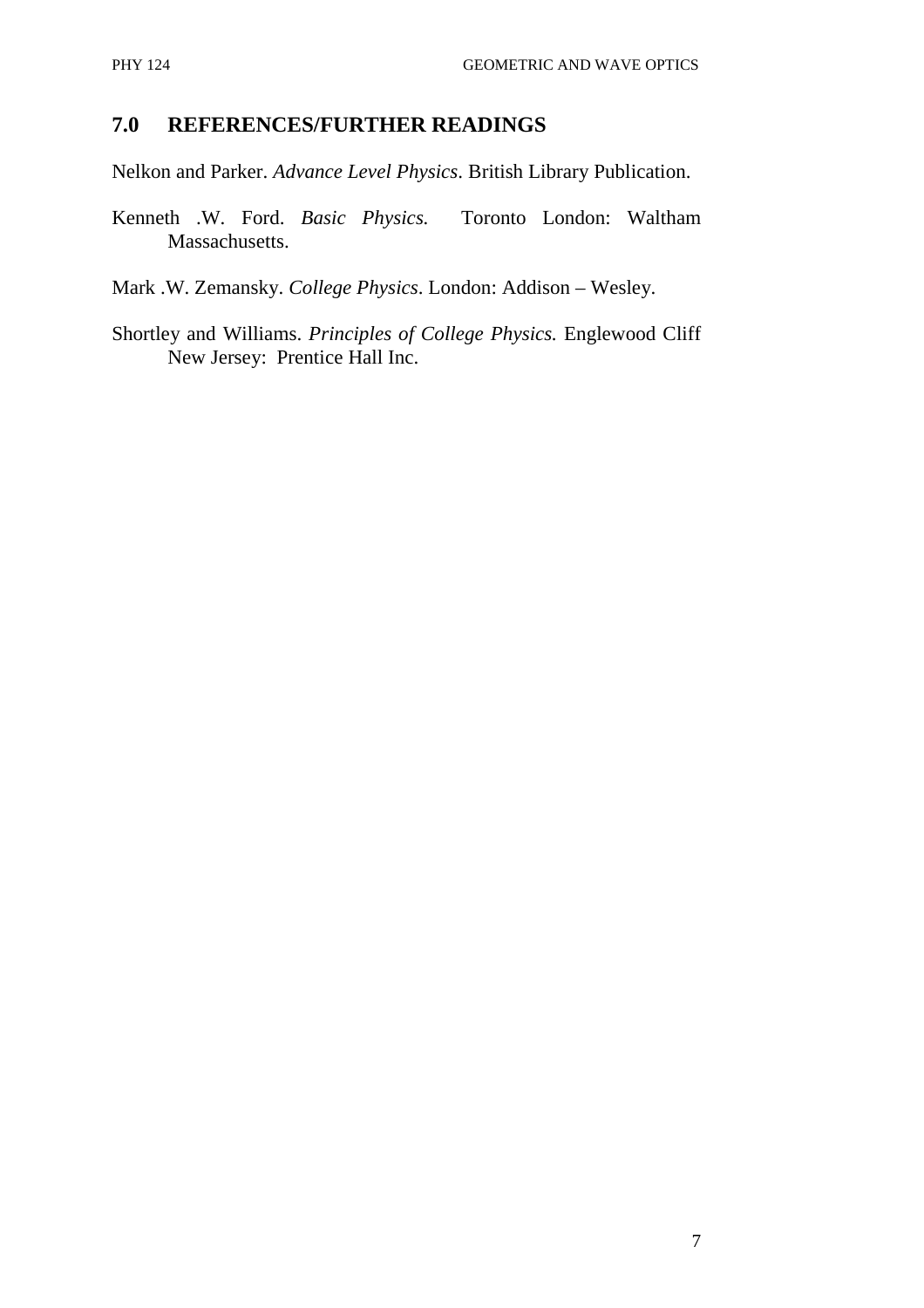## 7.0 REFERENCES/FURTHER READINGS

Nelkon and Parker. *Advance Level Physics*. British Library Publication.

Kenneth .W. Ford. *Basic Physics.* Toronto London: Waltham Massachusetts.

Mark .W. Zemansky. *College Physics*. London: Addison – Wesley.

Shortley and Williams. *Principles of College Physics.* Englewood Cliff New Jersey: Prentice Hall Inc.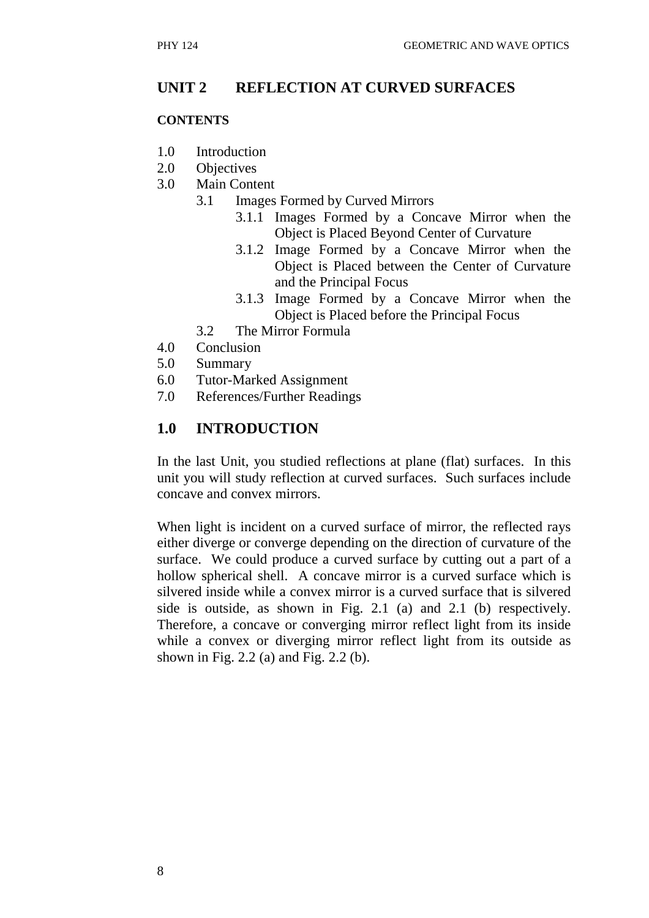# UNIT 2 REFLECTION AT CURVED SURFACES

**CONTENTS**

1.0 Introduction
2.0 Objectives
3.0 Main Content
    3.1 Images Formed by Curved Mirrors
        3.1.1 Images Formed by a Concave Mirror when the Object is Placed Beyond Center of Curvature
        3.1.2 Image Formed by a Concave Mirror when the Object is Placed between the Center of Curvature and the Principal Focus
        3.1.3 Image Formed by a Concave Mirror when the Object is Placed before the Principal Focus
    3.2 The Mirror Formula
4.0 Conclusion
5.0 Summary
6.0 Tutor-Marked Assignment
7.0 References/Further Readings

## 1.0 INTRODUCTION

In the last Unit, you studied reflections at plane (flat) surfaces. In this unit you will study reflection at curved surfaces. Such surfaces include concave and convex mirrors.

When light is incident on a curved surface of mirror, the reflected rays either diverge or converge depending on the direction of curvature of the surface. We could produce a curved surface by cutting out a part of a hollow spherical shell. A concave mirror is a curved surface which is silvered inside while a convex mirror is a curved surface that is silvered side is outside, as shown in Fig. 2.1 (a) and 2.1 (b) respectively. Therefore, a concave or converging mirror reflect light from its inside while a convex or diverging mirror reflect light from its outside as shown in Fig. 2.2 (a) and Fig. 2.2 (b).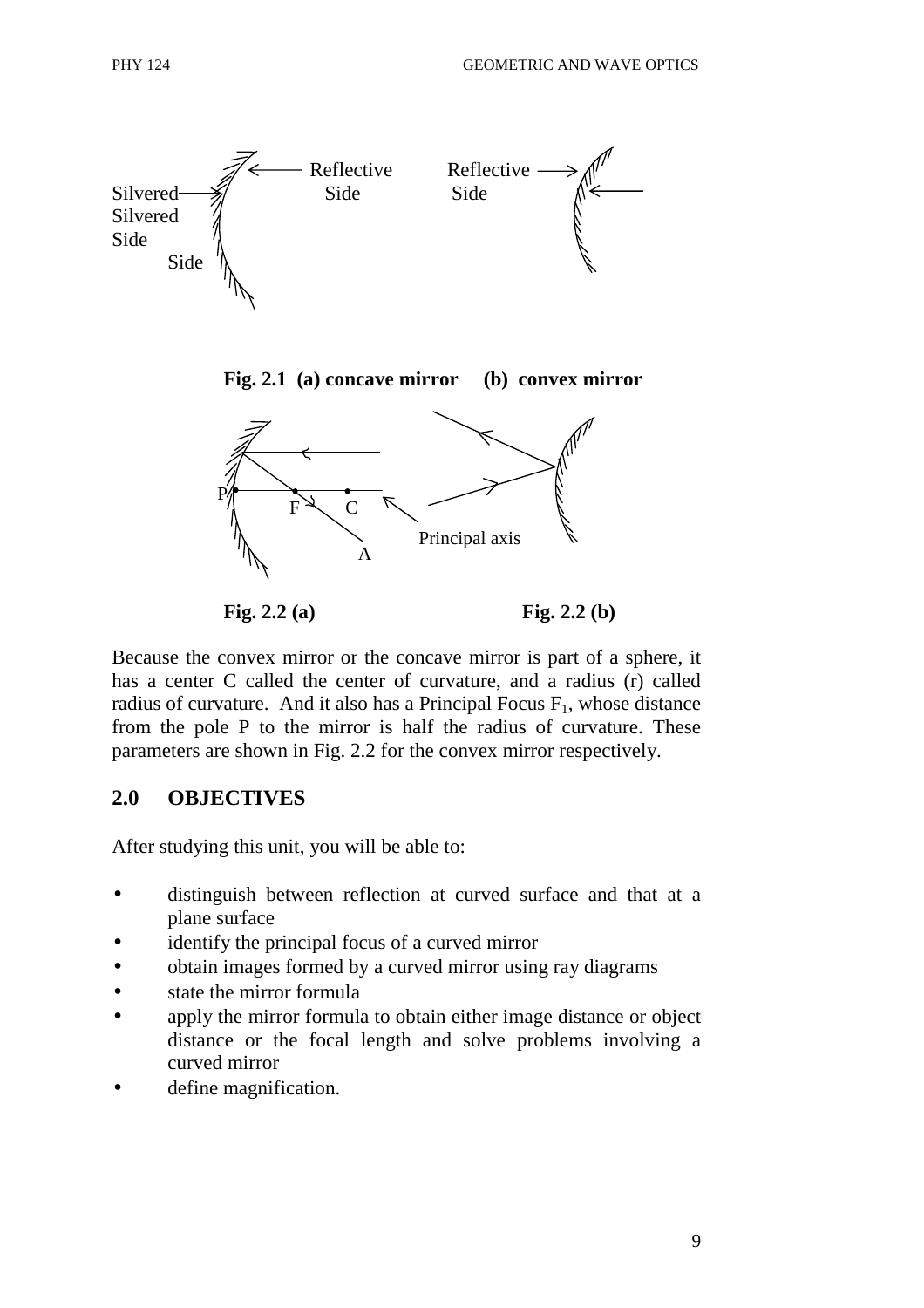Silvered Side | Reflective Side | Reflective Side

**Fig. 2.1 (a) concave mirror (b) convex mirror**

P F C A Principal axis

**Fig. 2.2 (a)** **Fig. 2.2 (b)**

Because the convex mirror or the concave mirror is part of a sphere, it has a center C called the center of curvature, and a radius (r) called radius of curvature. And it also has a Principal Focus $F_1$, whose distance from the pole P to the mirror is half the radius of curvature. These parameters are shown in Fig. 2.2 for the convex mirror respectively.

## 2.0 OBJECTIVES

After studying this unit, you will be able to:

- distinguish between reflection at curved surface and that at a plane surface
- identify the principal focus of a curved mirror
- obtain images formed by a curved mirror using ray diagrams
- state the mirror formula
- apply the mirror formula to obtain either image distance or object distance or the focal length and solve problems involving a curved mirror
- define magnification.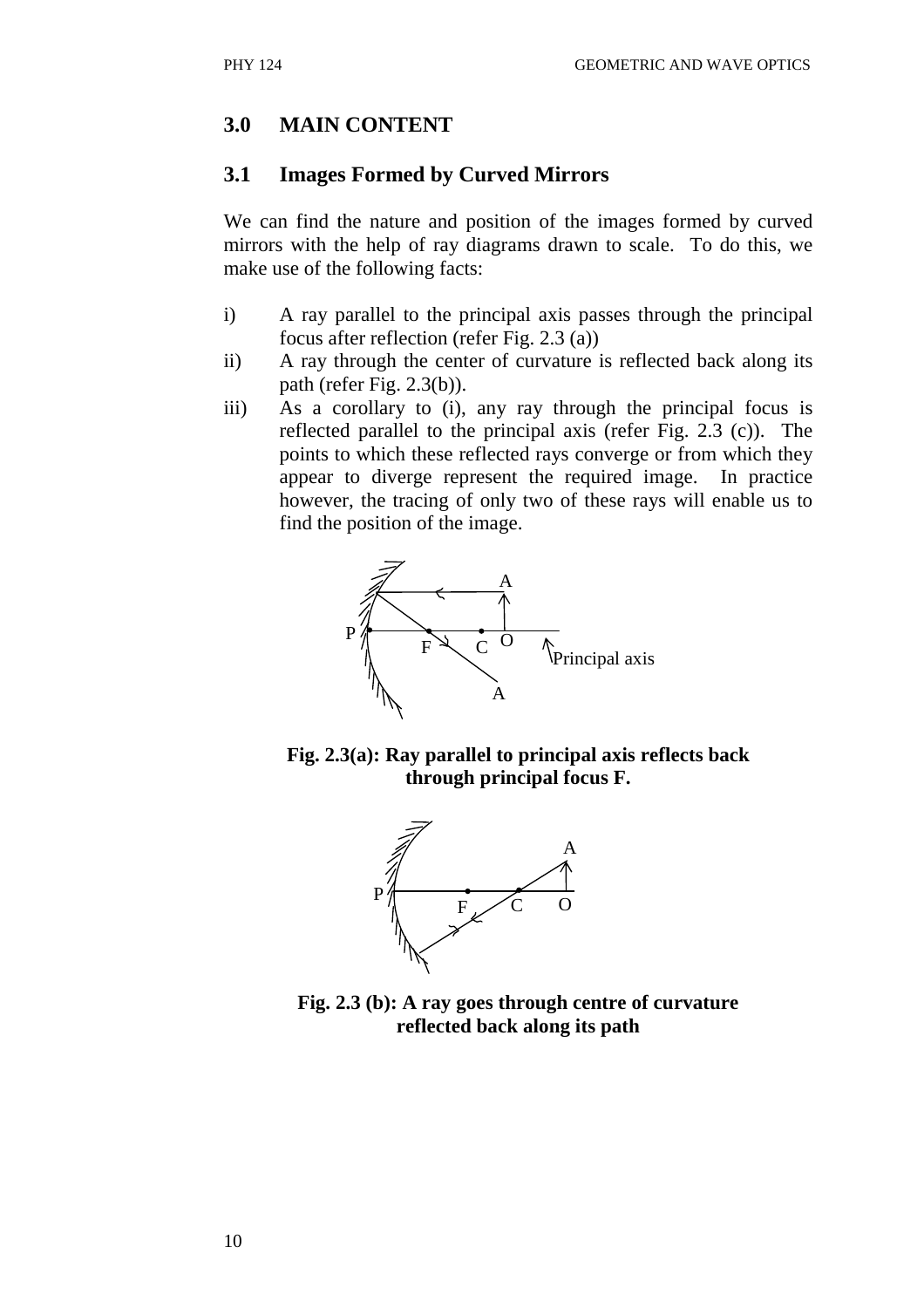## 3.0 MAIN CONTENT

### 3.1 Images Formed by Curved Mirrors

We can find the nature and position of the images formed by curved mirrors with the help of ray diagrams drawn to scale. To do this, we make use of the following facts:

i) A ray parallel to the principal axis passes through the principal focus after reflection (refer Fig. 2.3 (a))

ii) A ray through the center of curvature is reflected back along its path (refer Fig. 2.3(b)).

iii) As a corollary to (i), any ray through the principal focus is reflected parallel to the principal axis (refer Fig. 2.3 (c)). The points to which these reflected rays converge or from which they appear to diverge represent the required image. In practice however, the tracing of only two of these rays will enable us to find the position of the image.

**Fig. 2.3(a): Ray parallel to principal axis reflects back through principal focus F.**

**Fig. 2.3 (b): A ray goes through centre of curvature reflected back along its path**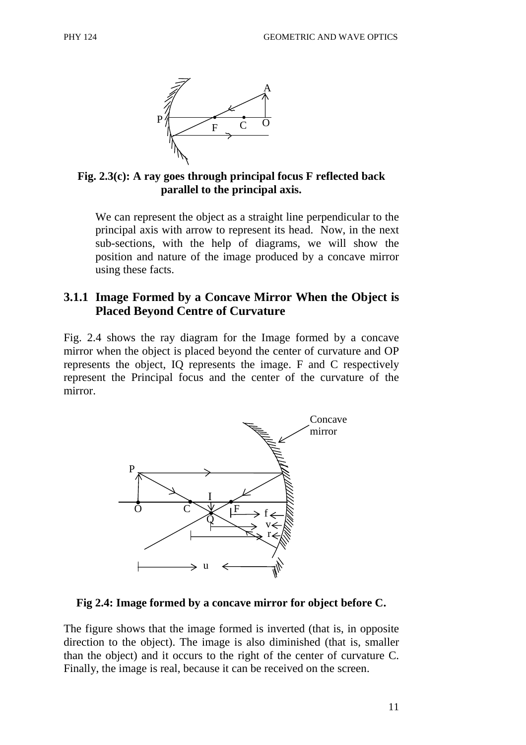**Fig. 2.3(c): A ray goes through principal focus F reflected back parallel to the principal axis.**

We can represent the object as a straight line perpendicular to the principal axis with arrow to represent its head. Now, in the next sub-sections, with the help of diagrams, we will show the position and nature of the image produced by a concave mirror using these facts.

### 3.1.1 Image Formed by a Concave Mirror When the Object is Placed Beyond Centre of Curvature

Fig. 2.4 shows the ray diagram for the Image formed by a concave mirror when the object is placed beyond the center of curvature and OP represents the object, IQ represents the image. F and C respectively represent the Principal focus and the center of the curvature of the mirror.

**Fig 2.4: Image formed by a concave mirror for object before C.**

The figure shows that the image formed is inverted (that is, in opposite direction to the object). The image is also diminished (that is, smaller than the object) and it occurs to the right of the center of curvature C. Finally, the image is real, because it can be received on the screen.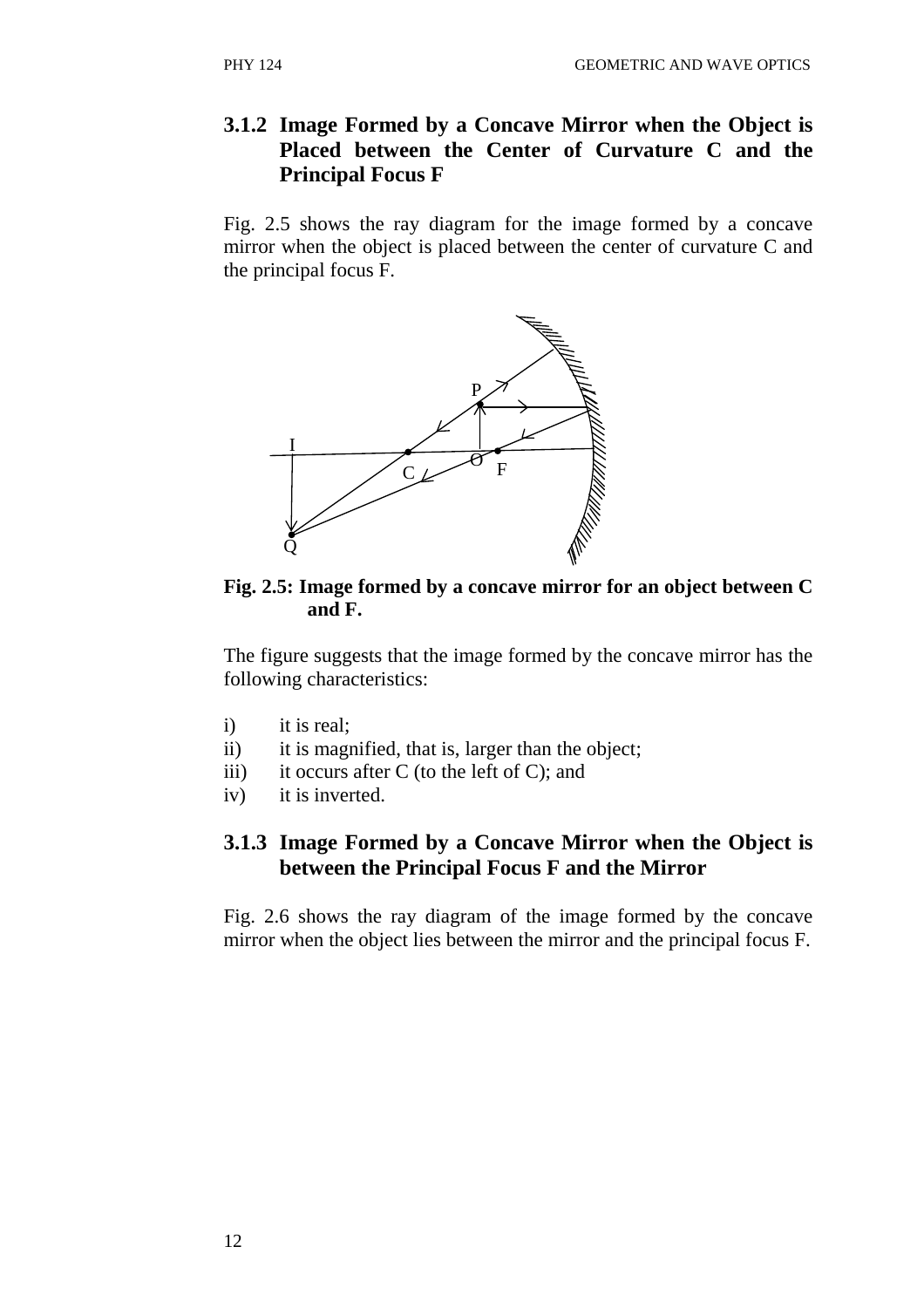### 3.1.2 Image Formed by a Concave Mirror when the Object is Placed between the Center of Curvature C and the Principal Focus F

Fig. 2.5 shows the ray diagram for the image formed by a concave mirror when the object is placed between the center of curvature C and the principal focus F.

**Fig. 2.5: Image formed by a concave mirror for an object between C and F.**

The figure suggests that the image formed by the concave mirror has the following characteristics:

i) it is real;
ii) it is magnified, that is, larger than the object;
iii) it occurs after C (to the left of C); and
iv) it is inverted.

### 3.1.3 Image Formed by a Concave Mirror when the Object is between the Principal Focus F and the Mirror

Fig. 2.6 shows the ray diagram of the image formed by the concave mirror when the object lies between the mirror and the principal focus F.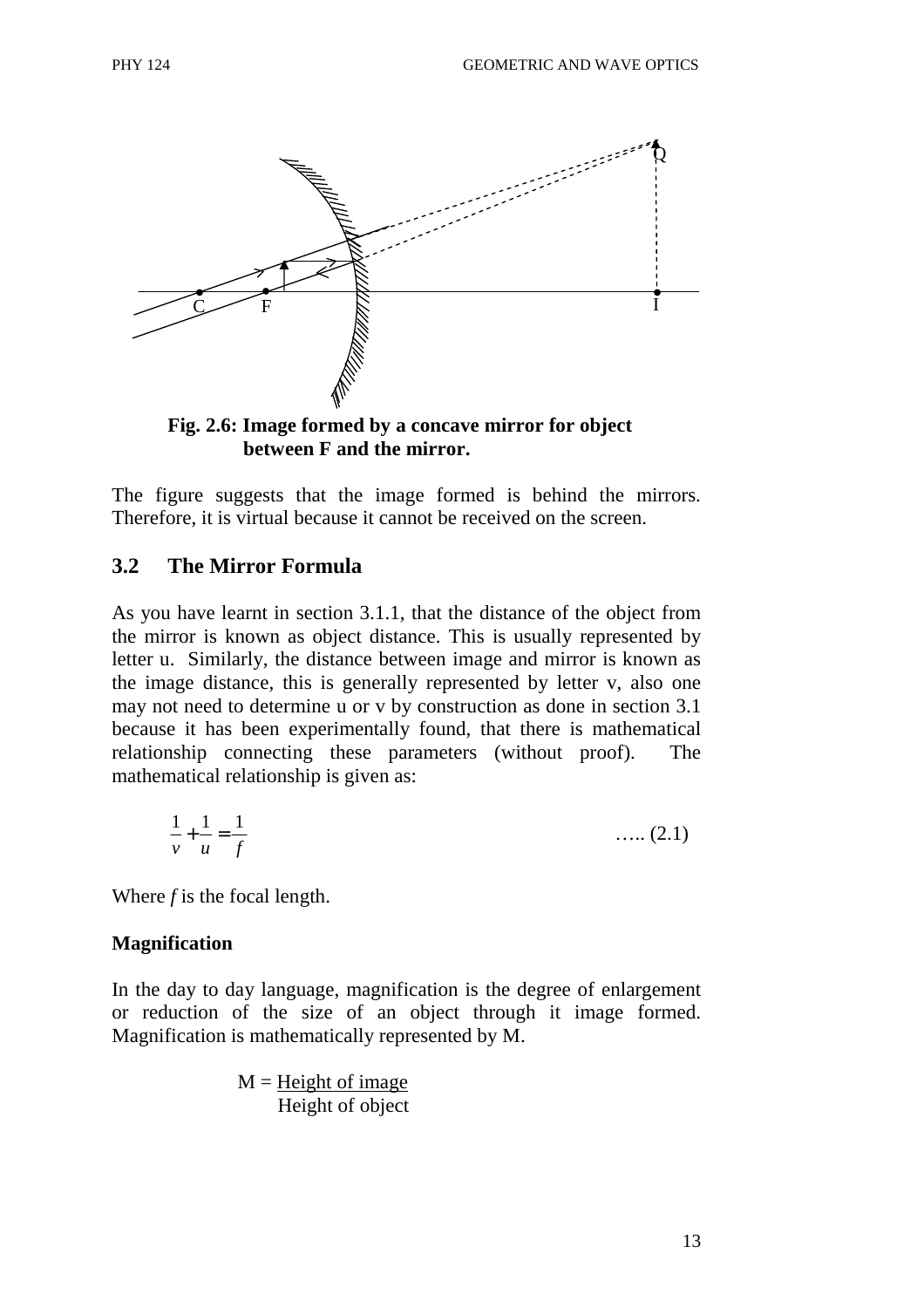**Fig. 2.6: Image formed by a concave mirror for object between F and the mirror.**

The figure suggests that the image formed is behind the mirrors. Therefore, it is virtual because it cannot be received on the screen.

## 3.2 The Mirror Formula

As you have learnt in section 3.1.1, that the distance of the object from the mirror is known as object distance. This is usually represented by letter u. Similarly, the distance between image and mirror is known as the image distance, this is generally represented by letter v, also one may not need to determine u or v by construction as done in section 3.1 because it has been experimentally found, that there is mathematical relationship connecting these parameters (without proof). The mathematical relationship is given as:

$$\frac{1}{v} + \frac{1}{u} = \frac{1}{f} \qquad \text{..... (2.1)}$$

Where $f$ is the focal length.

**Magnification**

In the day to day language, magnification is the degree of enlargement or reduction of the size of an object through it image formed. Magnification is mathematically represented by M.

$$M = \frac{\text{Height of image}}{\text{Height of object}}$$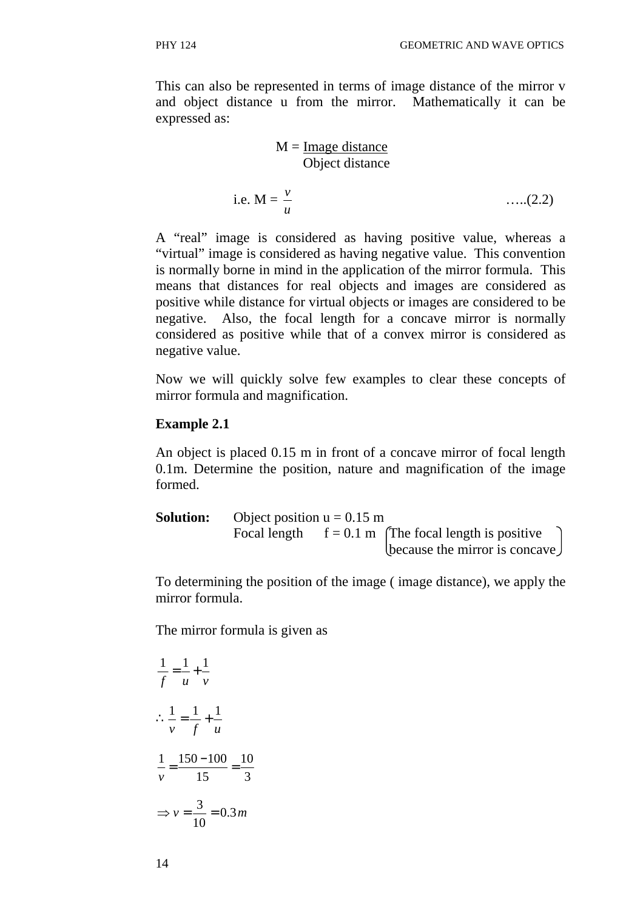This can also be represented in terms of image distance of the mirror v and object distance u from the mirror. Mathematically it can be expressed as:

$$M = \frac{\text{Image distance}}{\text{Object distance}}$$

$$\text{i.e. } M = \frac{v}{u} \qquad \text{…..(2.2)}$$

A "real" image is considered as having positive value, whereas a "virtual" image is considered as having negative value. This convention is normally borne in mind in the application of the mirror formula. This means that distances for real objects and images are considered as positive while distance for virtual objects or images are considered to be negative. Also, the focal length for a concave mirror is normally considered as positive while that of a convex mirror is considered as negative value.

Now we will quickly solve few examples to clear these concepts of mirror formula and magnification.

**Example 2.1**

An object is placed 0.15 m in front of a concave mirror of focal length 0.1m. Determine the position, nature and magnification of the image formed.

**Solution:** Object position u = 0.15 m
Focal length f = 0.1 m (The focal length is positive because the mirror is concave)

To determining the position of the image ( image distance), we apply the mirror formula.

The mirror formula is given as

$$\frac{1}{f} = \frac{1}{u} + \frac{1}{v}$$

$$\therefore \frac{1}{v} = \frac{1}{f} + \frac{1}{u}$$

$$\frac{1}{v} = \frac{150 - 100}{15} = \frac{10}{3}$$

$$\Rightarrow v = \frac{3}{10} = 0.3m$$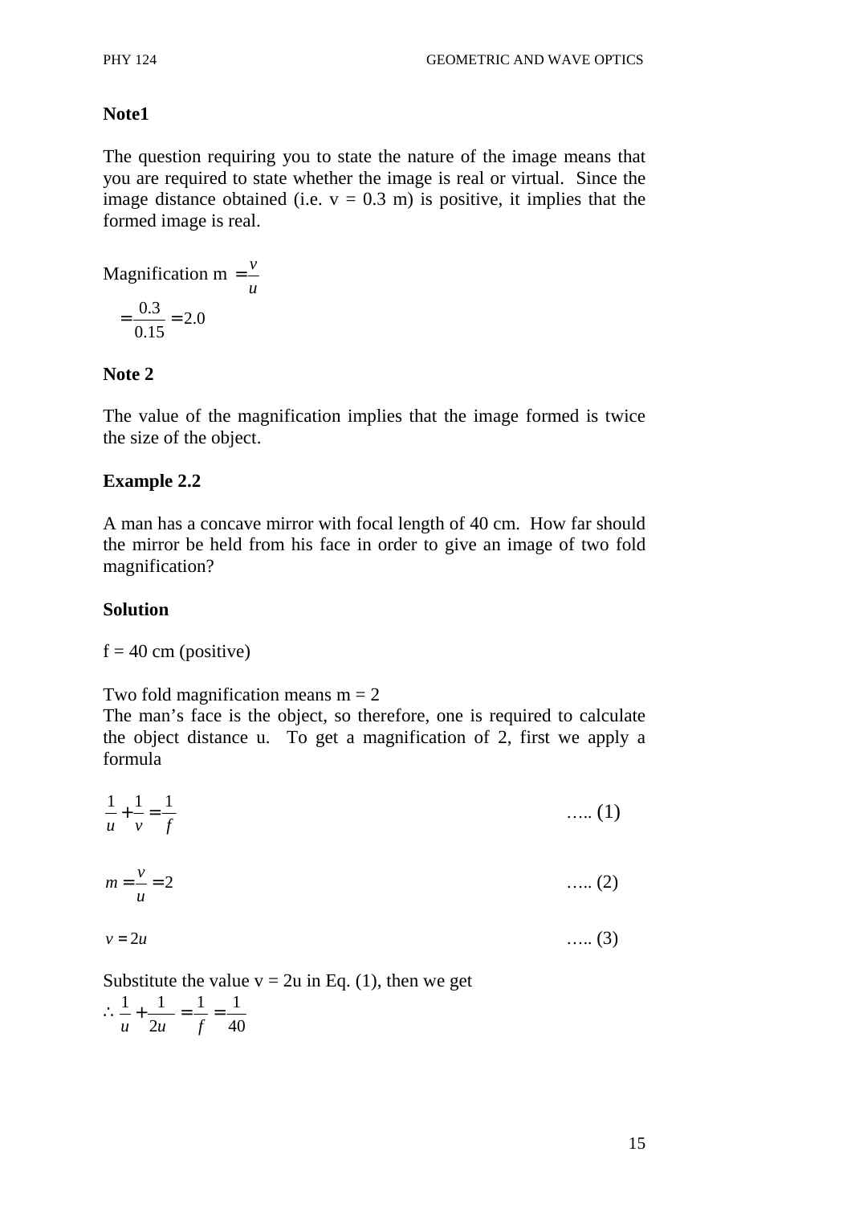**Note1**

The question requiring you to state the nature of the image means that you are required to state whether the image is real or virtual. Since the image distance obtained (i.e. v = 0.3 m) is positive, it implies that the formed image is real.

Magnification m $= \frac{v}{u}$

$$= \frac{0.3}{0.15} = 2.0$$

**Note 2**

The value of the magnification implies that the image formed is twice the size of the object.

**Example 2.2**

A man has a concave mirror with focal length of 40 cm. How far should the mirror be held from his face in order to give an image of two fold magnification?

**Solution**

f = 40 cm (positive)

Two fold magnification means m = 2
The man's face is the object, so therefore, one is required to calculate the object distance u. To get a magnification of 2, first we apply a formula

$$\frac{1}{u} + \frac{1}{v} = \frac{1}{f} \qquad \text{..... (1)}$$

$$m = \frac{v}{u} = 2 \qquad \text{..... (2)}$$

$$v = 2u \qquad \text{..... (3)}$$

Substitute the value v = 2u in Eq. (1), then we get

$$\therefore \frac{1}{u} + \frac{1}{2u} = \frac{1}{f} = \frac{1}{40}$$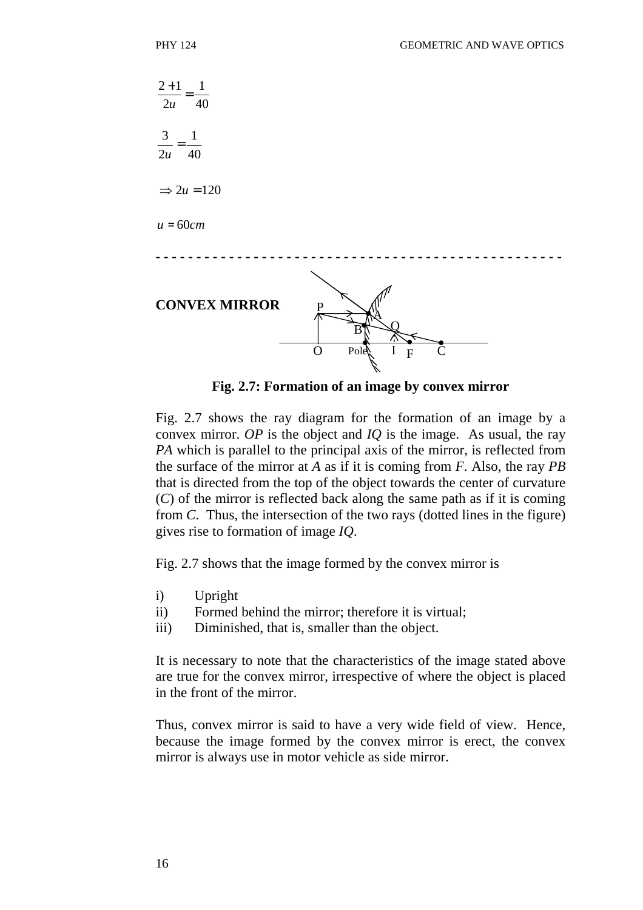$$\frac{2+1}{2u} = \frac{1}{40}$$

$$\frac{3}{2u} = \frac{1}{40}$$

$$\Rightarrow 2u = 120$$

$$u = 60cm$$

- - - - - - - - - - - - - - - - - - - - - - - - - - - - - - - - - - - - - - - - - - - - - - - -

**CONVEX MIRROR**

**Fig. 2.7: Formation of an image by convex mirror**

Fig. 2.7 shows the ray diagram for the formation of an image by a convex mirror. *OP* is the object and *IQ* is the image. As usual, the ray *PA* which is parallel to the principal axis of the mirror, is reflected from the surface of the mirror at *A* as if it is coming from *F*. Also, the ray *PB* that is directed from the top of the object towards the center of curvature (*C*) of the mirror is reflected back along the same path as if it is coming from *C*. Thus, the intersection of the two rays (dotted lines in the figure) gives rise to formation of image *IQ*.

Fig. 2.7 shows that the image formed by the convex mirror is

i) Upright
ii) Formed behind the mirror; therefore it is virtual;
iii) Diminished, that is, smaller than the object.

It is necessary to note that the characteristics of the image stated above are true for the convex mirror, irrespective of where the object is placed in the front of the mirror.

Thus, convex mirror is said to have a very wide field of view. Hence, because the image formed by the convex mirror is erect, the convex mirror is always use in motor vehicle as side mirror.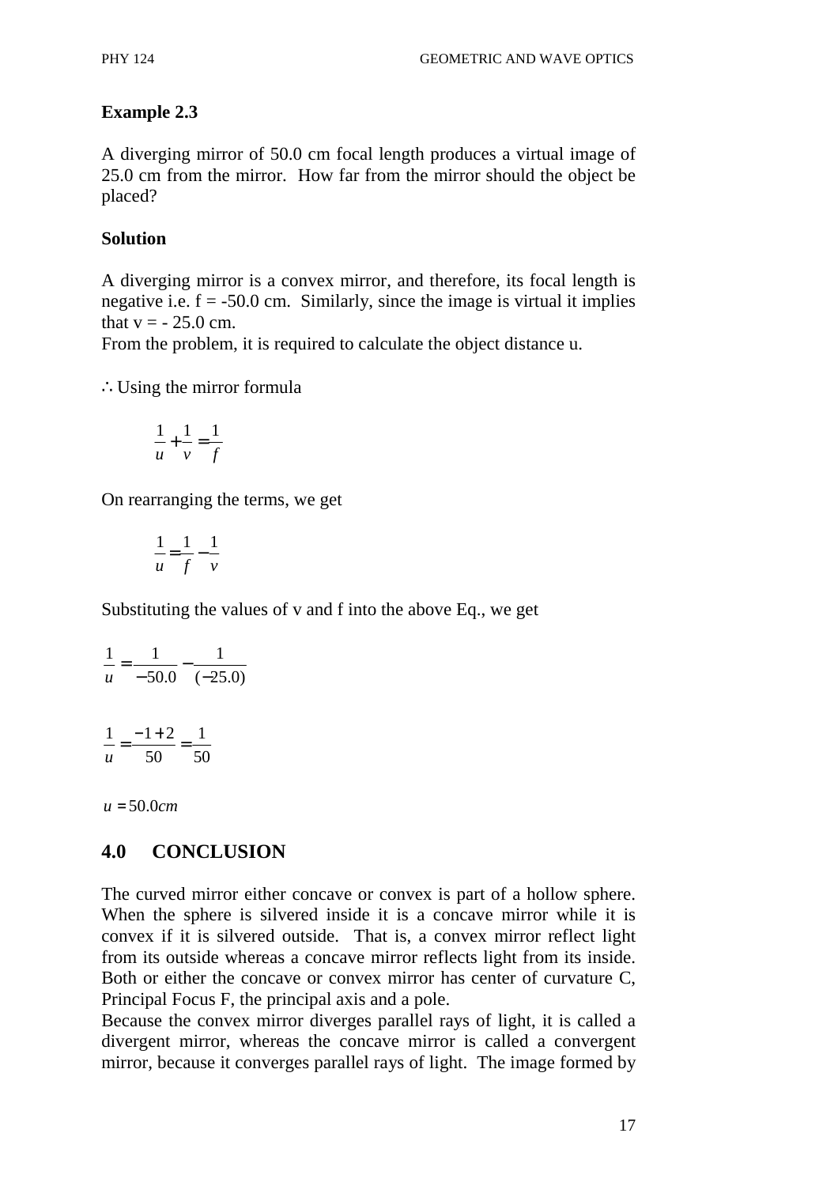**Example 2.3**

A diverging mirror of 50.0 cm focal length produces a virtual image of 25.0 cm from the mirror. How far from the mirror should the object be placed?

**Solution**

A diverging mirror is a convex mirror, and therefore, its focal length is negative i.e. f = -50.0 cm. Similarly, since the image is virtual it implies that v = - 25.0 cm.
From the problem, it is required to calculate the object distance u.

∴ Using the mirror formula

$$\frac{1}{u}+\frac{1}{v}=\frac{1}{f}$$

On rearranging the terms, we get

$$\frac{1}{u}=\frac{1}{f}-\frac{1}{v}$$

Substituting the values of v and f into the above Eq., we get

$$\frac{1}{u}=\frac{1}{-50.0}-\frac{1}{(-25.0)}$$

$$\frac{1}{u}=\frac{-1+2}{50}=\frac{1}{50}$$

$$u=50.0cm$$

## 4.0 CONCLUSION

The curved mirror either concave or convex is part of a hollow sphere. When the sphere is silvered inside it is a concave mirror while it is convex if it is silvered outside. That is, a convex mirror reflect light from its outside whereas a concave mirror reflects light from its inside. Both or either the concave or convex mirror has center of curvature C, Principal Focus F, the principal axis and a pole.
Because the convex mirror diverges parallel rays of light, it is called a divergent mirror, whereas the concave mirror is called a convergent mirror, because it converges parallel rays of light. The image formed by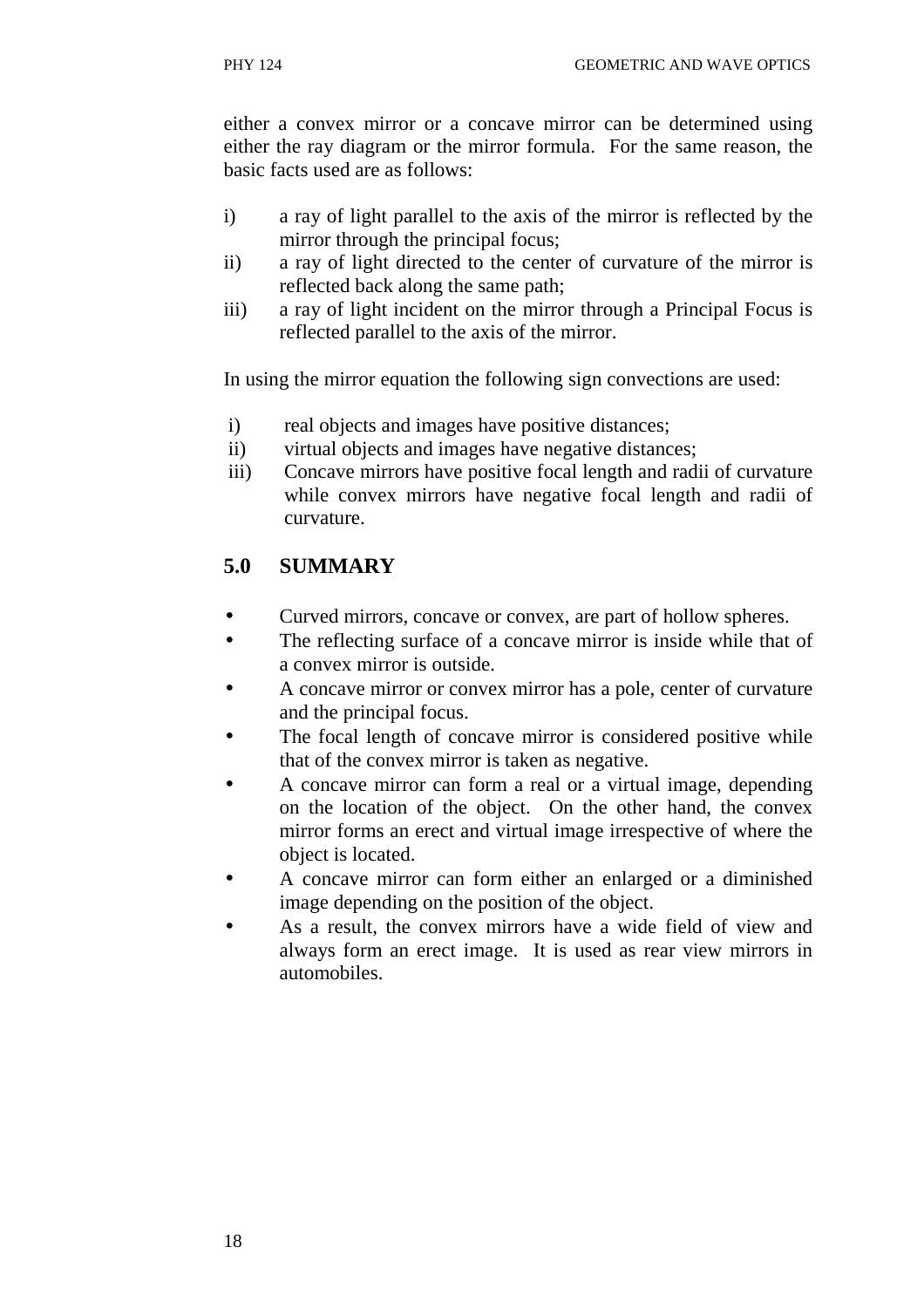either a convex mirror or a concave mirror can be determined using either the ray diagram or the mirror formula. For the same reason, the basic facts used are as follows:

i) a ray of light parallel to the axis of the mirror is reflected by the mirror through the principal focus;
ii) a ray of light directed to the center of curvature of the mirror is reflected back along the same path;
iii) a ray of light incident on the mirror through a Principal Focus is reflected parallel to the axis of the mirror.

In using the mirror equation the following sign convections are used:

i) real objects and images have positive distances;
ii) virtual objects and images have negative distances;
iii) Concave mirrors have positive focal length and radii of curvature while convex mirrors have negative focal length and radii of curvature.

## 5.0 SUMMARY

- Curved mirrors, concave or convex, are part of hollow spheres.
- The reflecting surface of a concave mirror is inside while that of a convex mirror is outside.
- A concave mirror or convex mirror has a pole, center of curvature and the principal focus.
- The focal length of concave mirror is considered positive while that of the convex mirror is taken as negative.
- A concave mirror can form a real or a virtual image, depending on the location of the object. On the other hand, the convex mirror forms an erect and virtual image irrespective of where the object is located.
- A concave mirror can form either an enlarged or a diminished image depending on the position of the object.
- As a result, the convex mirrors have a wide field of view and always form an erect image. It is used as rear view mirrors in automobiles.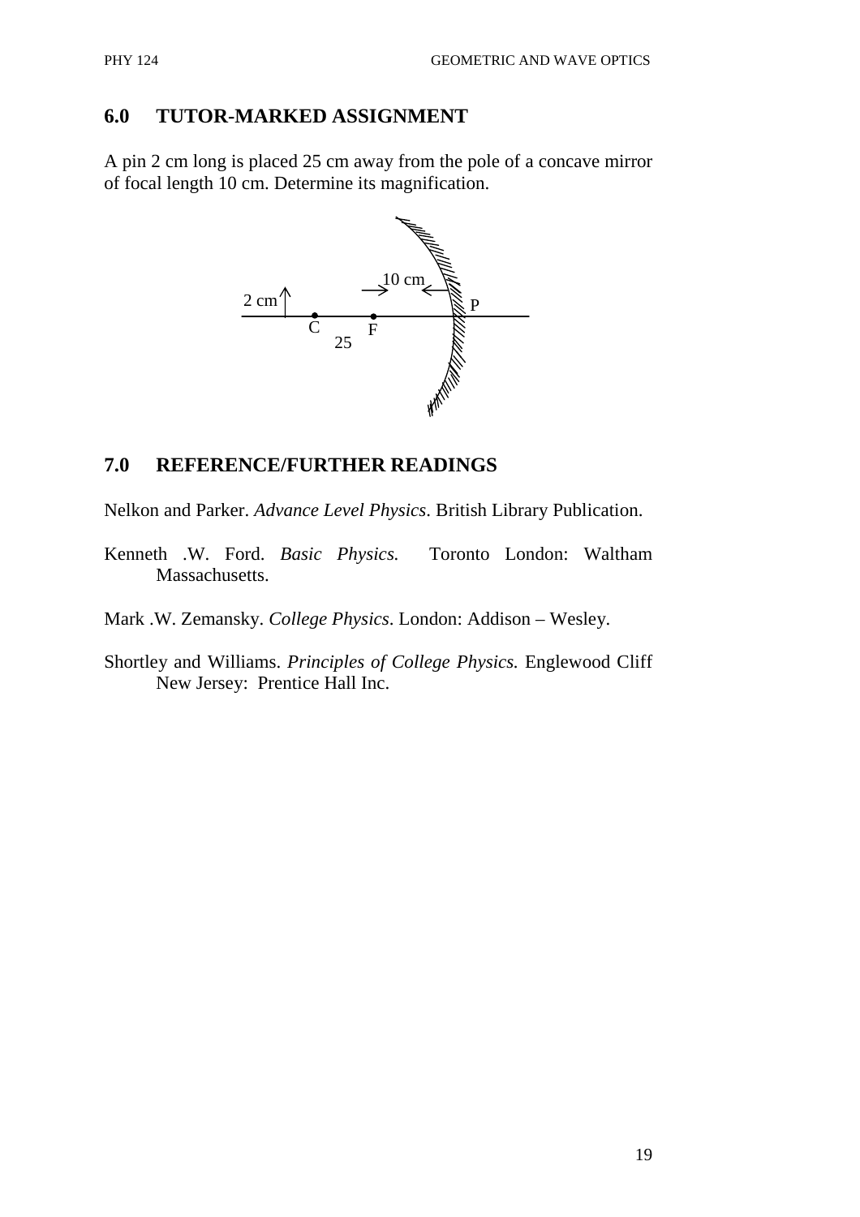## 6.0 TUTOR-MARKED ASSIGNMENT

A pin 2 cm long is placed 25 cm away from the pole of a concave mirror of focal length 10 cm. Determine its magnification.

## 7.0 REFERENCE/FURTHER READINGS

Nelkon and Parker. *Advance Level Physics*. British Library Publication.

Kenneth .W. Ford. *Basic Physics.* Toronto London: Waltham Massachusetts.

Mark .W. Zemansky. *College Physics*. London: Addison – Wesley.

Shortley and Williams. *Principles of College Physics.* Englewood Cliff New Jersey: Prentice Hall Inc.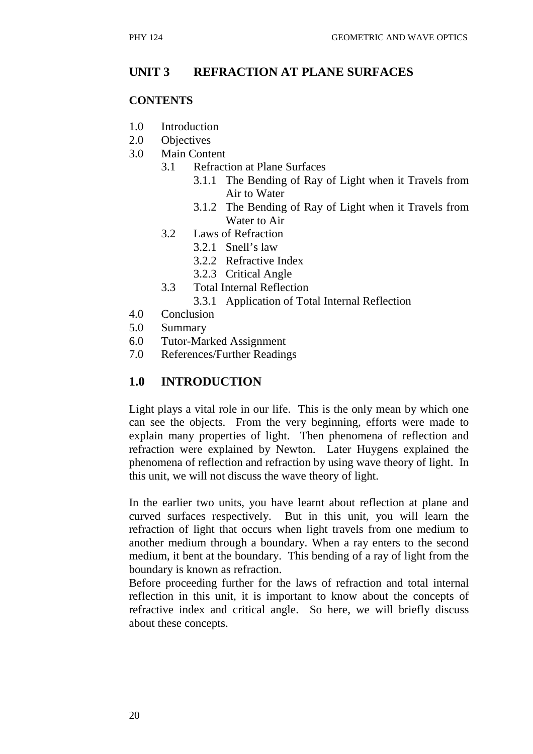# UNIT 3 REFRACTION AT PLANE SURFACES

## CONTENTS

- 1.0 Introduction
- 2.0 Objectives
- 3.0 Main Content
    - 3.1 Refraction at Plane Surfaces
        - 3.1.1 The Bending of Ray of Light when it Travels from Air to Water
        - 3.1.2 The Bending of Ray of Light when it Travels from Water to Air
    - 3.2 Laws of Refraction
        - 3.2.1 Snell's law
        - 3.2.2 Refractive Index
        - 3.2.3 Critical Angle
    - 3.3 Total Internal Reflection
        - 3.3.1 Application of Total Internal Reflection
- 4.0 Conclusion
- 5.0 Summary
- 6.0 Tutor-Marked Assignment
- 7.0 References/Further Readings

## 1.0 INTRODUCTION

Light plays a vital role in our life. This is the only mean by which one can see the objects. From the very beginning, efforts were made to explain many properties of light. Then phenomena of reflection and refraction were explained by Newton. Later Huygens explained the phenomena of reflection and refraction by using wave theory of light. In this unit, we will not discuss the wave theory of light.

In the earlier two units, you have learnt about reflection at plane and curved surfaces respectively. But in this unit, you will learn the refraction of light that occurs when light travels from one medium to another medium through a boundary. When a ray enters to the second medium, it bent at the boundary. This bending of a ray of light from the boundary is known as refraction.
Before proceeding further for the laws of refraction and total internal reflection in this unit, it is important to know about the concepts of refractive index and critical angle. So here, we will briefly discuss about these concepts.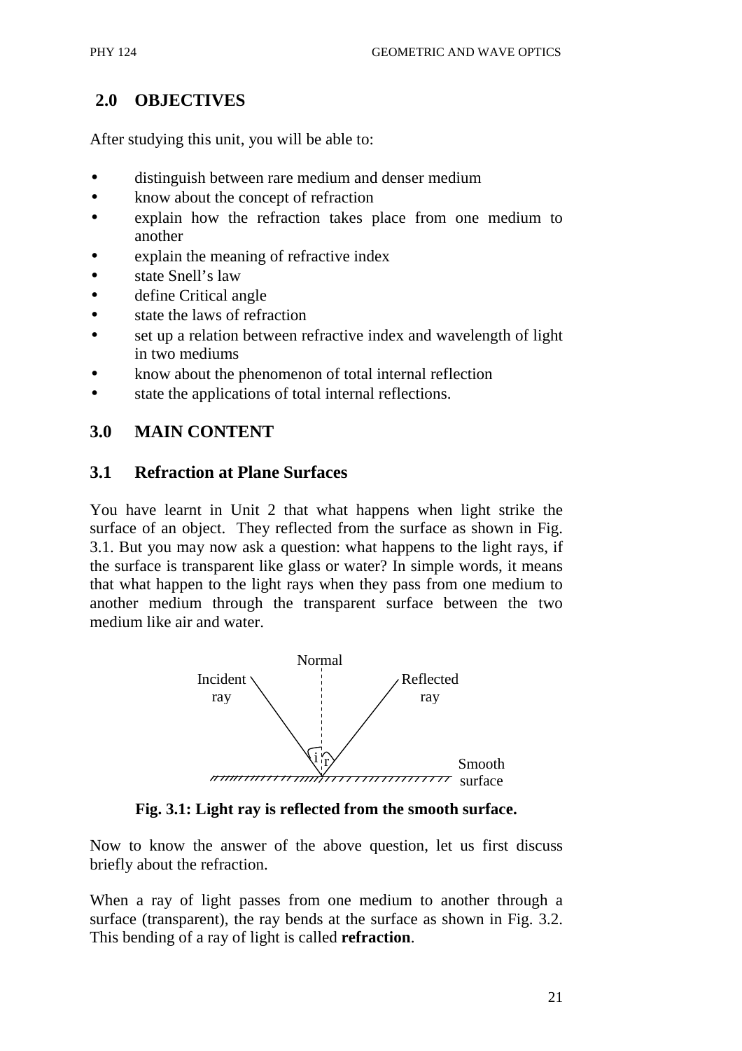## 2.0 OBJECTIVES

After studying this unit, you will be able to:

- distinguish between rare medium and denser medium
- know about the concept of refraction
- explain how the refraction takes place from one medium to another
- explain the meaning of refractive index
- state Snell's law
- define Critical angle
- state the laws of refraction
- set up a relation between refractive index and wavelength of light in two mediums
- know about the phenomenon of total internal reflection
- state the applications of total internal reflections.

## 3.0 MAIN CONTENT

### 3.1 Refraction at Plane Surfaces

You have learnt in Unit 2 that what happens when light strike the surface of an object. They reflected from the surface as shown in Fig. 3.1. But you may now ask a question: what happens to the light rays, if the surface is transparent like glass or water? In simple words, it means that what happen to the light rays when they pass from one medium to another medium through the transparent surface between the two medium like air and water.

Normal

Incident ray

Reflected ray

i r

Smooth surface

**Fig. 3.1: Light ray is reflected from the smooth surface.**

Now to know the answer of the above question, let us first discuss briefly about the refraction.

When a ray of light passes from one medium to another through a surface (transparent), the ray bends at the surface as shown in Fig. 3.2. This bending of a ray of light is called **refraction**.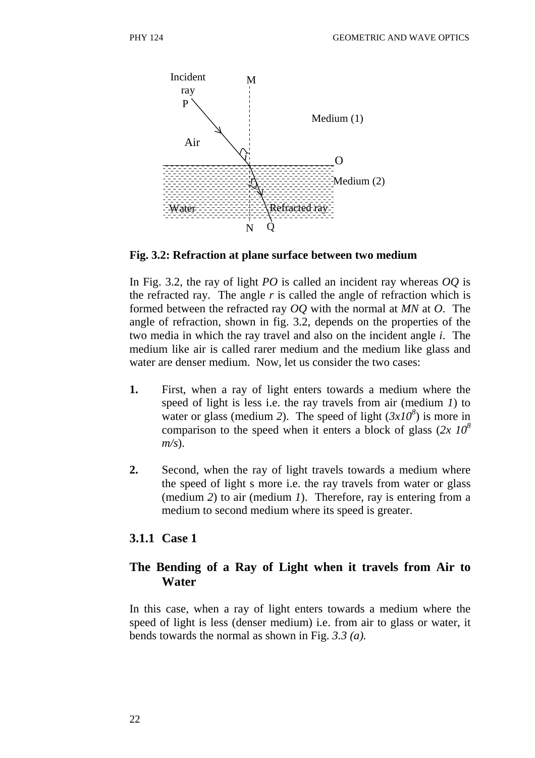**Fig. 3.2: Refraction at plane surface between two medium**

In Fig. 3.2, the ray of light *PO* is called an incident ray whereas *OQ* is the refracted ray. The angle *r* is called the angle of refraction which is formed between the refracted ray *OQ* with the normal at *MN* at *O*. The angle of refraction, shown in fig. 3.2, depends on the properties of the two media in which the ray travel and also on the incident angle *i*. The medium like air is called rarer medium and the medium like glass and water are denser medium. Now, let us consider the two cases:

1. First, when a ray of light enters towards a medium where the speed of light is less i.e. the ray travels from air (medium *1*) to water or glass (medium *2*). The speed of light ($3x10^8$) is more in comparison to the speed when it enters a block of glass ($2x\ 10^8$ *m/s*).

2. Second, when the ray of light travels towards a medium where the speed of light s more i.e. the ray travels from water or glass (medium *2*) to air (medium *1*). Therefore, ray is entering from a medium to second medium where its speed is greater.

### 3.1.1 Case 1

### The Bending of a Ray of Light when it travels from Air to Water

In this case, when a ray of light enters towards a medium where the speed of light is less (denser medium) i.e. from air to glass or water, it bends towards the normal as shown in Fig. *3.3 (a).*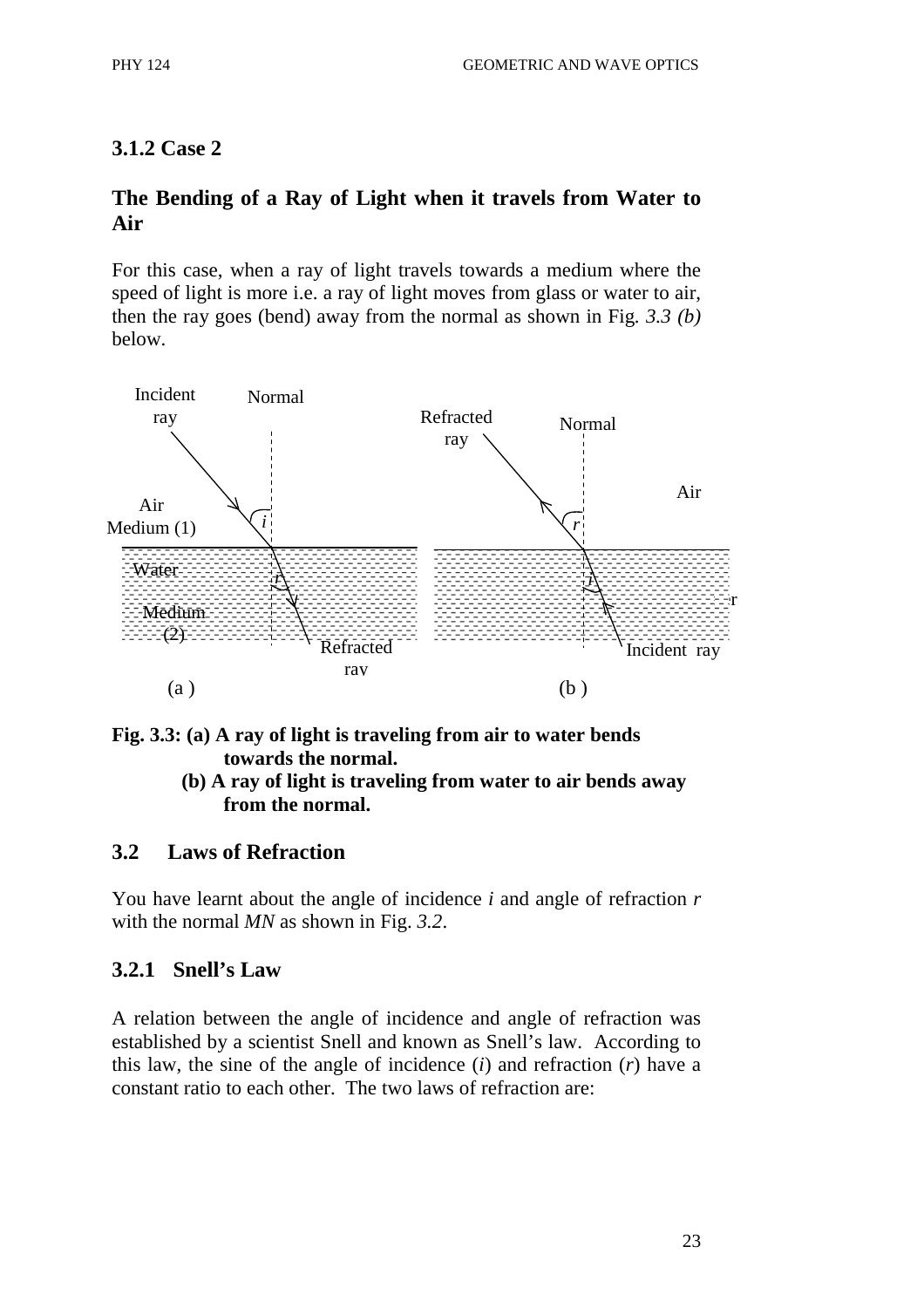### 3.1.2 Case 2

**The Bending of a Ray of Light when it travels from Water to Air**

For this case, when a ray of light travels towards a medium where the speed of light is more i.e. a ray of light moves from glass or water to air, then the ray goes (bend) away from the normal as shown in Fig. *3.3 (b)* below.

**Fig. 3.3: (a) A ray of light is traveling from air to water bends towards the normal.**
**(b) A ray of light is traveling from water to air bends away from the normal.**

## 3.2 Laws of Refraction

You have learnt about the angle of incidence *i* and angle of refraction *r* with the normal *MN* as shown in Fig. *3.2*.

### 3.2.1 Snell's Law

A relation between the angle of incidence and angle of refraction was established by a scientist Snell and known as Snell's law. According to this law, the sine of the angle of incidence (*i*) and refraction (*r*) have a constant ratio to each other. The two laws of refraction are: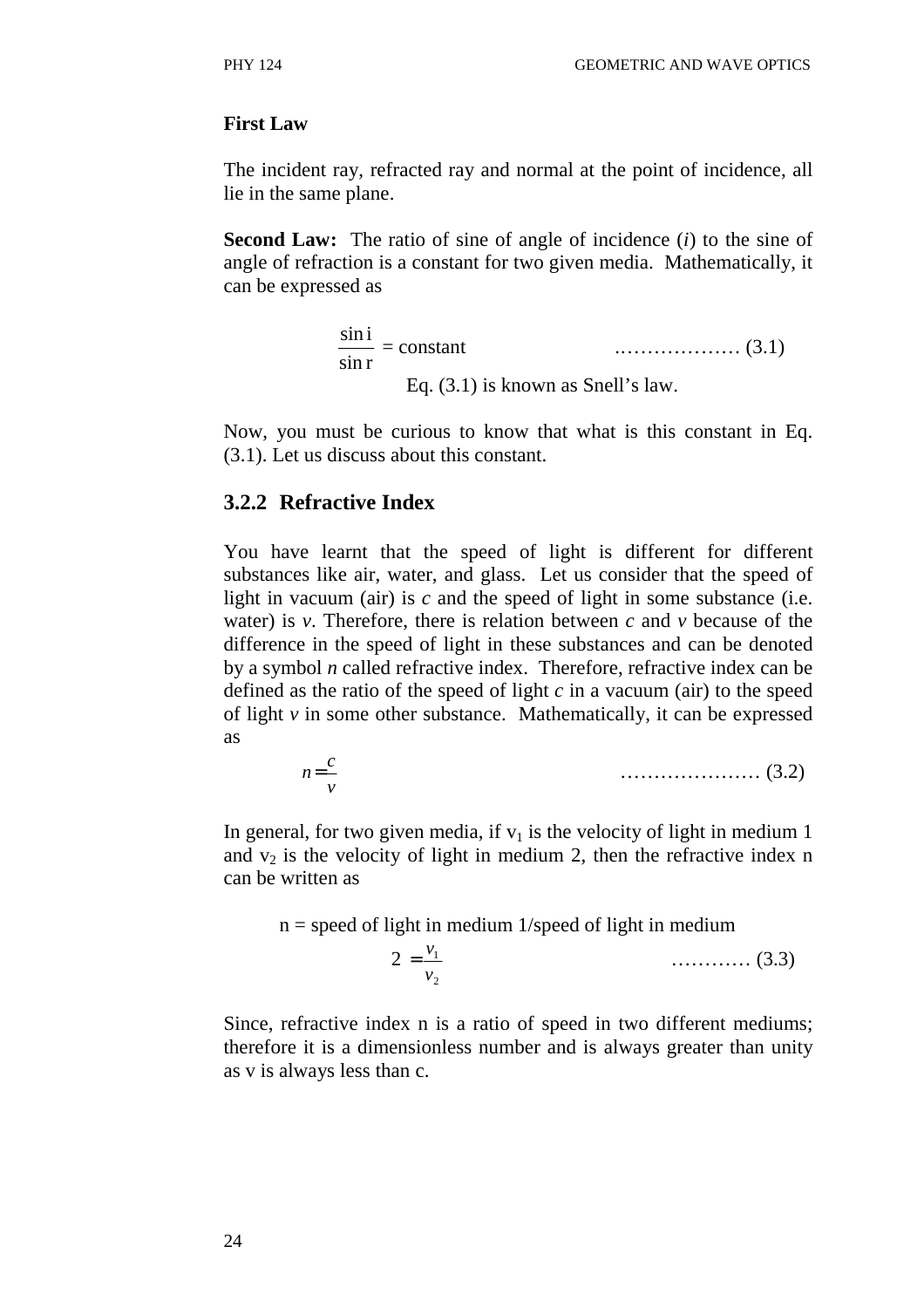**First Law**

The incident ray, refracted ray and normal at the point of incidence, all lie in the same plane.

**Second Law:** The ratio of sine of angle of incidence (*i*) to the sine of angle of refraction is a constant for two given media. Mathematically, it can be expressed as

$$\frac{\sin i}{\sin r} = \text{constant} \qquad \text{………………. (3.1)}$$

Eq. (3.1) is known as Snell's law.

Now, you must be curious to know that what is this constant in Eq. (3.1). Let us discuss about this constant.

### 3.2.2 Refractive Index

You have learnt that the speed of light is different for different substances like air, water, and glass. Let us consider that the speed of light in vacuum (air) is *c* and the speed of light in some substance (i.e. water) is *v*. Therefore, there is relation between *c* and *v* because of the difference in the speed of light in these substances and can be denoted by a symbol *n* called refractive index. Therefore, refractive index can be defined as the ratio of the speed of light *c* in a vacuum (air) to the speed of light *v* in some other substance. Mathematically, it can be expressed as

$$n = \frac{c}{v} \qquad \text{………………… (3.2)}$$

In general, for two given media, if $v_1$ is the velocity of light in medium 1 and $v_2$ is the velocity of light in medium 2, then the refractive index n can be written as

n = speed of light in medium 1/speed of light in medium

$$2 = \frac{v_1}{v_2} \qquad \text{………… (3.3)}$$

Since, refractive index n is a ratio of speed in two different mediums; therefore it is a dimensionless number and is always greater than unity as v is always less than c.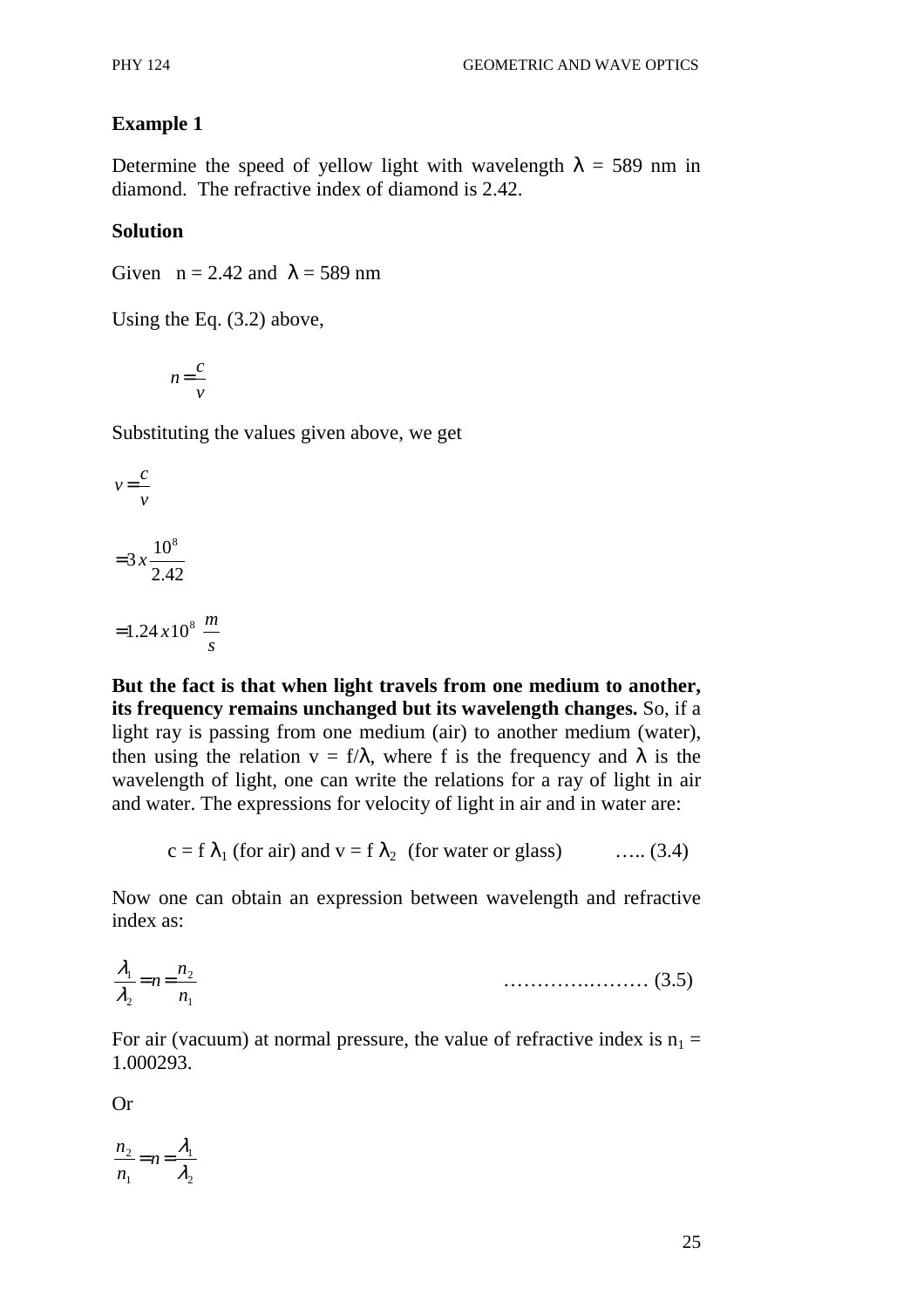**Example 1**

Determine the speed of yellow light with wavelength $\lambda$ = 589 nm in diamond. The refractive index of diamond is 2.42.

**Solution**

Given n = 2.42 and $\lambda$ = 589 nm

Using the Eq. (3.2) above,

$$n = \frac{c}{v}$$

Substituting the values given above, we get

$$v = \frac{c}{v}$$

$$= 3x\frac{10^8}{2.42}$$

$$= 1.24x10^8 \ \frac{m}{s}$$

**But the fact is that when light travels from one medium to another, its frequency remains unchanged but its wavelength changes.** So, if a light ray is passing from one medium (air) to another medium (water), then using the relation v = f/$\lambda$, where f is the frequency and $\lambda$ is the wavelength of light, one can write the relations for a ray of light in air and water. The expressions for velocity of light in air and in water are:

$c = f\,\lambda_1$ (for air) and $v = f\,\lambda_2$ (for water or glass) ….. (3.4)

Now one can obtain an expression between wavelength and refractive index as:

$$\frac{\lambda_1}{\lambda_2} = n = \frac{n_2}{n_1} \qquad \text{………….……… (3.5)}$$

For air (vacuum) at normal pressure, the value of refractive index is $n_1$ = 1.000293.

Or

$$\frac{n_2}{n_1} = n = \frac{\lambda_1}{\lambda_2}$$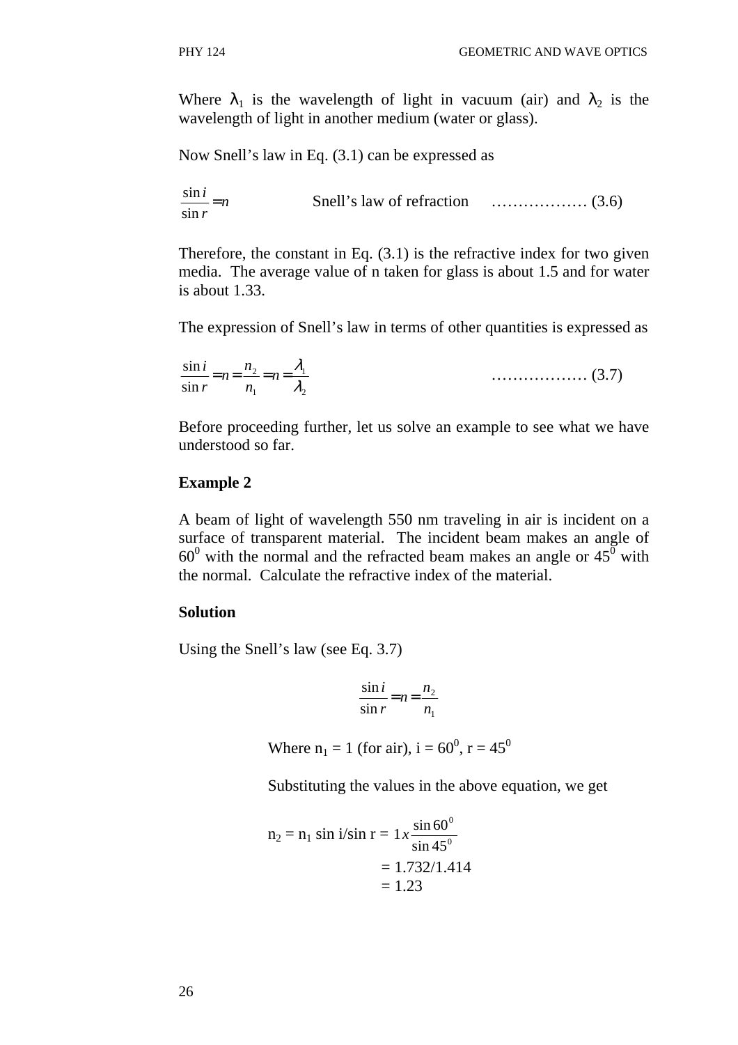Where $\lambda_1$ is the wavelength of light in vacuum (air) and $\lambda_2$ is the wavelength of light in another medium (water or glass).

Now Snell's law in Eq. (3.1) can be expressed as

$$\frac{\sin i}{\sin r} = n \qquad \text{Snell's law of refraction} \qquad \ldots\ldots\ldots\ldots\ldots\ldots (3.6)$$

Therefore, the constant in Eq. (3.1) is the refractive index for two given media. The average value of n taken for glass is about 1.5 and for water is about 1.33.

The expression of Snell's law in terms of other quantities is expressed as

$$\frac{\sin i}{\sin r} = n = \frac{n_2}{n_1} = n = \frac{\lambda_1}{\lambda_2} \qquad \ldots\ldots\ldots\ldots\ldots\ldots (3.7)$$

Before proceeding further, let us solve an example to see what we have understood so far.

**Example 2**

A beam of light of wavelength 550 nm traveling in air is incident on a surface of transparent material. The incident beam makes an angle of $60^0$ with the normal and the refracted beam makes an angle or $45^0$ with the normal. Calculate the refractive index of the material.

**Solution**

Using the Snell's law (see Eq. 3.7)

$$\frac{\sin i}{\sin r} = n = \frac{n_2}{n_1}$$

Where $n_1 = 1$ (for air), $i = 60^0$, $r = 45^0$

Substituting the values in the above equation, we get

$n_2 = n_1 \sin i/\sin r = 1 x \dfrac{\sin 60^0}{\sin 45^0}$

$= 1.732/1.414$

$= 1.23$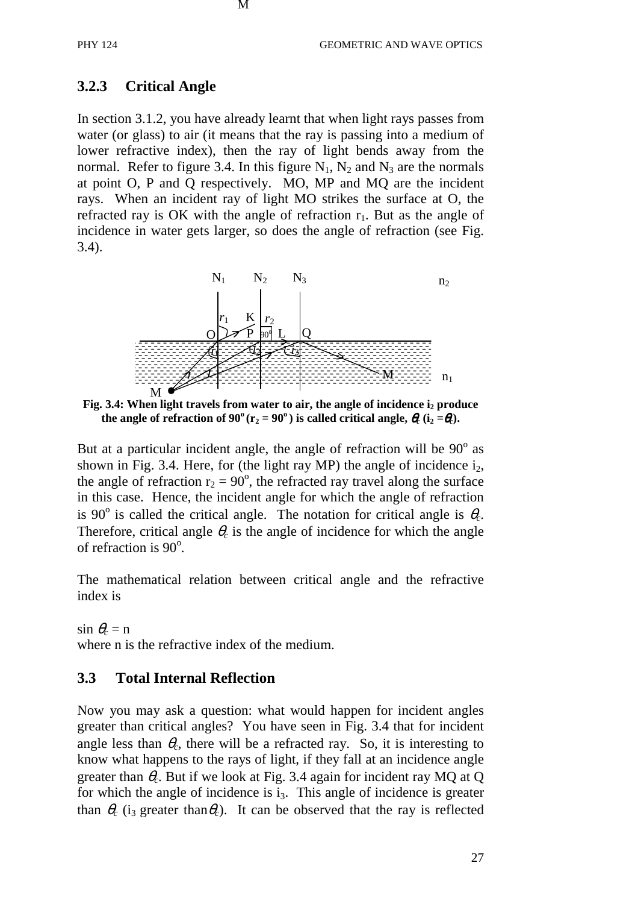### 3.2.3 Critical Angle

In section 3.1.2, you have already learnt that when light rays passes from water (or glass) to air (it means that the ray is passing into a medium of lower refractive index), then the ray of light bends away from the normal. Refer to figure 3.4. In this figure $N_1$, $N_2$ and $N_3$ are the normals at point O, P and Q respectively. MO, MP and MQ are the incident rays. When an incident ray of light MO strikes the surface at O, the refracted ray is OK with the angle of refraction $r_1$. But as the angle of incidence in water gets larger, so does the angle of refraction (see Fig. 3.4).

**Fig. 3.4: When light travels from water to air, the angle of incidence $i_2$ produce the angle of refraction of $90^o$ ($r_2 = 90^o$) is called critical angle, $\theta_c$ ($i_2 = \theta_c$).**

But at a particular incident angle, the angle of refraction will be $90^o$ as shown in Fig. 3.4. Here, for (the light ray MP) the angle of incidence $i_2$, the angle of refraction $r_2 = 90^o$, the refracted ray travel along the surface in this case. Hence, the incident angle for which the angle of refraction is $90^o$ is called the critical angle. The notation for critical angle is $\theta_c$. Therefore, critical angle $\theta_c$ is the angle of incidence for which the angle of refraction is $90^o$.

The mathematical relation between critical angle and the refractive index is

$\sin \theta_c = n$

where n is the refractive index of the medium.

## 3.3 Total Internal Reflection

Now you may ask a question: what would happen for incident angles greater than critical angles? You have seen in Fig. 3.4 that for incident angle less than $\theta_c$, there will be a refracted ray. So, it is interesting to know what happens to the rays of light, if they fall at an incidence angle greater than $\theta_c$. But if we look at Fig. 3.4 again for incident ray MQ at Q for which the angle of incidence is $i_3$. This angle of incidence is greater than $\theta_c$ ($i_3$ greater than $\theta_c$). It can be observed that the ray is reflected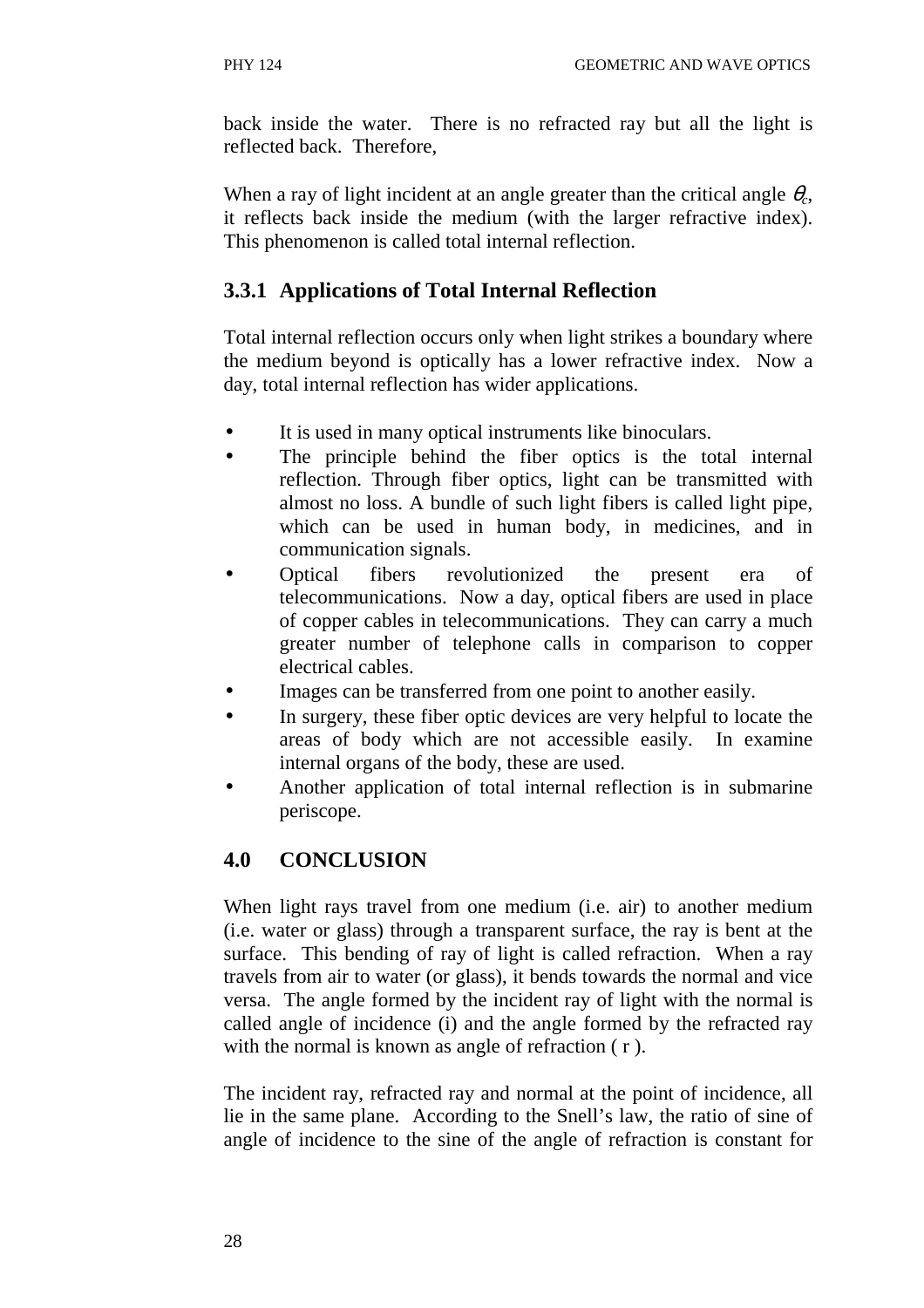back inside the water. There is no refracted ray but all the light is reflected back. Therefore,

When a ray of light incident at an angle greater than the critical angle $\theta_c$, it reflects back inside the medium (with the larger refractive index). This phenomenon is called total internal reflection.

### 3.3.1 Applications of Total Internal Reflection

Total internal reflection occurs only when light strikes a boundary where the medium beyond is optically has a lower refractive index. Now a day, total internal reflection has wider applications.

- It is used in many optical instruments like binoculars.
- The principle behind the fiber optics is the total internal reflection. Through fiber optics, light can be transmitted with almost no loss. A bundle of such light fibers is called light pipe, which can be used in human body, in medicines, and in communication signals.
- Optical fibers revolutionized the present era of telecommunications. Now a day, optical fibers are used in place of copper cables in telecommunications. They can carry a much greater number of telephone calls in comparison to copper electrical cables.
- Images can be transferred from one point to another easily.
- In surgery, these fiber optic devices are very helpful to locate the areas of body which are not accessible easily. In examine internal organs of the body, these are used.
- Another application of total internal reflection is in submarine periscope.

## 4.0 CONCLUSION

When light rays travel from one medium (i.e. air) to another medium (i.e. water or glass) through a transparent surface, the ray is bent at the surface. This bending of ray of light is called refraction. When a ray travels from air to water (or glass), it bends towards the normal and vice versa. The angle formed by the incident ray of light with the normal is called angle of incidence (i) and the angle formed by the refracted ray with the normal is known as angle of refraction ( r ).

The incident ray, refracted ray and normal at the point of incidence, all lie in the same plane. According to the Snell's law, the ratio of sine of angle of incidence to the sine of the angle of refraction is constant for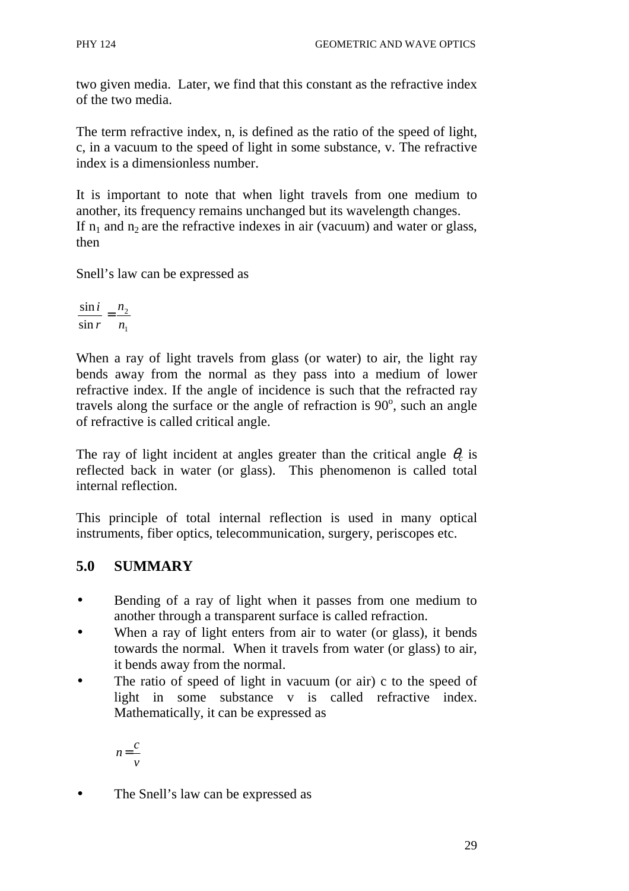two given media. Later, we find that this constant as the refractive index of the two media.

The term refractive index, n, is defined as the ratio of the speed of light, c, in a vacuum to the speed of light in some substance, v. The refractive index is a dimensionless number.

It is important to note that when light travels from one medium to another, its frequency remains unchanged but its wavelength changes.
If $n_1$ and $n_2$ are the refractive indexes in air (vacuum) and water or glass, then

Snell's law can be expressed as

$$\frac{\sin i}{\sin r} = \frac{n_2}{n_1}$$

When a ray of light travels from glass (or water) to air, the light ray bends away from the normal as they pass into a medium of lower refractive index. If the angle of incidence is such that the refracted ray travels along the surface or the angle of refraction is $90^o$, such an angle of refractive is called critical angle.

The ray of light incident at angles greater than the critical angle $\theta_c$ is reflected back in water (or glass). This phenomenon is called total internal reflection.

This principle of total internal reflection is used in many optical instruments, fiber optics, telecommunication, surgery, periscopes etc.

## 5.0 SUMMARY

- Bending of a ray of light when it passes from one medium to another through a transparent surface is called refraction.
- When a ray of light enters from air to water (or glass), it bends towards the normal. When it travels from water (or glass) to air, it bends away from the normal.
- The ratio of speed of light in vacuum (or air) c to the speed of light in some substance v is called refractive index. Mathematically, it can be expressed as

  $$n = \frac{c}{v}$$

- The Snell's law can be expressed as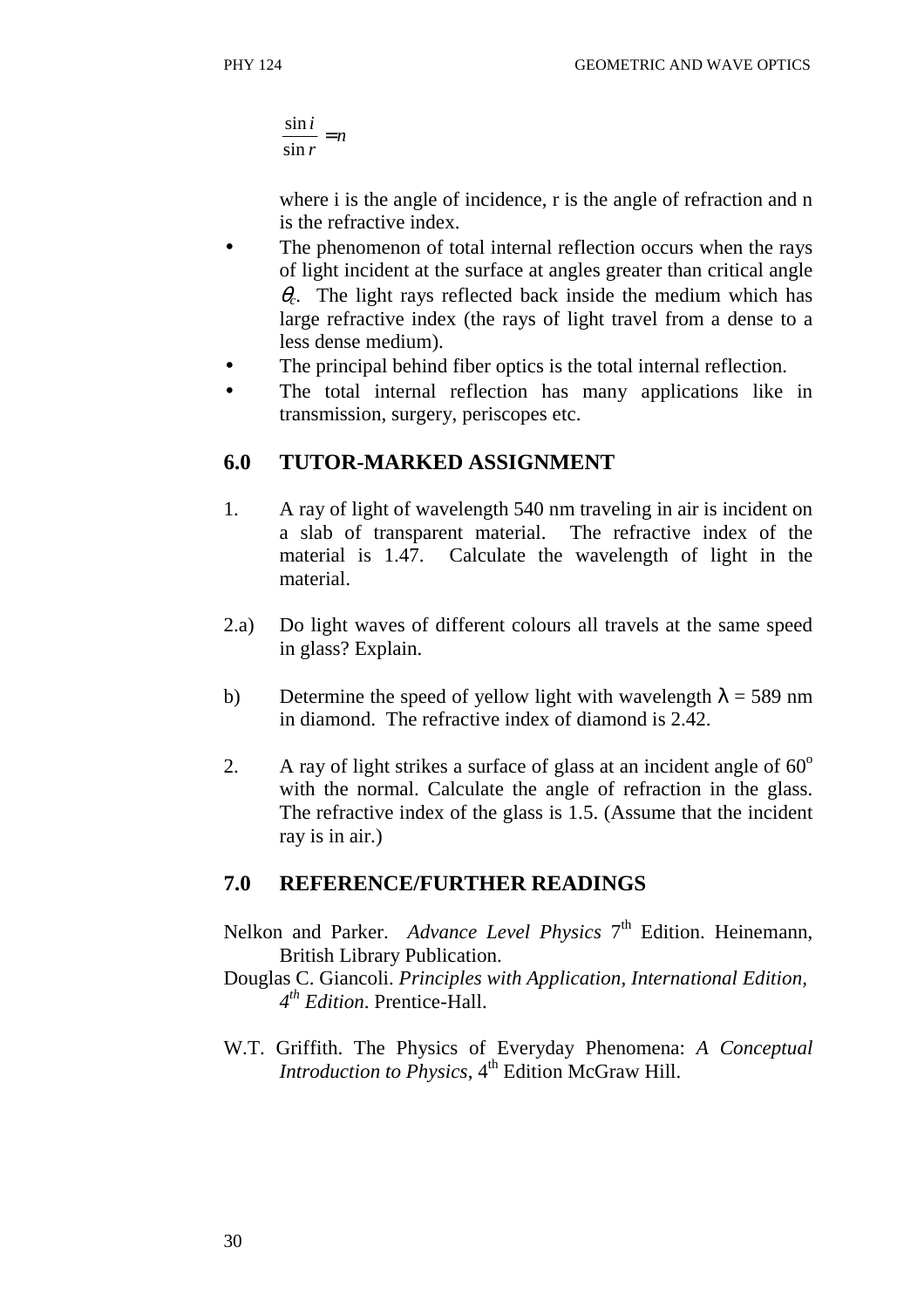$$\frac{\sin i}{\sin r} = n$$

where i is the angle of incidence, r is the angle of refraction and n is the refractive index.

- The phenomenon of total internal reflection occurs when the rays of light incident at the surface at angles greater than critical angle $\theta_c$. The light rays reflected back inside the medium which has large refractive index (the rays of light travel from a dense to a less dense medium).
- The principal behind fiber optics is the total internal reflection.
- The total internal reflection has many applications like in transmission, surgery, periscopes etc.

## 6.0 TUTOR-MARKED ASSIGNMENT

1. A ray of light of wavelength 540 nm traveling in air is incident on a slab of transparent material. The refractive index of the material is 1.47. Calculate the wavelength of light in the material.

2.a) Do light waves of different colours all travels at the same speed in glass? Explain.

b) Determine the speed of yellow light with wavelength $\lambda$ = 589 nm in diamond. The refractive index of diamond is 2.42.

2. A ray of light strikes a surface of glass at an incident angle of $60^o$ with the normal. Calculate the angle of refraction in the glass. The refractive index of the glass is 1.5. (Assume that the incident ray is in air.)

## 7.0 REFERENCE/FURTHER READINGS

Nelkon and Parker. *Advance Level Physics* 7th Edition. Heinemann, British Library Publication.

Douglas C. Giancoli. *Principles with Application, International Edition, 4th Edition*. Prentice-Hall.

W.T. Griffith. The Physics of Everyday Phenomena: *A Conceptual Introduction to Physics*, 4th Edition McGraw Hill.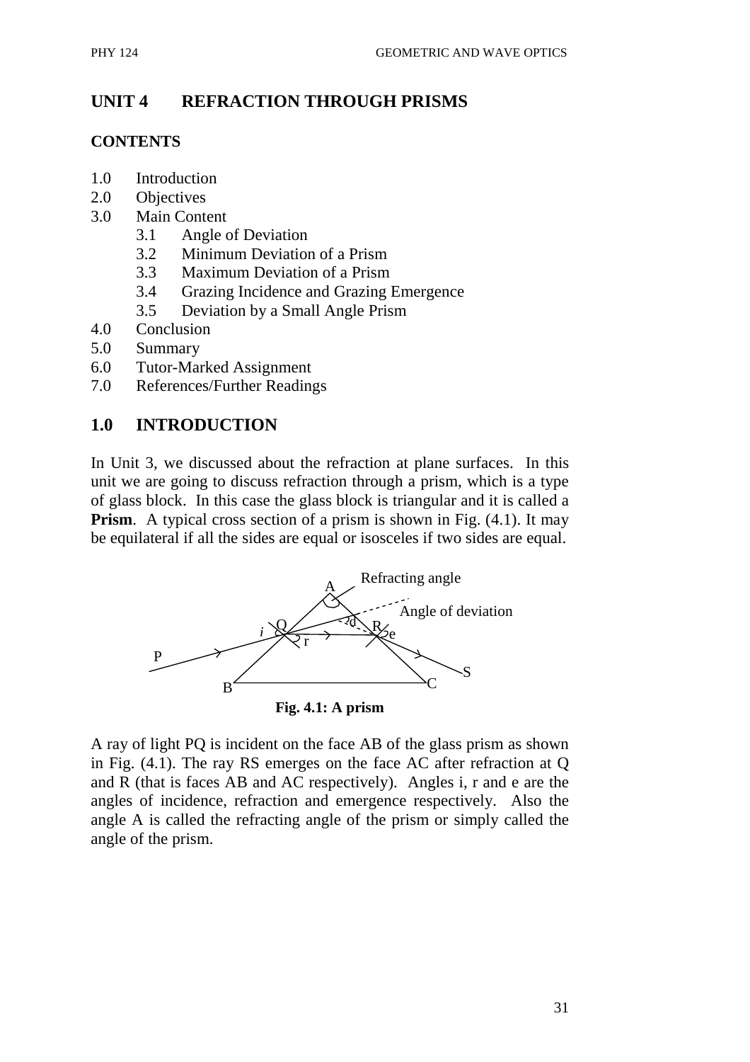# UNIT 4 REFRACTION THROUGH PRISMS

## CONTENTS

1.0 Introduction
2.0 Objectives
3.0 Main Content
   3.1 Angle of Deviation
   3.2 Minimum Deviation of a Prism
   3.3 Maximum Deviation of a Prism
   3.4 Grazing Incidence and Grazing Emergence
   3.5 Deviation by a Small Angle Prism
4.0 Conclusion
5.0 Summary
6.0 Tutor-Marked Assignment
7.0 References/Further Readings

## 1.0 INTRODUCTION

In Unit 3, we discussed about the refraction at plane surfaces. In this unit we are going to discuss refraction through a prism, which is a type of glass block. In this case the glass block is triangular and it is called a **Prism**. A typical cross section of a prism is shown in Fig. (4.1). It may be equilateral if all the sides are equal or isosceles if two sides are equal.

**Fig. 4.1: A prism**

A ray of light PQ is incident on the face AB of the glass prism as shown in Fig. (4.1). The ray RS emerges on the face AC after refraction at Q and R (that is faces AB and AC respectively). Angles i, r and e are the angles of incidence, refraction and emergence respectively. Also the angle A is called the refracting angle of the prism or simply called the angle of the prism.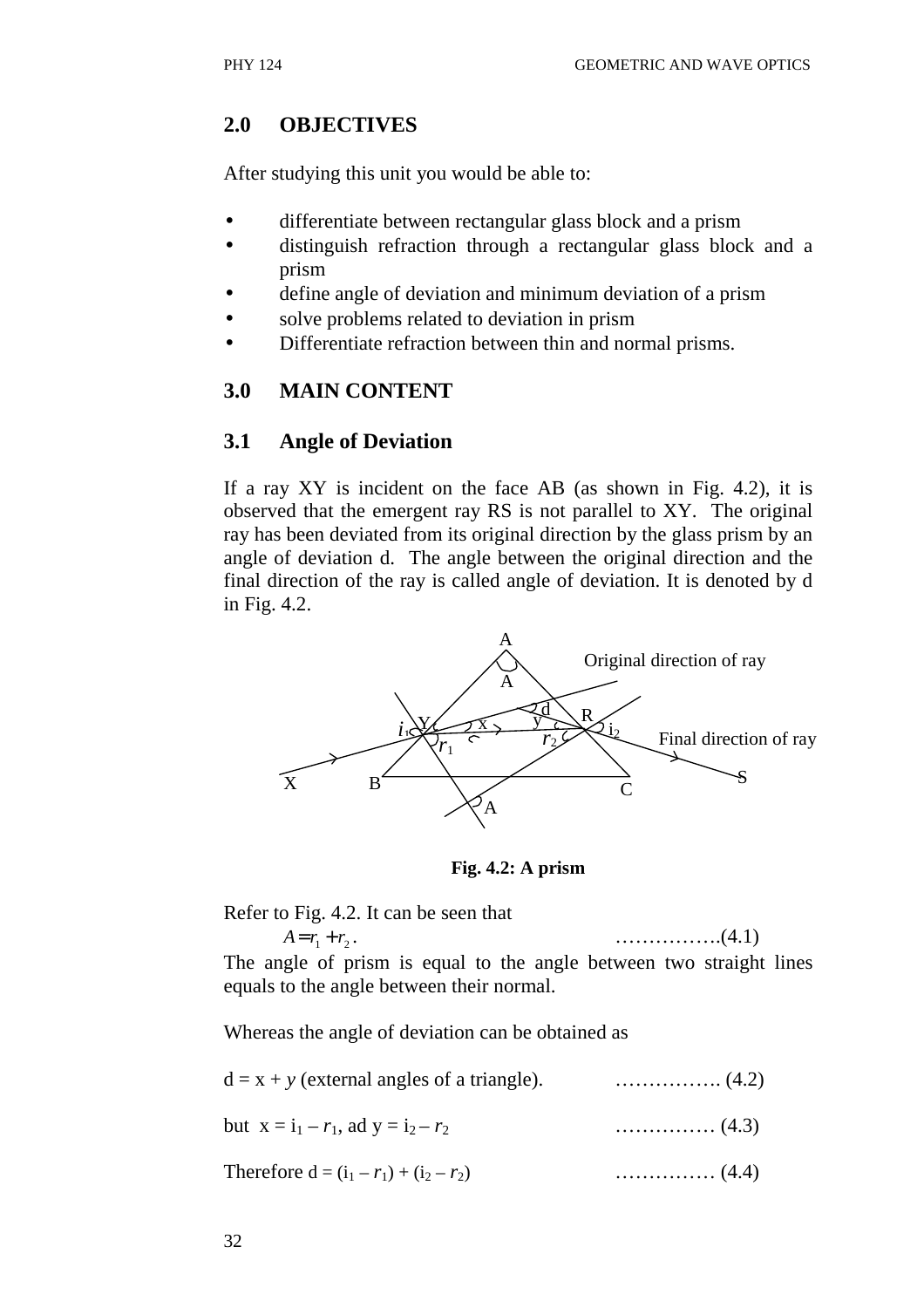## 2.0 OBJECTIVES

After studying this unit you would be able to:

- differentiate between rectangular glass block and a prism
- distinguish refraction through a rectangular glass block and a prism
- define angle of deviation and minimum deviation of a prism
- solve problems related to deviation in prism
- Differentiate refraction between thin and normal prisms.

## 3.0 MAIN CONTENT

### 3.1 Angle of Deviation

If a ray XY is incident on the face AB (as shown in Fig. 4.2), it is observed that the emergent ray RS is not parallel to XY. The original ray has been deviated from its original direction by the glass prism by an angle of deviation d. The angle between the original direction and the final direction of the ray is called angle of deviation. It is denoted by d in Fig. 4.2.

**Fig. 4.2: A prism**

Refer to Fig. 4.2. It can be seen that

$$A = r_1 + r_2 . \quad \text{................(4.1)}$$

The angle of prism is equal to the angle between two straight lines equals to the angle between their normal.

Whereas the angle of deviation can be obtained as

d = x + *y* (external angles of a triangle). ................ (4.2)

but $x = i_1 - r_1$, ad $y = i_2 - r_2$ ............... (4.3)

Therefore $d = (i_1 - r_1) + (i_2 - r_2)$ ............... (4.4)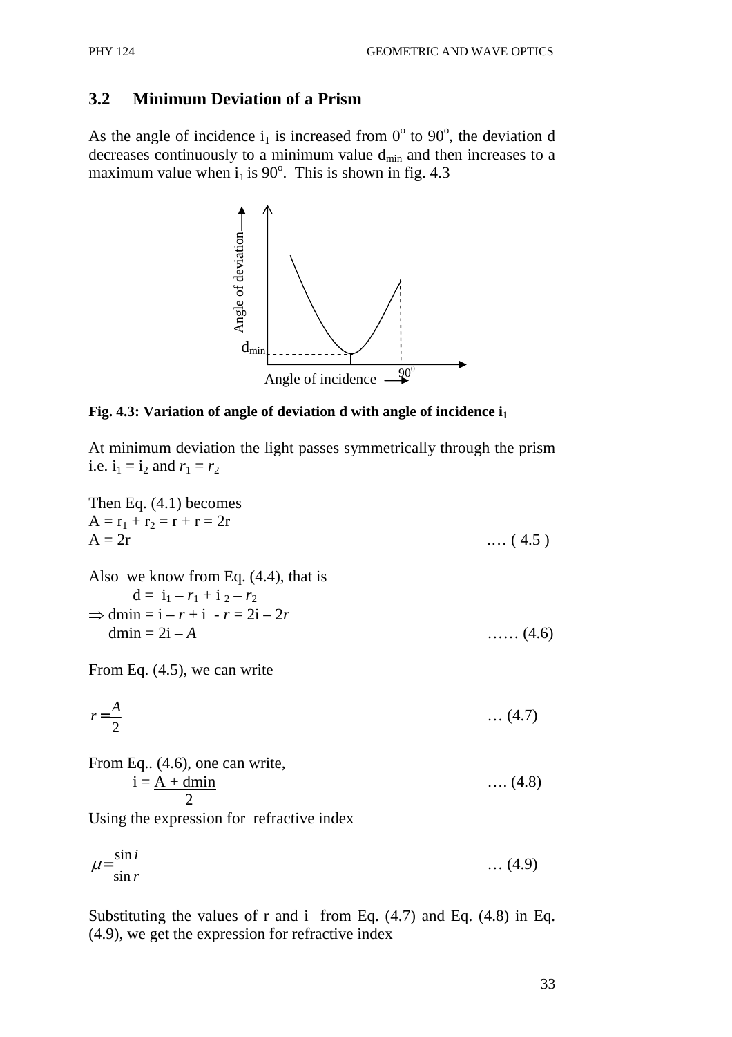### 3.2 Minimum Deviation of a Prism

As the angle of incidence $i_1$ is increased from $0^o$ to $90^o$, the deviation d decreases continuously to a minimum value $d_{min}$ and then increases to a maximum value when $i_1$ is $90^o$. This is shown in fig. 4.3

**Fig. 4.3: Variation of angle of deviation d with angle of incidence $i_1$**

At minimum deviation the light passes symmetrically through the prism i.e. $i_1 = i_2$ and $r_1 = r_2$

Then Eq. (4.1) becomes

$A = r_1 + r_2 = r + r = 2r$

$$A = 2r \qquad \text{.... ( 4.5 )}$$

Also we know from Eq. (4.4), that is

$d = i_1 - r_1 + i_2 - r_2$

$\Rightarrow d_{min} = i - r + i - r = 2i - 2r$

$$d_{min} = 2i - A \qquad \text{...... (4.6)}$$

From Eq. (4.5), we can write

$$r = \frac{A}{2} \qquad \text{... (4.7)}$$

From Eq.. (4.6), one can write,

$$i = \frac{A + d_{min}}{2} \qquad \text{.... (4.8)}$$

Using the expression for refractive index

$$\mu = \frac{\sin i}{\sin r} \qquad \text{... (4.9)}$$

Substituting the values of r and i from Eq. (4.7) and Eq. (4.8) in Eq. (4.9), we get the expression for refractive index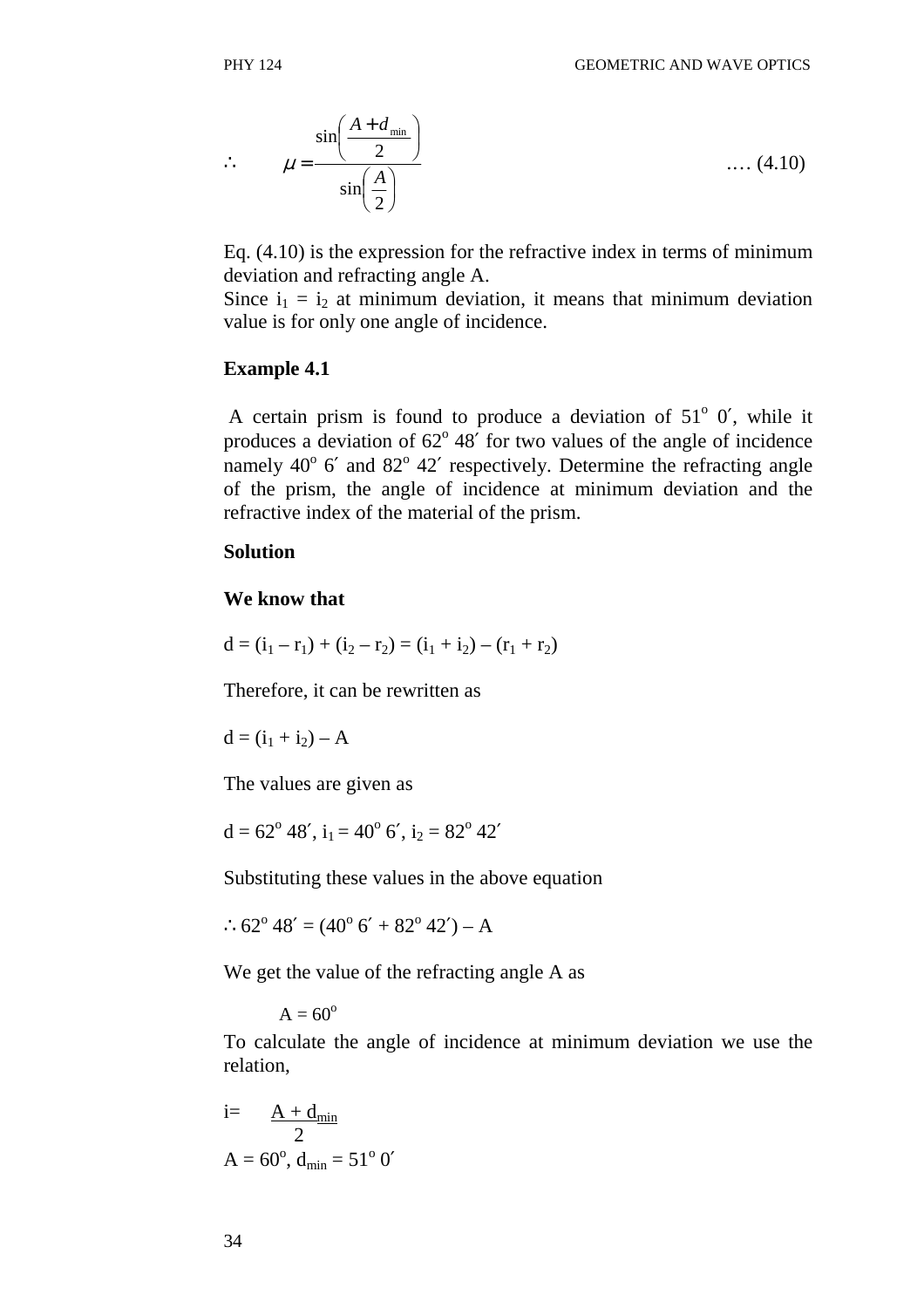$$\therefore \qquad \mu = \frac{\sin\left(\frac{A + d_{\min}}{2}\right)}{\sin\left(\frac{A}{2}\right)} \qquad \text{.... (4.10)}$$

Eq. (4.10) is the expression for the refractive index in terms of minimum deviation and refracting angle A.

Since $i_1 = i_2$ at minimum deviation, it means that minimum deviation value is for only one angle of incidence.

**Example 4.1**

A certain prism is found to produce a deviation of $51^o\ 0'$, while it produces a deviation of $62^o\ 48'$ for two values of the angle of incidence namely $40^o\ 6'$ and $82^o\ 42'$ respectively. Determine the refracting angle of the prism, the angle of incidence at minimum deviation and the refractive index of the material of the prism.

**Solution**

**We know that**

$d = (i_1 – r_1) + (i_2 – r_2) = (i_1 + i_2) – (r_1 + r_2)$

Therefore, it can be rewritten as

$d = (i_1 + i_2) – A$

The values are given as

$d = 62^o\ 48'$, $i_1 = 40^o\ 6'$, $i_2 = 82^o\ 42'$

Substituting these values in the above equation

$\therefore 62^o\ 48' = (40^o\ 6' + 82^o\ 42') – A$

We get the value of the refracting angle A as

$A = 60^o$

To calculate the angle of incidence at minimum deviation we use the relation,

$$i = \frac{A + d_{min}}{2}$$

$A = 60^o$, $d_{min} = 51^o\ 0'$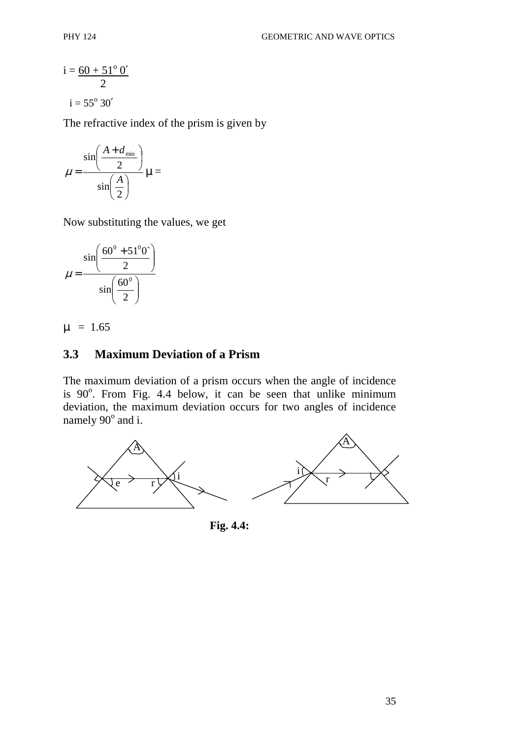$$i = \frac{60 + 51^o\,0'}{2}$$

$i = 55^o\,30'$

The refractive index of the prism is given by

$$\mu = \frac{\sin\left(\frac{A + d_{min}}{2}\right)}{\sin\left(\frac{A}{2}\right)}\ \mu =$$

Now substituting the values, we get

$$\mu = \frac{\sin\left(\frac{60^0 + 51^0 0'}{2}\right)}{\sin\left(\frac{60^0}{2}\right)}$$

$\mu = 1.65$

### 3.3 Maximum Deviation of a Prism

The maximum deviation of a prism occurs when the angle of incidence is $90^o$. From Fig. 4.4 below, it can be seen that unlike minimum deviation, the maximum deviation occurs for two angles of incidence namely $90^o$ and i.

**Fig. 4.4:**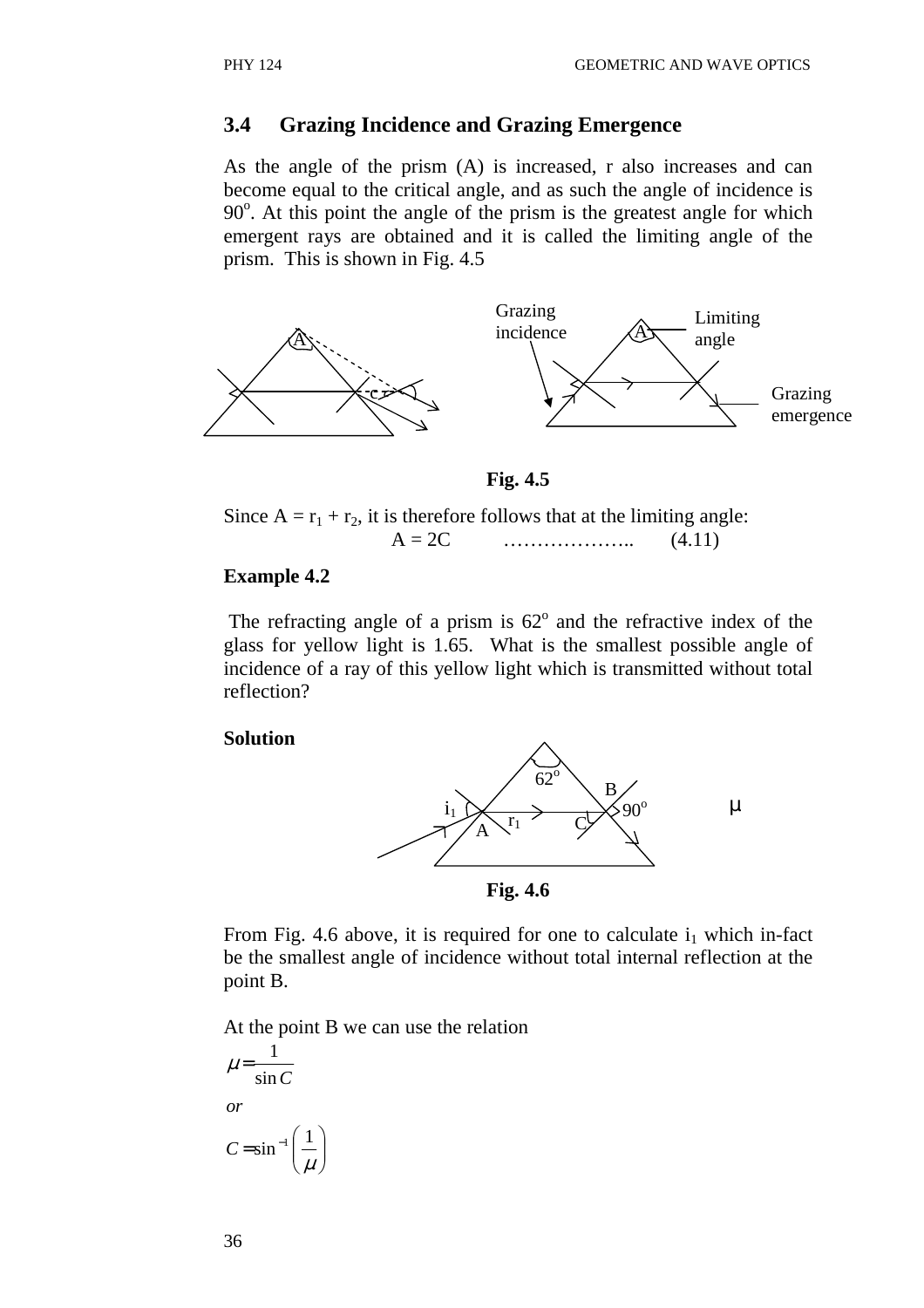### 3.4 Grazing Incidence and Grazing Emergence

As the angle of the prism (A) is increased, r also increases and can become equal to the critical angle, and as such the angle of incidence is $90^o$. At this point the angle of the prism is the greatest angle for which emergent rays are obtained and it is called the limiting angle of the prism. This is shown in Fig. 4.5

**Fig. 4.5**

Since $A = r_1 + r_2$, it is therefore follows that at the limiting angle:

$$A = 2C \qquad \ldots\ldots\ldots\ldots\ldots\ldots\ldots.. \qquad (4.11)$$

**Example 4.2**

The refracting angle of a prism is $62^o$ and the refractive index of the glass for yellow light is 1.65. What is the smallest possible angle of incidence of a ray of this yellow light which is transmitted without total reflection?

**Solution**

**Fig. 4.6**

From Fig. 4.6 above, it is required for one to calculate $i_1$ which in-fact be the smallest angle of incidence without total internal reflection at the point B.

At the point B we can use the relation

$$\mu = \frac{1}{\sin C}$$

*or*

$$C = \sin^{-1}\left(\frac{1}{\mu}\right)$$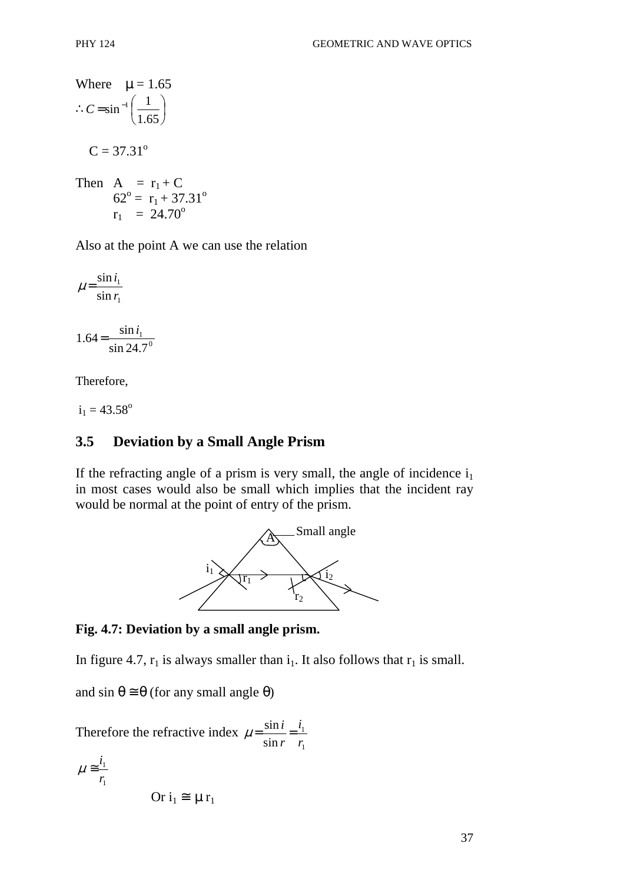Where $\mu = 1.65$

$$\therefore C = \sin^{-1}\left(\frac{1}{1.65}\right)$$

$C = 37.31^o$

Then $A = r_1 + C$

$62^o = r_1 + 37.31^o$

$r_1 = 24.70^o$

Also at the point A we can use the relation

$$\mu = \frac{\sin i_1}{\sin r_1}$$

$$1.64 = \frac{\sin i_1}{\sin 24.7^0}$$

Therefore,

$i_1 = 43.58^o$

## 3.5 Deviation by a Small Angle Prism

If the refracting angle of a prism is very small, the angle of incidence $i_1$ in most cases would also be small which implies that the incident ray would be normal at the point of entry of the prism.

**Fig. 4.7: Deviation by a small angle prism.**

In figure 4.7, $r_1$ is always smaller than $i_1$. It also follows that $r_1$ is small.

and $\sin \theta \cong \theta$ (for any small angle $\theta$)

Therefore the refractive index $\mu = \frac{\sin i}{\sin r} = \frac{i_1}{r_1}$

$$\mu \cong \frac{i_1}{r_1}$$

Or $i_1 \cong \mu r_1$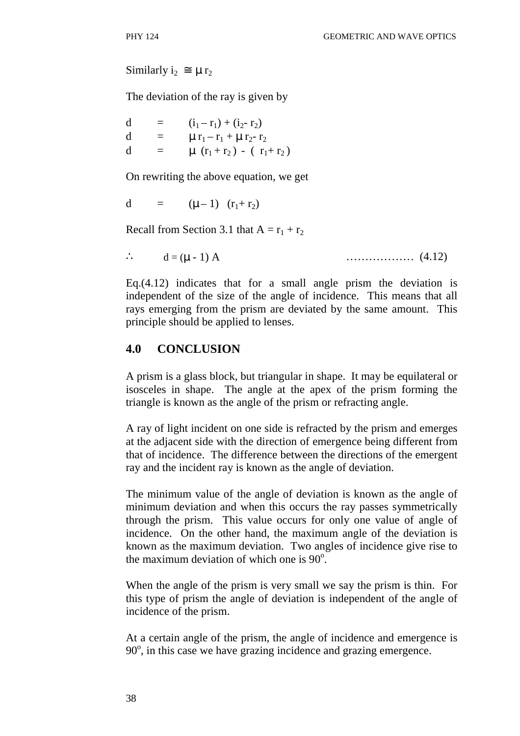Similarly $i_2 \cong \mu r_2$

The deviation of the ray is given by

$$d = (i_1 - r_1) + (i_2 - r_2)$$

$$d = \mu r_1 - r_1 + \mu r_2 - r_2$$

$$d = \mu (r_1 + r_2) - (r_1 + r_2)$$

On rewriting the above equation, we get

$$d = (\mu - 1) \quad (r_1 + r_2)$$

Recall from Section 3.1 that $A = r_1 + r_2$

$$\therefore \quad d = (\mu - 1) A \qquad \text{………………} \quad (4.12)$$

Eq.(4.12) indicates that for a small angle prism the deviation is independent of the size of the angle of incidence. This means that all rays emerging from the prism are deviated by the same amount. This principle should be applied to lenses.

## 4.0 CONCLUSION

A prism is a glass block, but triangular in shape. It may be equilateral or isosceles in shape. The angle at the apex of the prism forming the triangle is known as the angle of the prism or refracting angle.

A ray of light incident on one side is refracted by the prism and emerges at the adjacent side with the direction of emergence being different from that of incidence. The difference between the directions of the emergent ray and the incident ray is known as the angle of deviation.

The minimum value of the angle of deviation is known as the angle of minimum deviation and when this occurs the ray passes symmetrically through the prism. This value occurs for only one value of angle of incidence. On the other hand, the maximum angle of the deviation is known as the maximum deviation. Two angles of incidence give rise to the maximum deviation of which one is $90^o$.

When the angle of the prism is very small we say the prism is thin. For this type of prism the angle of deviation is independent of the angle of incidence of the prism.

At a certain angle of the prism, the angle of incidence and emergence is $90^o$, in this case we have grazing incidence and grazing emergence.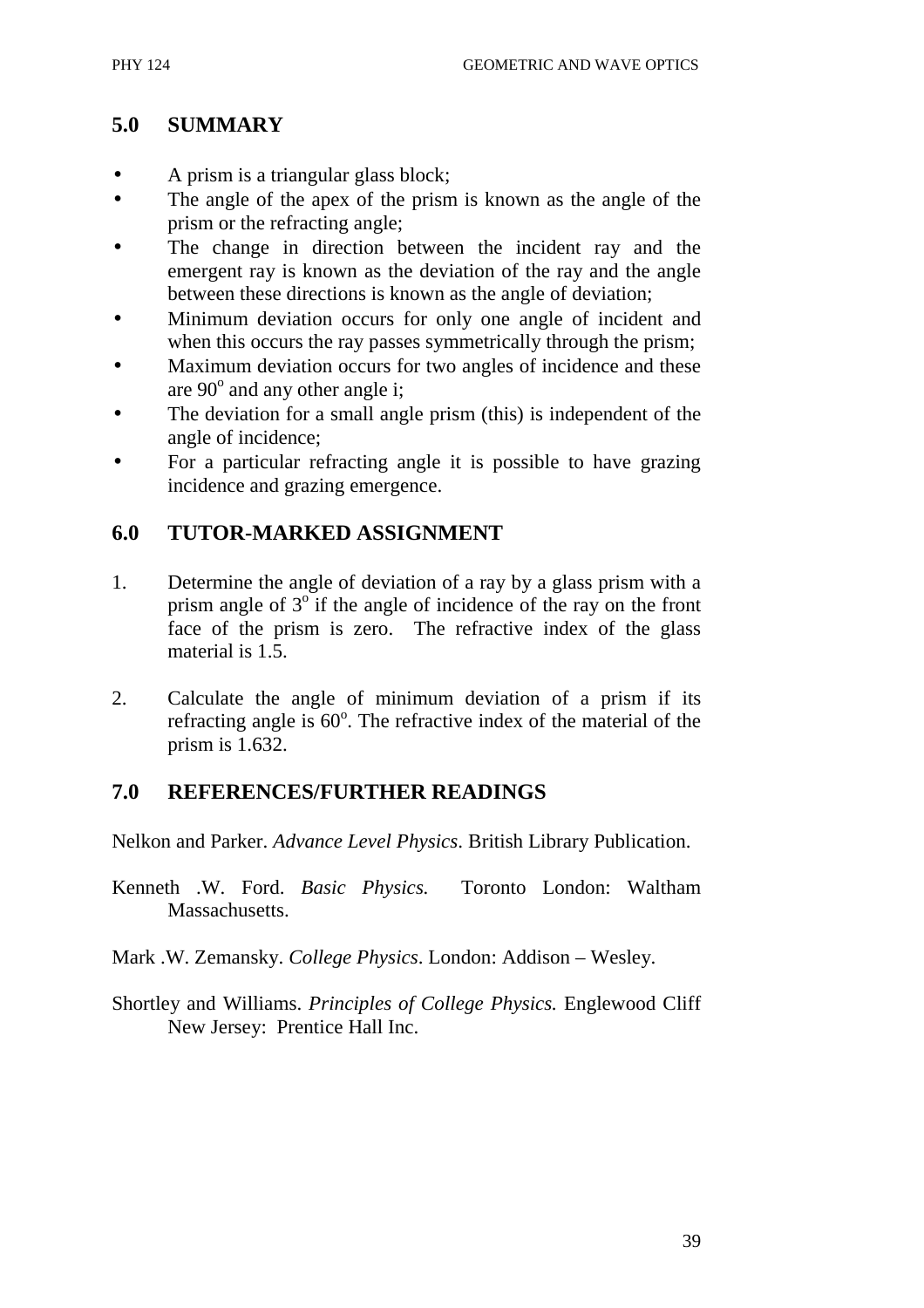## 5.0 SUMMARY

- A prism is a triangular glass block;
- The angle of the apex of the prism is known as the angle of the prism or the refracting angle;
- The change in direction between the incident ray and the emergent ray is known as the deviation of the ray and the angle between these directions is known as the angle of deviation;
- Minimum deviation occurs for only one angle of incident and when this occurs the ray passes symmetrically through the prism;
- Maximum deviation occurs for two angles of incidence and these are $90^o$ and any other angle i;
- The deviation for a small angle prism (this) is independent of the angle of incidence;
- For a particular refracting angle it is possible to have grazing incidence and grazing emergence.

## 6.0 TUTOR-MARKED ASSIGNMENT

1. Determine the angle of deviation of a ray by a glass prism with a prism angle of $3^o$ if the angle of incidence of the ray on the front face of the prism is zero. The refractive index of the glass material is 1.5.

2. Calculate the angle of minimum deviation of a prism if its refracting angle is $60^o$. The refractive index of the material of the prism is 1.632.

## 7.0 REFERENCES/FURTHER READINGS

Nelkon and Parker. *Advance Level Physics*. British Library Publication.

Kenneth .W. Ford. *Basic Physics.* Toronto London: Waltham Massachusetts.

Mark .W. Zemansky. *College Physics*. London: Addison – Wesley.

Shortley and Williams. *Principles of College Physics.* Englewood Cliff New Jersey: Prentice Hall Inc.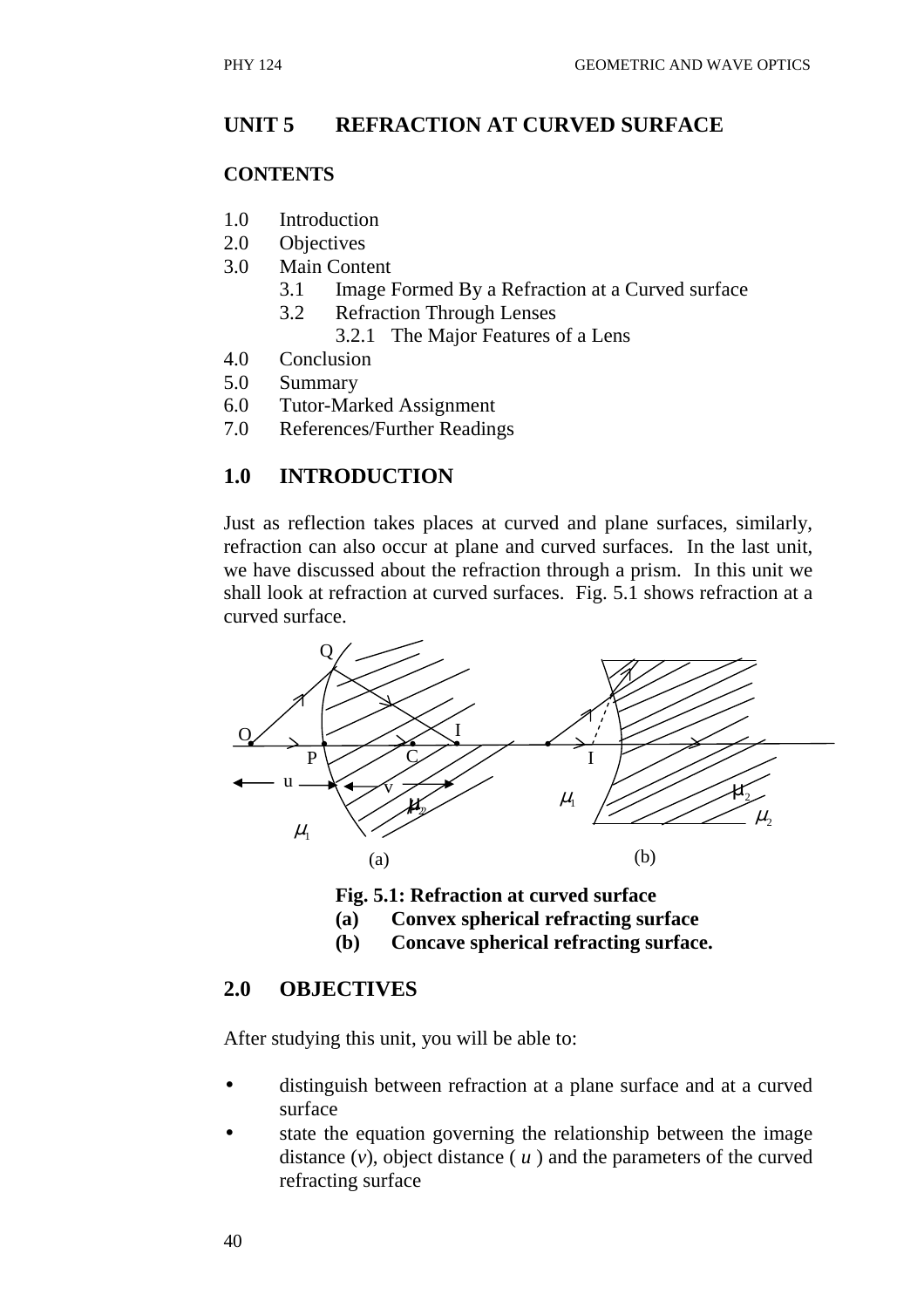# UNIT 5 REFRACTION AT CURVED SURFACE

**CONTENTS**

1.0 Introduction
2.0 Objectives
3.0 Main Content
   3.1 Image Formed By a Refraction at a Curved surface
   3.2 Refraction Through Lenses
      3.2.1 The Major Features of a Lens
4.0 Conclusion
5.0 Summary
6.0 Tutor-Marked Assignment
7.0 References/Further Readings

## 1.0 INTRODUCTION

Just as reflection takes places at curved and plane surfaces, similarly, refraction can also occur at plane and curved surfaces. In the last unit, we have discussed about the refraction through a prism. In this unit we shall look at refraction at curved surfaces. Fig. 5.1 shows refraction at a curved surface.

**Fig. 5.1: Refraction at curved surface**
**(a) Convex spherical refracting surface**
**(b) Concave spherical refracting surface.**

## 2.0 OBJECTIVES

After studying this unit, you will be able to:

- distinguish between refraction at a plane surface and at a curved surface
- state the equation governing the relationship between the image distance ($v$), object distance ( $u$ ) and the parameters of the curved refracting surface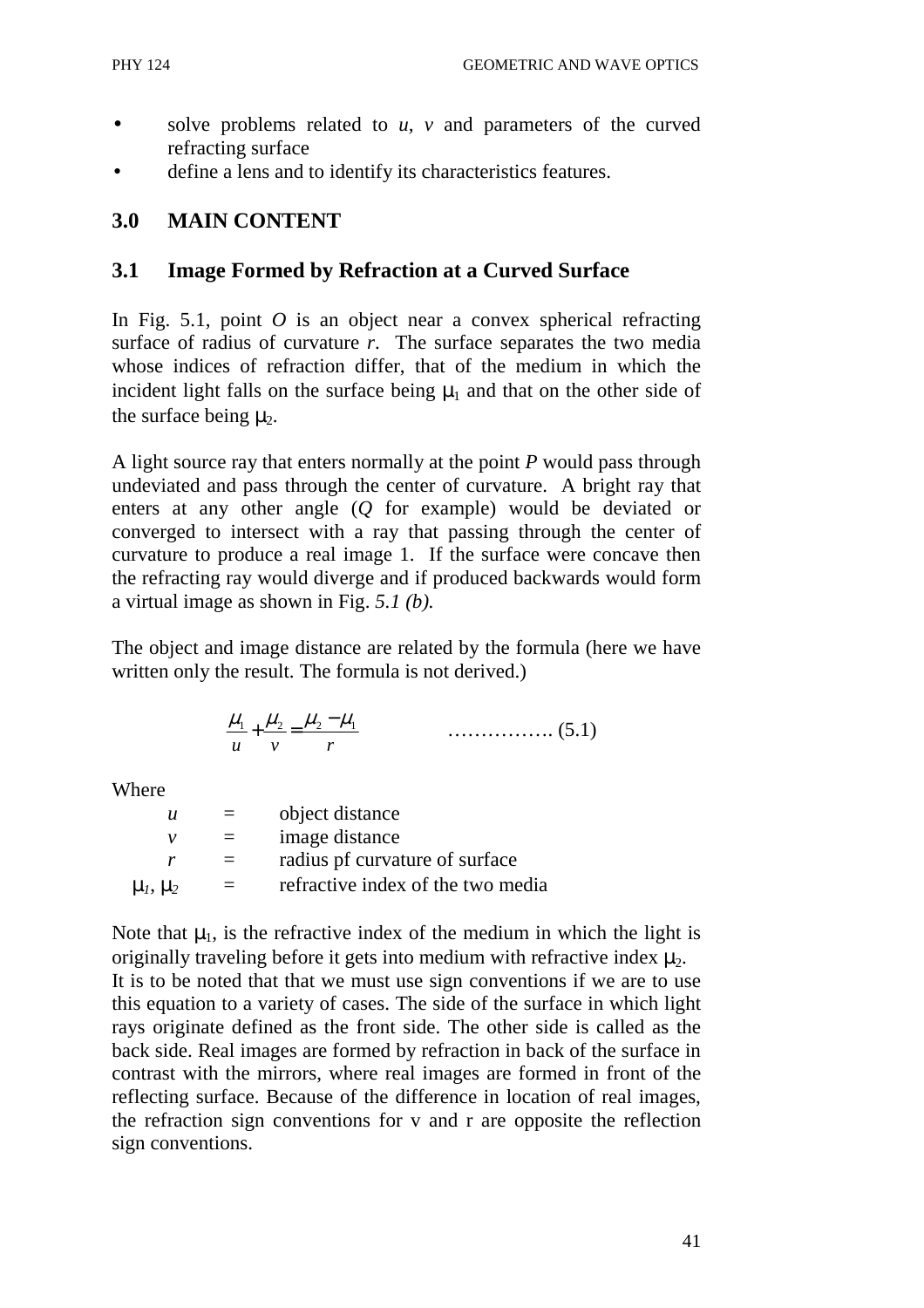- solve problems related to *u*, *v* and parameters of the curved refracting surface
- define a lens and to identify its characteristics features.

## 3.0 MAIN CONTENT

### 3.1 Image Formed by Refraction at a Curved Surface

In Fig. 5.1, point *O* is an object near a convex spherical refracting surface of radius of curvature *r*. The surface separates the two media whose indices of refraction differ, that of the medium in which the incident light falls on the surface being $\mu_1$ and that on the other side of the surface being $\mu_2$.

A light source ray that enters normally at the point *P* would pass through undeviated and pass through the center of curvature. A bright ray that enters at any other angle (*Q* for example) would be deviated or converged to intersect with a ray that passing through the center of curvature to produce a real image 1. If the surface were concave then the refracting ray would diverge and if produced backwards would form a virtual image as shown in Fig. *5.1 (b).*

The object and image distance are related by the formula (here we have written only the result. The formula is not derived.)

$$\frac{\mu_1}{u} + \frac{\mu_2}{v} = \frac{\mu_2 - \mu_1}{r} \qquad \text{……………. (5.1)}$$

Where

| | | |
|---|---|---|
| $u$ | = | object distance |
| $v$ | = | image distance |
| $r$ | = | radius pf curvature of surface |
| $\mu_1$, $\mu_2$ | = | refractive index of the two media |

Note that $\mu_1$, is the refractive index of the medium in which the light is originally traveling before it gets into medium with refractive index $\mu_2$.
It is to be noted that that we must use sign conventions if we are to use this equation to a variety of cases. The side of the surface in which light rays originate defined as the front side. The other side is called as the back side. Real images are formed by refraction in back of the surface in contrast with the mirrors, where real images are formed in front of the reflecting surface. Because of the difference in location of real images, the refraction sign conventions for v and r are opposite the reflection sign conventions.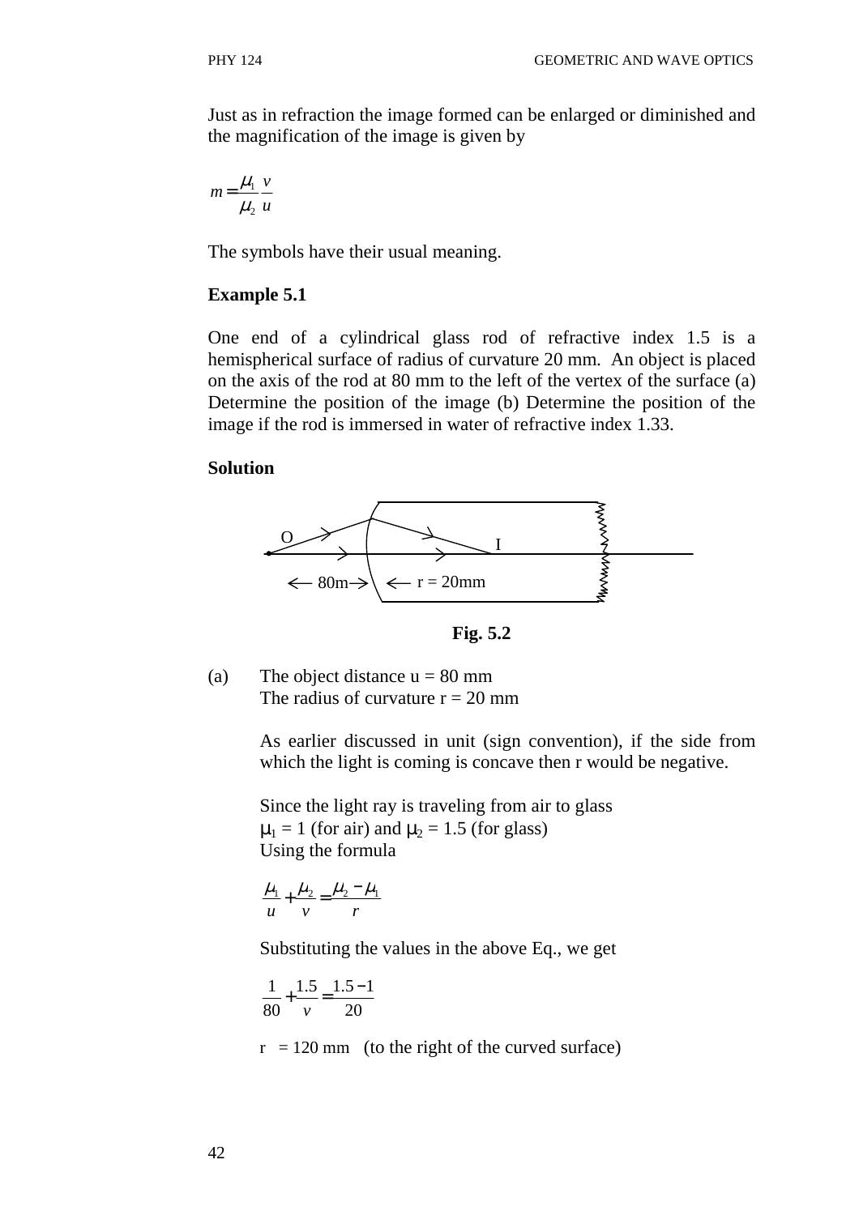Just as in refraction the image formed can be enlarged or diminished and the magnification of the image is given by

$$m = \frac{\mu_1}{\mu_2} \frac{v}{u}$$

The symbols have their usual meaning.

**Example 5.1**

One end of a cylindrical glass rod of refractive index 1.5 is a hemispherical surface of radius of curvature 20 mm. An object is placed on the axis of the rod at 80 mm to the left of the vertex of the surface (a) Determine the position of the image (b) Determine the position of the image if the rod is immersed in water of refractive index 1.33.

**Solution**

O I

← 80m→ ← r = 20mm

**Fig. 5.2**

(a) The object distance u = 80 mm
The radius of curvature r = 20 mm

As earlier discussed in unit (sign convention), if the side from which the light is coming is concave then r would be negative.

Since the light ray is traveling from air to glass
$\mu_1$ = 1 (for air) and $\mu_2$ = 1.5 (for glass)
Using the formula

$$\frac{\mu_1}{u} + \frac{\mu_2}{v} = \frac{\mu_2 - \mu_1}{r}$$

Substituting the values in the above Eq., we get

$$\frac{1}{80} + \frac{1.5}{v} = \frac{1.5 - 1}{20}$$

r = 120 mm (to the right of the curved surface)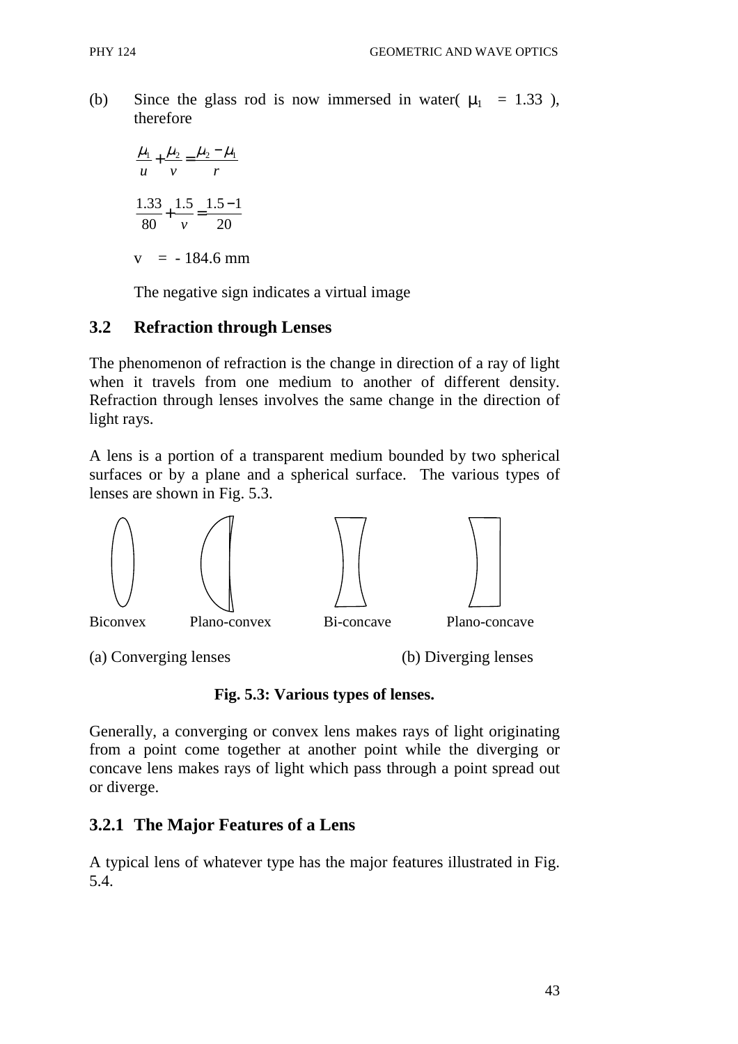(b) Since the glass rod is now immersed in water( $\mu_1$ = 1.33 ), therefore

$$\frac{\mu_1}{u} + \frac{\mu_2}{v} = \frac{\mu_2 - \mu_1}{r}$$

$$\frac{1.33}{80} + \frac{1.5}{v} = \frac{1.5 - 1}{20}$$

v = - 184.6 mm

The negative sign indicates a virtual image

## 3.2 Refraction through Lenses

The phenomenon of refraction is the change in direction of a ray of light when it travels from one medium to another of different density. Refraction through lenses involves the same change in the direction of light rays.

A lens is a portion of a transparent medium bounded by two spherical surfaces or by a plane and a spherical surface. The various types of lenses are shown in Fig. 5.3.

Biconvex Plano-convex Bi-concave Plano-concave

(a) Converging lenses (b) Diverging lenses

**Fig. 5.3: Various types of lenses.**

Generally, a converging or convex lens makes rays of light originating from a point come together at another point while the diverging or concave lens makes rays of light which pass through a point spread out or diverge.

### 3.2.1 The Major Features of a Lens

A typical lens of whatever type has the major features illustrated in Fig. 5.4.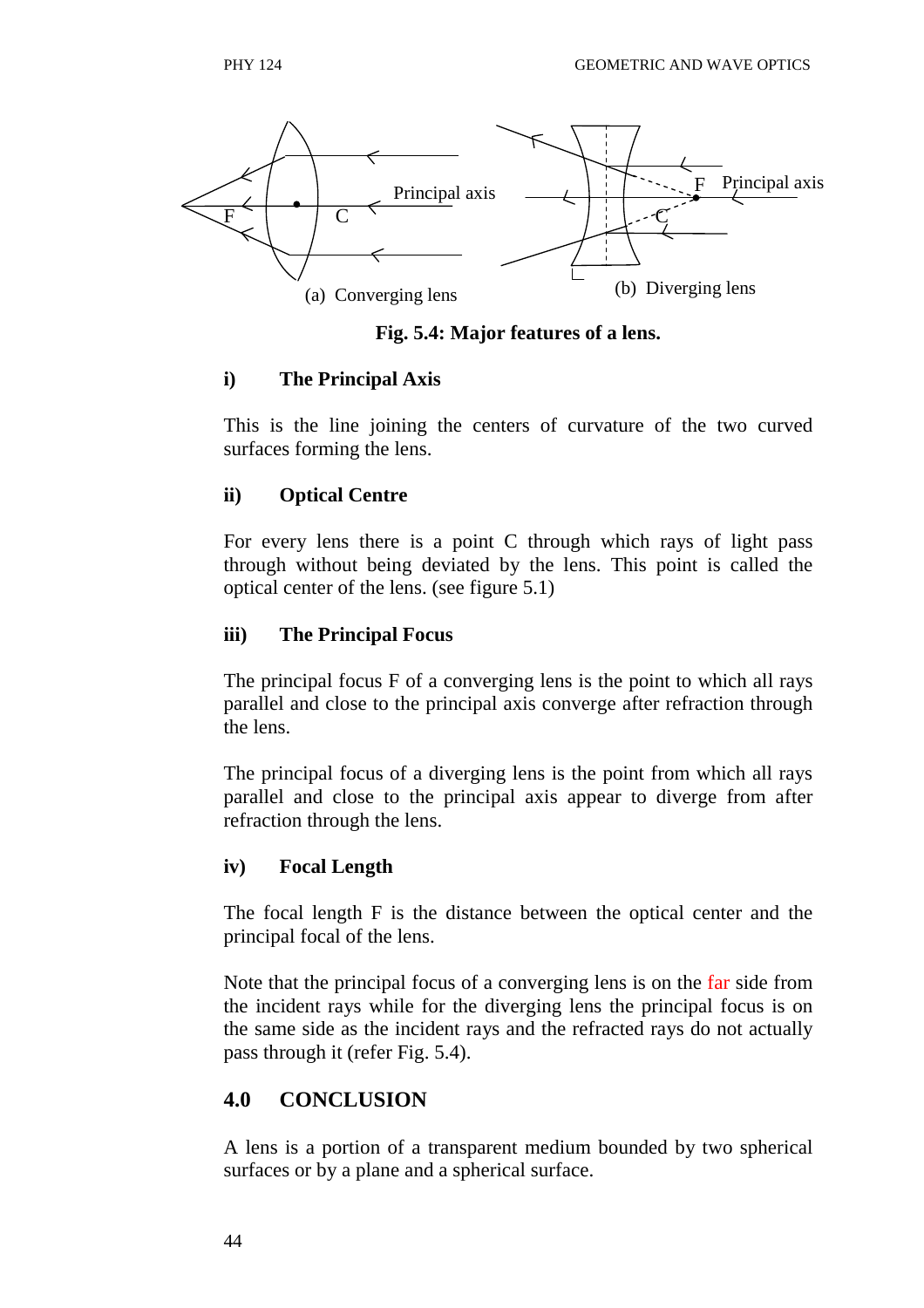(a) Converging lens

(b) Diverging lens

**Fig. 5.4: Major features of a lens.**

**i) The Principal Axis**

This is the line joining the centers of curvature of the two curved surfaces forming the lens.

**ii) Optical Centre**

For every lens there is a point C through which rays of light pass through without being deviated by the lens. This point is called the optical center of the lens. (see figure 5.1)

**iii) The Principal Focus**

The principal focus F of a converging lens is the point to which all rays parallel and close to the principal axis converge after refraction through the lens.

The principal focus of a diverging lens is the point from which all rays parallel and close to the principal axis appear to diverge from after refraction through the lens.

**iv) Focal Length**

The focal length F is the distance between the optical center and the principal focal of the lens.

Note that the principal focus of a converging lens is on the far side from the incident rays while for the diverging lens the principal focus is on the same side as the incident rays and the refracted rays do not actually pass through it (refer Fig. 5.4).

## 4.0 CONCLUSION

A lens is a portion of a transparent medium bounded by two spherical surfaces or by a plane and a spherical surface.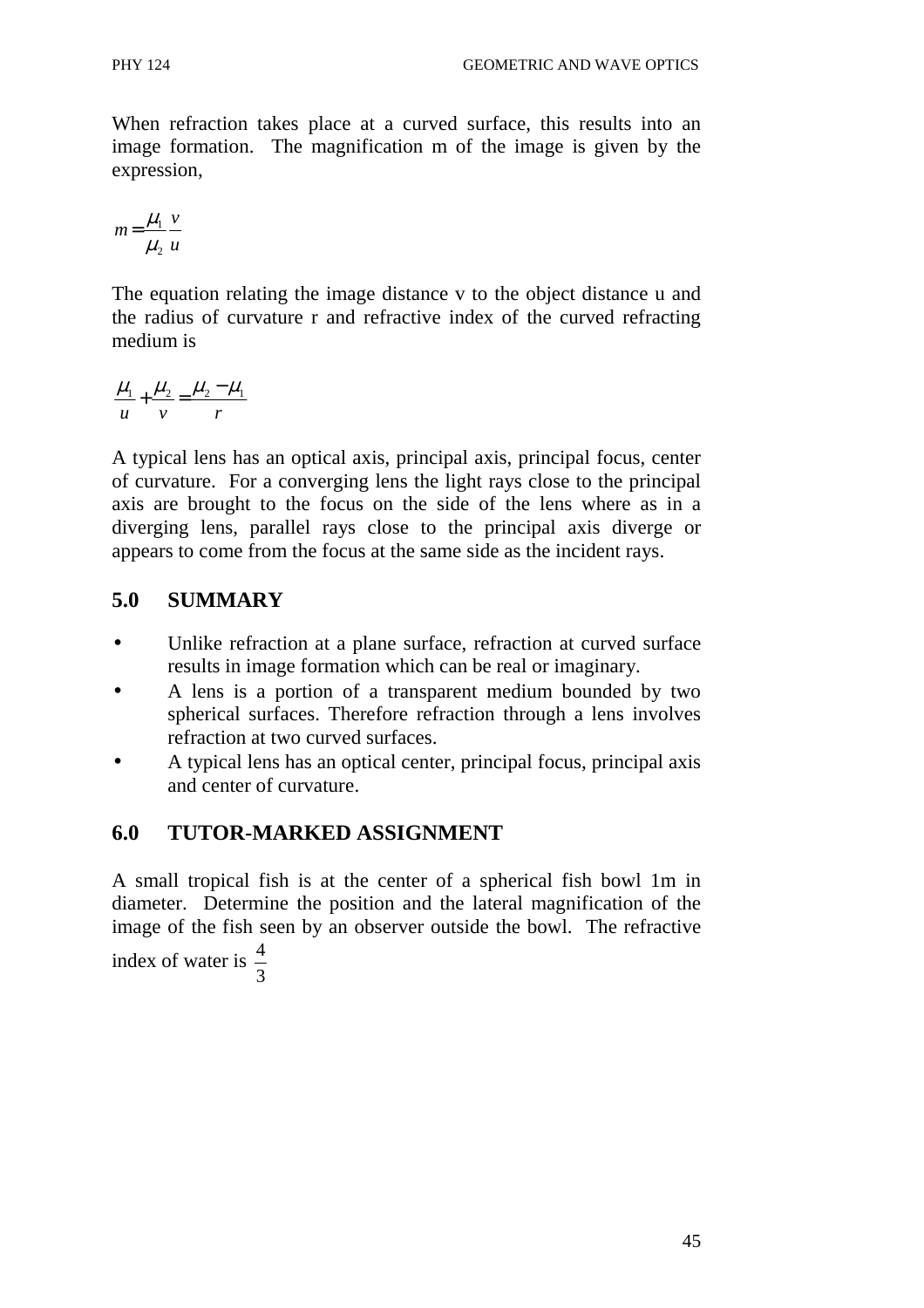When refraction takes place at a curved surface, this results into an image formation. The magnification m of the image is given by the expression,

$$m = \frac{\mu_1}{\mu_2}\frac{v}{u}$$

The equation relating the image distance v to the object distance u and the radius of curvature r and refractive index of the curved refracting medium is

$$\frac{\mu_1}{u} + \frac{\mu_2}{v} = \frac{\mu_2 - \mu_1}{r}$$

A typical lens has an optical axis, principal axis, principal focus, center of curvature. For a converging lens the light rays close to the principal axis are brought to the focus on the side of the lens where as in a diverging lens, parallel rays close to the principal axis diverge or appears to come from the focus at the same side as the incident rays.

## 5.0 SUMMARY

- Unlike refraction at a plane surface, refraction at curved surface results in image formation which can be real or imaginary.
- A lens is a portion of a transparent medium bounded by two spherical surfaces. Therefore refraction through a lens involves refraction at two curved surfaces.
- A typical lens has an optical center, principal focus, principal axis and center of curvature.

## 6.0 TUTOR-MARKED ASSIGNMENT

A small tropical fish is at the center of a spherical fish bowl 1m in diameter. Determine the position and the lateral magnification of the image of the fish seen by an observer outside the bowl. The refractive index of water is $\frac{4}{3}$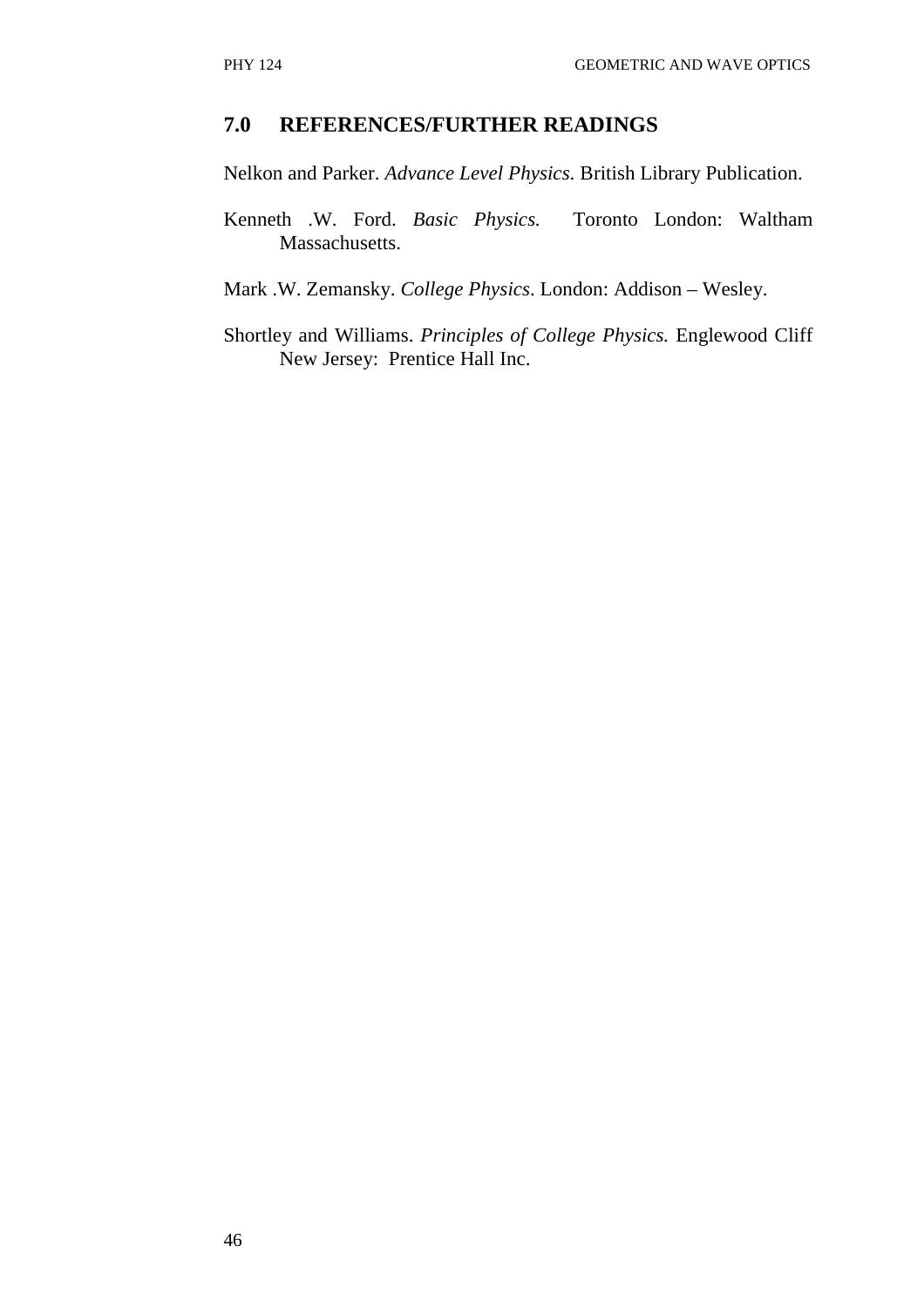## 7.0 REFERENCES/FURTHER READINGS

Nelkon and Parker. *Advance Level Physics*. British Library Publication.

Kenneth .W. Ford. *Basic Physics.* Toronto London: Waltham Massachusetts.

Mark .W. Zemansky. *College Physics*. London: Addison – Wesley.

Shortley and Williams. *Principles of College Physics.* Englewood Cliff New Jersey: Prentice Hall Inc.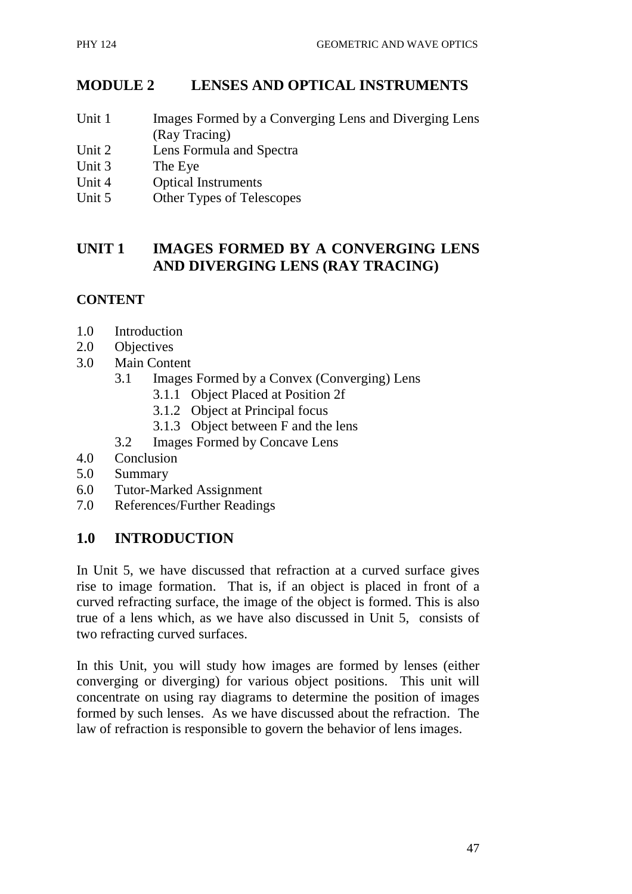# MODULE 2 LENSES AND OPTICAL INSTRUMENTS

Unit 1 Images Formed by a Converging Lens and Diverging Lens (Ray Tracing)
Unit 2 Lens Formula and Spectra
Unit 3 The Eye
Unit 4 Optical Instruments
Unit 5 Other Types of Telescopes

## UNIT 1 IMAGES FORMED BY A CONVERGING LENS AND DIVERGING LENS (RAY TRACING)

### CONTENT

1.0 Introduction
2.0 Objectives
3.0 Main Content
  3.1 Images Formed by a Convex (Converging) Lens
    3.1.1 Object Placed at Position 2f
    3.1.2 Object at Principal focus
    3.1.3 Object between F and the lens
  3.2 Images Formed by Concave Lens
4.0 Conclusion
5.0 Summary
6.0 Tutor-Marked Assignment
7.0 References/Further Readings

## 1.0 INTRODUCTION

In Unit 5, we have discussed that refraction at a curved surface gives rise to image formation. That is, if an object is placed in front of a curved refracting surface, the image of the object is formed. This is also true of a lens which, as we have also discussed in Unit 5, consists of two refracting curved surfaces.

In this Unit, you will study how images are formed by lenses (either converging or diverging) for various object positions. This unit will concentrate on using ray diagrams to determine the position of images formed by such lenses. As we have discussed about the refraction. The law of refraction is responsible to govern the behavior of lens images.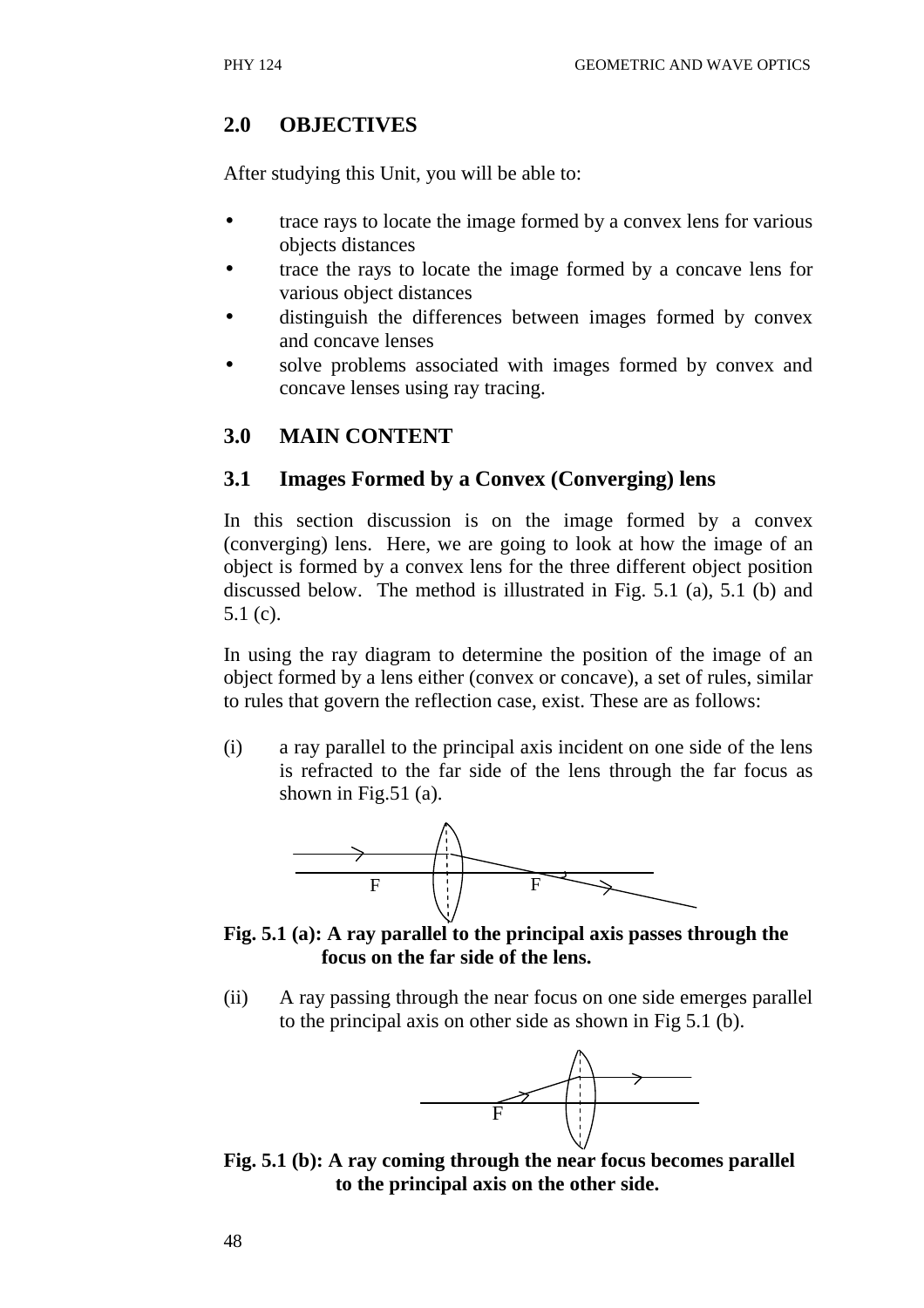## 2.0 OBJECTIVES

After studying this Unit, you will be able to:

- trace rays to locate the image formed by a convex lens for various objects distances
- trace the rays to locate the image formed by a concave lens for various object distances
- distinguish the differences between images formed by convex and concave lenses
- solve problems associated with images formed by convex and concave lenses using ray tracing.

## 3.0 MAIN CONTENT

### 3.1 Images Formed by a Convex (Converging) lens

In this section discussion is on the image formed by a convex (converging) lens. Here, we are going to look at how the image of an object is formed by a convex lens for the three different object position discussed below. The method is illustrated in Fig. 5.1 (a), 5.1 (b) and 5.1 (c).

In using the ray diagram to determine the position of the image of an object formed by a lens either (convex or concave), a set of rules, similar to rules that govern the reflection case, exist. These are as follows:

(i) a ray parallel to the principal axis incident on one side of the lens is refracted to the far side of the lens through the far focus as shown in Fig.51 (a).

**Fig. 5.1 (a): A ray parallel to the principal axis passes through the focus on the far side of the lens.**

(ii) A ray passing through the near focus on one side emerges parallel to the principal axis on other side as shown in Fig 5.1 (b).

**Fig. 5.1 (b): A ray coming through the near focus becomes parallel to the principal axis on the other side.**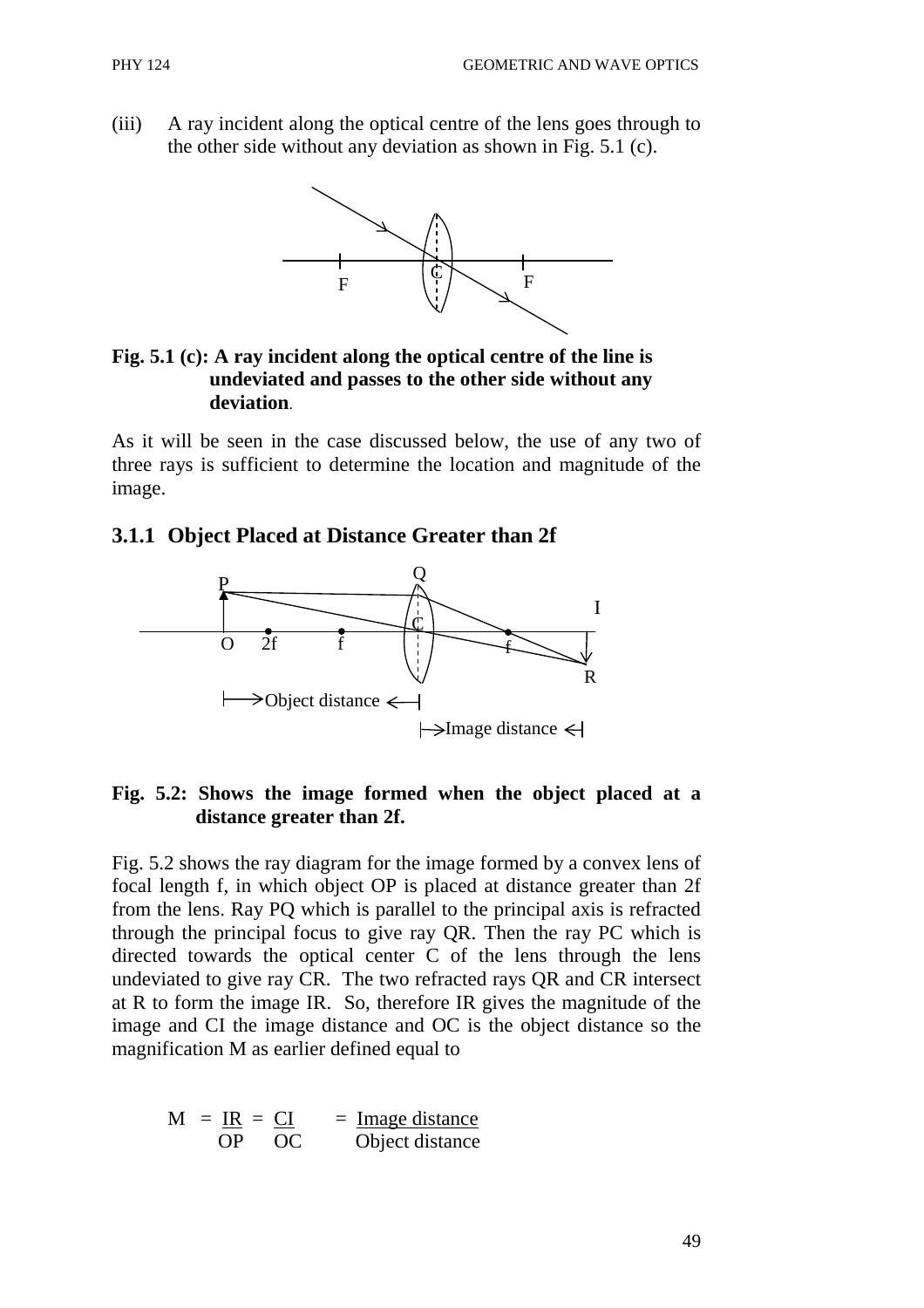(iii) A ray incident along the optical centre of the lens goes through to the other side without any deviation as shown in Fig. 5.1 (c).

**Fig. 5.1 (c): A ray incident along the optical centre of the line is undeviated and passes to the other side without any deviation.**

As it will be seen in the case discussed below, the use of any two of three rays is sufficient to determine the location and magnitude of the image.

### 3.1.1 Object Placed at Distance Greater than 2f

**Fig. 5.2: Shows the image formed when the object placed at a distance greater than 2f.**

Fig. 5.2 shows the ray diagram for the image formed by a convex lens of focal length f, in which object OP is placed at distance greater than 2f from the lens. Ray PQ which is parallel to the principal axis is refracted through the principal focus to give ray QR. Then the ray PC which is directed towards the optical center C of the lens through the lens undeviated to give ray CR. The two refracted rays QR and CR intersect at R to form the image IR. So, therefore IR gives the magnitude of the image and CI the image distance and OC is the object distance so the magnification M as earlier defined equal to

$$M = \frac{IR}{OP} = \frac{CI}{OC} = \frac{\text{Image distance}}{\text{Object distance}}$$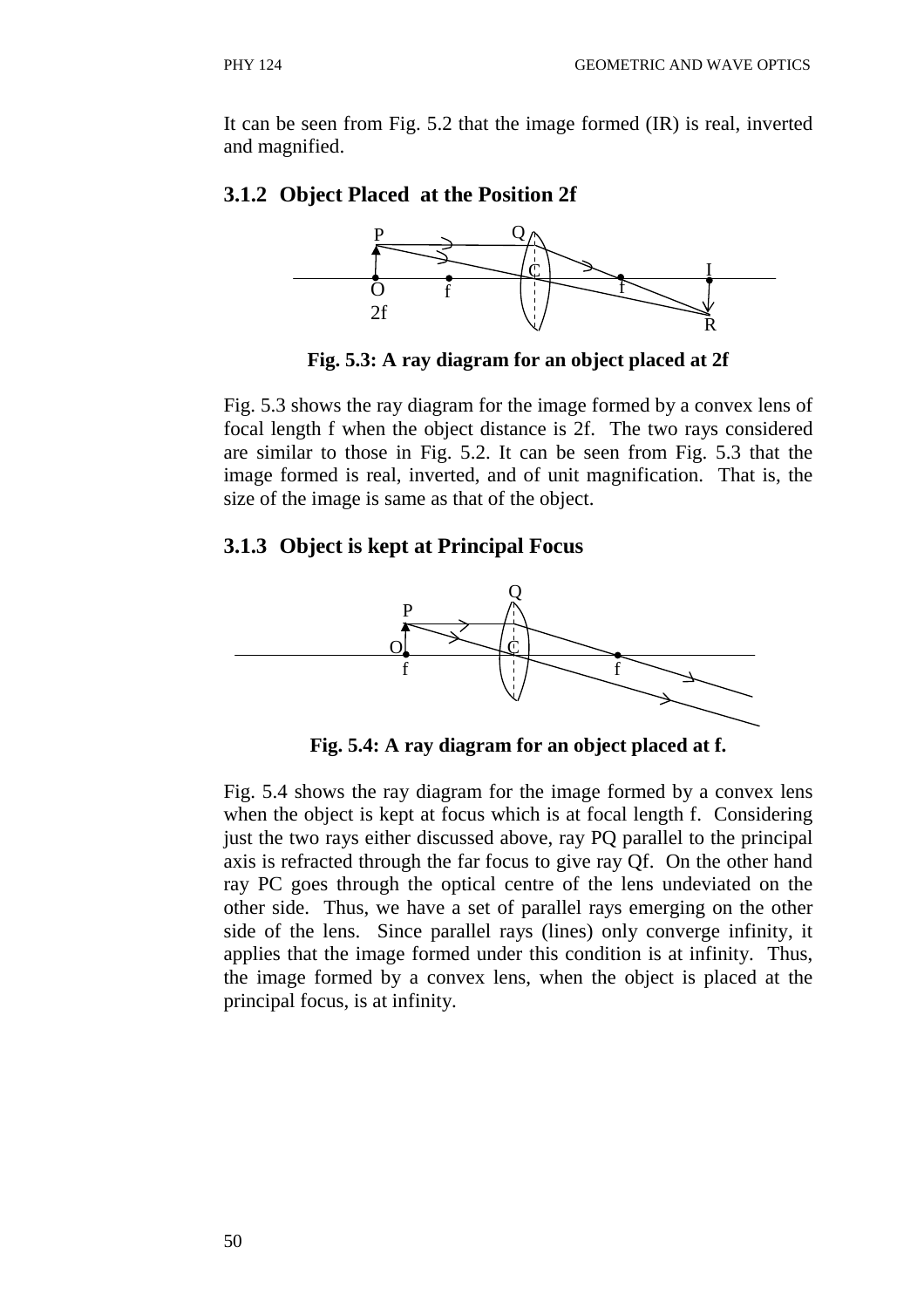It can be seen from Fig. 5.2 that the image formed (IR) is real, inverted and magnified.

### 3.1.2 Object Placed at the Position 2f

**Fig. 5.3: A ray diagram for an object placed at 2f**

Fig. 5.3 shows the ray diagram for the image formed by a convex lens of focal length f when the object distance is 2f. The two rays considered are similar to those in Fig. 5.2. It can be seen from Fig. 5.3 that the image formed is real, inverted, and of unit magnification. That is, the size of the image is same as that of the object.

### 3.1.3 Object is kept at Principal Focus

**Fig. 5.4: A ray diagram for an object placed at f.**

Fig. 5.4 shows the ray diagram for the image formed by a convex lens when the object is kept at focus which is at focal length f. Considering just the two rays either discussed above, ray PQ parallel to the principal axis is refracted through the far focus to give ray Qf. On the other hand ray PC goes through the optical centre of the lens undeviated on the other side. Thus, we have a set of parallel rays emerging on the other side of the lens. Since parallel rays (lines) only converge infinity, it applies that the image formed under this condition is at infinity. Thus, the image formed by a convex lens, when the object is placed at the principal focus, is at infinity.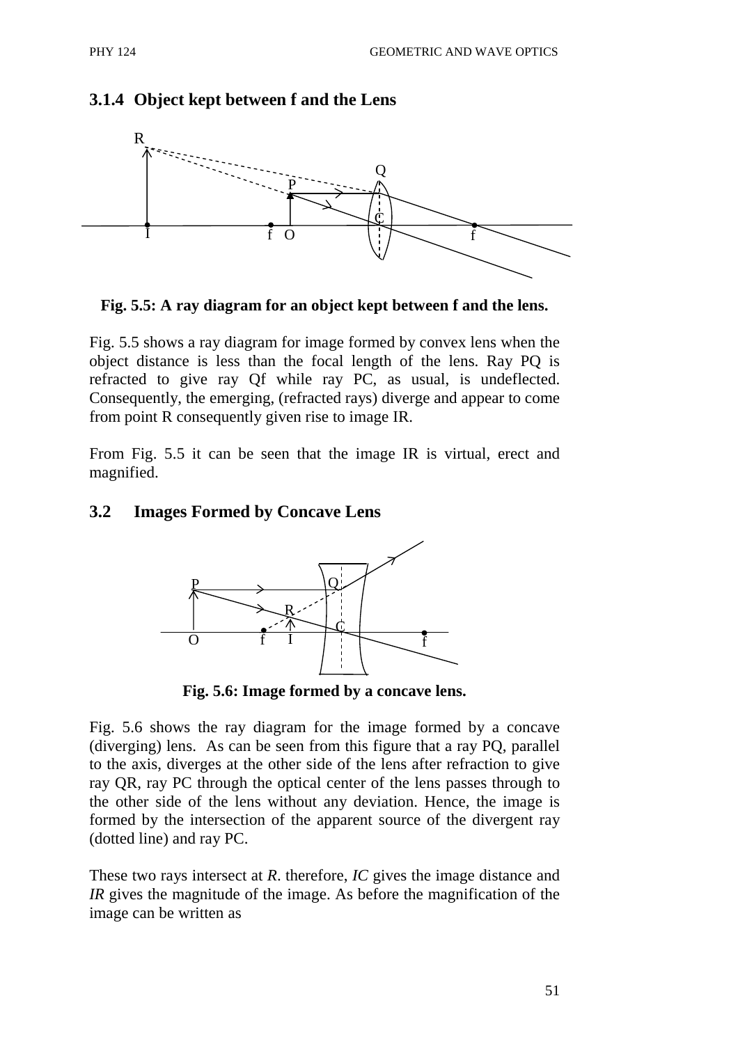### 3.1.4 Object kept between f and the Lens

**Fig. 5.5: A ray diagram for an object kept between f and the lens.**

Fig. 5.5 shows a ray diagram for image formed by convex lens when the object distance is less than the focal length of the lens. Ray PQ is refracted to give ray Qf while ray PC, as usual, is undeflected. Consequently, the emerging, (refracted rays) diverge and appear to come from point R consequently given rise to image IR.

From Fig. 5.5 it can be seen that the image IR is virtual, erect and magnified.

## 3.2 Images Formed by Concave Lens

**Fig. 5.6: Image formed by a concave lens.**

Fig. 5.6 shows the ray diagram for the image formed by a concave (diverging) lens. As can be seen from this figure that a ray PQ, parallel to the axis, diverges at the other side of the lens after refraction to give ray QR, ray PC through the optical center of the lens passes through to the other side of the lens without any deviation. Hence, the image is formed by the intersection of the apparent source of the divergent ray (dotted line) and ray PC.

These two rays intersect at *R*. therefore, *IC* gives the image distance and *IR* gives the magnitude of the image. As before the magnification of the image can be written as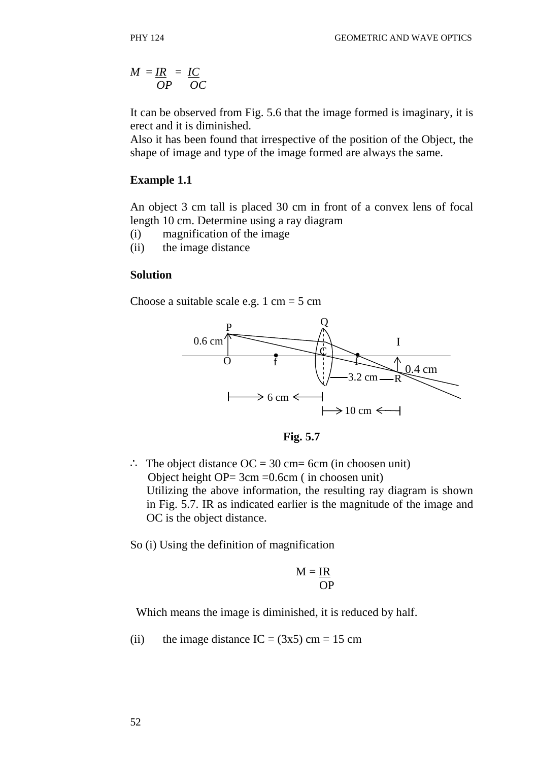$$M = \frac{IR}{OP} = \frac{IC}{OC}$$

It can be observed from Fig. 5.6 that the image formed is imaginary, it is erect and it is diminished.
Also it has been found that irrespective of the position of the Object, the shape of image and type of the image formed are always the same.

**Example 1.1**

An object 3 cm tall is placed 30 cm in front of a convex lens of focal length 10 cm. Determine using a ray diagram

(i) magnification of the image
(ii) the image distance

**Solution**

Choose a suitable scale e.g. 1 cm = 5 cm

**Fig. 5.7**

∴ The object distance OC = 30 cm= 6cm (in choosen unit)
Object height OP= 3cm =0.6cm ( in choosen unit)
Utilizing the above information, the resulting ray diagram is shown in Fig. 5.7. IR as indicated earlier is the magnitude of the image and OC is the object distance.

So (i) Using the definition of magnification

$$M = \frac{IR}{OP}$$

Which means the image is diminished, it is reduced by half.

(ii) the image distance IC = (3x5) cm = 15 cm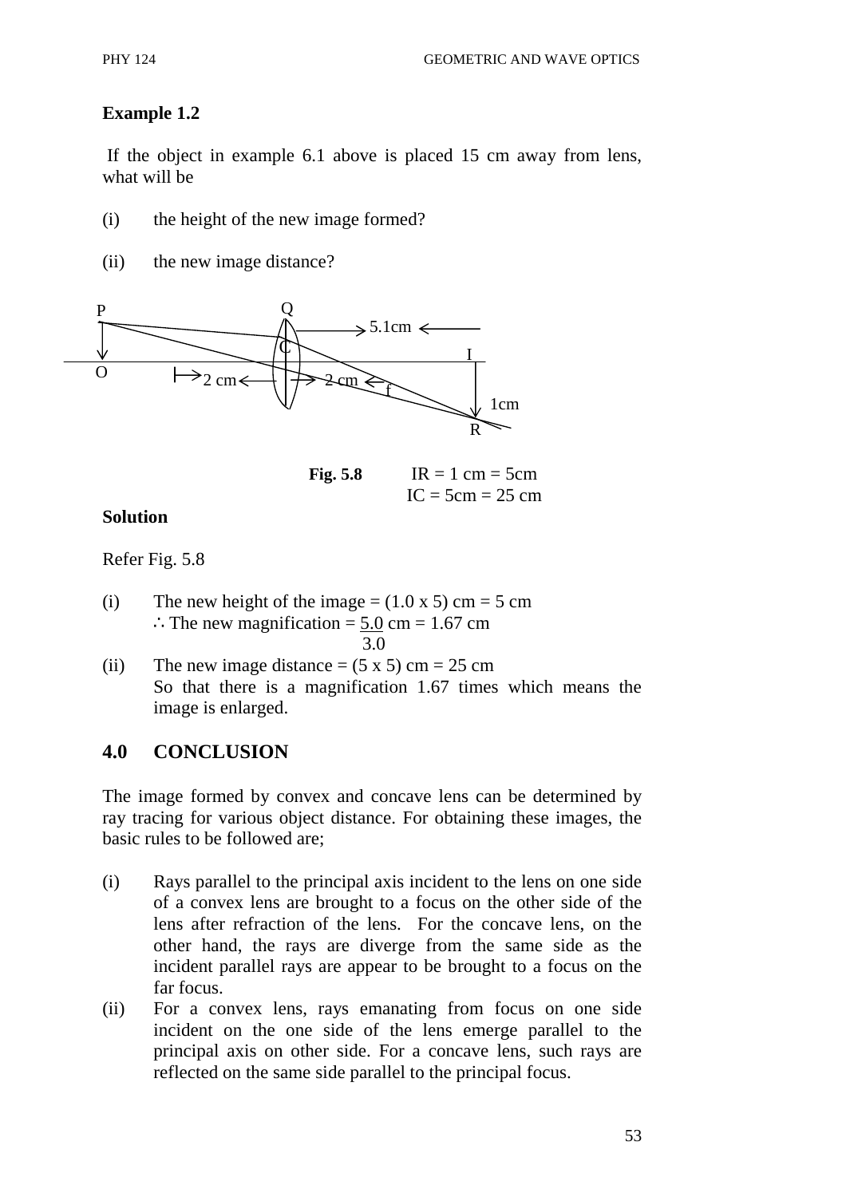**Example 1.2**

If the object in example 6.1 above is placed 15 cm away from lens, what will be

(i) the height of the new image formed?

(ii) the new image distance?

**Fig. 5.8** IR = 1 cm = 5cm
IC = 5cm = 25 cm

**Solution**

Refer Fig. 5.8

(i) The new height of the image = (1.0 x 5) cm = 5 cm
$\therefore$ The new magnification = $\frac{5.0}{3.0}$ cm = 1.67 cm

(ii) The new image distance = (5 x 5) cm = 25 cm
So that there is a magnification 1.67 times which means the image is enlarged.

## 4.0 CONCLUSION

The image formed by convex and concave lens can be determined by ray tracing for various object distance. For obtaining these images, the basic rules to be followed are;

(i) Rays parallel to the principal axis incident to the lens on one side of a convex lens are brought to a focus on the other side of the lens after refraction of the lens. For the concave lens, on the other hand, the rays are diverge from the same side as the incident parallel rays are appear to be brought to a focus on the far focus.

(ii) For a convex lens, rays emanating from focus on one side incident on the one side of the lens emerge parallel to the principal axis on other side. For a concave lens, such rays are reflected on the same side parallel to the principal focus.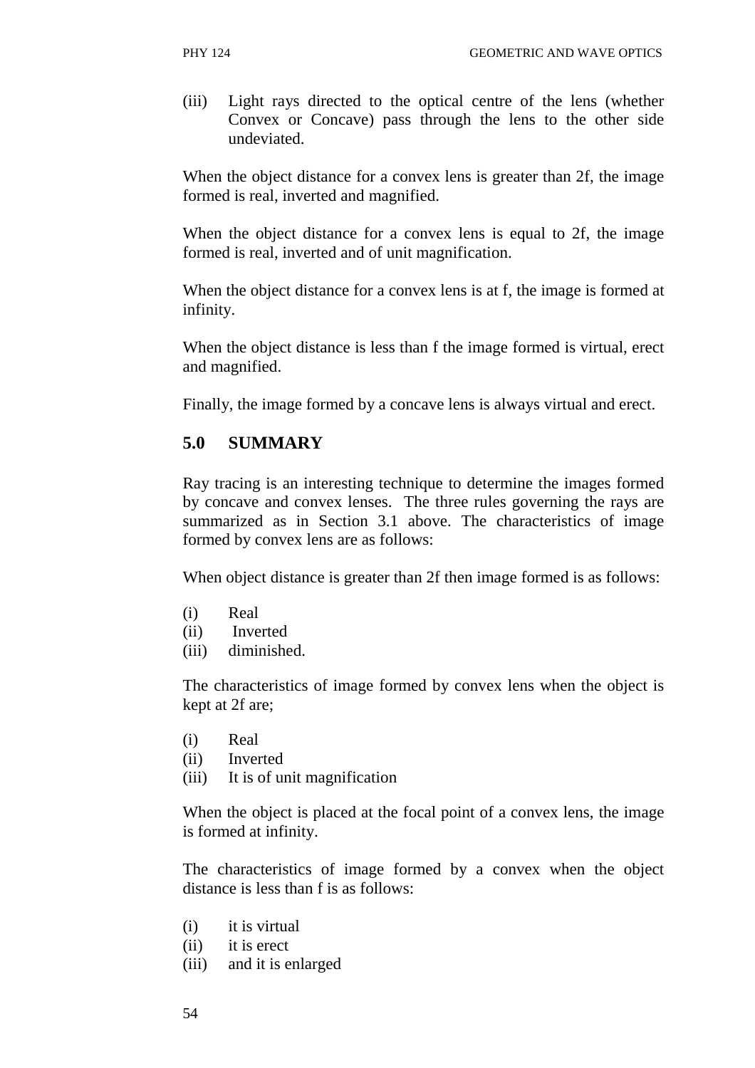(iii) Light rays directed to the optical centre of the lens (whether Convex or Concave) pass through the lens to the other side undeviated.

When the object distance for a convex lens is greater than 2f, the image formed is real, inverted and magnified.

When the object distance for a convex lens is equal to 2f, the image formed is real, inverted and of unit magnification.

When the object distance for a convex lens is at f, the image is formed at infinity.

When the object distance is less than f the image formed is virtual, erect and magnified.

Finally, the image formed by a concave lens is always virtual and erect.

## 5.0 SUMMARY

Ray tracing is an interesting technique to determine the images formed by concave and convex lenses. The three rules governing the rays are summarized as in Section 3.1 above. The characteristics of image formed by convex lens are as follows:

When object distance is greater than 2f then image formed is as follows:

(i) Real
(ii) Inverted
(iii) diminished.

The characteristics of image formed by convex lens when the object is kept at 2f are;

(i) Real
(ii) Inverted
(iii) It is of unit magnification

When the object is placed at the focal point of a convex lens, the image is formed at infinity.

The characteristics of image formed by a convex when the object distance is less than f is as follows:

(i) it is virtual
(ii) it is erect
(iii) and it is enlarged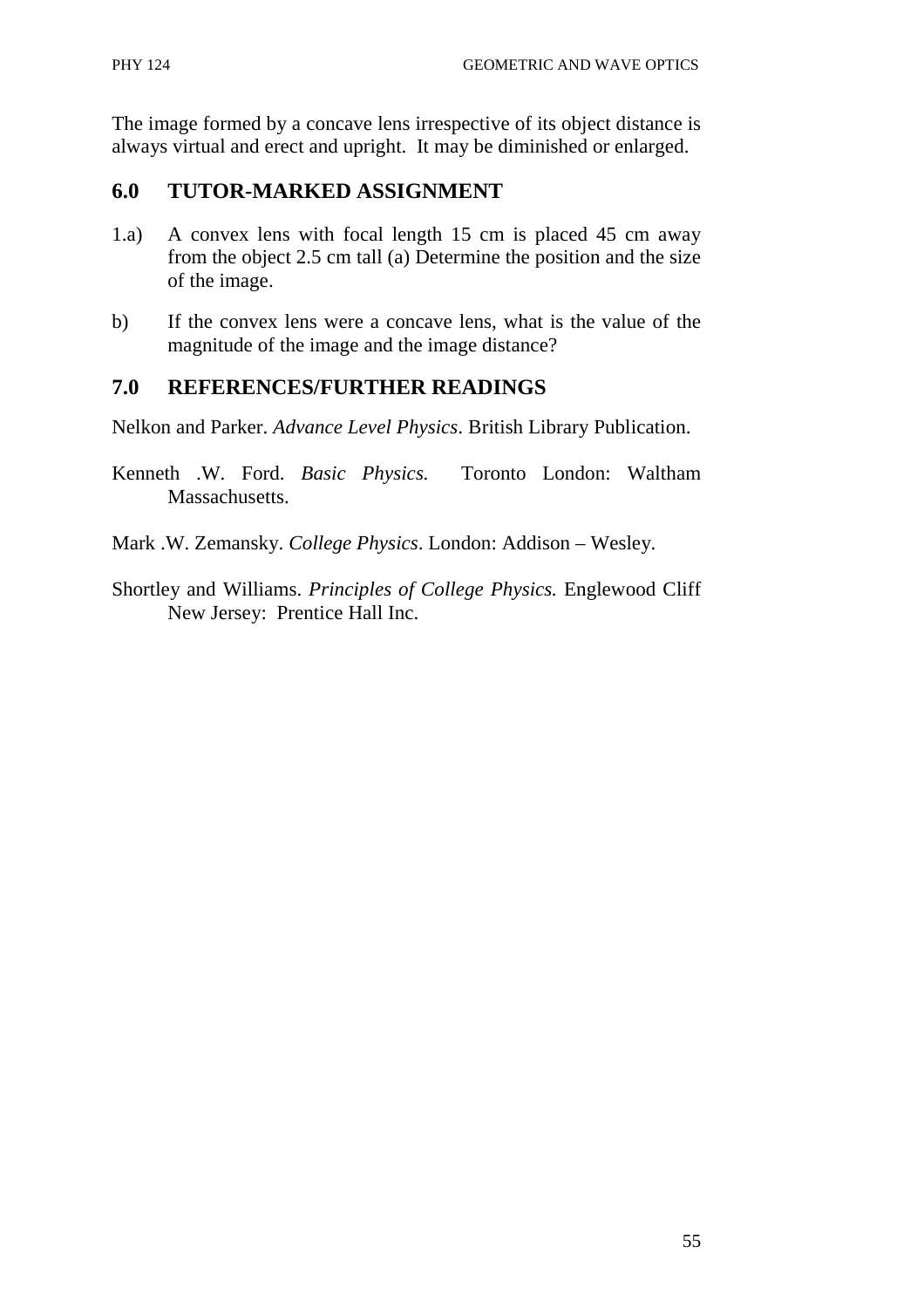The image formed by a concave lens irrespective of its object distance is always virtual and erect and upright. It may be diminished or enlarged.

## 6.0 TUTOR-MARKED ASSIGNMENT

1.a) A convex lens with focal length 15 cm is placed 45 cm away from the object 2.5 cm tall (a) Determine the position and the size of the image.

b) If the convex lens were a concave lens, what is the value of the magnitude of the image and the image distance?

## 7.0 REFERENCES/FURTHER READINGS

Nelkon and Parker. *Advance Level Physics*. British Library Publication.

Kenneth .W. Ford. *Basic Physics.* Toronto London: Waltham Massachusetts.

Mark .W. Zemansky. *College Physics*. London: Addison – Wesley.

Shortley and Williams. *Principles of College Physics.* Englewood Cliff New Jersey: Prentice Hall Inc.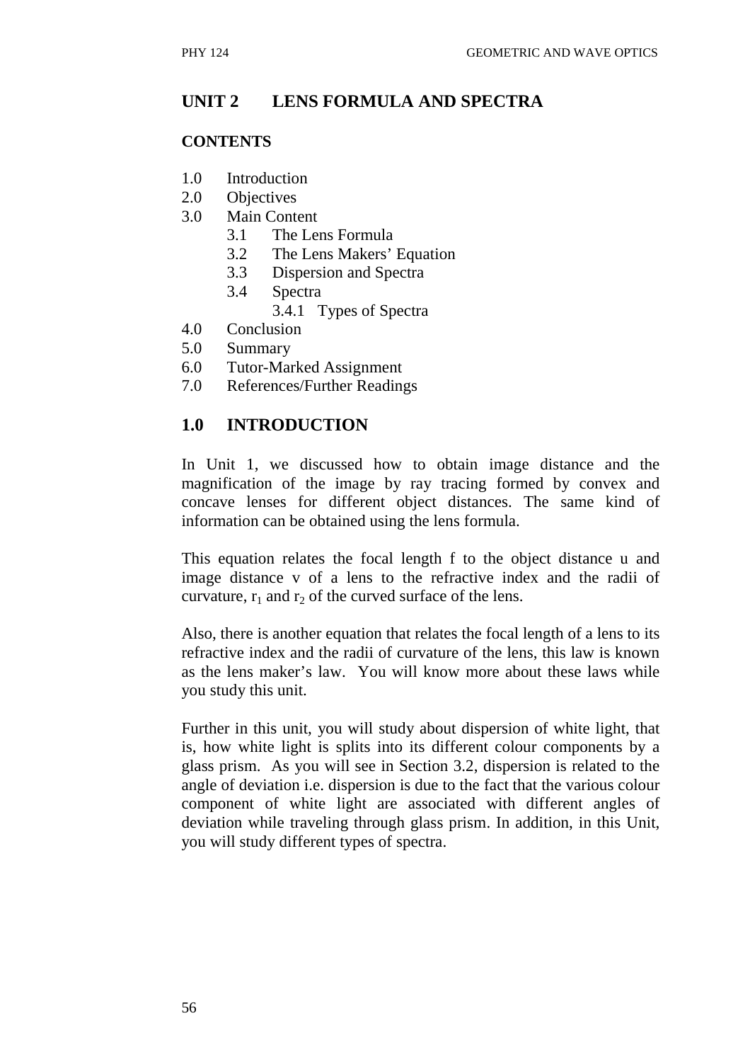# UNIT 2 LENS FORMULA AND SPECTRA

**CONTENTS**

1.0 Introduction
2.0 Objectives
3.0 Main Content
   3.1 The Lens Formula
   3.2 The Lens Makers' Equation
   3.3 Dispersion and Spectra
   3.4 Spectra
      3.4.1 Types of Spectra
4.0 Conclusion
5.0 Summary
6.0 Tutor-Marked Assignment
7.0 References/Further Readings

## 1.0 INTRODUCTION

In Unit 1, we discussed how to obtain image distance and the magnification of the image by ray tracing formed by convex and concave lenses for different object distances. The same kind of information can be obtained using the lens formula.

This equation relates the focal length f to the object distance u and image distance v of a lens to the refractive index and the radii of curvature, $r_1$ and $r_2$ of the curved surface of the lens.

Also, there is another equation that relates the focal length of a lens to its refractive index and the radii of curvature of the lens, this law is known as the lens maker's law. You will know more about these laws while you study this unit.

Further in this unit, you will study about dispersion of white light, that is, how white light is splits into its different colour components by a glass prism. As you will see in Section 3.2, dispersion is related to the angle of deviation i.e. dispersion is due to the fact that the various colour component of white light are associated with different angles of deviation while traveling through glass prism. In addition, in this Unit, you will study different types of spectra.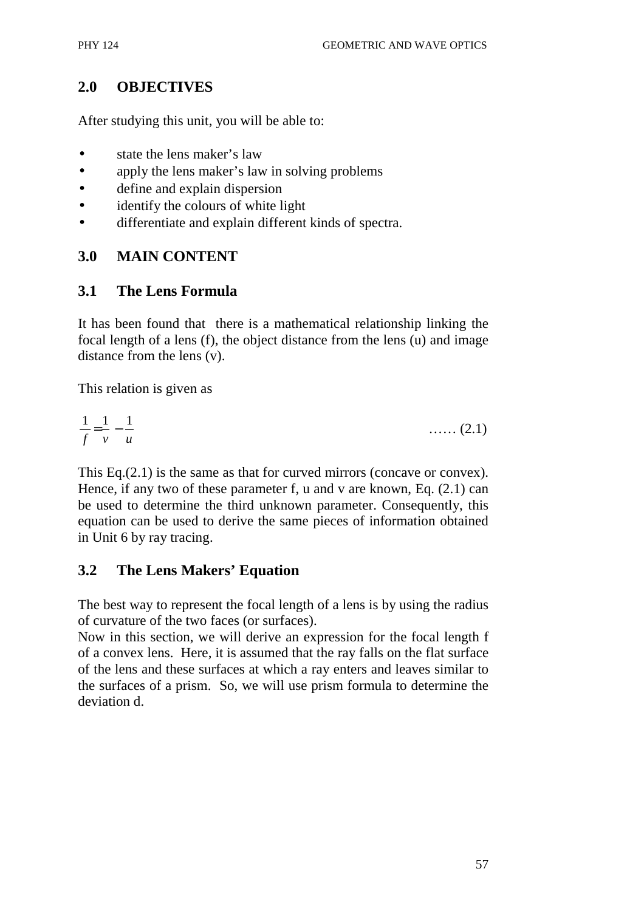## 2.0 OBJECTIVES

After studying this unit, you will be able to:

- state the lens maker's law
- apply the lens maker's law in solving problems
- define and explain dispersion
- identify the colours of white light
- differentiate and explain different kinds of spectra.

## 3.0 MAIN CONTENT

### 3.1 The Lens Formula

It has been found that there is a mathematical relationship linking the focal length of a lens (f), the object distance from the lens (u) and image distance from the lens (v).

This relation is given as

$$\frac{1}{f} = \frac{1}{v} - \frac{1}{u} \qquad \ldots\ldots (2.1)$$

This Eq.(2.1) is the same as that for curved mirrors (concave or convex). Hence, if any two of these parameter f, u and v are known, Eq. (2.1) can be used to determine the third unknown parameter. Consequently, this equation can be used to derive the same pieces of information obtained in Unit 6 by ray tracing.

### 3.2 The Lens Makers' Equation

The best way to represent the focal length of a lens is by using the radius of curvature of the two faces (or surfaces).

Now in this section, we will derive an expression for the focal length f of a convex lens. Here, it is assumed that the ray falls on the flat surface of the lens and these surfaces at which a ray enters and leaves similar to the surfaces of a prism. So, we will use prism formula to determine the deviation d.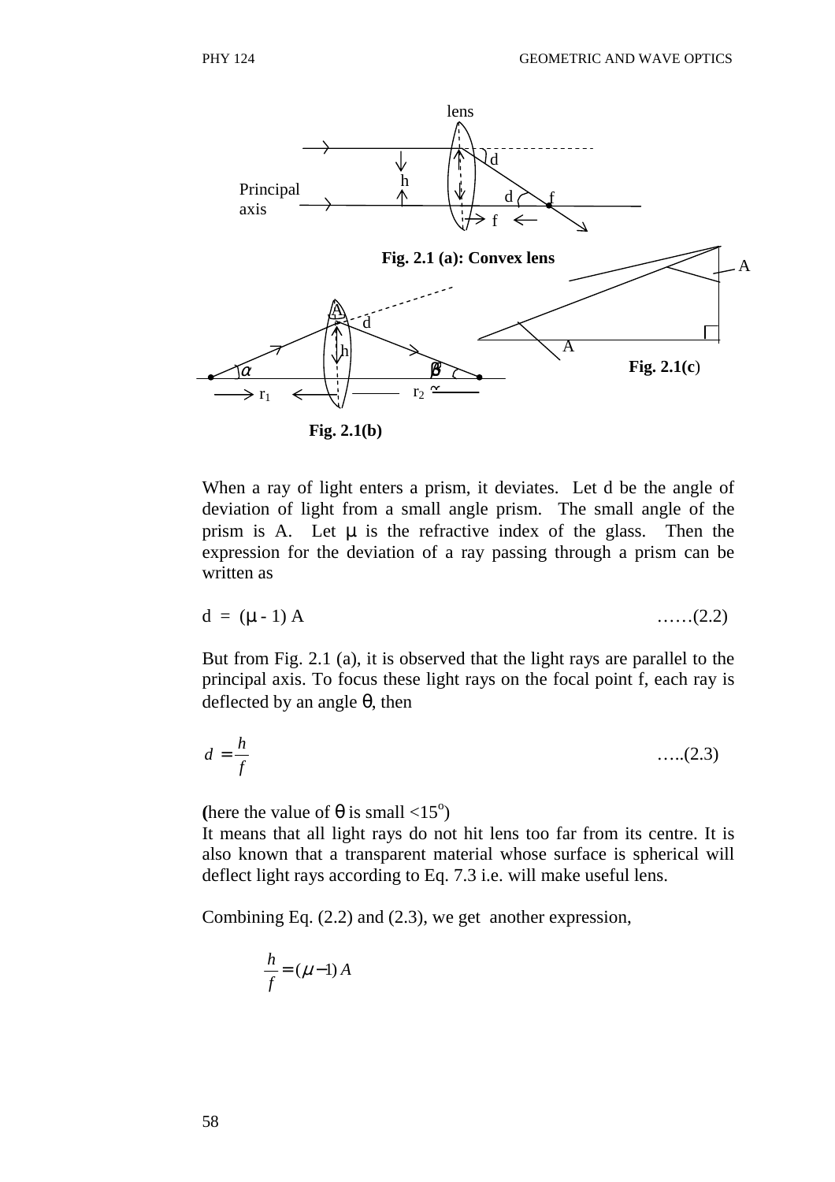Fig. 2.1 (a): Convex lens

Fig. 2.1(b)

Fig. 2.1(c)

When a ray of light enters a prism, it deviates. Let d be the angle of deviation of light from a small angle prism. The small angle of the prism is A. Let μ is the refractive index of the glass. Then the expression for the deviation of a ray passing through a prism can be written as

$$d = (\mu - 1) A \qquad \text{……(2.2)}$$

But from Fig. 2.1 (a), it is observed that the light rays are parallel to the principal axis. To focus these light rays on the focal point f, each ray is deflected by an angle θ, then

$$d = \frac{h}{f} \qquad \text{…..(2.3)}$$

(here the value of θ is small <15°)
It means that all light rays do not hit lens too far from its centre. It is also known that a transparent material whose surface is spherical will deflect light rays according to Eq. 7.3 i.e. will make useful lens.

Combining Eq. (2.2) and (2.3), we get another expression,

$$\frac{h}{f} = (\mu - 1) A$$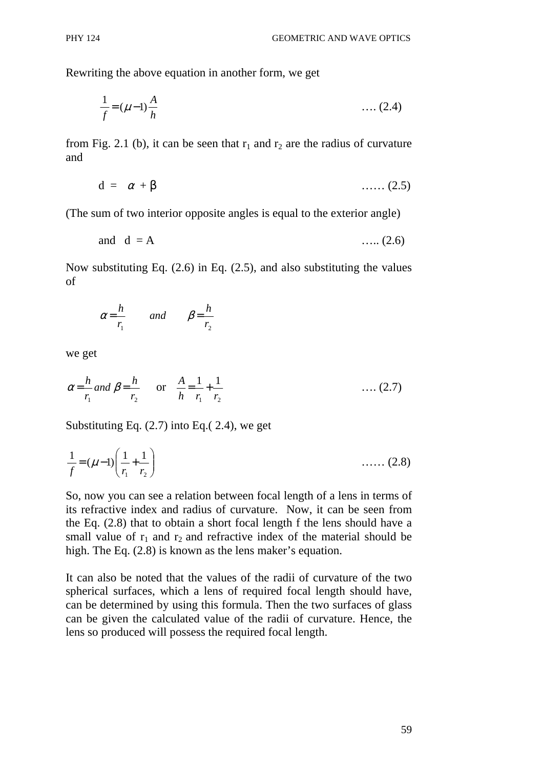Rewriting the above equation in another form, we get

$$\frac{1}{f} = (\mu - 1)\frac{A}{h} \qquad \text{…. (2.4)}$$

from Fig. 2.1 (b), it can be seen that $r_1$ and $r_2$ are the radius of curvature and

$$d = \alpha + \beta \qquad \text{…… (2.5)}$$

(The sum of two interior opposite angles is equal to the exterior angle)

$$\text{and} \quad d = A \qquad \text{….. (2.6)}$$

Now substituting Eq. (2.6) in Eq. (2.5), and also substituting the values of

$$\alpha = \frac{h}{r_1} \quad \text{and} \quad \beta = \frac{h}{r_2}$$

we get

$$\alpha = \frac{h}{r_1} \text{ and } \beta = \frac{h}{r_2} \quad \text{or} \quad \frac{A}{h} = \frac{1}{r_1} + \frac{1}{r_2} \qquad \text{…. (2.7)}$$

Substituting Eq. (2.7) into Eq.( 2.4), we get

$$\frac{1}{f} = (\mu - 1)\left(\frac{1}{r_1} + \frac{1}{r_2}\right) \qquad \text{…… (2.8)}$$

So, now you can see a relation between focal length of a lens in terms of its refractive index and radius of curvature. Now, it can be seen from the Eq. (2.8) that to obtain a short focal length f the lens should have a small value of $r_1$ and $r_2$ and refractive index of the material should be high. The Eq. (2.8) is known as the lens maker's equation.

It can also be noted that the values of the radii of curvature of the two spherical surfaces, which a lens of required focal length should have, can be determined by using this formula. Then the two surfaces of glass can be given the calculated value of the radii of curvature. Hence, the lens so produced will possess the required focal length.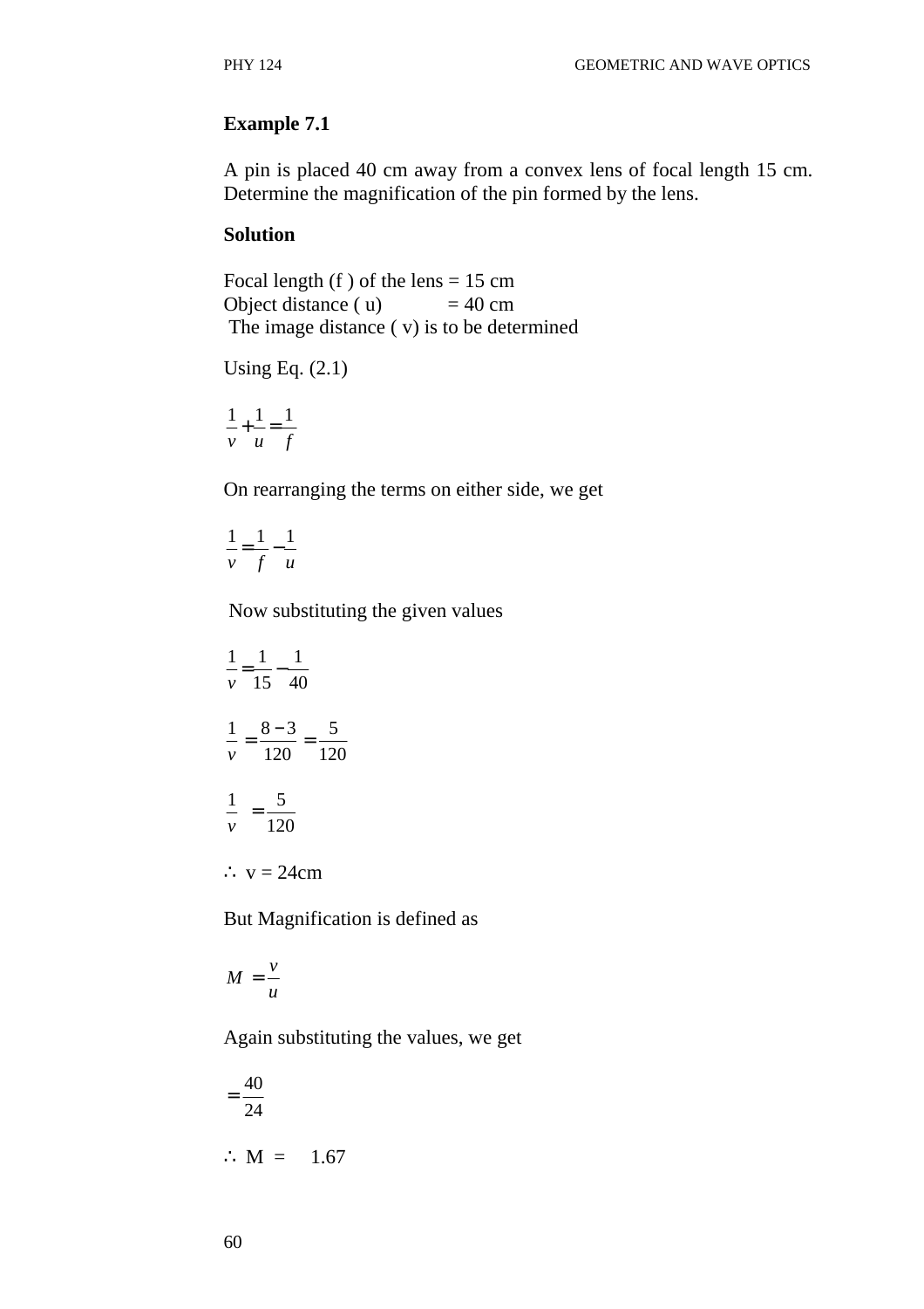**Example 7.1**

A pin is placed 40 cm away from a convex lens of focal length 15 cm. Determine the magnification of the pin formed by the lens.

**Solution**

Focal length (f ) of the lens = 15 cm
Object distance ( u) = 40 cm
The image distance ( v) is to be determined

Using Eq. (2.1)

$$\frac{1}{v}+\frac{1}{u}=\frac{1}{f}$$

On rearranging the terms on either side, we get

$$\frac{1}{v}=\frac{1}{f}-\frac{1}{u}$$

Now substituting the given values

$$\frac{1}{v}=\frac{1}{15}-\frac{1}{40}$$

$$\frac{1}{v}=\frac{8-3}{120}=\frac{5}{120}$$

$$\frac{1}{v}=\frac{5}{120}$$

$\therefore$ v = 24cm

But Magnification is defined as

$$M=\frac{v}{u}$$

Again substituting the values, we get

$$=\frac{40}{24}$$

$\therefore$ M = 1.67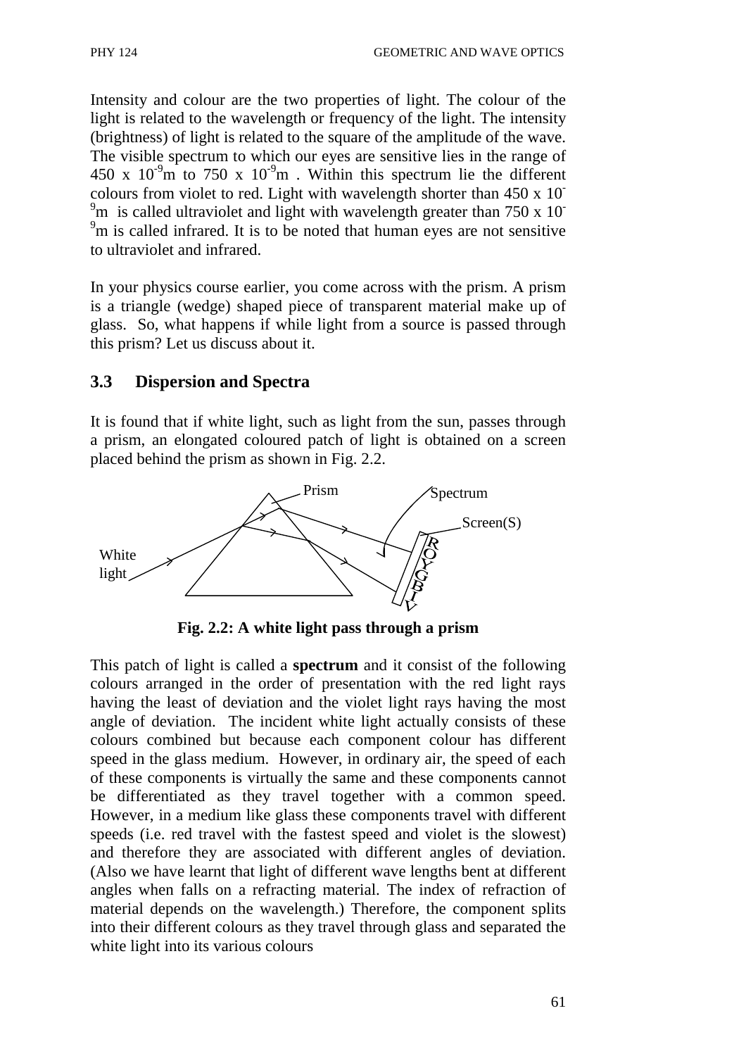Intensity and colour are the two properties of light. The colour of the light is related to the wavelength or frequency of the light. The intensity (brightness) of light is related to the square of the amplitude of the wave. The visible spectrum to which our eyes are sensitive lies in the range of $450 \times 10^{-9}$m to $750 \times 10^{-9}$m . Within this spectrum lie the different colours from violet to red. Light with wavelength shorter than $450 \times 10^{-9}$m is called ultraviolet and light with wavelength greater than $750 \times 10^{-9}$m is called infrared. It is to be noted that human eyes are not sensitive to ultraviolet and infrared.

In your physics course earlier, you come across with the prism. A prism is a triangle (wedge) shaped piece of transparent material make up of glass. So, what happens if while light from a source is passed through this prism? Let us discuss about it.

## 3.3 Dispersion and Spectra

It is found that if white light, such as light from the sun, passes through a prism, an elongated coloured patch of light is obtained on a screen placed behind the prism as shown in Fig. 2.2.

Prism

Spectrum

Screen(S)

White light

R O Y G B I V

**Fig. 2.2: A white light pass through a prism**

This patch of light is called a **spectrum** and it consist of the following colours arranged in the order of presentation with the red light rays having the least of deviation and the violet light rays having the most angle of deviation. The incident white light actually consists of these colours combined but because each component colour has different speed in the glass medium. However, in ordinary air, the speed of each of these components is virtually the same and these components cannot be differentiated as they travel together with a common speed. However, in a medium like glass these components travel with different speeds (i.e. red travel with the fastest speed and violet is the slowest) and therefore they are associated with different angles of deviation. (Also we have learnt that light of different wave lengths bent at different angles when falls on a refracting material. The index of refraction of material depends on the wavelength.) Therefore, the component splits into their different colours as they travel through glass and separated the white light into its various colours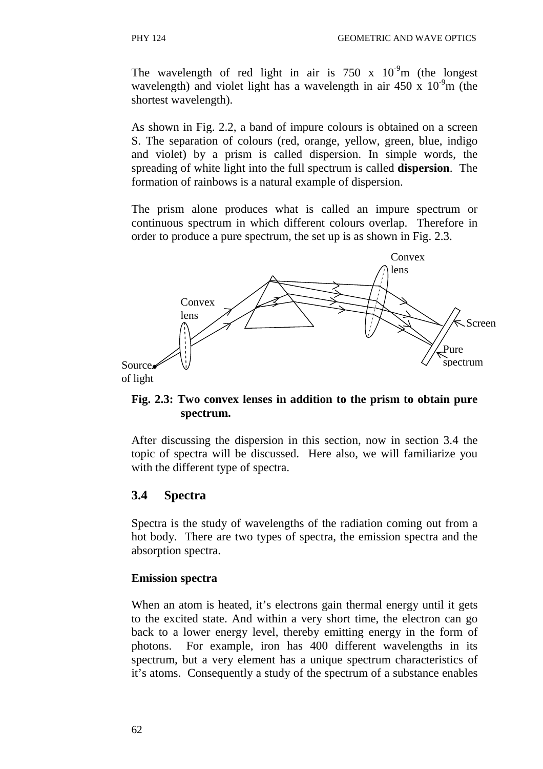The wavelength of red light in air is 750 x $10^{-9}$m (the longest wavelength) and violet light has a wavelength in air 450 x $10^{-9}$m (the shortest wavelength).

As shown in Fig. 2.2, a band of impure colours is obtained on a screen S. The separation of colours (red, orange, yellow, green, blue, indigo and violet) by a prism is called dispersion. In simple words, the spreading of white light into the full spectrum is called **dispersion**. The formation of rainbows is a natural example of dispersion.

The prism alone produces what is called an impure spectrum or continuous spectrum in which different colours overlap. Therefore in order to produce a pure spectrum, the set up is as shown in Fig. 2.3.

**Fig. 2.3: Two convex lenses in addition to the prism to obtain pure spectrum.**

After discussing the dispersion in this section, now in section 3.4 the topic of spectra will be discussed. Here also, we will familiarize you with the different type of spectra.

## 3.4 Spectra

Spectra is the study of wavelengths of the radiation coming out from a hot body. There are two types of spectra, the emission spectra and the absorption spectra.

**Emission spectra**

When an atom is heated, it's electrons gain thermal energy until it gets to the excited state. And within a very short time, the electron can go back to a lower energy level, thereby emitting energy in the form of photons. For example, iron has 400 different wavelengths in its spectrum, but a very element has a unique spectrum characteristics of it's atoms. Consequently a study of the spectrum of a substance enables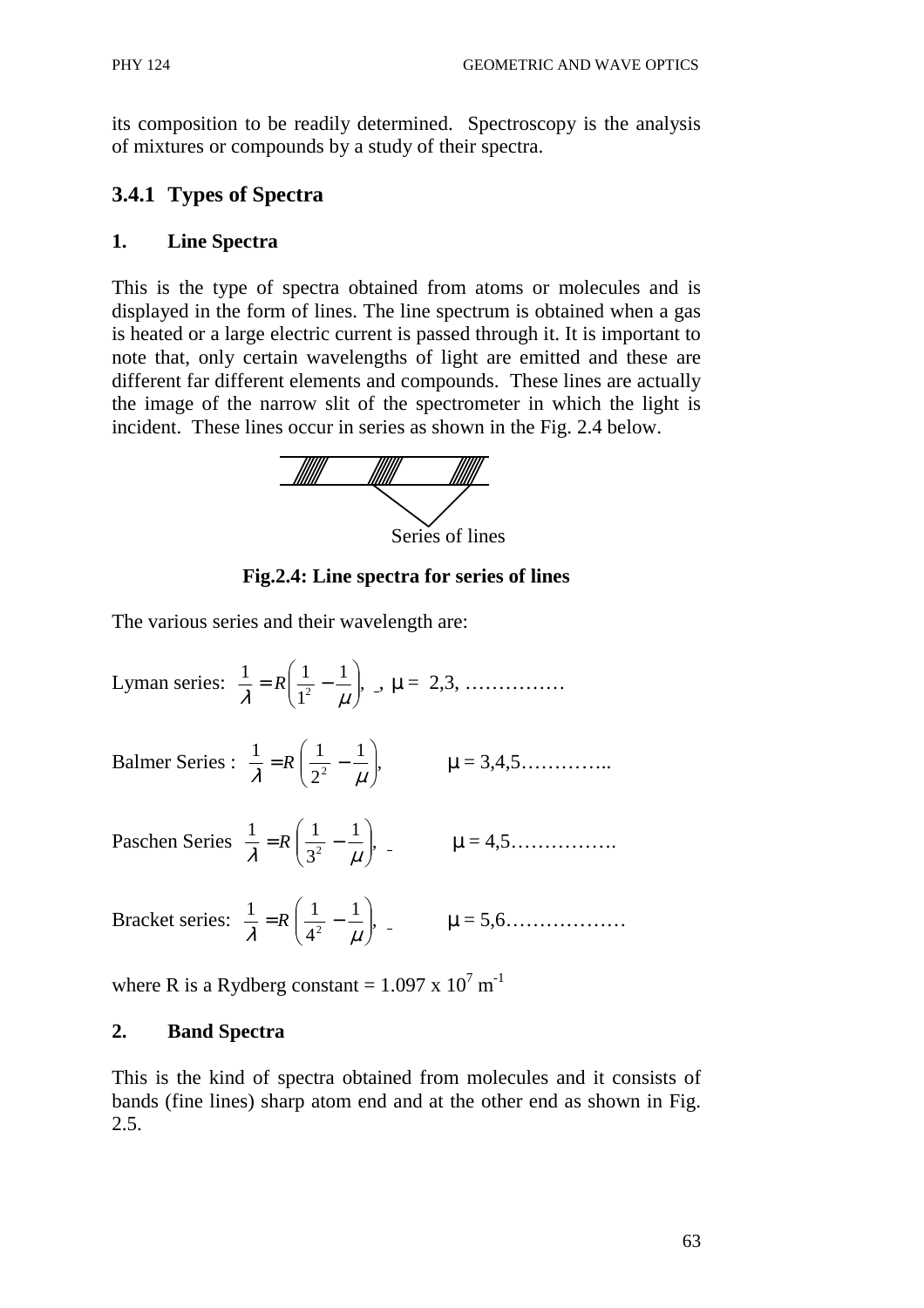its composition to be readily determined. Spectroscopy is the analysis of mixtures or compounds by a study of their spectra.

### 3.4.1 Types of Spectra

**1. Line Spectra**

This is the type of spectra obtained from atoms or molecules and is displayed in the form of lines. The line spectrum is obtained when a gas is heated or a large electric current is passed through it. It is important to note that, only certain wavelengths of light are emitted and these are different far different elements and compounds. These lines are actually the image of the narrow slit of the spectrometer in which the light is incident. These lines occur in series as shown in the Fig. 2.4 below.

Series of lines

**Fig.2.4: Line spectra for series of lines**

The various series and their wavelength are:

Lyman series: $\frac{1}{\lambda} = R\left(\frac{1}{1^2} - \frac{1}{\mu}\right),$ , $\mu$ = 2,3, ……………

Balmer Series : $\frac{1}{\lambda} = R\left(\frac{1}{2^2} - \frac{1}{\mu}\right),$ $\mu$ = 3,4,5…………..

Paschen Series $\frac{1}{\lambda} = R\left(\frac{1}{3^2} - \frac{1}{\mu}\right),$ $\mu$ = 4,5…………….

Bracket series: $\frac{1}{\lambda} = R\left(\frac{1}{4^2} - \frac{1}{\mu}\right),$ $\mu$ = 5,6………………

where R is a Rydberg constant = $1.097 \times 10^7$ m$^{-1}$

**2. Band Spectra**

This is the kind of spectra obtained from molecules and it consists of bands (fine lines) sharp atom end and at the other end as shown in Fig. 2.5.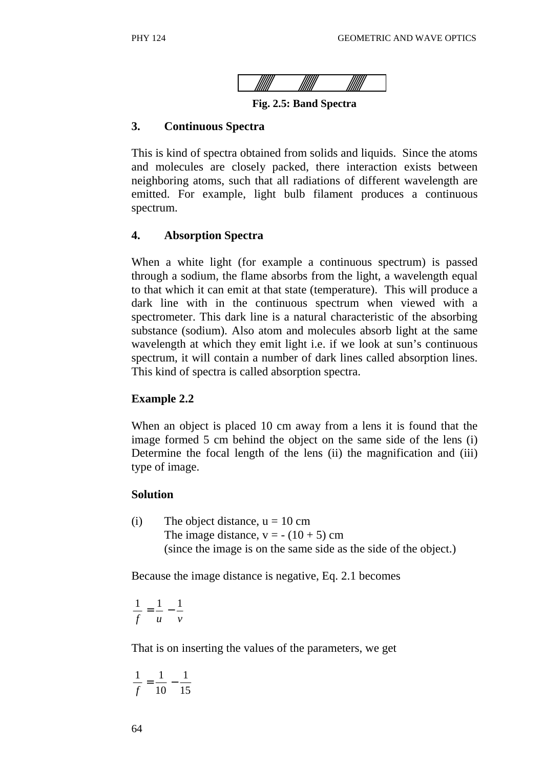**Fig. 2.5: Band Spectra**

### 3. Continuous Spectra

This is kind of spectra obtained from solids and liquids. Since the atoms and molecules are closely packed, there interaction exists between neighboring atoms, such that all radiations of different wavelength are emitted. For example, light bulb filament produces a continuous spectrum.

### 4. Absorption Spectra

When a white light (for example a continuous spectrum) is passed through a sodium, the flame absorbs from the light, a wavelength equal to that which it can emit at that state (temperature). This will produce a dark line with in the continuous spectrum when viewed with a spectrometer. This dark line is a natural characteristic of the absorbing substance (sodium). Also atom and molecules absorb light at the same wavelength at which they emit light i.e. if we look at sun's continuous spectrum, it will contain a number of dark lines called absorption lines. This kind of spectra is called absorption spectra.

**Example 2.2**

When an object is placed 10 cm away from a lens it is found that the image formed 5 cm behind the object on the same side of the lens (i) Determine the focal length of the lens (ii) the magnification and (iii) type of image.

**Solution**

(i) The object distance, $u = 10$ cm
The image distance, $v = -(10 + 5)$ cm
(since the image is on the same side as the side of the object.)

Because the image distance is negative, Eq. 2.1 becomes

$$\frac{1}{f} = \frac{1}{u} - \frac{1}{v}$$

That is on inserting the values of the parameters, we get

$$\frac{1}{f} = \frac{1}{10} - \frac{1}{15}$$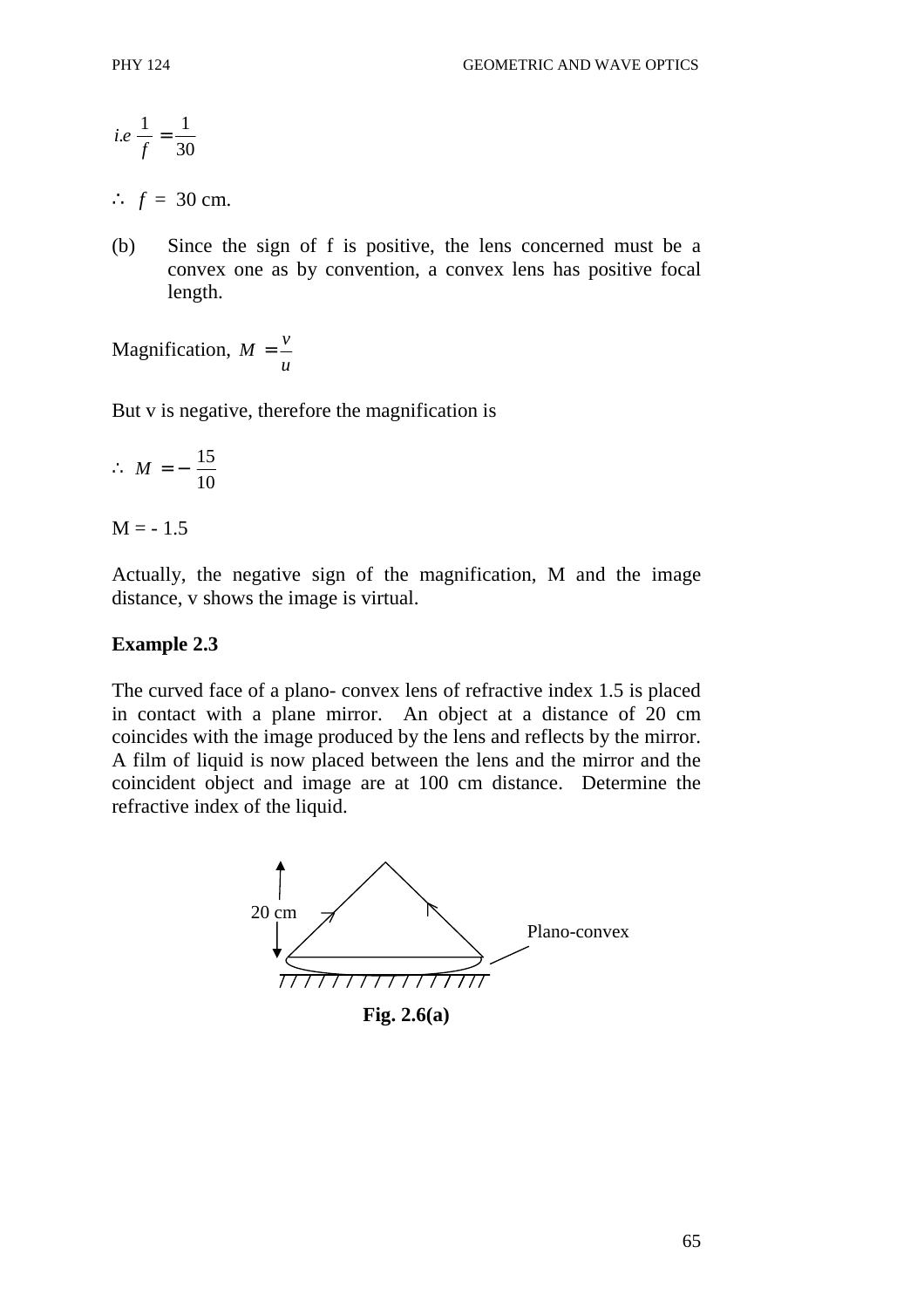$$i.e\ \frac{1}{f} = \frac{1}{30}$$

$\therefore\ f = 30$ cm.

(b) Since the sign of f is positive, the lens concerned must be a convex one as by convention, a convex lens has positive focal length.

Magnification, $M = \frac{v}{u}$

But v is negative, therefore the magnification is

$$\therefore\ M = -\frac{15}{10}$$

M = - 1.5

Actually, the negative sign of the magnification, M and the image distance, v shows the image is virtual.

**Example 2.3**

The curved face of a plano- convex lens of refractive index 1.5 is placed in contact with a plane mirror. An object at a distance of 20 cm coincides with the image produced by the lens and reflects by the mirror. A film of liquid is now placed between the lens and the mirror and the coincident object and image are at 100 cm distance. Determine the refractive index of the liquid.

20 cm

Plano-convex

**Fig. 2.6(a)**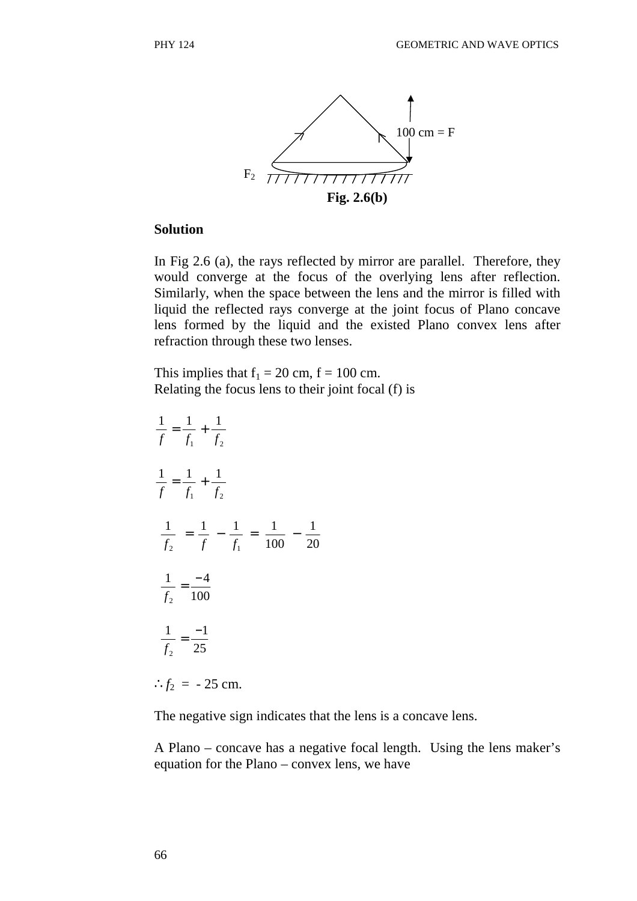100 cm = F

$F_2$

**Fig. 2.6(b)**

**Solution**

In Fig 2.6 (a), the rays reflected by mirror are parallel. Therefore, they would converge at the focus of the overlying lens after reflection. Similarly, when the space between the lens and the mirror is filled with liquid the reflected rays converge at the joint focus of Plano concave lens formed by the liquid and the existed Plano convex lens after refraction through these two lenses.

This implies that $f_1$ = 20 cm, f = 100 cm.
Relating the focus lens to their joint focal (f) is

$$\frac{1}{f} = \frac{1}{f_1} + \frac{1}{f_2}$$

$$\frac{1}{f} = \frac{1}{f_1} + \frac{1}{f_2}$$

$$\frac{1}{f_2} = \frac{1}{f} - \frac{1}{f_1} = \frac{1}{100} - \frac{1}{20}$$

$$\frac{1}{f_2} = \frac{-4}{100}$$

$$\frac{1}{f_2} = \frac{-1}{25}$$

$\therefore f_2$ = - 25 cm.

The negative sign indicates that the lens is a concave lens.

A Plano – concave has a negative focal length. Using the lens maker's equation for the Plano – convex lens, we have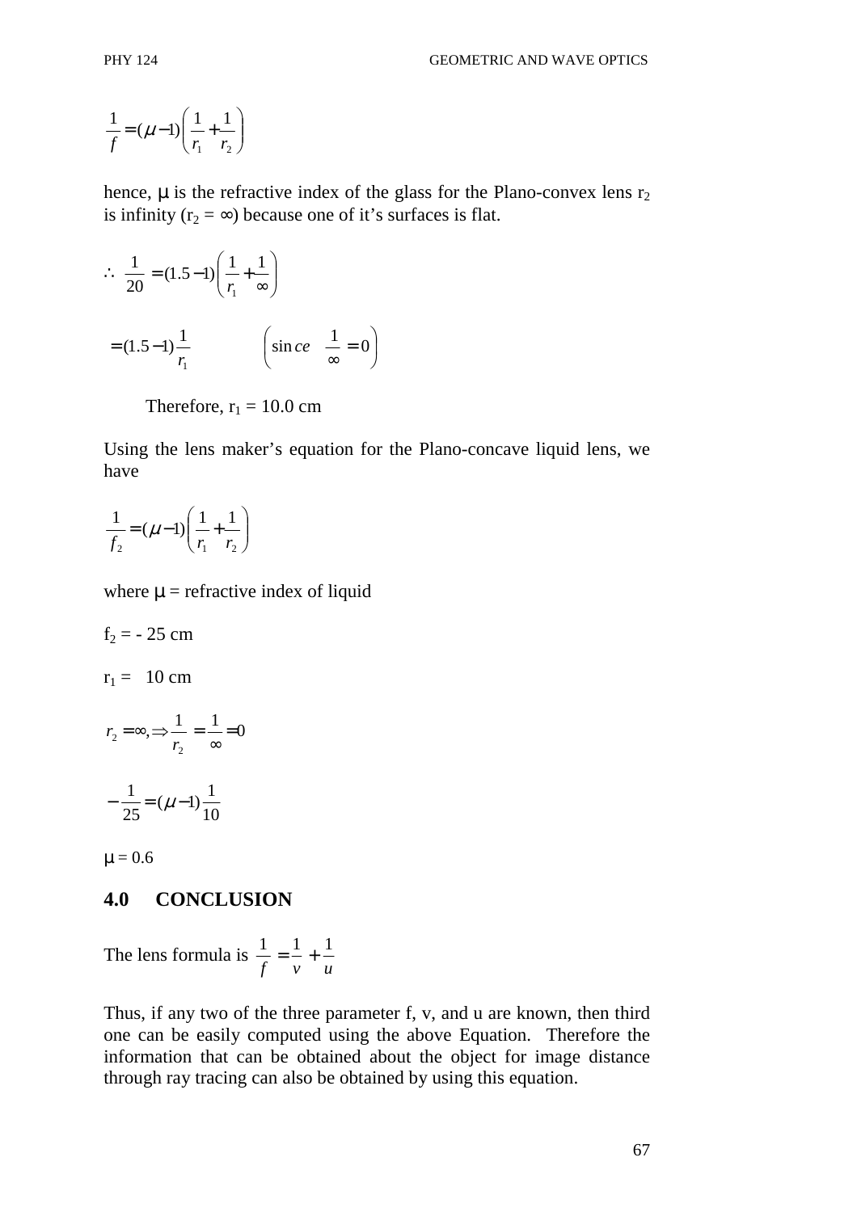$$\frac{1}{f} = (\mu - 1)\left(\frac{1}{r_1} + \frac{1}{r_2}\right)$$

hence, μ is the refractive index of the glass for the Plano-convex lens $r_2$ is infinity ($r_2 = \infty$) because one of it's surfaces is flat.

$$\therefore \ \frac{1}{20} = (1.5 - 1)\left(\frac{1}{r_1} + \frac{1}{\infty}\right)$$

$$= (1.5 - 1)\frac{1}{r_1} \qquad \left(\text{since} \quad \frac{1}{\infty} = 0\right)$$

Therefore, $r_1$ = 10.0 cm

Using the lens maker's equation for the Plano-concave liquid lens, we have

$$\frac{1}{f_2} = (\mu - 1)\left(\frac{1}{r_1} + \frac{1}{r_2}\right)$$

where μ = refractive index of liquid

$f_2$ = - 25 cm

$r_1$ = 10 cm

$$r_2 = \infty, \Rightarrow \frac{1}{r_2} = \frac{1}{\infty} = 0$$

$$-\frac{1}{25} = (\mu - 1)\frac{1}{10}$$

μ = 0.6

## 4.0 CONCLUSION

The lens formula is $\frac{1}{f} = \frac{1}{v} + \frac{1}{u}$

Thus, if any two of the three parameter f, v, and u are known, then third one can be easily computed using the above Equation. Therefore the information that can be obtained about the object for image distance through ray tracing can also be obtained by using this equation.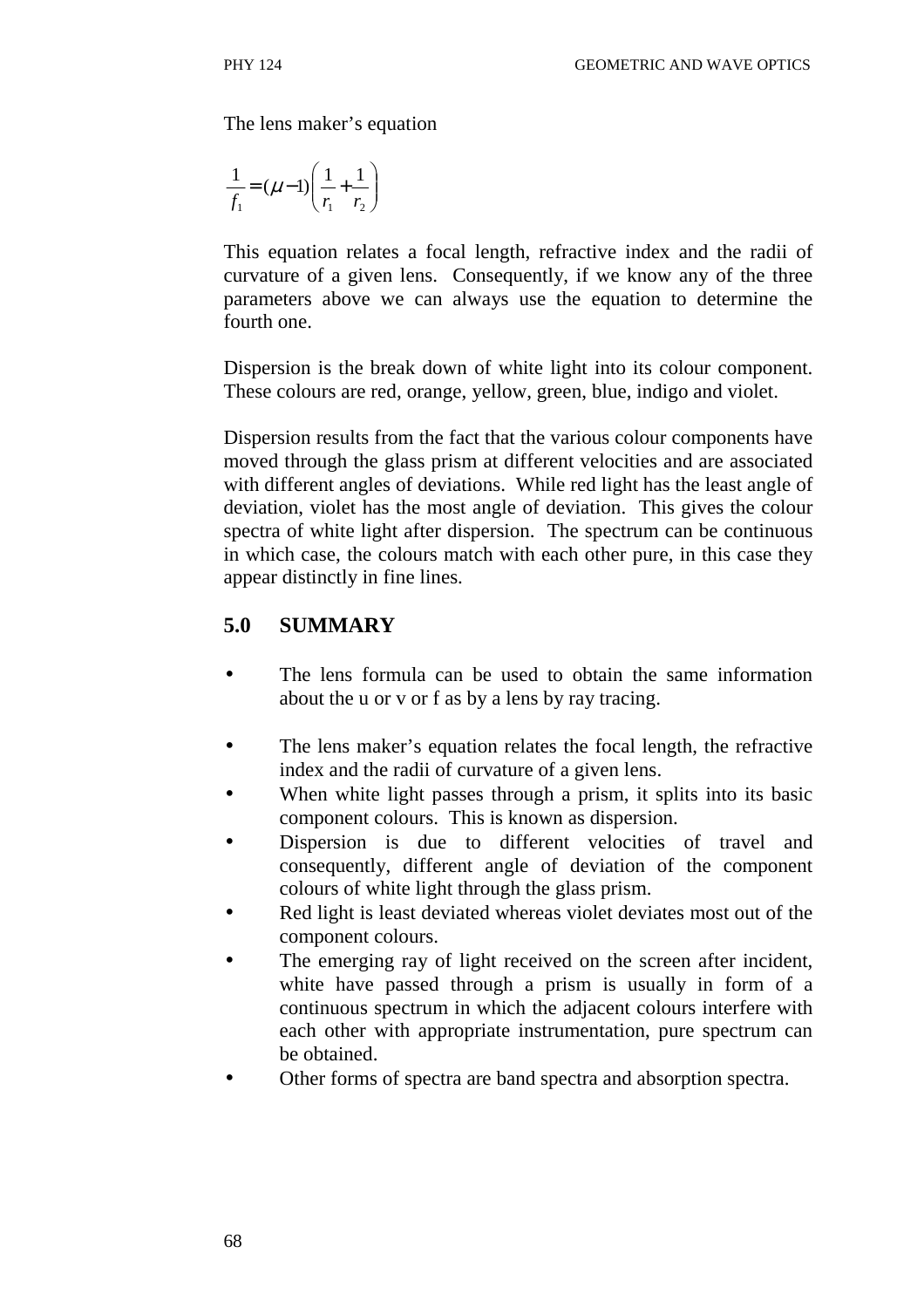The lens maker's equation

$$\frac{1}{f_1} = (\mu - 1)\left(\frac{1}{r_1} + \frac{1}{r_2}\right)$$

This equation relates a focal length, refractive index and the radii of curvature of a given lens. Consequently, if we know any of the three parameters above we can always use the equation to determine the fourth one.

Dispersion is the break down of white light into its colour component. These colours are red, orange, yellow, green, blue, indigo and violet.

Dispersion results from the fact that the various colour components have moved through the glass prism at different velocities and are associated with different angles of deviations. While red light has the least angle of deviation, violet has the most angle of deviation. This gives the colour spectra of white light after dispersion. The spectrum can be continuous in which case, the colours match with each other pure, in this case they appear distinctly in fine lines.

## 5.0 SUMMARY

- The lens formula can be used to obtain the same information about the u or v or f as by a lens by ray tracing.
- The lens maker's equation relates the focal length, the refractive index and the radii of curvature of a given lens.
- When white light passes through a prism, it splits into its basic component colours. This is known as dispersion.
- Dispersion is due to different velocities of travel and consequently, different angle of deviation of the component colours of white light through the glass prism.
- Red light is least deviated whereas violet deviates most out of the component colours.
- The emerging ray of light received on the screen after incident, white have passed through a prism is usually in form of a continuous spectrum in which the adjacent colours interfere with each other with appropriate instrumentation, pure spectrum can be obtained.
- Other forms of spectra are band spectra and absorption spectra.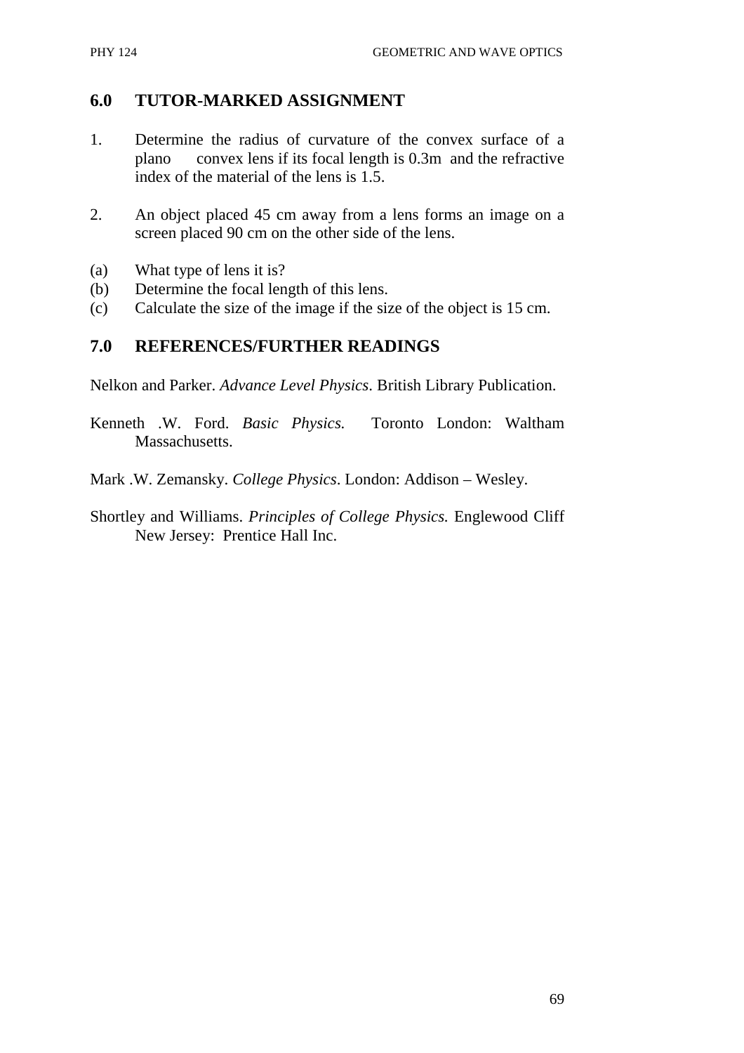## 6.0 TUTOR-MARKED ASSIGNMENT

1. Determine the radius of curvature of the convex surface of a plano convex lens if its focal length is 0.3m and the refractive index of the material of the lens is 1.5.

2. An object placed 45 cm away from a lens forms an image on a screen placed 90 cm on the other side of the lens.

(a) What type of lens it is?
(b) Determine the focal length of this lens.
(c) Calculate the size of the image if the size of the object is 15 cm.

## 7.0 REFERENCES/FURTHER READINGS

Nelkon and Parker. *Advance Level Physics*. British Library Publication.

Kenneth .W. Ford. *Basic Physics.* Toronto London: Waltham Massachusetts.

Mark .W. Zemansky. *College Physics*. London: Addison – Wesley.

Shortley and Williams. *Principles of College Physics.* Englewood Cliff New Jersey: Prentice Hall Inc.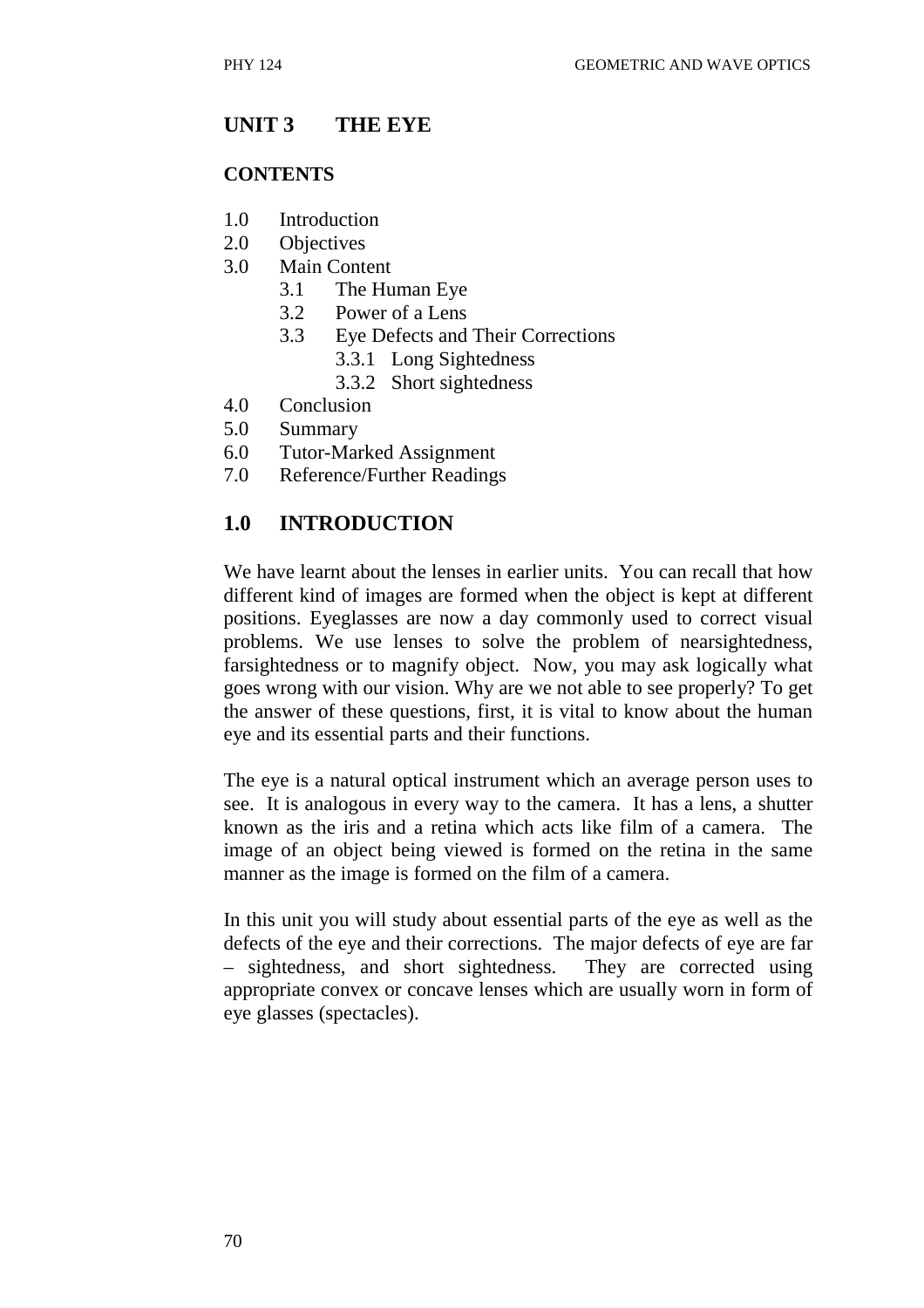# UNIT 3 THE EYE

## CONTENTS

- 1.0 Introduction
- 2.0 Objectives
- 3.0 Main Content
  - 3.1 The Human Eye
  - 3.2 Power of a Lens
  - 3.3 Eye Defects and Their Corrections
    - 3.3.1 Long Sightedness
    - 3.3.2 Short sightedness
- 4.0 Conclusion
- 5.0 Summary
- 6.0 Tutor-Marked Assignment
- 7.0 Reference/Further Readings

## 1.0 INTRODUCTION

We have learnt about the lenses in earlier units. You can recall that how different kind of images are formed when the object is kept at different positions. Eyeglasses are now a day commonly used to correct visual problems. We use lenses to solve the problem of nearsightedness, farsightedness or to magnify object. Now, you may ask logically what goes wrong with our vision. Why are we not able to see properly? To get the answer of these questions, first, it is vital to know about the human eye and its essential parts and their functions.

The eye is a natural optical instrument which an average person uses to see. It is analogous in every way to the camera. It has a lens, a shutter known as the iris and a retina which acts like film of a camera. The image of an object being viewed is formed on the retina in the same manner as the image is formed on the film of a camera.

In this unit you will study about essential parts of the eye as well as the defects of the eye and their corrections. The major defects of eye are far – sightedness, and short sightedness. They are corrected using appropriate convex or concave lenses which are usually worn in form of eye glasses (spectacles).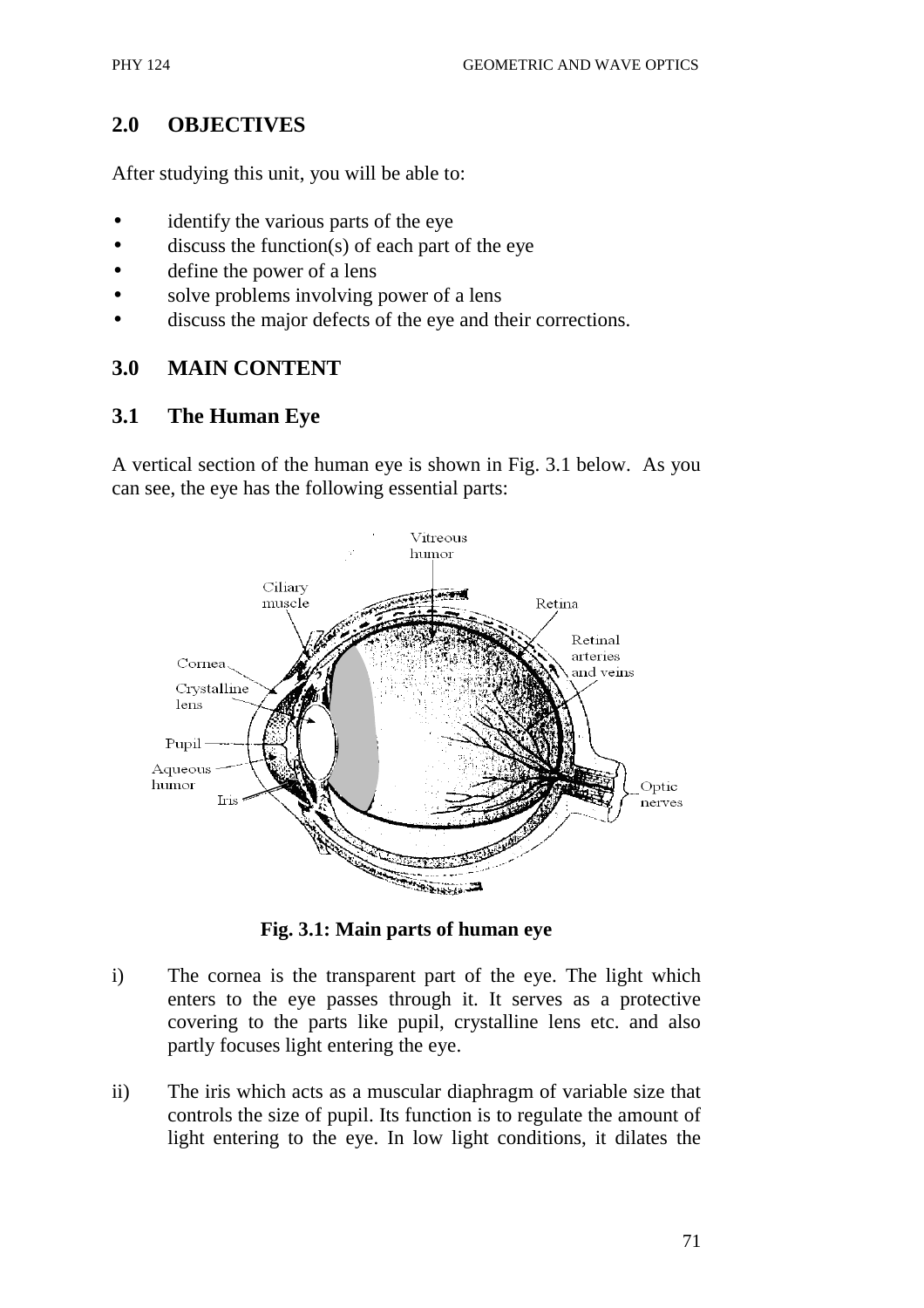## 2.0 OBJECTIVES

After studying this unit, you will be able to:

- identify the various parts of the eye
- discuss the function(s) of each part of the eye
- define the power of a lens
- solve problems involving power of a lens
- discuss the major defects of the eye and their corrections.

## 3.0 MAIN CONTENT

### 3.1 The Human Eye

A vertical section of the human eye is shown in Fig. 3.1 below. As you can see, the eye has the following essential parts:

**Fig. 3.1: Main parts of human eye**

i) The cornea is the transparent part of the eye. The light which enters to the eye passes through it. It serves as a protective covering to the parts like pupil, crystalline lens etc. and also partly focuses light entering the eye.

ii) The iris which acts as a muscular diaphragm of variable size that controls the size of pupil. Its function is to regulate the amount of light entering to the eye. In low light conditions, it dilates the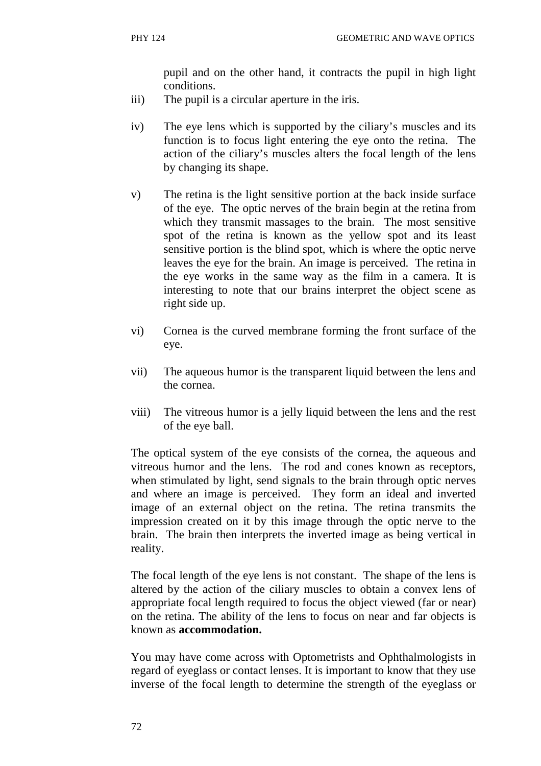pupil and on the other hand, it contracts the pupil in high light conditions.

iii) The pupil is a circular aperture in the iris.

iv) The eye lens which is supported by the ciliary's muscles and its function is to focus light entering the eye onto the retina. The action of the ciliary's muscles alters the focal length of the lens by changing its shape.

v) The retina is the light sensitive portion at the back inside surface of the eye. The optic nerves of the brain begin at the retina from which they transmit massages to the brain. The most sensitive spot of the retina is known as the yellow spot and its least sensitive portion is the blind spot, which is where the optic nerve leaves the eye for the brain. An image is perceived. The retina in the eye works in the same way as the film in a camera. It is interesting to note that our brains interpret the object scene as right side up.

vi) Cornea is the curved membrane forming the front surface of the eye.

vii) The aqueous humor is the transparent liquid between the lens and the cornea.

viii) The vitreous humor is a jelly liquid between the lens and the rest of the eye ball.

The optical system of the eye consists of the cornea, the aqueous and vitreous humor and the lens. The rod and cones known as receptors, when stimulated by light, send signals to the brain through optic nerves and where an image is perceived. They form an ideal and inverted image of an external object on the retina. The retina transmits the impression created on it by this image through the optic nerve to the brain. The brain then interprets the inverted image as being vertical in reality.

The focal length of the eye lens is not constant. The shape of the lens is altered by the action of the ciliary muscles to obtain a convex lens of appropriate focal length required to focus the object viewed (far or near) on the retina. The ability of the lens to focus on near and far objects is known as **accommodation.**

You may have come across with Optometrists and Ophthalmologists in regard of eyeglass or contact lenses. It is important to know that they use inverse of the focal length to determine the strength of the eyeglass or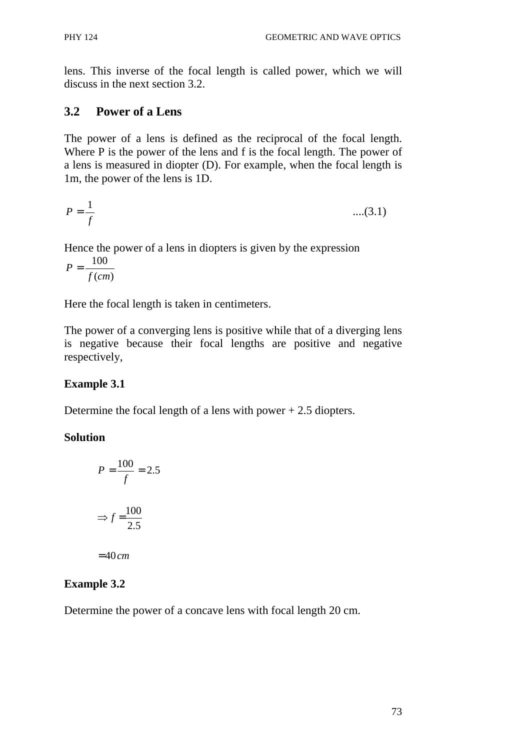lens. This inverse of the focal length is called power, which we will discuss in the next section 3.2.

## 3.2 Power of a Lens

The power of a lens is defined as the reciprocal of the focal length. Where P is the power of the lens and f is the focal length. The power of a lens is measured in diopter (D). For example, when the focal length is 1m, the power of the lens is 1D.

$$P = \frac{1}{f} \qquad ....(3.1)$$

Hence the power of a lens in diopters is given by the expression

$$P = \frac{100}{f(cm)}$$

Here the focal length is taken in centimeters.

The power of a converging lens is positive while that of a diverging lens is negative because their focal lengths are positive and negative respectively,

**Example 3.1**

Determine the focal length of a lens with power + 2.5 diopters.

**Solution**

$$P = \frac{100}{f} = 2.5$$

$$\Rightarrow f = \frac{100}{2.5}$$

$$= 40\,cm$$

**Example 3.2**

Determine the power of a concave lens with focal length 20 cm.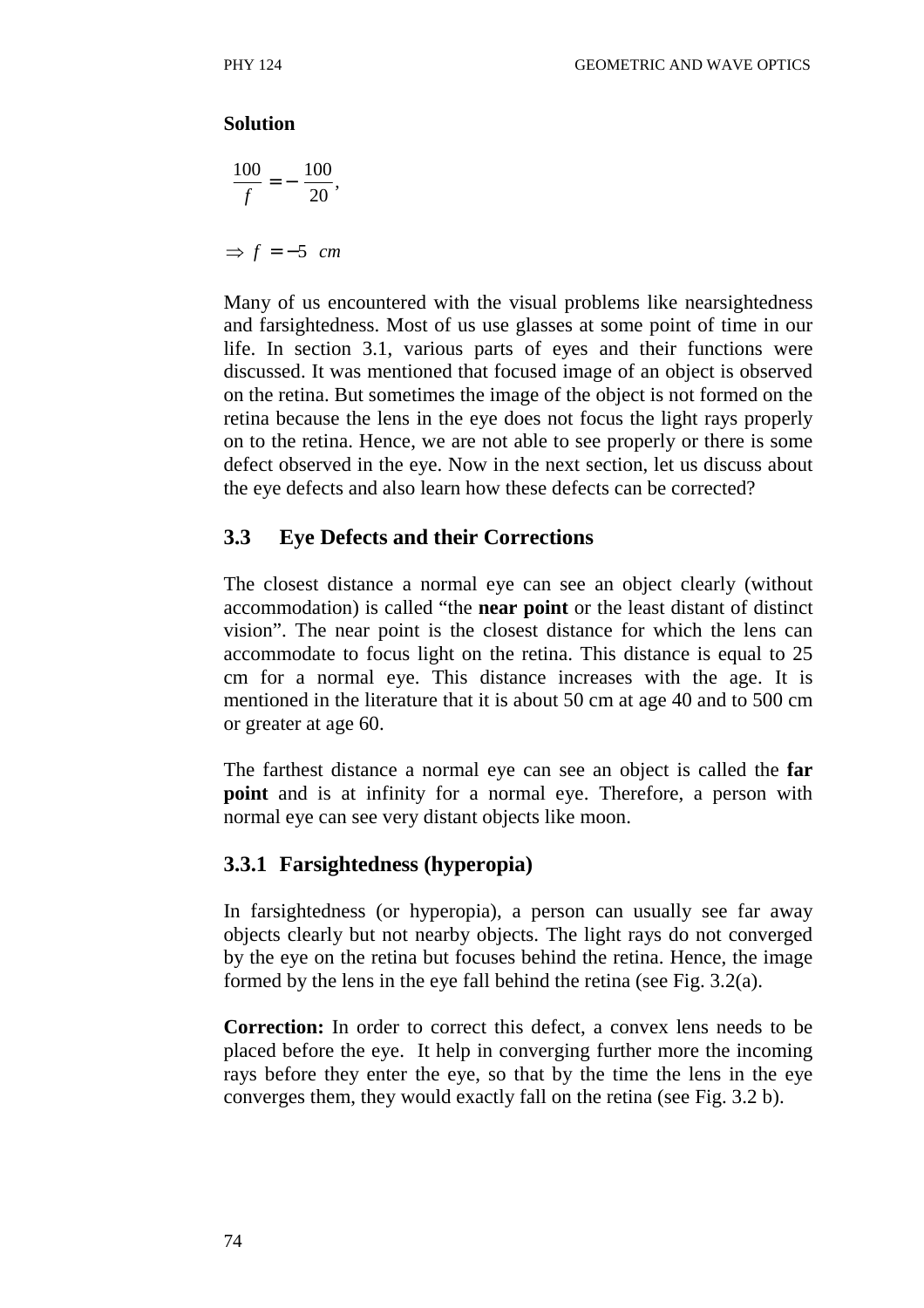**Solution**

$$\frac{100}{f} = -\frac{100}{20},$$

$$\Rightarrow f = -5 \quad cm$$

Many of us encountered with the visual problems like nearsightedness and farsightedness. Most of us use glasses at some point of time in our life. In section 3.1, various parts of eyes and their functions were discussed. It was mentioned that focused image of an object is observed on the retina. But sometimes the image of the object is not formed on the retina because the lens in the eye does not focus the light rays properly on to the retina. Hence, we are not able to see properly or there is some defect observed in the eye. Now in the next section, let us discuss about the eye defects and also learn how these defects can be corrected?

## 3.3 Eye Defects and their Corrections

The closest distance a normal eye can see an object clearly (without accommodation) is called "the **near point** or the least distant of distinct vision". The near point is the closest distance for which the lens can accommodate to focus light on the retina. This distance is equal to 25 cm for a normal eye. This distance increases with the age. It is mentioned in the literature that it is about 50 cm at age 40 and to 500 cm or greater at age 60.

The farthest distance a normal eye can see an object is called the **far point** and is at infinity for a normal eye. Therefore, a person with normal eye can see very distant objects like moon.

### 3.3.1 Farsightedness (hyperopia)

In farsightedness (or hyperopia), a person can usually see far away objects clearly but not nearby objects. The light rays do not converged by the eye on the retina but focuses behind the retina. Hence, the image formed by the lens in the eye fall behind the retina (see Fig. 3.2(a).

**Correction:** In order to correct this defect, a convex lens needs to be placed before the eye. It help in converging further more the incoming rays before they enter the eye, so that by the time the lens in the eye converges them, they would exactly fall on the retina (see Fig. 3.2 b).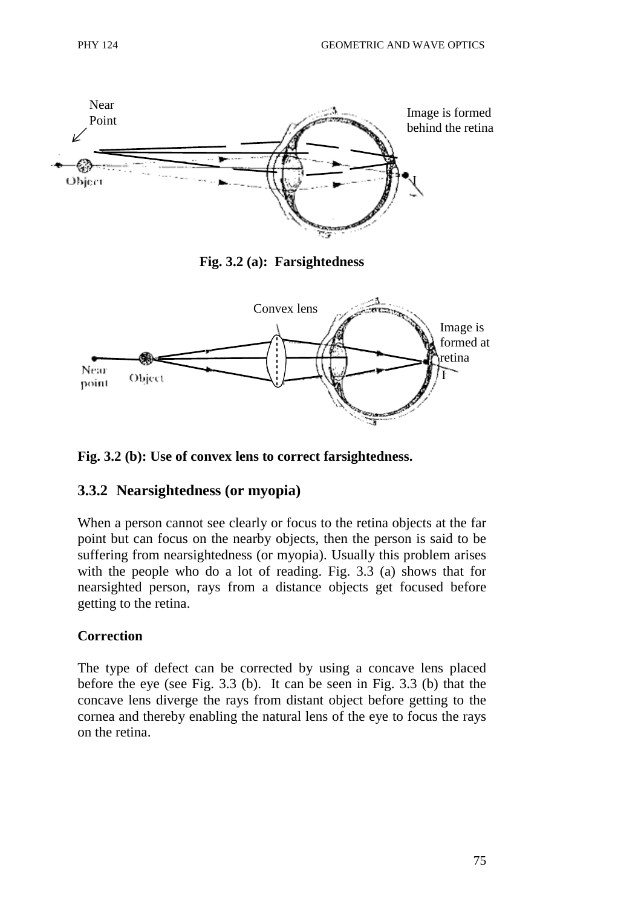Near Point

Image is formed behind the retina

Object

I

**Fig. 3.2 (a): Farsightedness**

Convex lens

Image is formed at retina

Near point

Object

I

**Fig. 3.2 (b): Use of convex lens to correct farsightedness.**

### 3.3.2 Nearsightedness (or myopia)

When a person cannot see clearly or focus to the retina objects at the far point but can focus on the nearby objects, then the person is said to be suffering from nearsightedness (or myopia). Usually this problem arises with the people who do a lot of reading. Fig. 3.3 (a) shows that for nearsighted person, rays from a distance objects get focused before getting to the retina.

**Correction**

The type of defect can be corrected by using a concave lens placed before the eye (see Fig. 3.3 (b). It can be seen in Fig. 3.3 (b) that the concave lens diverge the rays from distant object before getting to the cornea and thereby enabling the natural lens of the eye to focus the rays on the retina.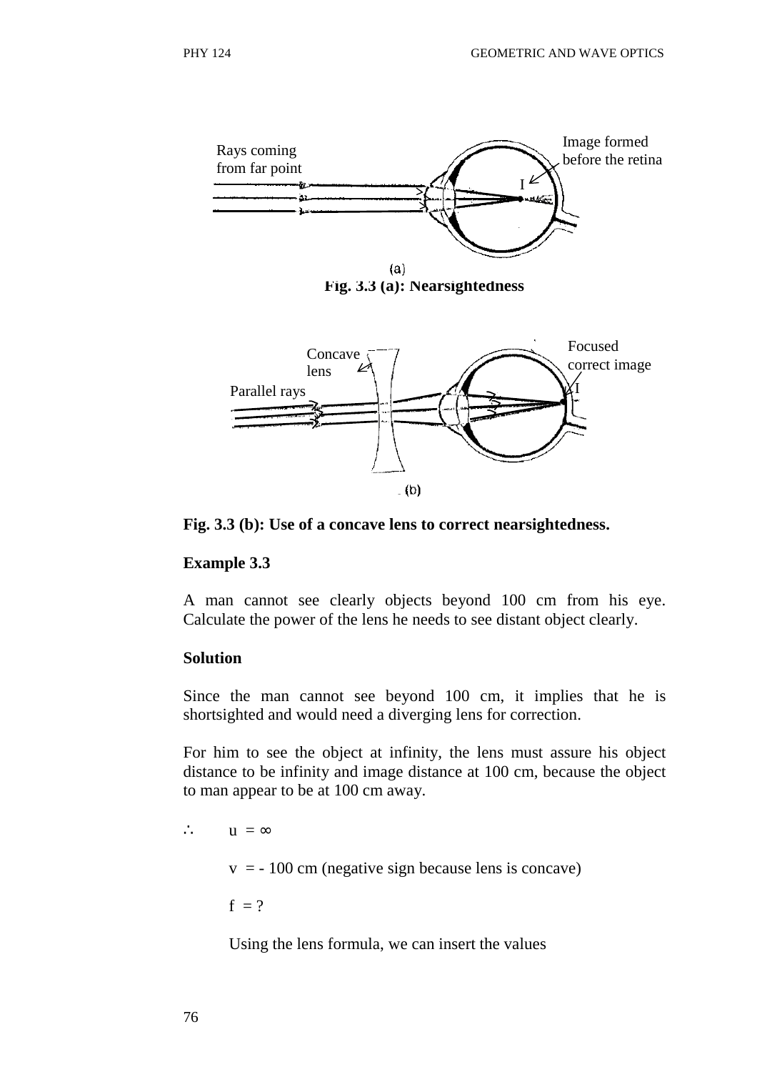Fig. 3.3 (a): Nearsightedness

Fig. 3.3 (b): Use of a concave lens to correct nearsightedness.

**Example 3.3**

A man cannot see clearly objects beyond 100 cm from his eye. Calculate the power of the lens he needs to see distant object clearly.

**Solution**

Since the man cannot see beyond 100 cm, it implies that he is shortsighted and would need a diverging lens for correction.

For him to see the object at infinity, the lens must assure his object distance to be infinity and image distance at 100 cm, because the object to man appear to be at 100 cm away.

$\therefore \quad u = \infty$

$v = -100$ cm (negative sign because lens is concave)

$f = ?$

Using the lens formula, we can insert the values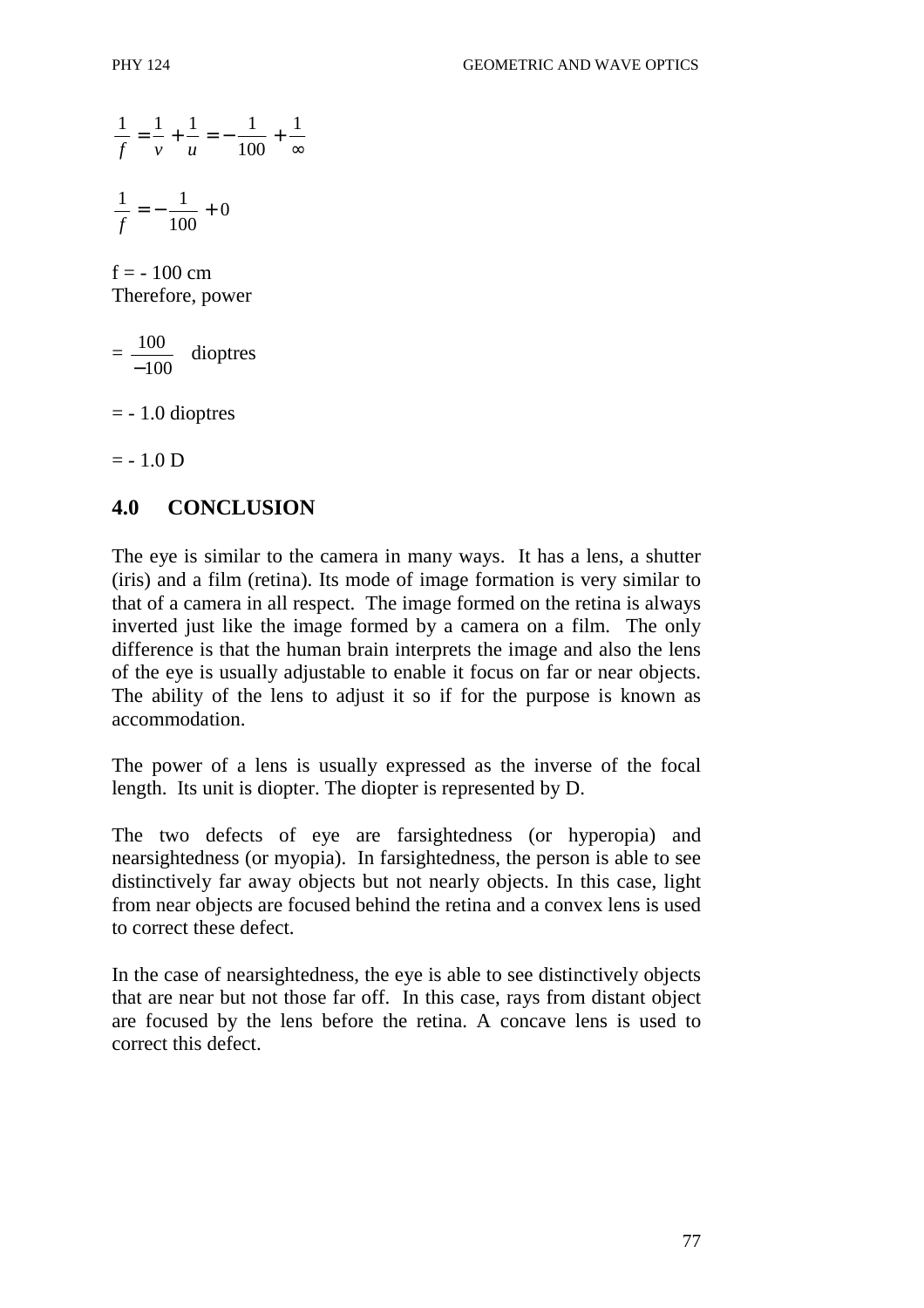$$\frac{1}{f} = \frac{1}{v} + \frac{1}{u} = -\frac{1}{100} + \frac{1}{\infty}$$

$$\frac{1}{f} = -\frac{1}{100} + 0$$

f = - 100 cm
Therefore, power

$= \frac{100}{-100}$ dioptres

= - 1.0 dioptres

= - 1.0 D

## 4.0 CONCLUSION

The eye is similar to the camera in many ways. It has a lens, a shutter (iris) and a film (retina). Its mode of image formation is very similar to that of a camera in all respect. The image formed on the retina is always inverted just like the image formed by a camera on a film. The only difference is that the human brain interprets the image and also the lens of the eye is usually adjustable to enable it focus on far or near objects. The ability of the lens to adjust it so if for the purpose is known as accommodation.

The power of a lens is usually expressed as the inverse of the focal length. Its unit is diopter. The diopter is represented by D.

The two defects of eye are farsightedness (or hyperopia) and nearsightedness (or myopia). In farsightedness, the person is able to see distinctively far away objects but not nearly objects. In this case, light from near objects are focused behind the retina and a convex lens is used to correct these defect.

In the case of nearsightedness, the eye is able to see distinctively objects that are near but not those far off. In this case, rays from distant object are focused by the lens before the retina. A concave lens is used to correct this defect.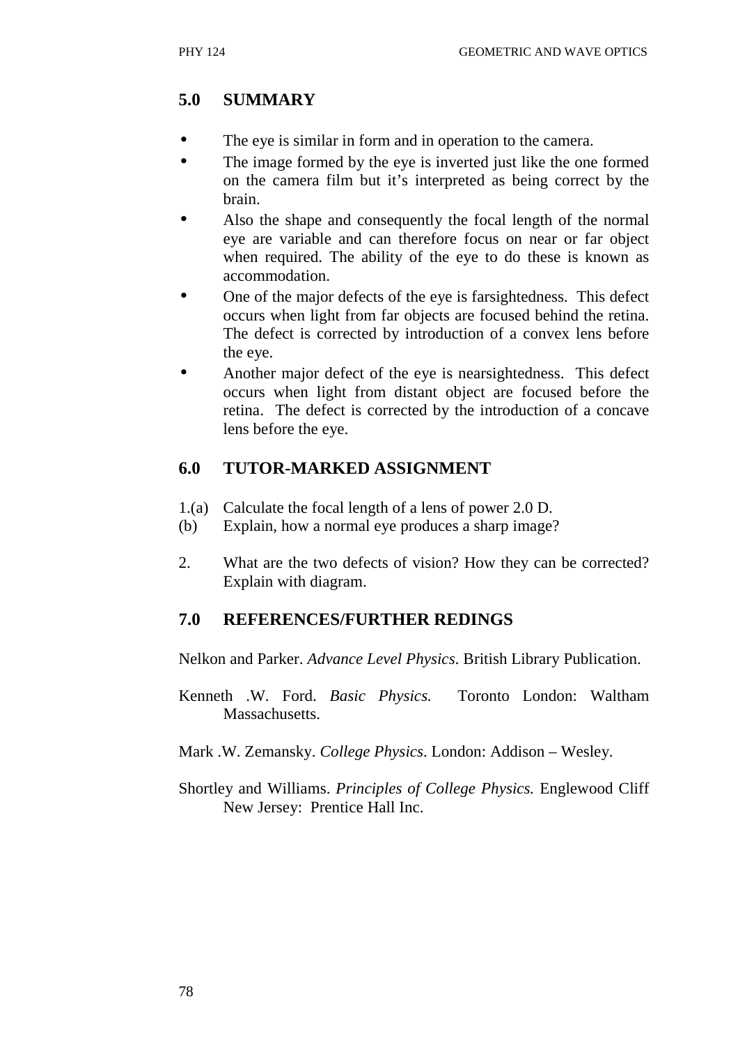## 5.0 SUMMARY

- The eye is similar in form and in operation to the camera.
- The image formed by the eye is inverted just like the one formed on the camera film but it's interpreted as being correct by the brain.
- Also the shape and consequently the focal length of the normal eye are variable and can therefore focus on near or far object when required. The ability of the eye to do these is known as accommodation.
- One of the major defects of the eye is farsightedness. This defect occurs when light from far objects are focused behind the retina. The defect is corrected by introduction of a convex lens before the eye.
- Another major defect of the eye is nearsightedness. This defect occurs when light from distant object are focused before the retina. The defect is corrected by the introduction of a concave lens before the eye.

## 6.0 TUTOR-MARKED ASSIGNMENT

1.(a) Calculate the focal length of a lens of power 2.0 D.

(b) Explain, how a normal eye produces a sharp image?

2. What are the two defects of vision? How they can be corrected? Explain with diagram.

## 7.0 REFERENCES/FURTHER REDINGS

Nelkon and Parker. *Advance Level Physics.* British Library Publication.

Kenneth .W. Ford. *Basic Physics.* Toronto London: Waltham Massachusetts.

Mark .W. Zemansky. *College Physics*. London: Addison – Wesley.

Shortley and Williams. *Principles of College Physics.* Englewood Cliff New Jersey: Prentice Hall Inc.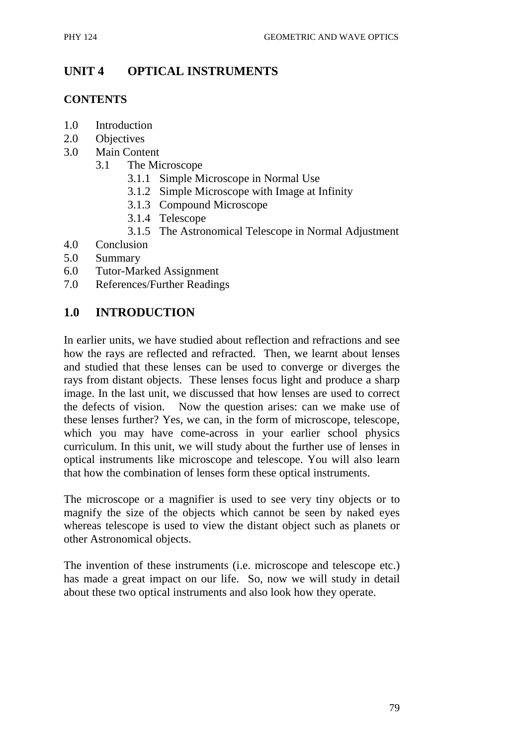# UNIT 4 OPTICAL INSTRUMENTS

**CONTENTS**

- 1.0 Introduction
- 2.0 Objectives
- 3.0 Main Content
    - 3.1 The Microscope
        - 3.1.1 Simple Microscope in Normal Use
        - 3.1.2 Simple Microscope with Image at Infinity
        - 3.1.3 Compound Microscope
        - 3.1.4 Telescope
        - 3.1.5 The Astronomical Telescope in Normal Adjustment
- 4.0 Conclusion
- 5.0 Summary
- 6.0 Tutor-Marked Assignment
- 7.0 References/Further Readings

## 1.0 INTRODUCTION

In earlier units, we have studied about reflection and refractions and see how the rays are reflected and refracted. Then, we learnt about lenses and studied that these lenses can be used to converge or diverges the rays from distant objects. These lenses focus light and produce a sharp image. In the last unit, we discussed that how lenses are used to correct the defects of vision. Now the question arises: can we make use of these lenses further? Yes, we can, in the form of microscope, telescope, which you may have come-across in your earlier school physics curriculum. In this unit, we will study about the further use of lenses in optical instruments like microscope and telescope. You will also learn that how the combination of lenses form these optical instruments.

The microscope or a magnifier is used to see very tiny objects or to magnify the size of the objects which cannot be seen by naked eyes whereas telescope is used to view the distant object such as planets or other Astronomical objects.

The invention of these instruments (i.e. microscope and telescope etc.) has made a great impact on our life. So, now we will study in detail about these two optical instruments and also look how they operate.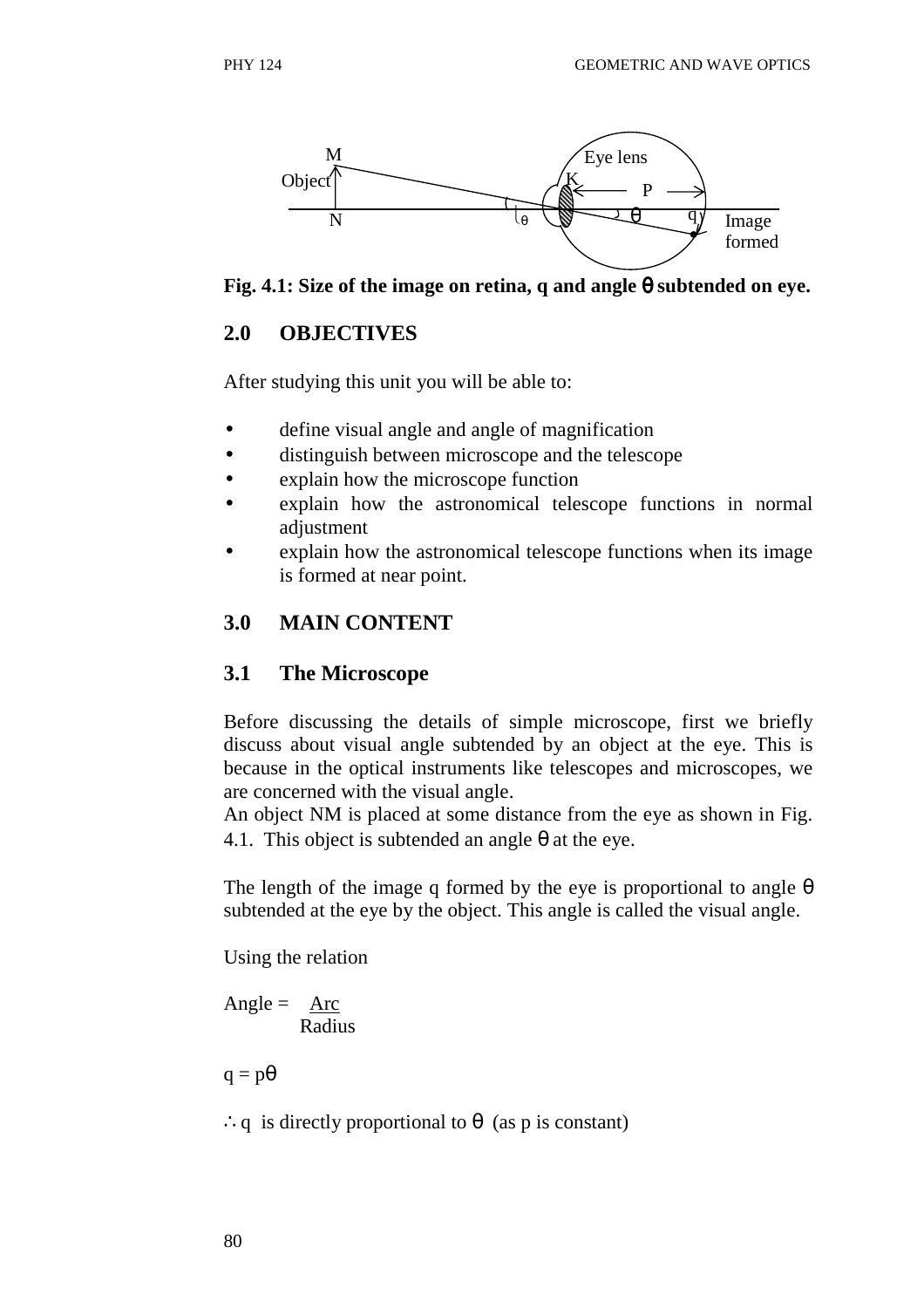**Fig. 4.1: Size of the image on retina, q and angle θ subtended on eye.**

## 2.0 OBJECTIVES

After studying this unit you will be able to:

- define visual angle and angle of magnification
- distinguish between microscope and the telescope
- explain how the microscope function
- explain how the astronomical telescope functions in normal adjustment
- explain how the astronomical telescope functions when its image is formed at near point.

## 3.0 MAIN CONTENT

### 3.1 The Microscope

Before discussing the details of simple microscope, first we briefly discuss about visual angle subtended by an object at the eye. This is because in the optical instruments like telescopes and microscopes, we are concerned with the visual angle.
An object NM is placed at some distance from the eye as shown in Fig. 4.1. This object is subtended an angle θ at the eye.

The length of the image q formed by the eye is proportional to angle θ subtended at the eye by the object. This angle is called the visual angle.

Using the relation

$$\text{Angle} = \frac{\text{Arc}}{\text{Radius}}$$

$$q = p\theta$$

$\therefore$ q is directly proportional to θ (as p is constant)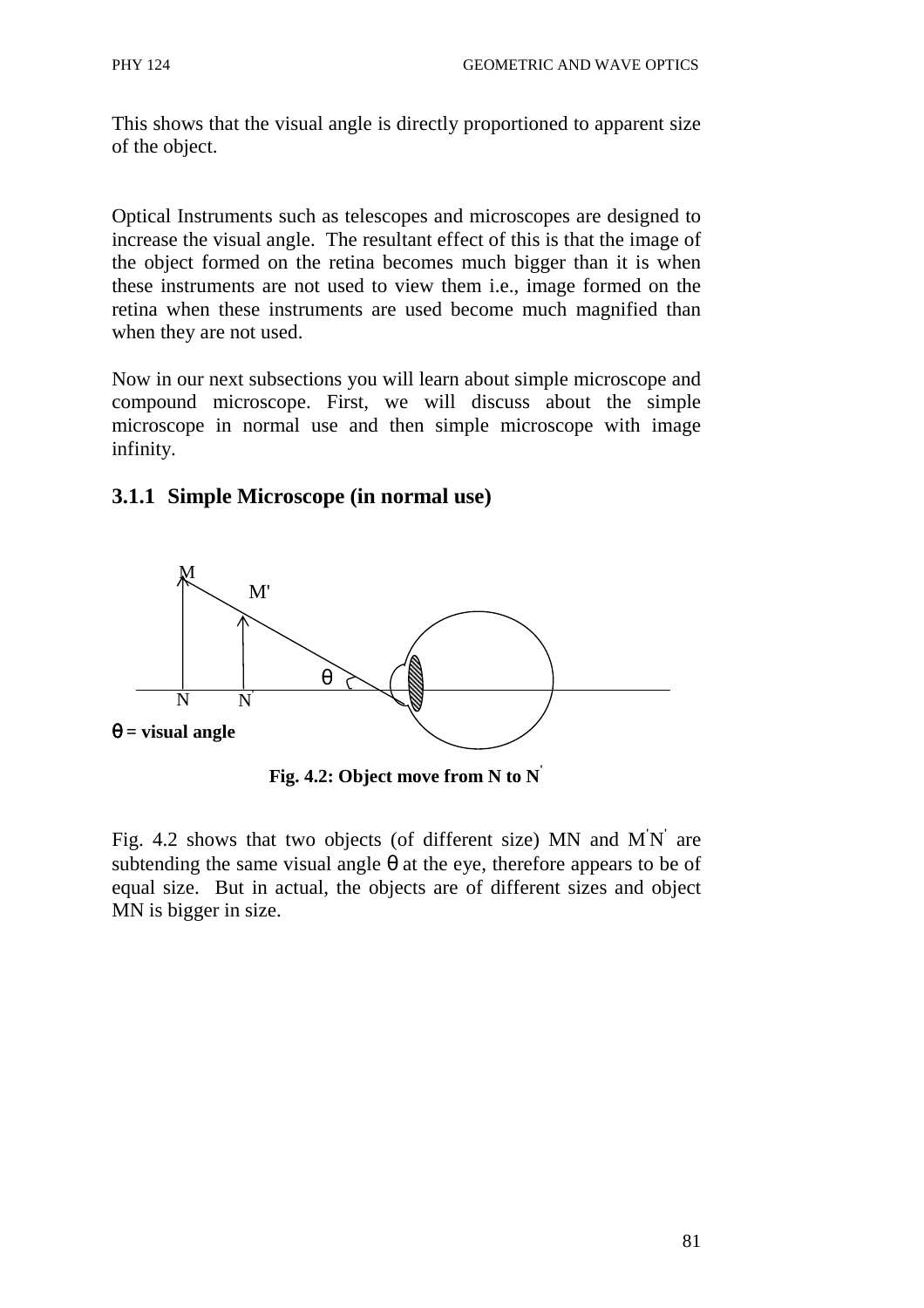This shows that the visual angle is directly proportioned to apparent size of the object.

Optical Instruments such as telescopes and microscopes are designed to increase the visual angle. The resultant effect of this is that the image of the object formed on the retina becomes much bigger than it is when these instruments are not used to view them i.e., image formed on the retina when these instruments are used become much magnified than when they are not used.

Now in our next subsections you will learn about simple microscope and compound microscope. First, we will discuss about the simple microscope in normal use and then simple microscope with image infinity.

### 3.1.1 Simple Microscope (in normal use)

M

M'

θ

N N'

**θ = visual angle**

**Fig. 4.2: Object move from N to N'**

Fig. 4.2 shows that two objects (of different size) MN and M'N' are subtending the same visual angle θ at the eye, therefore appears to be of equal size. But in actual, the objects are of different sizes and object MN is bigger in size.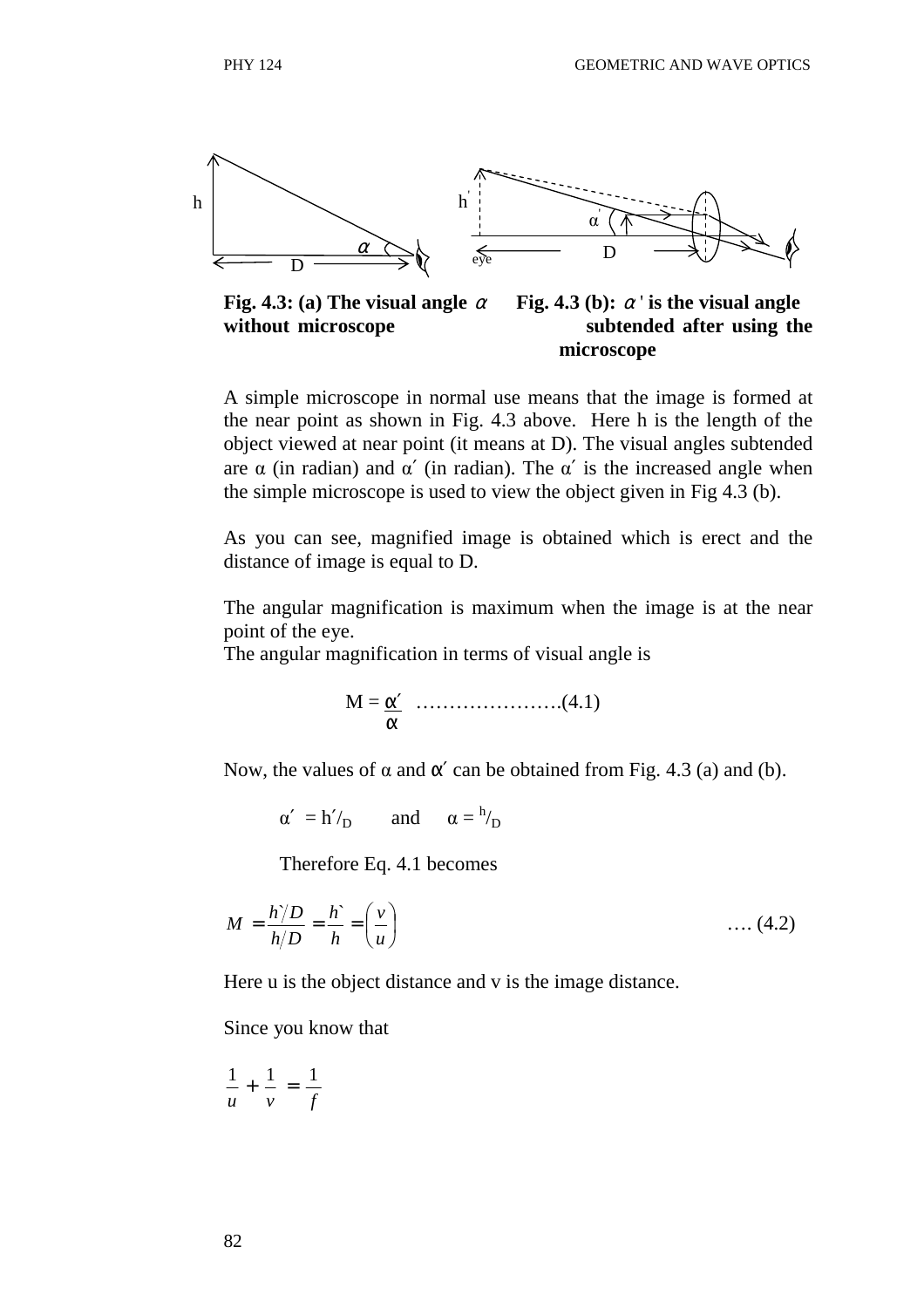**Fig. 4.3: (a) The visual angle $\alpha$ without microscope**

**Fig. 4.3 (b): $\alpha'$ is the visual angle subtended after using the microscope**

A simple microscope in normal use means that the image is formed at the near point as shown in Fig. 4.3 above. Here h is the length of the object viewed at near point (it means at D). The visual angles subtended are α (in radian) and α′ (in radian). The α′ is the increased angle when the simple microscope is used to view the object given in Fig 4.3 (b).

As you can see, magnified image is obtained which is erect and the distance of image is equal to D.

The angular magnification is maximum when the image is at the near point of the eye.
The angular magnification in terms of visual angle is

$$M = \frac{\alpha'}{\alpha} \quad \text{………………….(4.1)}$$

Now, the values of α and α′ can be obtained from Fig. 4.3 (a) and (b).

$$\alpha' = h'/_D \qquad \text{and} \qquad \alpha = {}^{h}/_{D}$$

Therefore Eq. 4.1 becomes

$$M = \frac{h'/D}{h/D} = \frac{h'}{h} = \left(\frac{v}{u}\right) \quad \text{…. (4.2)}$$

Here u is the object distance and v is the image distance.

Since you know that

$$\frac{1}{u} + \frac{1}{v} = \frac{1}{f}$$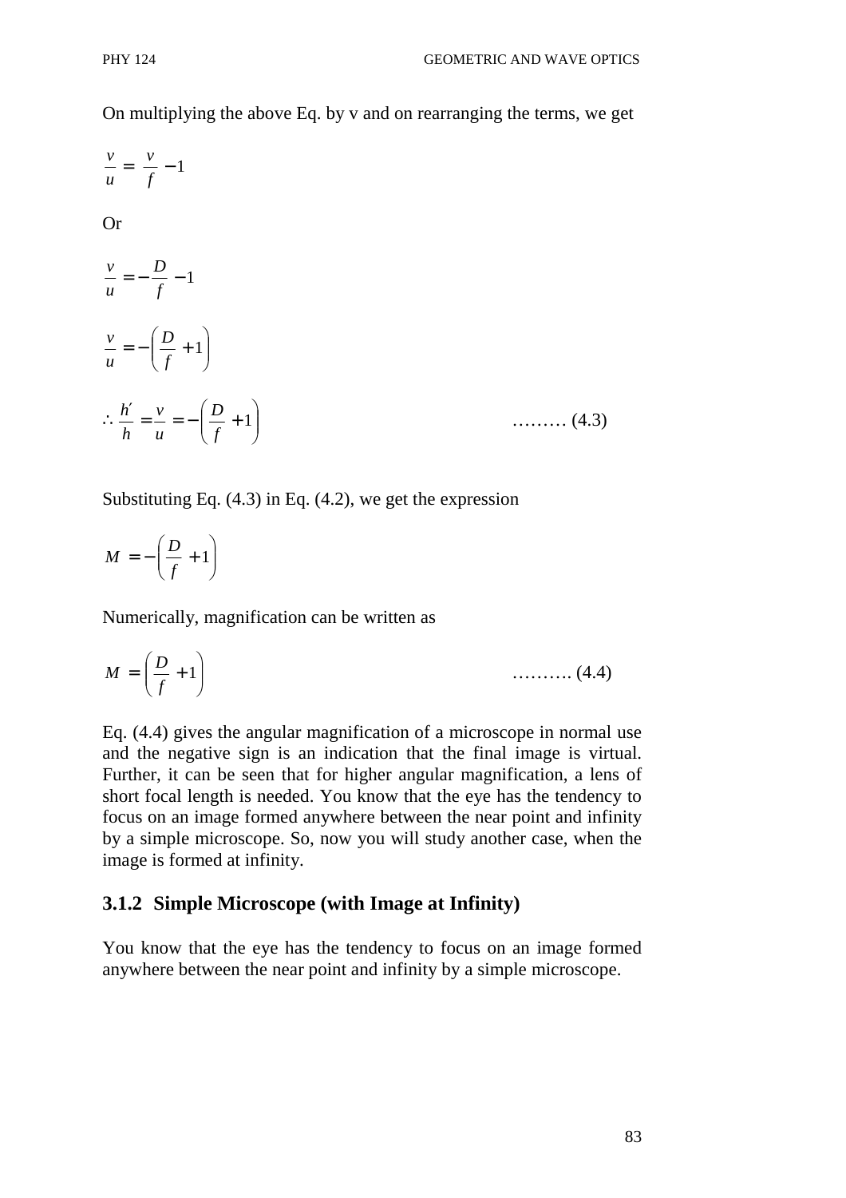On multiplying the above Eq. by v and on rearranging the terms, we get

$$\frac{v}{u} = \frac{v}{f} - 1$$

Or

$$\frac{v}{u} = -\frac{D}{f} - 1$$

$$\frac{v}{u} = -\left(\frac{D}{f} + 1\right)$$

$$\therefore \frac{h'}{h} = \frac{v}{u} = -\left(\frac{D}{f} + 1\right) \qquad \text{……… (4.3)}$$

Substituting Eq. (4.3) in Eq. (4.2), we get the expression

$$M = -\left(\frac{D}{f} + 1\right)$$

Numerically, magnification can be written as

$$M = \left(\frac{D}{f} + 1\right) \qquad \text{………. (4.4)}$$

Eq. (4.4) gives the angular magnification of a microscope in normal use and the negative sign is an indication that the final image is virtual. Further, it can be seen that for higher angular magnification, a lens of short focal length is needed. You know that the eye has the tendency to focus on an image formed anywhere between the near point and infinity by a simple microscope. So, now you will study another case, when the image is formed at infinity.

### 3.1.2 Simple Microscope (with Image at Infinity)

You know that the eye has the tendency to focus on an image formed anywhere between the near point and infinity by a simple microscope.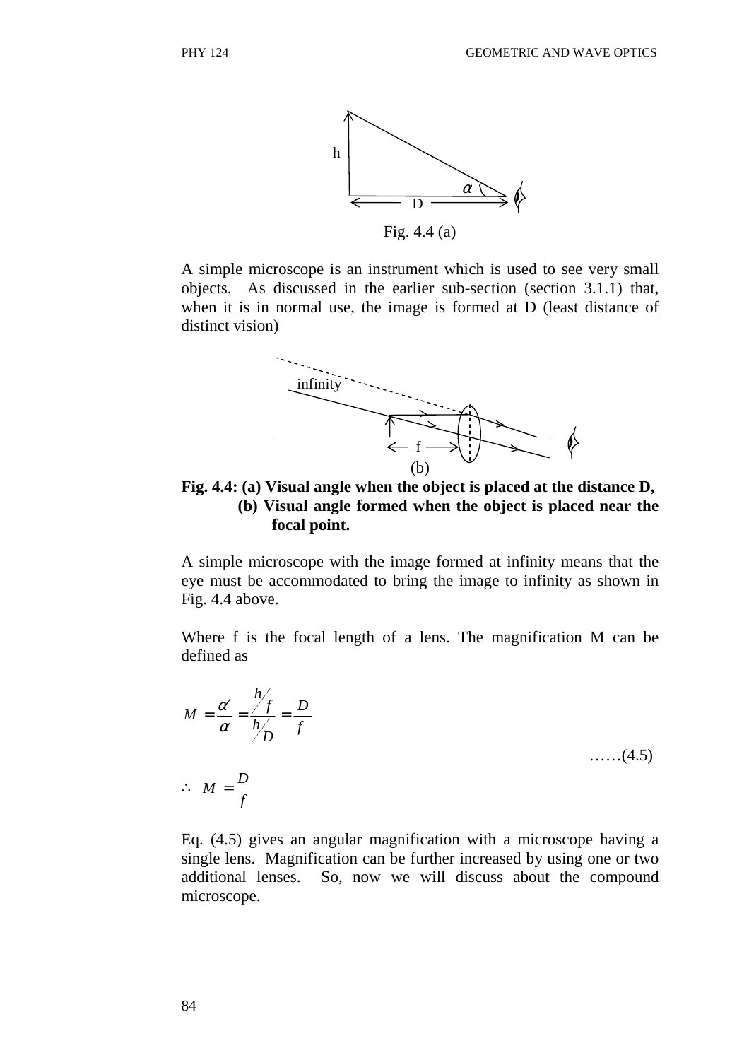Fig. 4.4 (a)

A simple microscope is an instrument which is used to see very small objects. As discussed in the earlier sub-section (section 3.1.1) that, when it is in normal use, the image is formed at D (least distance of distinct vision)

**Fig. 4.4: (a) Visual angle when the object is placed at the distance D,**
**(b) Visual angle formed when the object is placed near the focal point.**

A simple microscope with the image formed at infinity means that the eye must be accommodated to bring the image to infinity as shown in Fig. 4.4 above.

Where f is the focal length of a lens. The magnification M can be defined as

$$M = \frac{\alpha'}{\alpha} = \frac{h/f}{h/D} = \frac{D}{f} \qquad \ldots\ldots(4.5)$$

$$\therefore \; M = \frac{D}{f}$$

Eq. (4.5) gives an angular magnification with a microscope having a single lens. Magnification can be further increased by using one or two additional lenses. So, now we will discuss about the compound microscope.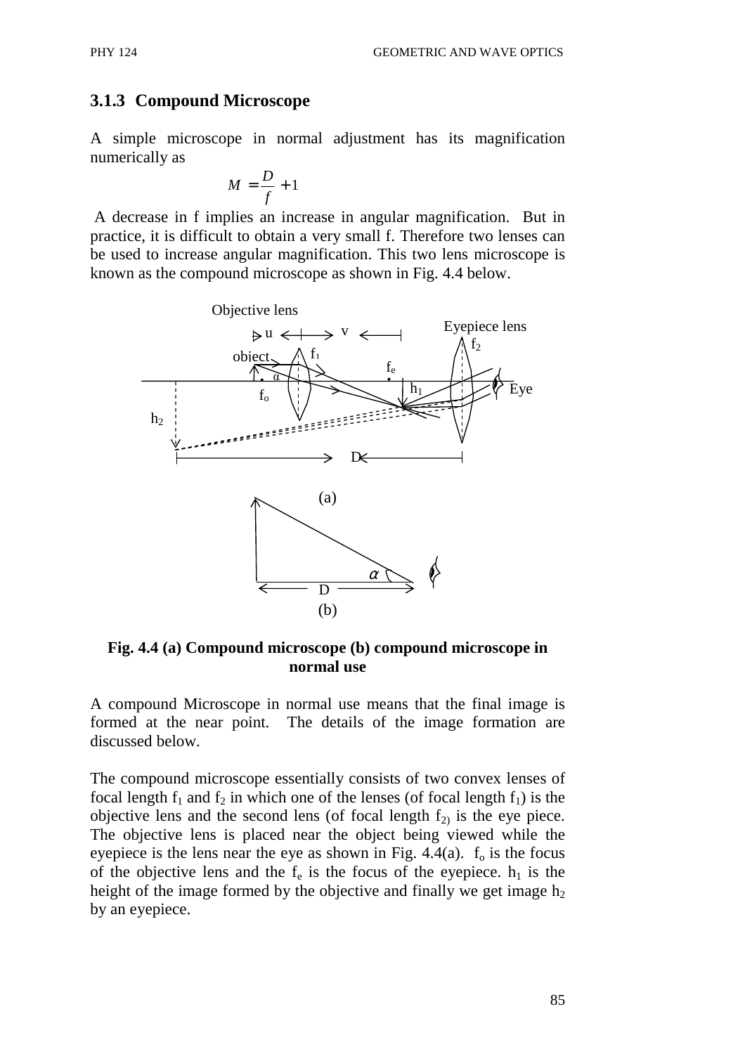### 3.1.3 Compound Microscope

A simple microscope in normal adjustment has its magnification numerically as

$$M = \frac{D}{f} + 1$$

A decrease in f implies an increase in angular magnification. But in practice, it is difficult to obtain a very small f. Therefore two lenses can be used to increase angular magnification. This two lens microscope is known as the compound microscope as shown in Fig. 4.4 below.

**Fig. 4.4 (a) Compound microscope (b) compound microscope in normal use**

A compound Microscope in normal use means that the final image is formed at the near point. The details of the image formation are discussed below.

The compound microscope essentially consists of two convex lenses of focal length $f_1$ and $f_2$ in which one of the lenses (of focal length $f_1$) is the objective lens and the second lens (of focal length $f_2$) is the eye piece. The objective lens is placed near the object being viewed while the eyepiece is the lens near the eye as shown in Fig. 4.4(a). $f_o$ is the focus of the objective lens and the $f_e$ is the focus of the eyepiece. $h_1$ is the height of the image formed by the objective and finally we get image $h_2$ by an eyepiece.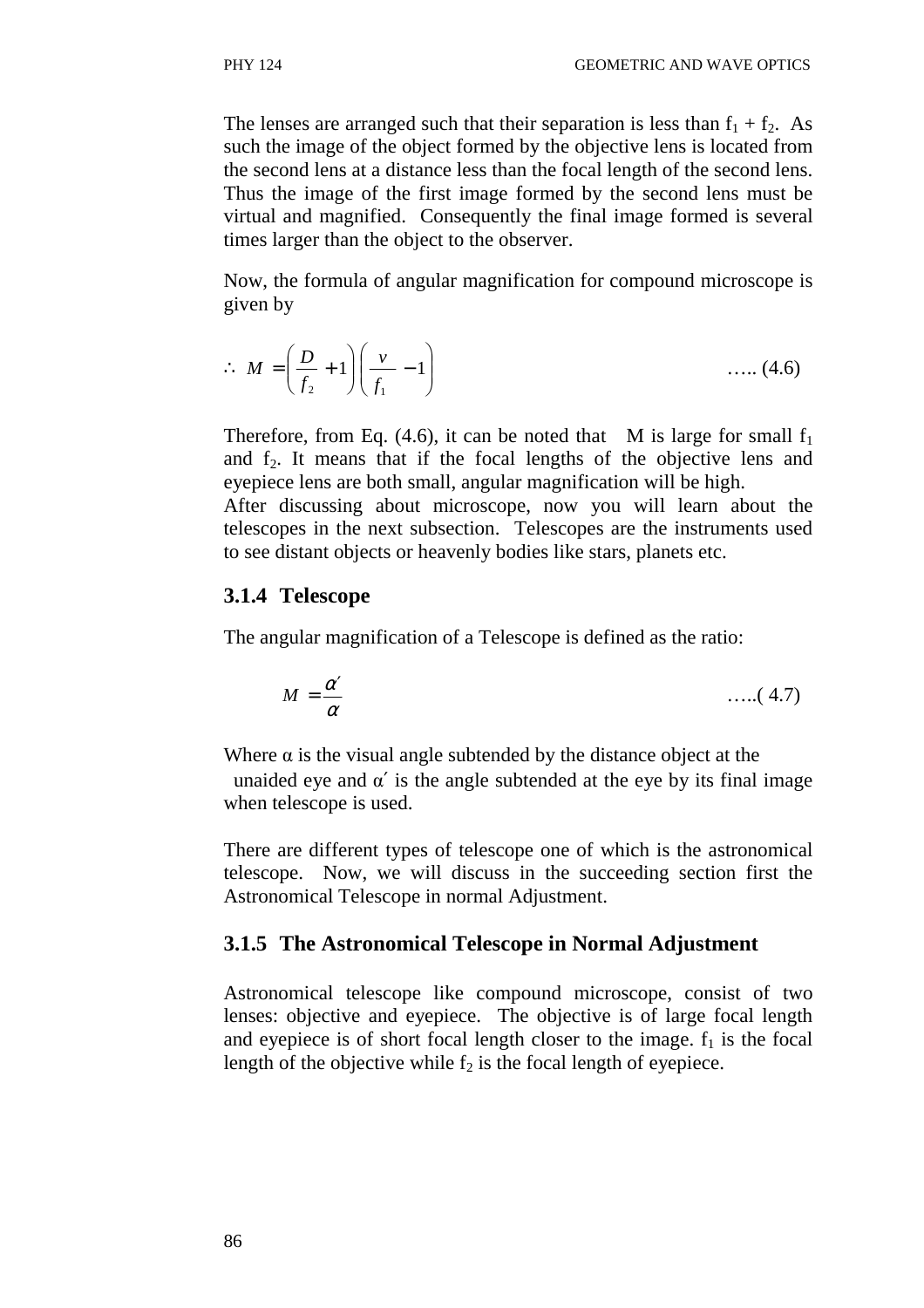The lenses are arranged such that their separation is less than $f_1 + f_2$. As such the image of the object formed by the objective lens is located from the second lens at a distance less than the focal length of the second lens. Thus the image of the first image formed by the second lens must be virtual and magnified. Consequently the final image formed is several times larger than the object to the observer.

Now, the formula of angular magnification for compound microscope is given by

$$\therefore \ M = \left(\frac{D}{f_2} + 1\right)\left(\frac{v}{f_1} - 1\right) \qquad \text{….. (4.6)}$$

Therefore, from Eq. (4.6), it can be noted that M is large for small $f_1$ and $f_2$. It means that if the focal lengths of the objective lens and eyepiece lens are both small, angular magnification will be high.
After discussing about microscope, now you will learn about the telescopes in the next subsection. Telescopes are the instruments used to see distant objects or heavenly bodies like stars, planets etc.

### 3.1.4 Telescope

The angular magnification of a Telescope is defined as the ratio:

$$M = \frac{\alpha'}{\alpha} \qquad \text{…..( 4.7)}$$

Where $\alpha$ is the visual angle subtended by the distance object at the unaided eye and $\alpha'$ is the angle subtended at the eye by its final image when telescope is used.

There are different types of telescope one of which is the astronomical telescope. Now, we will discuss in the succeeding section first the Astronomical Telescope in normal Adjustment.

### 3.1.5 The Astronomical Telescope in Normal Adjustment

Astronomical telescope like compound microscope, consist of two lenses: objective and eyepiece. The objective is of large focal length and eyepiece is of short focal length closer to the image. $f_1$ is the focal length of the objective while $f_2$ is the focal length of eyepiece.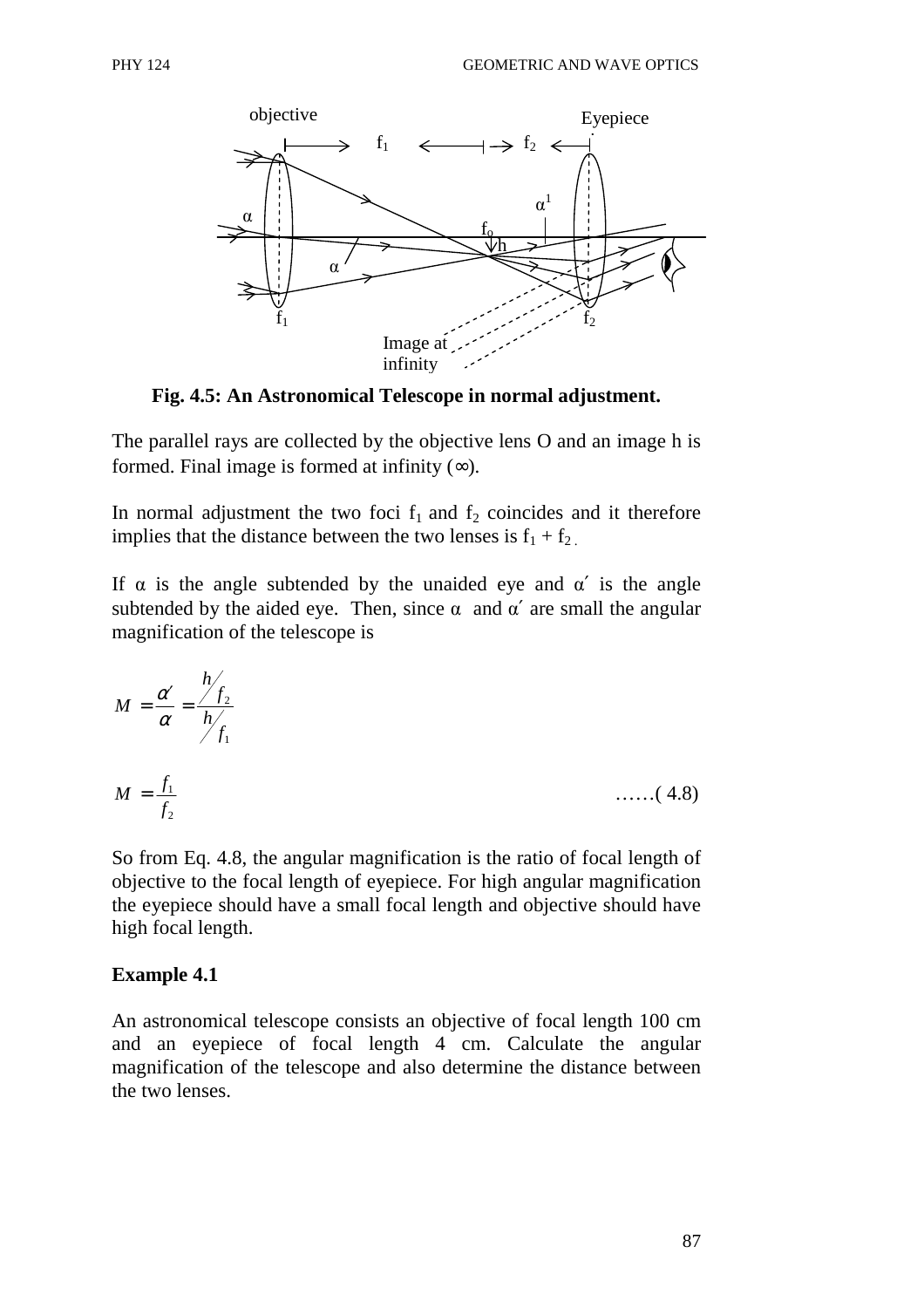Fig. 4.5: An Astronomical Telescope in normal adjustment.

The parallel rays are collected by the objective lens O and an image h is formed. Final image is formed at infinity (∞).

In normal adjustment the two foci $f_1$ and $f_2$ coincides and it therefore implies that the distance between the two lenses is $f_1 + f_2$.

If α is the angle subtended by the unaided eye and α′ is the angle subtended by the aided eye. Then, since α and α′ are small the angular magnification of the telescope is

$$M = \frac{\alpha'}{\alpha} = \frac{h/f_2}{h/f_1}$$

$$M = \frac{f_1}{f_2} \qquad \text{……( 4.8)}$$

So from Eq. 4.8, the angular magnification is the ratio of focal length of objective to the focal length of eyepiece. For high angular magnification the eyepiece should have a small focal length and objective should have high focal length.

**Example 4.1**

An astronomical telescope consists an objective of focal length 100 cm and an eyepiece of focal length 4 cm. Calculate the angular magnification of the telescope and also determine the distance between the two lenses.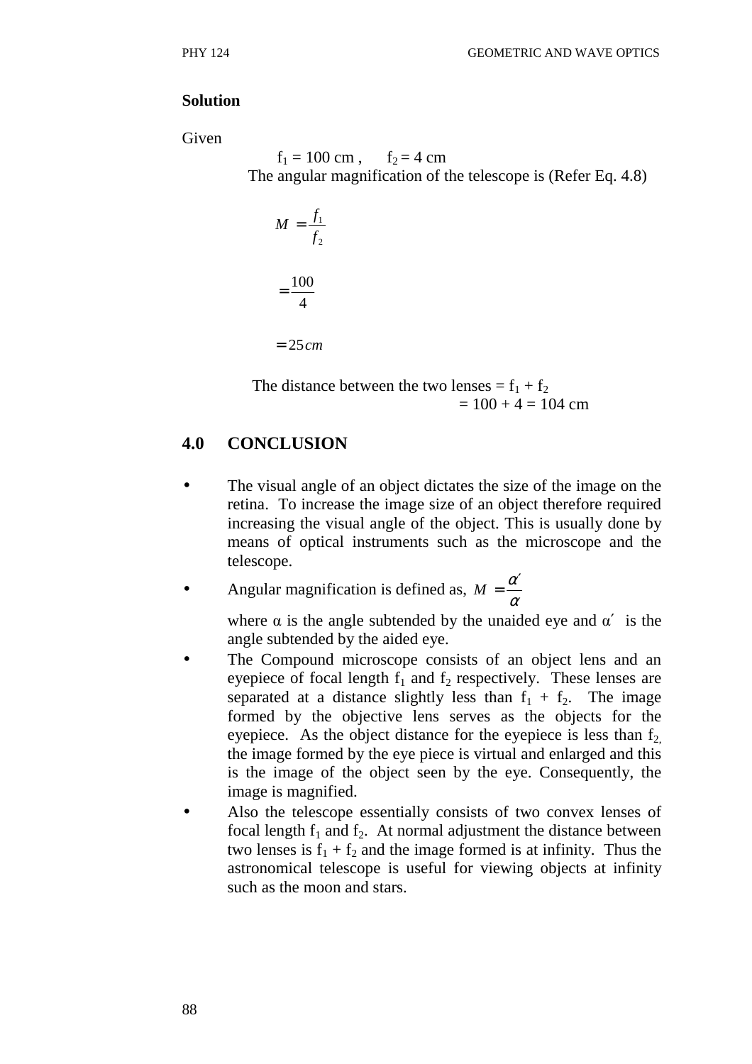**Solution**

Given

$f_1 = 100$ cm , $f_2 = 4$ cm

The angular magnification of the telescope is (Refer Eq. 4.8)

$$M = \frac{f_1}{f_2}$$

$$= \frac{100}{4}$$

$$= 25cm$$

The distance between the two lenses = $f_1 + f_2$

= 100 + 4 = 104 cm

## 4.0 CONCLUSION

- The visual angle of an object dictates the size of the image on the retina. To increase the image size of an object therefore required increasing the visual angle of the object. This is usually done by means of optical instruments such as the microscope and the telescope.
- Angular magnification is defined as, $M = \frac{\alpha'}{\alpha}$

  where $\alpha$ is the angle subtended by the unaided eye and $\alpha'$ is the angle subtended by the aided eye.
- The Compound microscope consists of an object lens and an eyepiece of focal length $f_1$ and $f_2$ respectively. These lenses are separated at a distance slightly less than $f_1 + f_2$. The image formed by the objective lens serves as the objects for the eyepiece. As the object distance for the eyepiece is less than $f_{2,}$ the image formed by the eye piece is virtual and enlarged and this is the image of the object seen by the eye. Consequently, the image is magnified.
- Also the telescope essentially consists of two convex lenses of focal length $f_1$ and $f_2$. At normal adjustment the distance between two lenses is $f_1 + f_2$ and the image formed is at infinity. Thus the astronomical telescope is useful for viewing objects at infinity such as the moon and stars.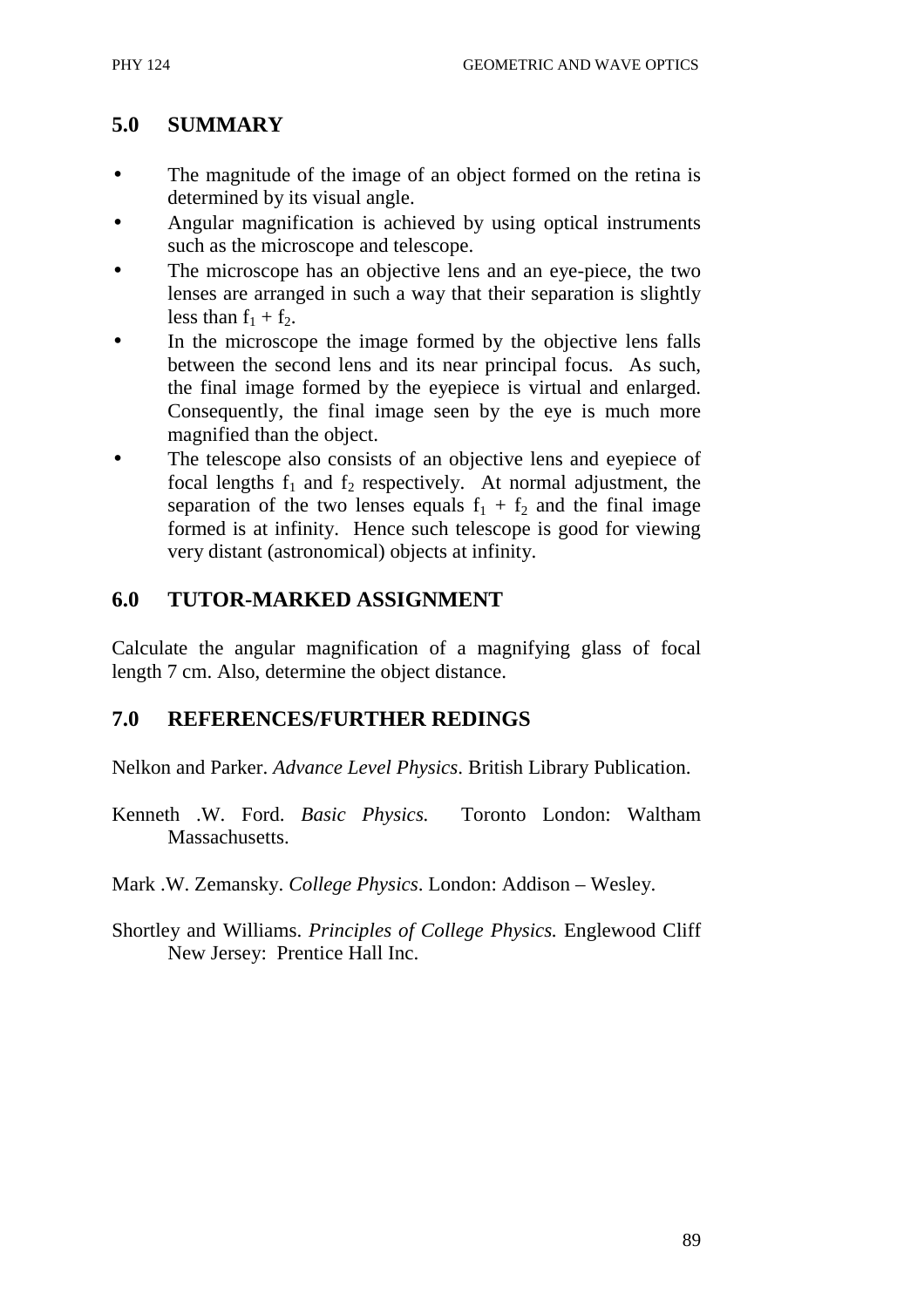## 5.0 SUMMARY

- The magnitude of the image of an object formed on the retina is determined by its visual angle.
- Angular magnification is achieved by using optical instruments such as the microscope and telescope.
- The microscope has an objective lens and an eye-piece, the two lenses are arranged in such a way that their separation is slightly less than $f_1 + f_2$.
- In the microscope the image formed by the objective lens falls between the second lens and its near principal focus. As such, the final image formed by the eyepiece is virtual and enlarged. Consequently, the final image seen by the eye is much more magnified than the object.
- The telescope also consists of an objective lens and eyepiece of focal lengths $f_1$ and $f_2$ respectively. At normal adjustment, the separation of the two lenses equals $f_1 + f_2$ and the final image formed is at infinity. Hence such telescope is good for viewing very distant (astronomical) objects at infinity.

## 6.0 TUTOR-MARKED ASSIGNMENT

Calculate the angular magnification of a magnifying glass of focal length 7 cm. Also, determine the object distance.

## 7.0 REFERENCES/FURTHER REDINGS

Nelkon and Parker. *Advance Level Physics*. British Library Publication.

Kenneth .W. Ford. *Basic Physics.* Toronto London: Waltham Massachusetts.

Mark .W. Zemansky. *College Physics*. London: Addison – Wesley.

Shortley and Williams. *Principles of College Physics.* Englewood Cliff New Jersey: Prentice Hall Inc.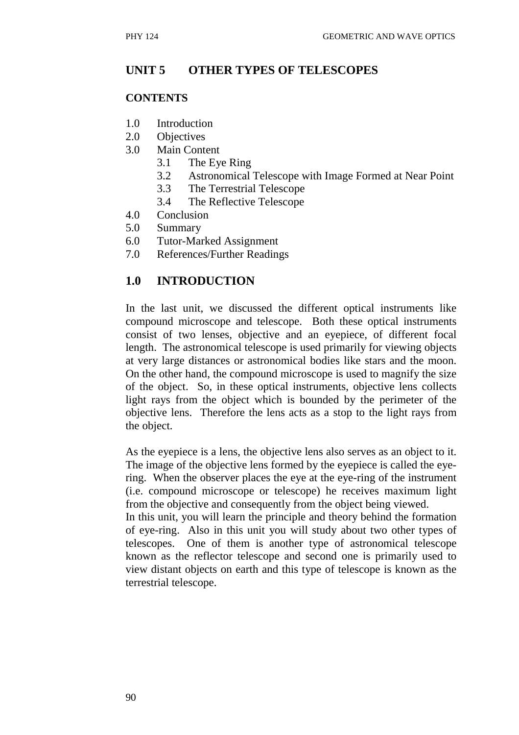## UNIT 5 OTHER TYPES OF TELESCOPES

### CONTENTS

1.0 Introduction
2.0 Objectives
3.0 Main Content
   3.1 The Eye Ring
   3.2 Astronomical Telescope with Image Formed at Near Point
   3.3 The Terrestrial Telescope
   3.4 The Reflective Telescope
4.0 Conclusion
5.0 Summary
6.0 Tutor-Marked Assignment
7.0 References/Further Readings

## 1.0 INTRODUCTION

In the last unit, we discussed the different optical instruments like compound microscope and telescope. Both these optical instruments consist of two lenses, objective and an eyepiece, of different focal length. The astronomical telescope is used primarily for viewing objects at very large distances or astronomical bodies like stars and the moon. On the other hand, the compound microscope is used to magnify the size of the object. So, in these optical instruments, objective lens collects light rays from the object which is bounded by the perimeter of the objective lens. Therefore the lens acts as a stop to the light rays from the object.

As the eyepiece is a lens, the objective lens also serves as an object to it. The image of the objective lens formed by the eyepiece is called the eye-ring. When the observer places the eye at the eye-ring of the instrument (i.e. compound microscope or telescope) he receives maximum light from the objective and consequently from the object being viewed.

In this unit, you will learn the principle and theory behind the formation of eye-ring. Also in this unit you will study about two other types of telescopes. One of them is another type of astronomical telescope known as the reflector telescope and second one is primarily used to view distant objects on earth and this type of telescope is known as the terrestrial telescope.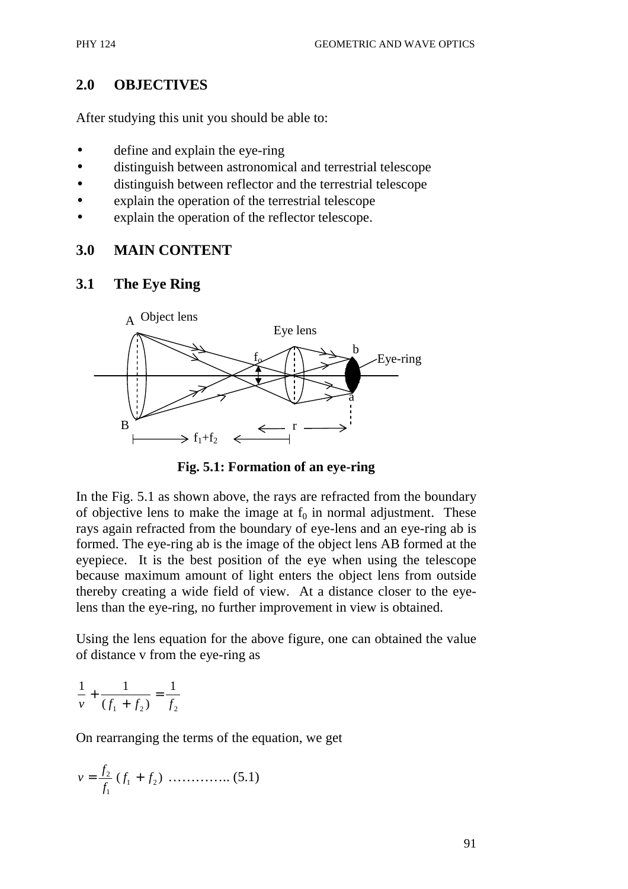## 2.0 OBJECTIVES

After studying this unit you should be able to:

- define and explain the eye-ring
- distinguish between astronomical and terrestrial telescope
- distinguish between reflector and the terrestrial telescope
- explain the operation of the terrestrial telescope
- explain the operation of the reflector telescope.

## 3.0 MAIN CONTENT

### 3.1 The Eye Ring

**Fig. 5.1: Formation of an eye-ring**

In the Fig. 5.1 as shown above, the rays are refracted from the boundary of objective lens to make the image at $f_0$ in normal adjustment. These rays again refracted from the boundary of eye-lens and an eye-ring ab is formed. The eye-ring ab is the image of the object lens AB formed at the eyepiece. It is the best position of the eye when using the telescope because maximum amount of light enters the object lens from outside thereby creating a wide field of view. At a distance closer to the eye-lens than the eye-ring, no further improvement in view is obtained.

Using the lens equation for the above figure, one can obtained the value of distance v from the eye-ring as

$$\frac{1}{v} + \frac{1}{(f_1 + f_2)} = \frac{1}{f_2}$$

On rearranging the terms of the equation, we get

$$v = \frac{f_2}{f_1}(f_1 + f_2) \quad \text{………….. (5.1)}$$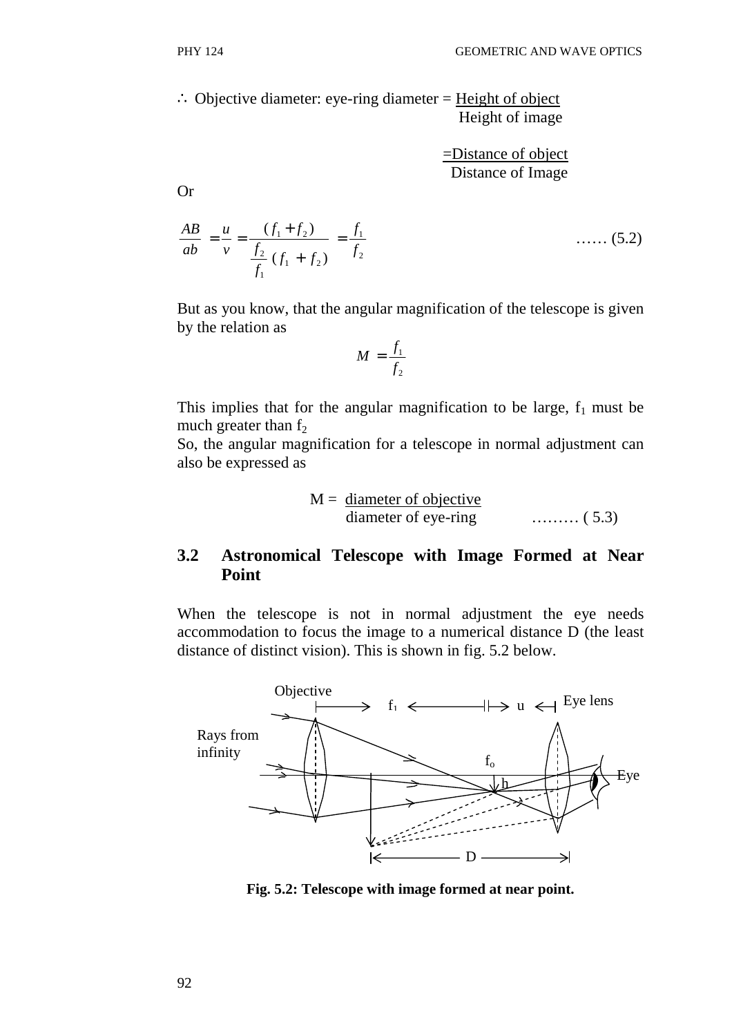$\therefore$ Objective diameter: eye-ring diameter = $\dfrac{\text{Height of object}}{\text{Height of image}}$

$= \dfrac{\text{Distance of object}}{\text{Distance of Image}}$

Or

$$\frac{AB}{ab} = \frac{u}{v} = \frac{(f_1 + f_2)}{\frac{f_2}{f_1}(f_1 + f_2)} = \frac{f_1}{f_2} \qquad \ldots\ldots (5.2)$$

But as you know, that the angular magnification of the telescope is given by the relation as

$$M = \frac{f_1}{f_2}$$

This implies that for the angular magnification to be large, $f_1$ must be much greater than $f_2$

So, the angular magnification for a telescope in normal adjustment can also be expressed as

$$M = \frac{\text{diameter of objective}}{\text{diameter of eye-ring}} \qquad \ldots\ldots\ldots (5.3)$$

## 3.2 Astronomical Telescope with Image Formed at Near Point

When the telescope is not in normal adjustment the eye needs accommodation to focus the image to a numerical distance D (the least distance of distinct vision). This is shown in fig. 5.2 below.

**Fig. 5.2: Telescope with image formed at near point.**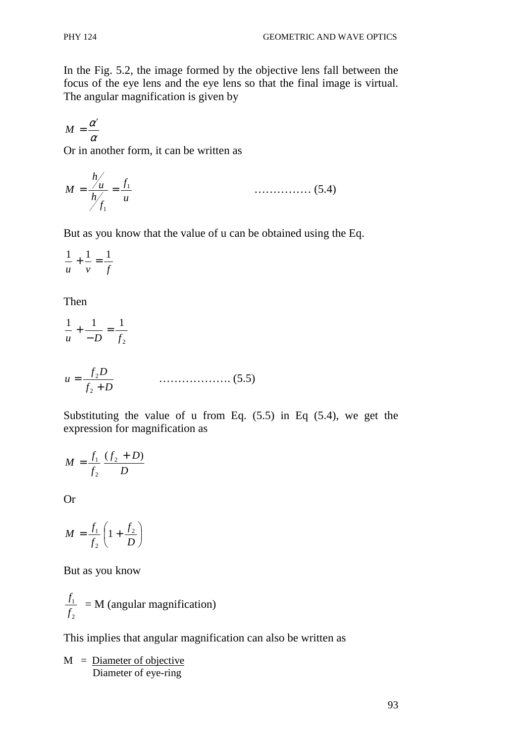In the Fig. 5.2, the image formed by the objective lens fall between the focus of the eye lens and the eye lens so that the final image is virtual. The angular magnification is given by

$$M = \frac{\alpha'}{\alpha}$$

Or in another form, it can be written as

$$M = \frac{h/u}{h/f_1} = \frac{f_1}{u} \qquad \text{……………} (5.4)$$

But as you know that the value of u can be obtained using the Eq.

$$\frac{1}{u} + \frac{1}{v} = \frac{1}{f}$$

Then

$$\frac{1}{u} + \frac{1}{-D} = \frac{1}{f_2}$$

$$u = \frac{f_2 D}{f_2 + D} \qquad \text{……………….} (5.5)$$

Substituting the value of u from Eq. (5.5) in Eq (5.4), we get the expression for magnification as

$$M = \frac{f_1}{f_2} \frac{(f_2 + D)}{D}$$

Or

$$M = \frac{f_1}{f_2}\left(1 + \frac{f_2}{D}\right)$$

But as you know

$\frac{f_1}{f_2}$ = M (angular magnification)

This implies that angular magnification can also be written as

$$M = \frac{\text{Diameter of objective}}{\text{Diameter of eye-ring}}$$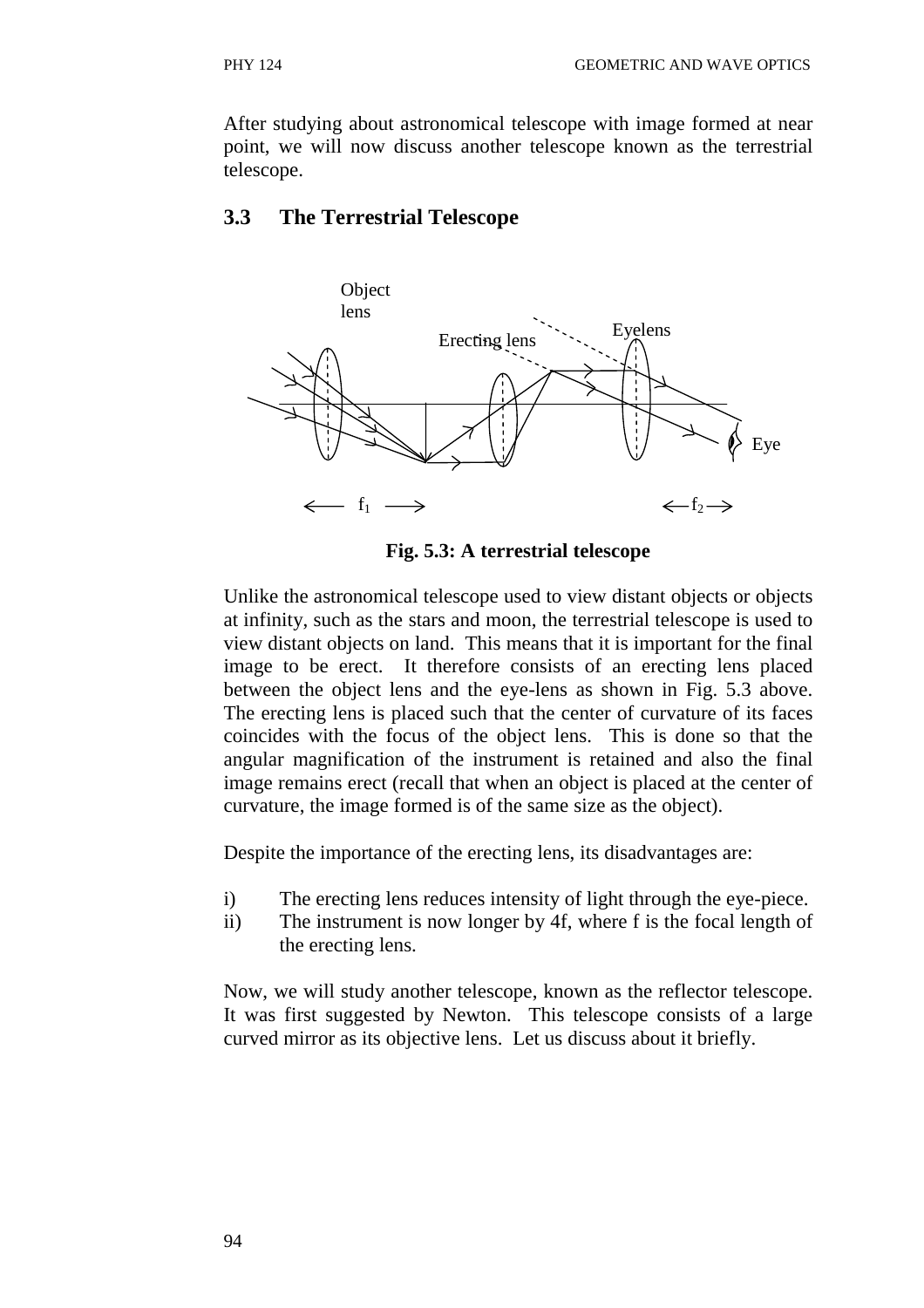After studying about astronomical telescope with image formed at near point, we will now discuss another telescope known as the terrestrial telescope.

## 3.3 The Terrestrial Telescope

**Fig. 5.3: A terrestrial telescope**

Unlike the astronomical telescope used to view distant objects or objects at infinity, such as the stars and moon, the terrestrial telescope is used to view distant objects on land. This means that it is important for the final image to be erect. It therefore consists of an erecting lens placed between the object lens and the eye-lens as shown in Fig. 5.3 above. The erecting lens is placed such that the center of curvature of its faces coincides with the focus of the object lens. This is done so that the angular magnification of the instrument is retained and also the final image remains erect (recall that when an object is placed at the center of curvature, the image formed is of the same size as the object).

Despite the importance of the erecting lens, its disadvantages are:

i) The erecting lens reduces intensity of light through the eye-piece.
ii) The instrument is now longer by 4f, where f is the focal length of the erecting lens.

Now, we will study another telescope, known as the reflector telescope. It was first suggested by Newton. This telescope consists of a large curved mirror as its objective lens. Let us discuss about it briefly.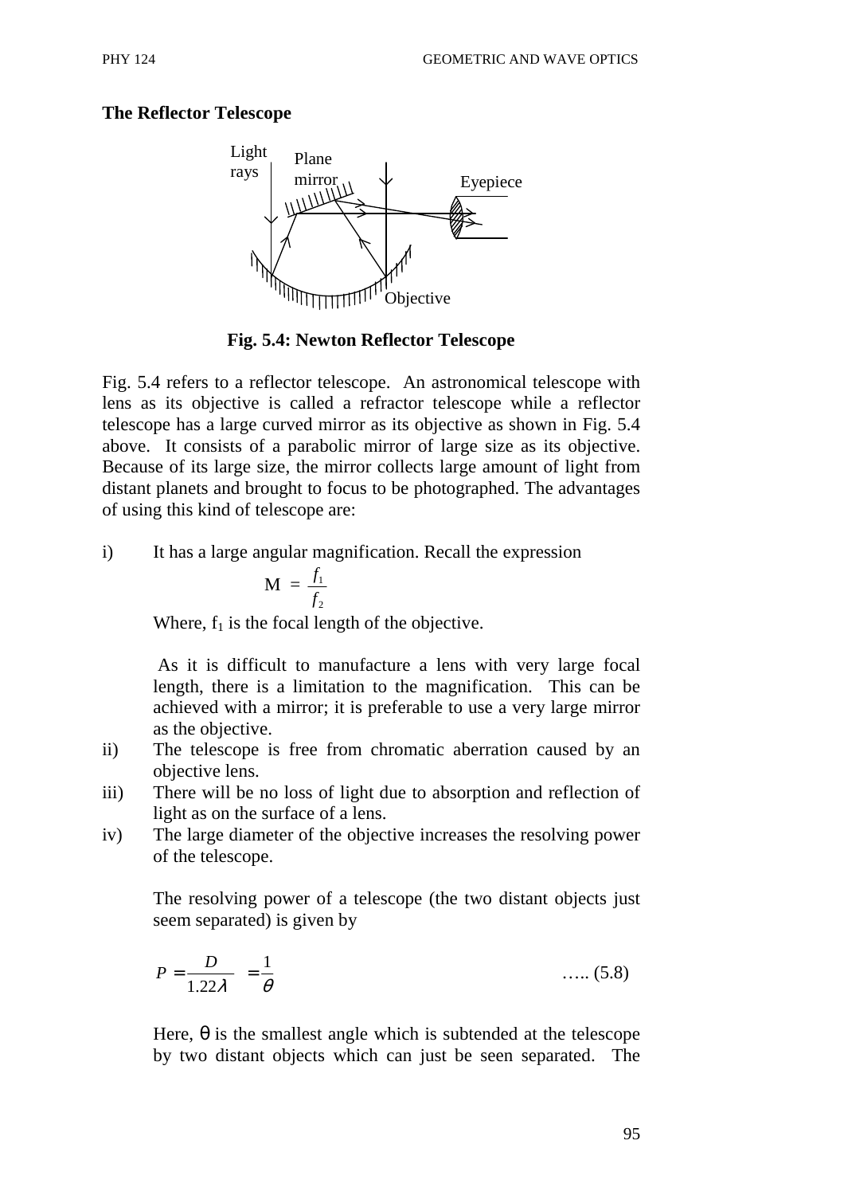**The Reflector Telescope**

Fig. 5.4: Newton Reflector Telescope

Fig. 5.4 refers to a reflector telescope. An astronomical telescope with lens as its objective is called a refractor telescope while a reflector telescope has a large curved mirror as its objective as shown in Fig. 5.4 above. It consists of a parabolic mirror of large size as its objective. Because of its large size, the mirror collects large amount of light from distant planets and brought to focus to be photographed. The advantages of using this kind of telescope are:

i) It has a large angular magnification. Recall the expression

$$M = \frac{f_1}{f_2}$$

Where, $f_1$ is the focal length of the objective.

As it is difficult to manufacture a lens with very large focal length, there is a limitation to the magnification. This can be achieved with a mirror; it is preferable to use a very large mirror as the objective.

ii) The telescope is free from chromatic aberration caused by an objective lens.

iii) There will be no loss of light due to absorption and reflection of light as on the surface of a lens.

iv) The large diameter of the objective increases the resolving power of the telescope.

The resolving power of a telescope (the two distant objects just seem separated) is given by

$$P = \frac{D}{1.22\lambda} = \frac{1}{\theta} \qquad \text{….. (5.8)}$$

Here, θ is the smallest angle which is subtended at the telescope by two distant objects which can just be seen separated. The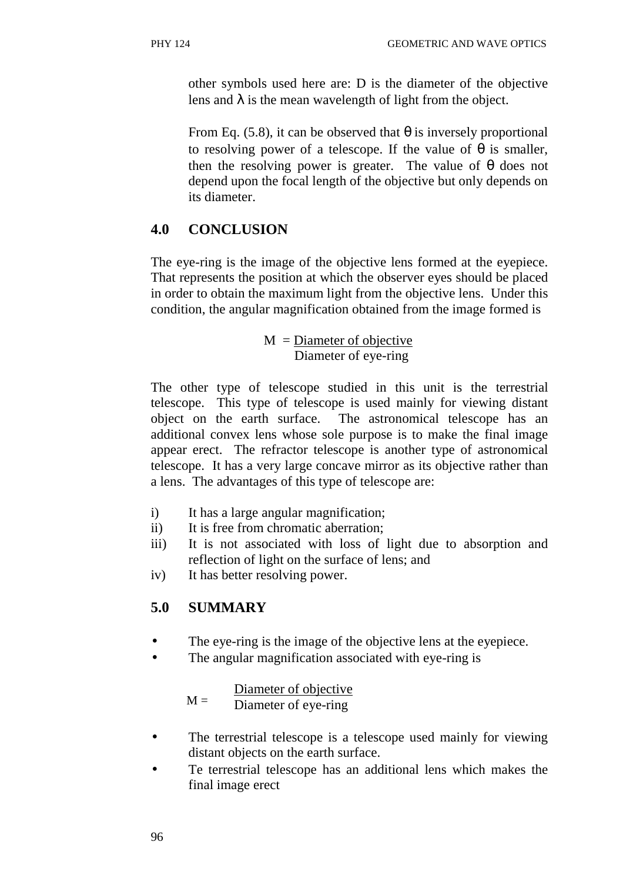other symbols used here are: D is the diameter of the objective lens and $\lambda$ is the mean wavelength of light from the object.

From Eq. (5.8), it can be observed that $\theta$ is inversely proportional to resolving power of a telescope. If the value of $\theta$ is smaller, then the resolving power is greater. The value of $\theta$ does not depend upon the focal length of the objective but only depends on its diameter.

## 4.0 CONCLUSION

The eye-ring is the image of the objective lens formed at the eyepiece. That represents the position at which the observer eyes should be placed in order to obtain the maximum light from the objective lens. Under this condition, the angular magnification obtained from the image formed is

$$M = \frac{\text{Diameter of objective}}{\text{Diameter of eye-ring}}$$

The other type of telescope studied in this unit is the terrestrial telescope. This type of telescope is used mainly for viewing distant object on the earth surface. The astronomical telescope has an additional convex lens whose sole purpose is to make the final image appear erect. The refractor telescope is another type of astronomical telescope. It has a very large concave mirror as its objective rather than a lens. The advantages of this type of telescope are:

i) It has a large angular magnification;
ii) It is free from chromatic aberration;
iii) It is not associated with loss of light due to absorption and reflection of light on the surface of lens; and
iv) It has better resolving power.

## 5.0 SUMMARY

- The eye-ring is the image of the objective lens at the eyepiece.
- The angular magnification associated with eye-ring is

$$M = \frac{\text{Diameter of objective}}{\text{Diameter of eye-ring}}$$

- The terrestrial telescope is a telescope used mainly for viewing distant objects on the earth surface.
- Te terrestrial telescope has an additional lens which makes the final image erect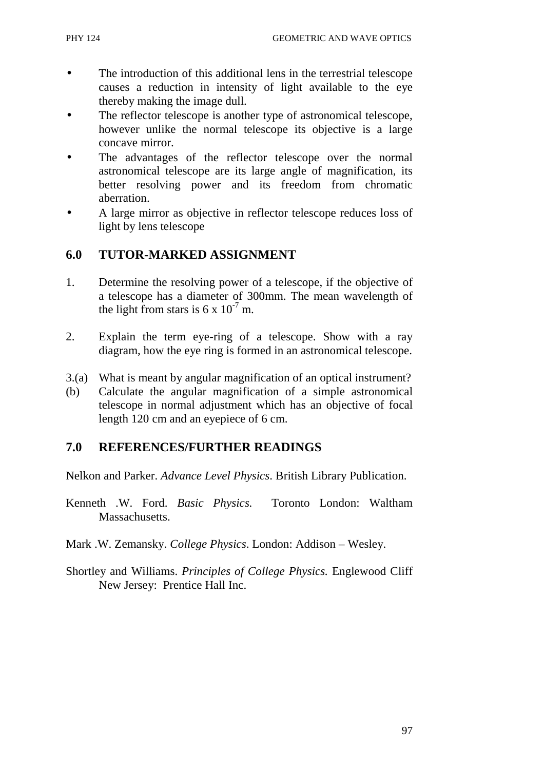- The introduction of this additional lens in the terrestrial telescope causes a reduction in intensity of light available to the eye thereby making the image dull.
- The reflector telescope is another type of astronomical telescope, however unlike the normal telescope its objective is a large concave mirror.
- The advantages of the reflector telescope over the normal astronomical telescope are its large angle of magnification, its better resolving power and its freedom from chromatic aberration.
- A large mirror as objective in reflector telescope reduces loss of light by lens telescope

## 6.0 TUTOR-MARKED ASSIGNMENT

1. Determine the resolving power of a telescope, if the objective of a telescope has a diameter of 300mm. The mean wavelength of the light from stars is $6 \times 10^{-7}$ m.

2. Explain the term eye-ring of a telescope. Show with a ray diagram, how the eye ring is formed in an astronomical telescope.

3.(a) What is meant by angular magnification of an optical instrument?

(b) Calculate the angular magnification of a simple astronomical telescope in normal adjustment which has an objective of focal length 120 cm and an eyepiece of 6 cm.

## 7.0 REFERENCES/FURTHER READINGS

Nelkon and Parker. *Advance Level Physics*. British Library Publication.

Kenneth .W. Ford. *Basic Physics.* Toronto London: Waltham Massachusetts.

Mark .W. Zemansky. *College Physics*. London: Addison – Wesley.

Shortley and Williams. *Principles of College Physics.* Englewood Cliff New Jersey: Prentice Hall Inc.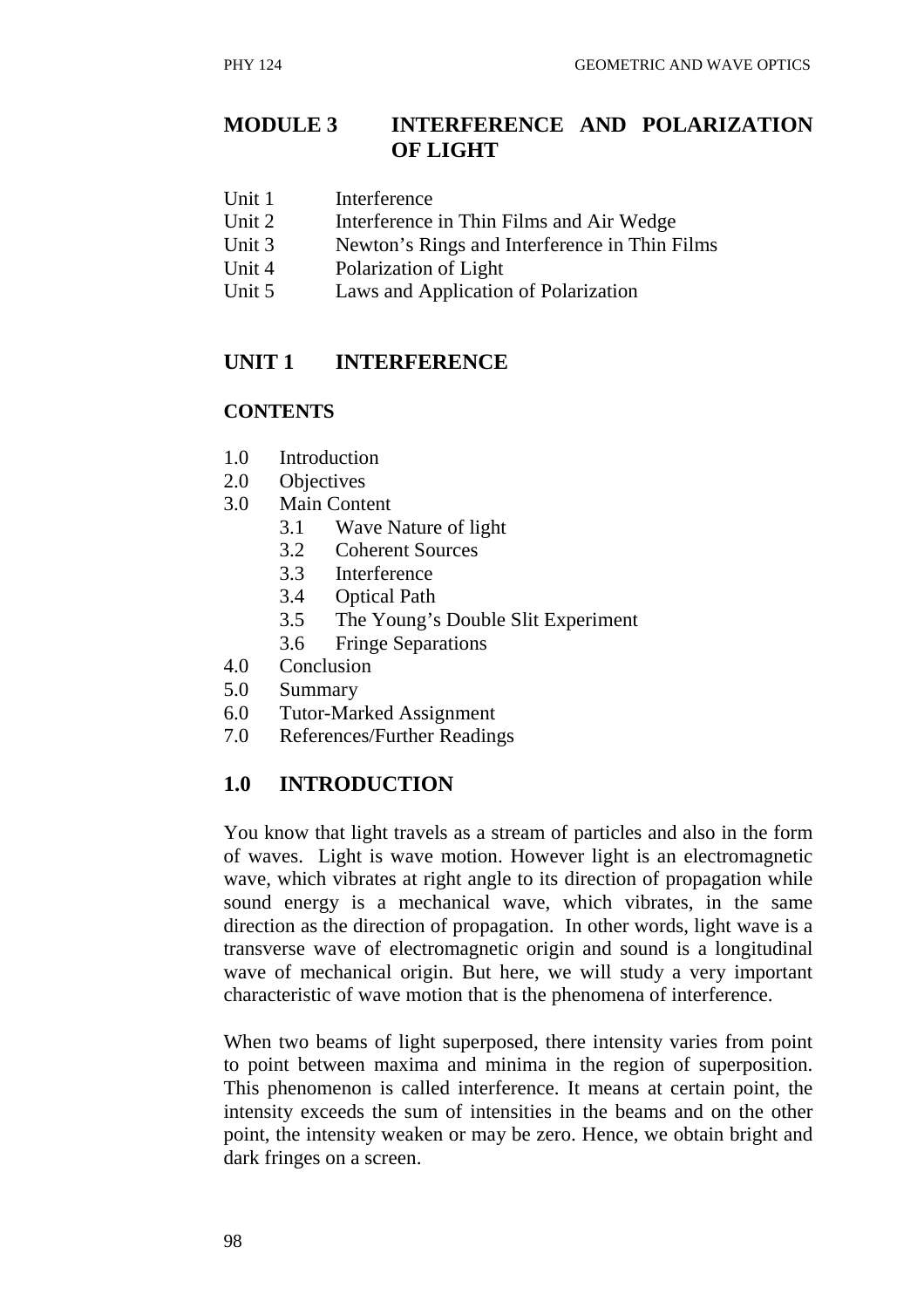# MODULE 3 INTERFERENCE AND POLARIZATION OF LIGHT

Unit 1 Interference
Unit 2 Interference in Thin Films and Air Wedge
Unit 3 Newton's Rings and Interference in Thin Films
Unit 4 Polarization of Light
Unit 5 Laws and Application of Polarization

## UNIT 1 INTERFERENCE

### CONTENTS

1.0 Introduction
2.0 Objectives
3.0 Main Content
- 3.1 Wave Nature of light
- 3.2 Coherent Sources
- 3.3 Interference
- 3.4 Optical Path
- 3.5 The Young's Double Slit Experiment
- 3.6 Fringe Separations

4.0 Conclusion
5.0 Summary
6.0 Tutor-Marked Assignment
7.0 References/Further Readings

## 1.0 INTRODUCTION

You know that light travels as a stream of particles and also in the form of waves. Light is wave motion. However light is an electromagnetic wave, which vibrates at right angle to its direction of propagation while sound energy is a mechanical wave, which vibrates, in the same direction as the direction of propagation. In other words, light wave is a transverse wave of electromagnetic origin and sound is a longitudinal wave of mechanical origin. But here, we will study a very important characteristic of wave motion that is the phenomena of interference.

When two beams of light superposed, there intensity varies from point to point between maxima and minima in the region of superposition. This phenomenon is called interference. It means at certain point, the intensity exceeds the sum of intensities in the beams and on the other point, the intensity weaken or may be zero. Hence, we obtain bright and dark fringes on a screen.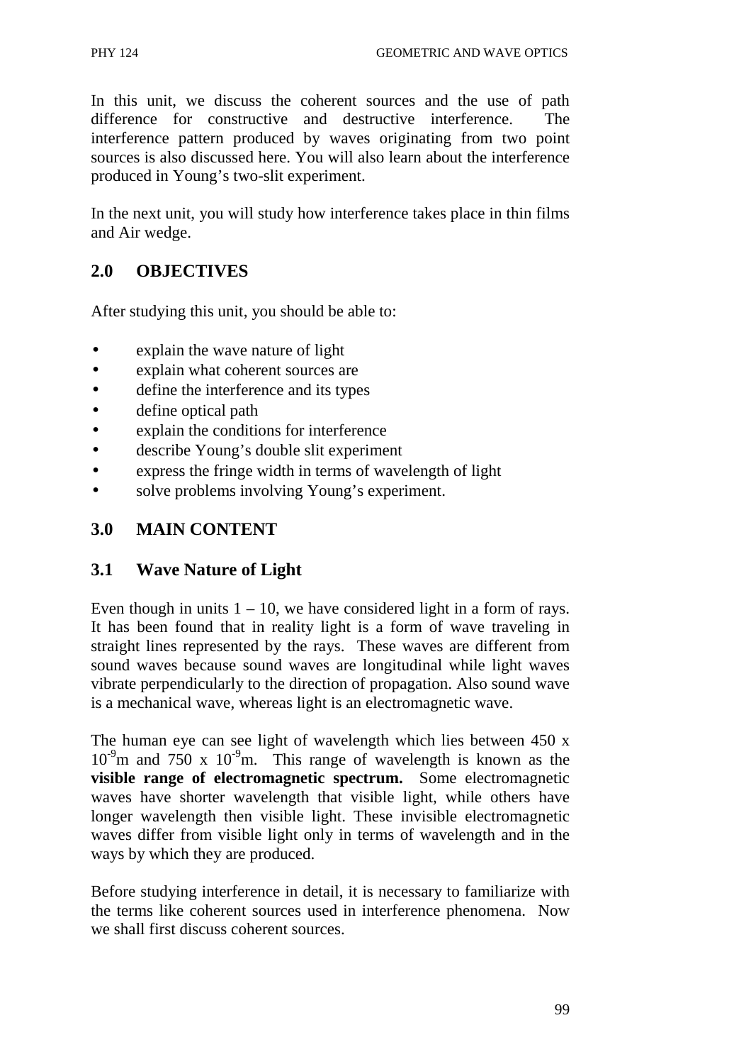In this unit, we discuss the coherent sources and the use of path difference for constructive and destructive interference. The interference pattern produced by waves originating from two point sources is also discussed here. You will also learn about the interference produced in Young's two-slit experiment.

In the next unit, you will study how interference takes place in thin films and Air wedge.

## 2.0 OBJECTIVES

After studying this unit, you should be able to:

- explain the wave nature of light
- explain what coherent sources are
- define the interference and its types
- define optical path
- explain the conditions for interference
- describe Young's double slit experiment
- express the fringe width in terms of wavelength of light
- solve problems involving Young's experiment.

## 3.0 MAIN CONTENT

### 3.1 Wave Nature of Light

Even though in units 1 – 10, we have considered light in a form of rays. It has been found that in reality light is a form of wave traveling in straight lines represented by the rays. These waves are different from sound waves because sound waves are longitudinal while light waves vibrate perpendicularly to the direction of propagation. Also sound wave is a mechanical wave, whereas light is an electromagnetic wave.

The human eye can see light of wavelength which lies between $450 \times 10^{-9}$m and $750 \times 10^{-9}$m. This range of wavelength is known as the **visible range of electromagnetic spectrum.** Some electromagnetic waves have shorter wavelength that visible light, while others have longer wavelength then visible light. These invisible electromagnetic waves differ from visible light only in terms of wavelength and in the ways by which they are produced.

Before studying interference in detail, it is necessary to familiarize with the terms like coherent sources used in interference phenomena. Now we shall first discuss coherent sources.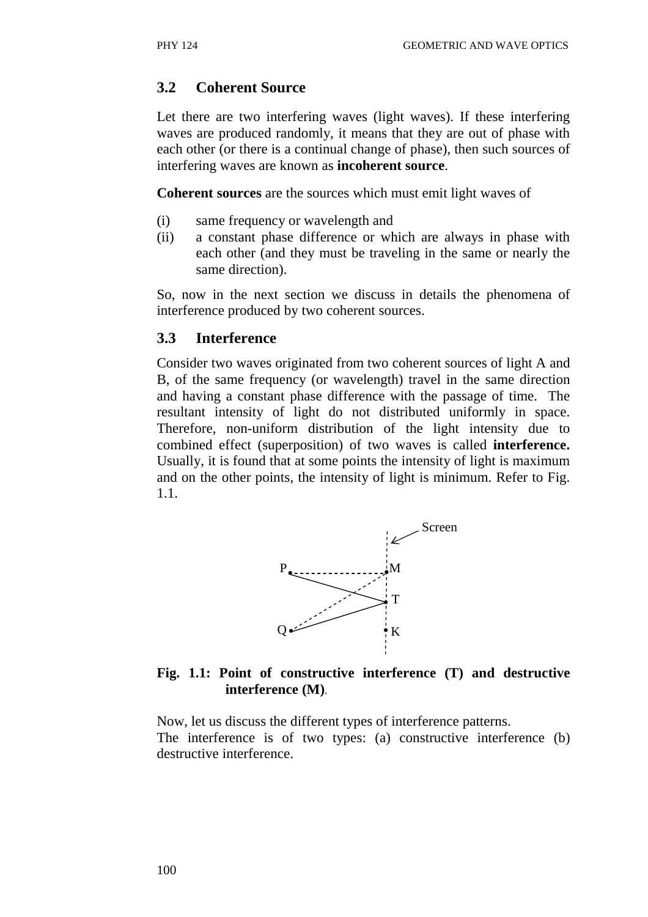### 3.2 Coherent Source

Let there are two interfering waves (light waves). If these interfering waves are produced randomly, it means that they are out of phase with each other (or there is a continual change of phase), then such sources of interfering waves are known as **incoherent source**.

**Coherent sources** are the sources which must emit light waves of

(i) same frequency or wavelength and
(ii) a constant phase difference or which are always in phase with each other (and they must be traveling in the same or nearly the same direction).

So, now in the next section we discuss in details the phenomena of interference produced by two coherent sources.

### 3.3 Interference

Consider two waves originated from two coherent sources of light A and B, of the same frequency (or wavelength) travel in the same direction and having a constant phase difference with the passage of time. The resultant intensity of light do not distributed uniformly in space. Therefore, non-uniform distribution of the light intensity due to combined effect (superposition) of two waves is called **interference.** Usually, it is found that at some points the intensity of light is maximum and on the other points, the intensity of light is minimum. Refer to Fig. 1.1.

**Fig. 1.1: Point of constructive interference (T) and destructive interference (M)**.

Now, let us discuss the different types of interference patterns.
The interference is of two types: (a) constructive interference (b) destructive interference.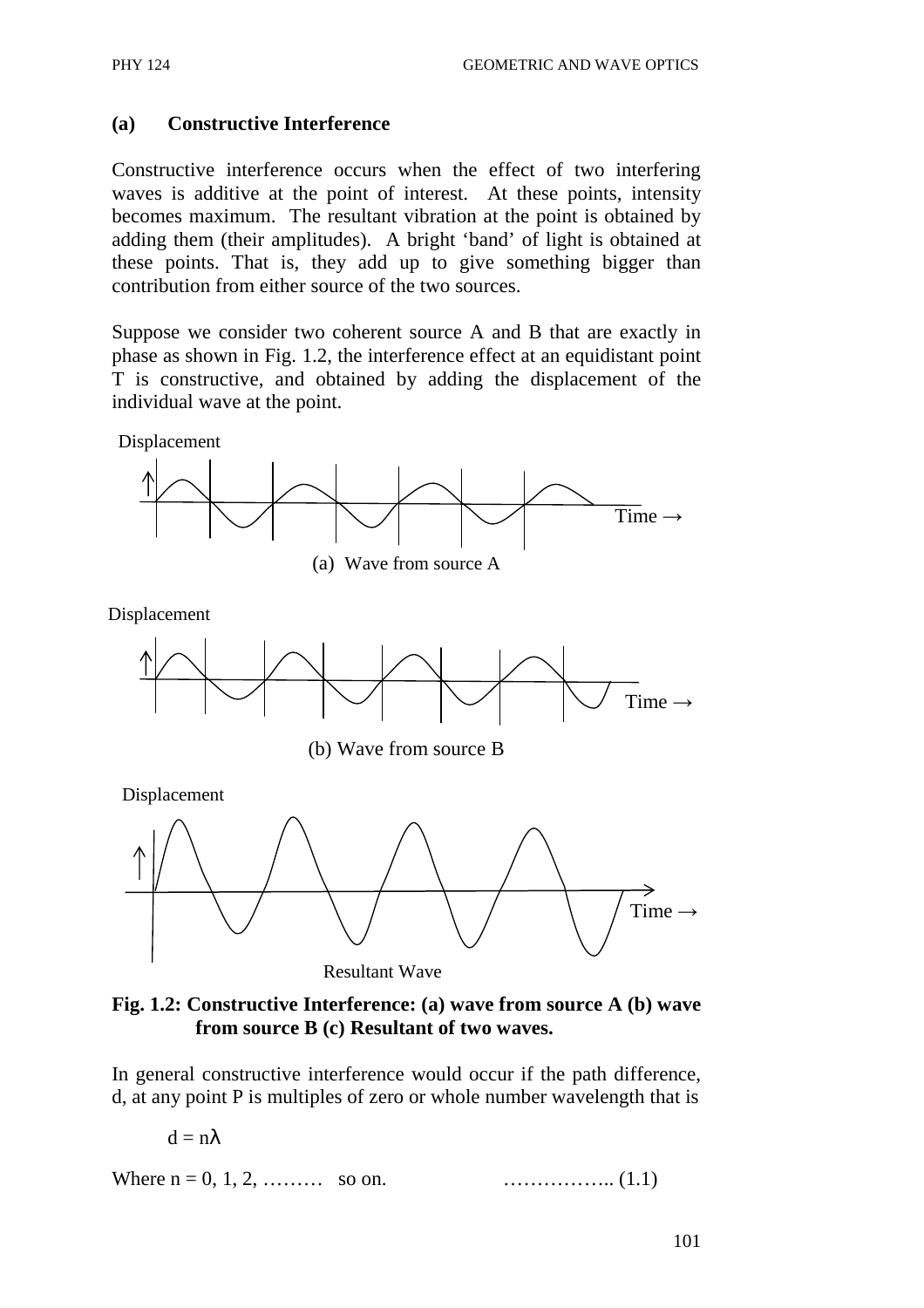### (a) Constructive Interference

Constructive interference occurs when the effect of two interfering waves is additive at the point of interest. At these points, intensity becomes maximum. The resultant vibration at the point is obtained by adding them (their amplitudes). A bright 'band' of light is obtained at these points. That is, they add up to give something bigger than contribution from either source of the two sources.

Suppose we consider two coherent source A and B that are exactly in phase as shown in Fig. 1.2, the interference effect at an equidistant point T is constructive, and obtained by adding the displacement of the individual wave at the point.

Displacement

Time →

(a) Wave from source A

Displacement

Time →

(b) Wave from source B

Displacement

Time →

Resultant Wave

**Fig. 1.2: Constructive Interference: (a) wave from source A (b) wave from source B (c) Resultant of two waves.**

In general constructive interference would occur if the path difference, d, at any point P is multiples of zero or whole number wavelength that is

$$d = n\lambda$$

Where n = 0, 1, 2, ……… so on. …………….. (1.1)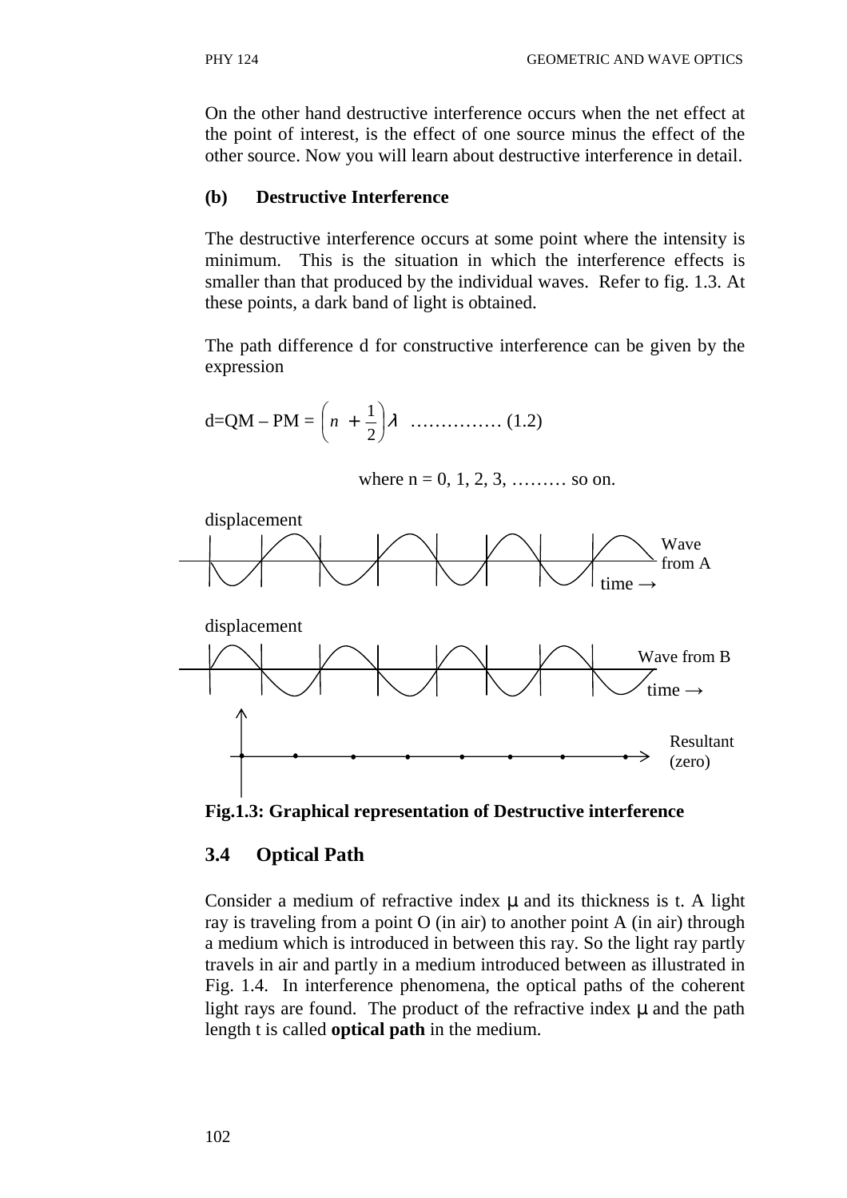On the other hand destructive interference occurs when the net effect at the point of interest, is the effect of one source minus the effect of the other source. Now you will learn about destructive interference in detail.

**(b) Destructive Interference**

The destructive interference occurs at some point where the intensity is minimum. This is the situation in which the interference effects is smaller than that produced by the individual waves. Refer to fig. 1.3. At these points, a dark band of light is obtained.

The path difference d for constructive interference can be given by the expression

$$d = QM - PM = \left(n + \frac{1}{2}\right)\lambda \quad \ldots\ldots\ldots\ldots\ldots (1.2)$$

where n = 0, 1, 2, 3, ……… so on.

displacement

Wave from A

time →

displacement

Wave from B

time →

Resultant (zero)

**Fig.1.3: Graphical representation of Destructive interference**

## 3.4 Optical Path

Consider a medium of refractive index μ and its thickness is t. A light ray is traveling from a point O (in air) to another point A (in air) through a medium which is introduced in between this ray. So the light ray partly travels in air and partly in a medium introduced between as illustrated in Fig. 1.4. In interference phenomena, the optical paths of the coherent light rays are found. The product of the refractive index μ and the path length t is called **optical path** in the medium.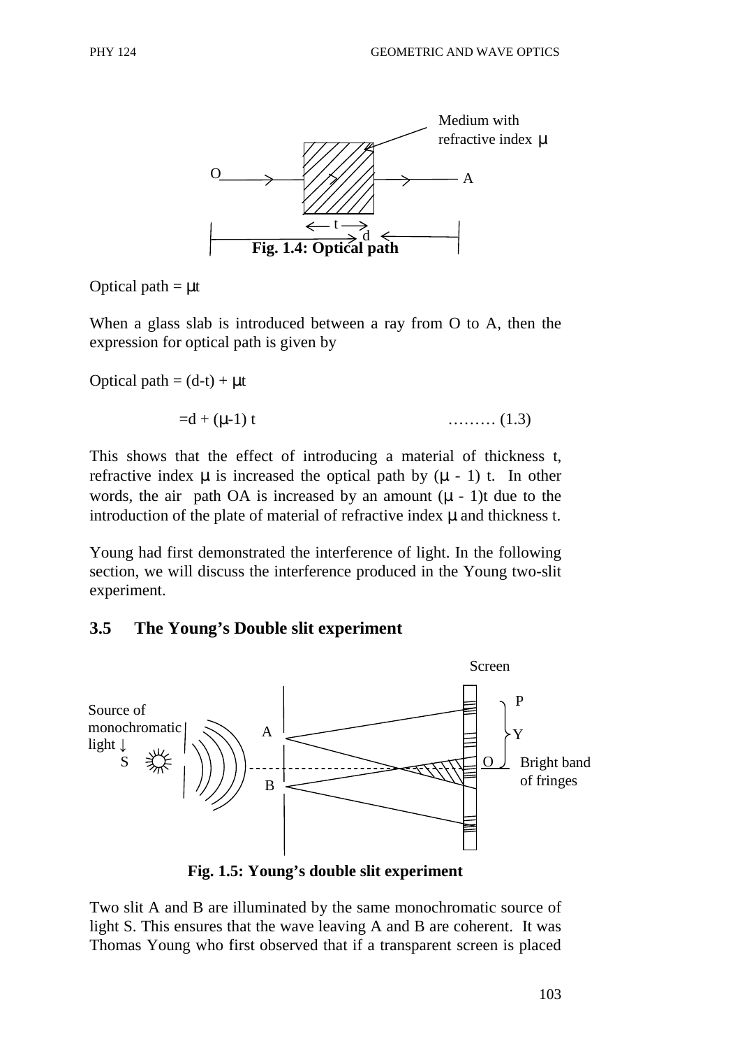Fig. 1.4: Optical path

Optical path = $\mu t$

When a glass slab is introduced between a ray from O to A, then the expression for optical path is given by

Optical path = $(d-t) + \mu t$

$$= d + (\mu-1)\,t \qquad \text{……… (1.3)}$$

This shows that the effect of introducing a material of thickness t, refractive index $\mu$ is increased the optical path by $(\mu - 1)$ t. In other words, the air path OA is increased by an amount $(\mu - 1)t$ due to the introduction of the plate of material of refractive index $\mu$ and thickness t.

Young had first demonstrated the interference of light. In the following section, we will discuss the interference produced in the Young two-slit experiment.

## 3.5 The Young's Double slit experiment

**Fig. 1.5: Young's double slit experiment**

Two slit A and B are illuminated by the same monochromatic source of light S. This ensures that the wave leaving A and B are coherent. It was Thomas Young who first observed that if a transparent screen is placed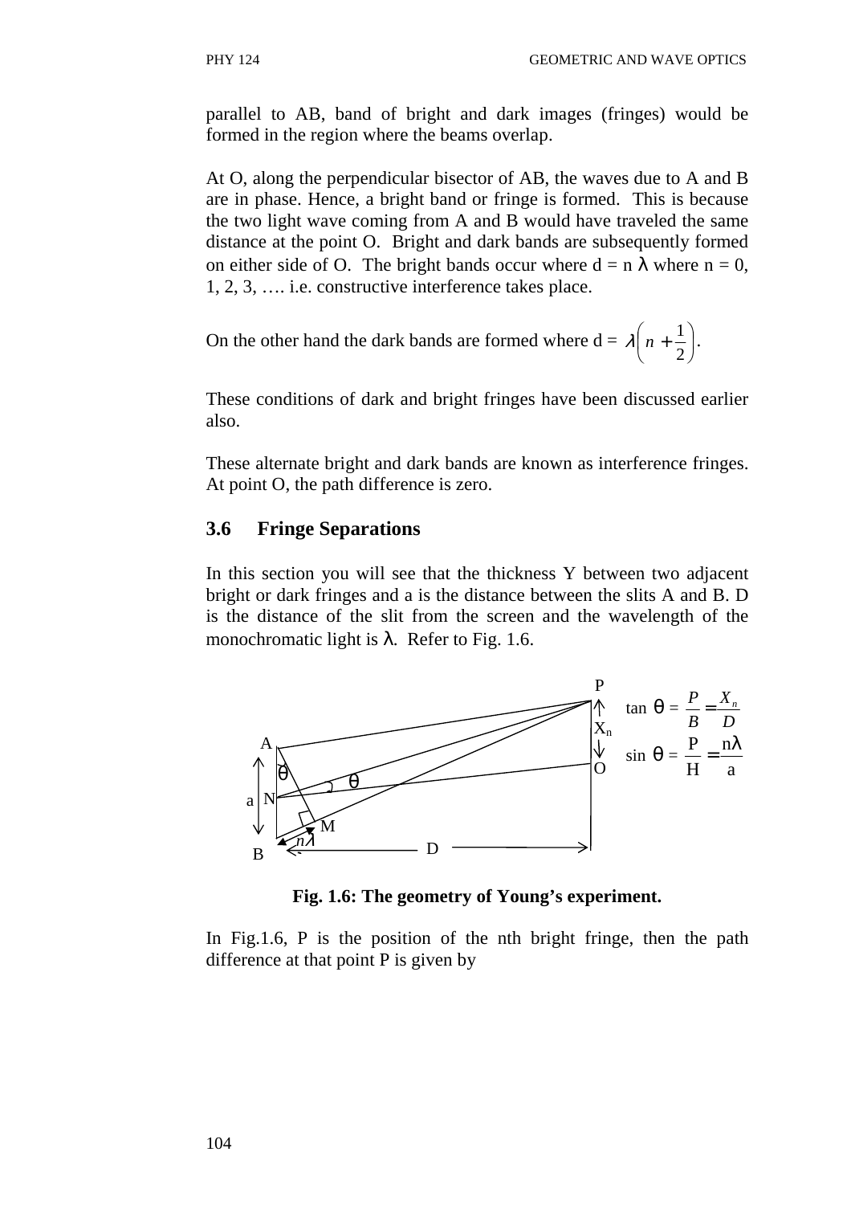parallel to AB, band of bright and dark images (fringes) would be formed in the region where the beams overlap.

At O, along the perpendicular bisector of AB, the waves due to A and B are in phase. Hence, a bright band or fringe is formed. This is because the two light wave coming from A and B would have traveled the same distance at the point O. Bright and dark bands are subsequently formed on either side of O. The bright bands occur where d = n $\lambda$ where n = 0, 1, 2, 3, …. i.e. constructive interference takes place.

On the other hand the dark bands are formed where d = $\lambda\left(n + \frac{1}{2}\right)$.

These conditions of dark and bright fringes have been discussed earlier also.

These alternate bright and dark bands are known as interference fringes. At point O, the path difference is zero.

## 3.6 Fringe Separations

In this section you will see that the thickness Y between two adjacent bright or dark fringes and a is the distance between the slits A and B. D is the distance of the slit from the screen and the wavelength of the monochromatic light is $\lambda$. Refer to Fig. 1.6.

$$\tan\theta = \frac{P}{B} = \frac{X_n}{D}$$

$$\sin\theta = \frac{P}{H} = \frac{n\lambda}{a}$$

**Fig. 1.6: The geometry of Young's experiment.**

In Fig.1.6, P is the position of the nth bright fringe, then the path difference at that point P is given by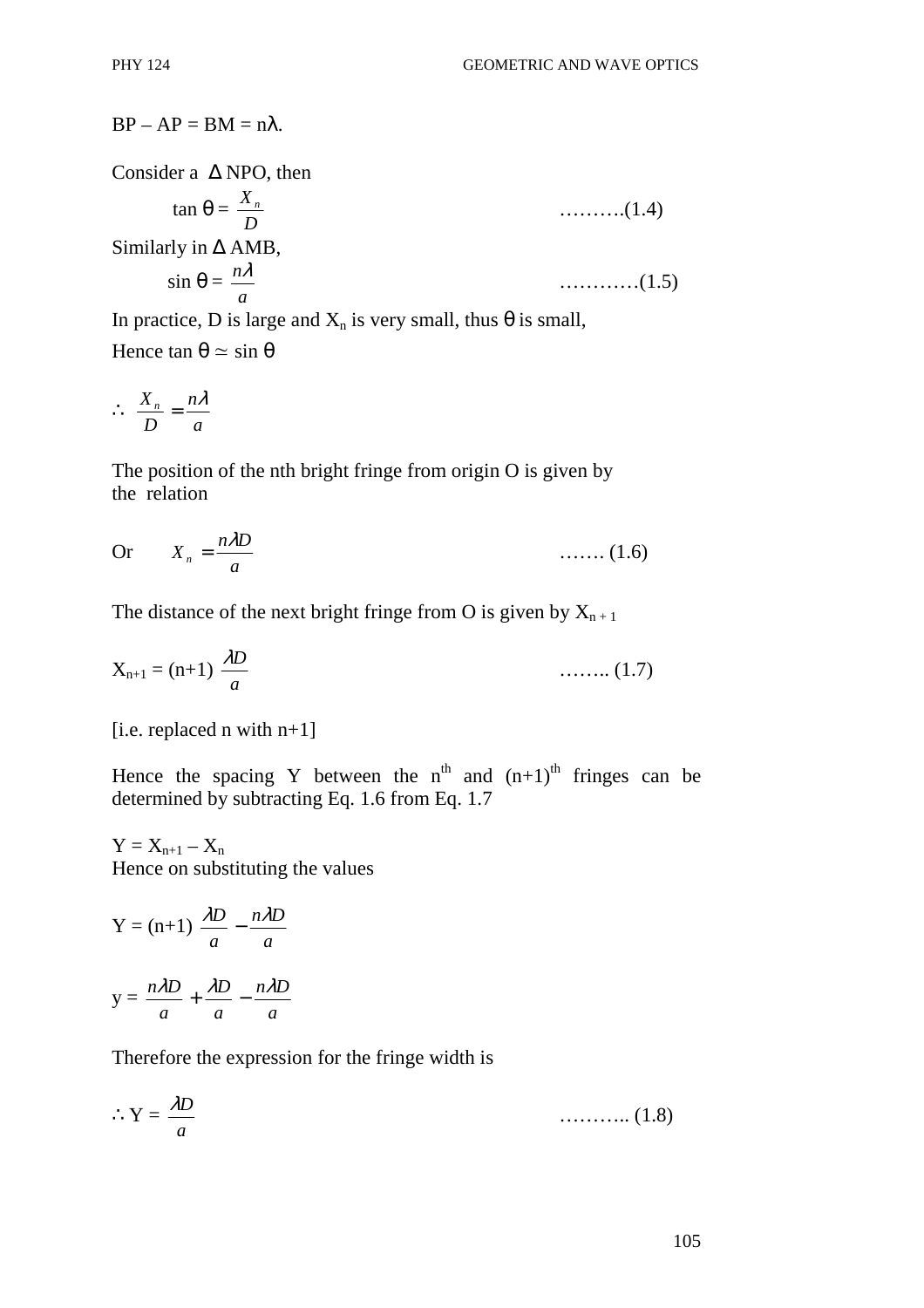BP – AP = BM = n$\lambda$.

Consider a $\Delta$ NPO, then

$$\tan \theta = \frac{X_n}{D} \qquad \text{……….(1.4)}$$

Similarly in $\Delta$ AMB,

$$\sin \theta = \frac{n\lambda}{a} \qquad \text{…………(1.5)}$$

In practice, D is large and $X_n$ is very small, thus $\theta$ is small,
Hence $\tan \theta \simeq \sin \theta$

$$\therefore \frac{X_n}{D} = \frac{n\lambda}{a}$$

The position of the nth bright fringe from origin O is given by the relation

Or $$X_n = \frac{n\lambda D}{a} \qquad \text{……. (1.6)}$$

The distance of the next bright fringe from O is given by $X_{n+1}$

$$X_{n+1} = (n+1)\frac{\lambda D}{a} \qquad \text{…….. (1.7)}$$

[i.e. replaced n with n+1]

Hence the spacing Y between the $n^{th}$ and $(n+1)^{th}$ fringes can be determined by subtracting Eq. 1.6 from Eq. 1.7

$Y = X_{n+1} – X_n$
Hence on substituting the values

$$Y = (n+1)\frac{\lambda D}{a} - \frac{n\lambda D}{a}$$

$$y = \frac{n\lambda D}{a} + \frac{\lambda D}{a} - \frac{n\lambda D}{a}$$

Therefore the expression for the fringe width is

$$\therefore Y = \frac{\lambda D}{a} \qquad \text{……….. (1.8)}$$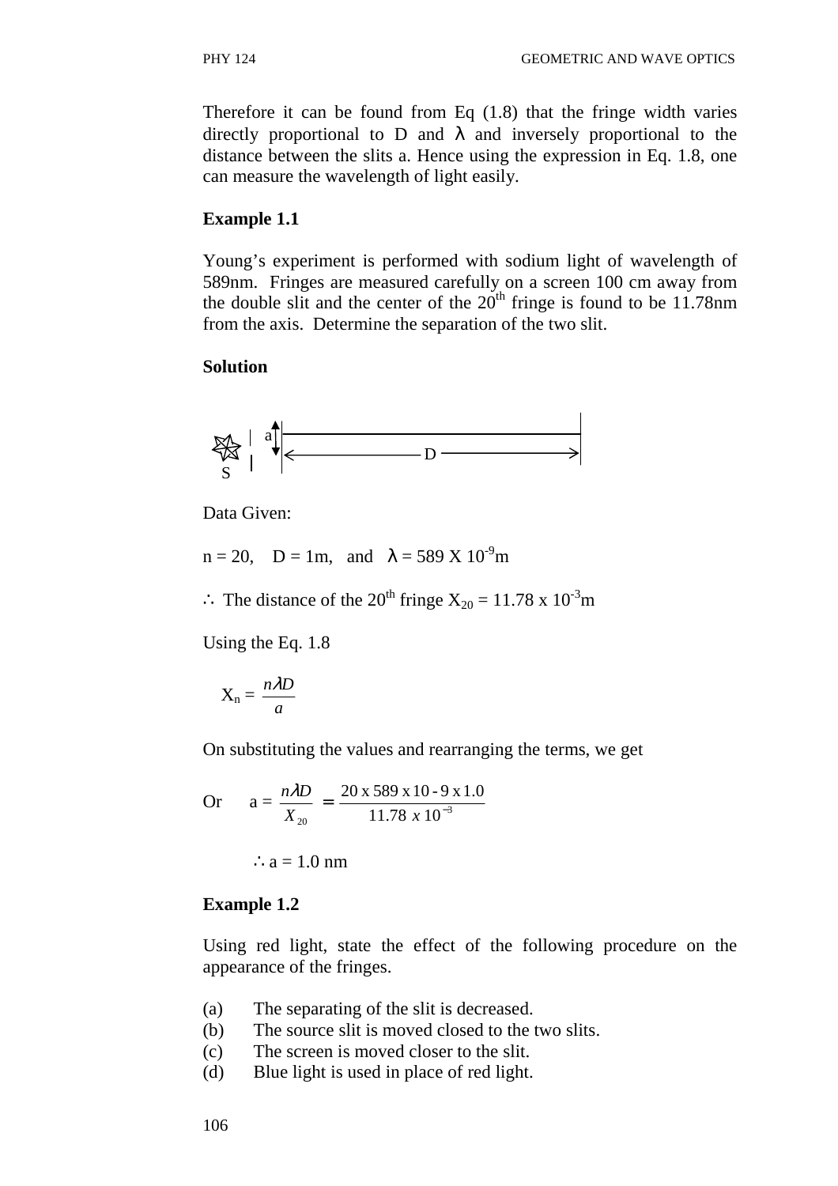Therefore it can be found from Eq (1.8) that the fringe width varies directly proportional to D and λ and inversely proportional to the distance between the slits a. Hence using the expression in Eq. 1.8, one can measure the wavelength of light easily.

**Example 1.1**

Young's experiment is performed with sodium light of wavelength of 589nm. Fringes are measured carefully on a screen 100 cm away from the double slit and the center of the 20th fringe is found to be 11.78nm from the axis. Determine the separation of the two slit.

**Solution**

Data Given:

n = 20, D = 1m, and $\lambda = 589 \times 10^{-9}$m

$\therefore$ The distance of the 20th fringe $X_{20} = 11.78 \times 10^{-3}$m

Using the Eq. 1.8

$$X_n = \frac{n\lambda D}{a}$$

On substituting the values and rearranging the terms, we get

$$\text{Or} \quad a = \frac{n\lambda D}{X_{20}} = \frac{20 \times 589 \times 10^{-9} \times 1.0}{11.78 \times 10^{-3}}$$

$\therefore$ a = 1.0 nm

**Example 1.2**

Using red light, state the effect of the following procedure on the appearance of the fringes.

(a) The separating of the slit is decreased.
(b) The source slit is moved closed to the two slits.
(c) The screen is moved closer to the slit.
(d) Blue light is used in place of red light.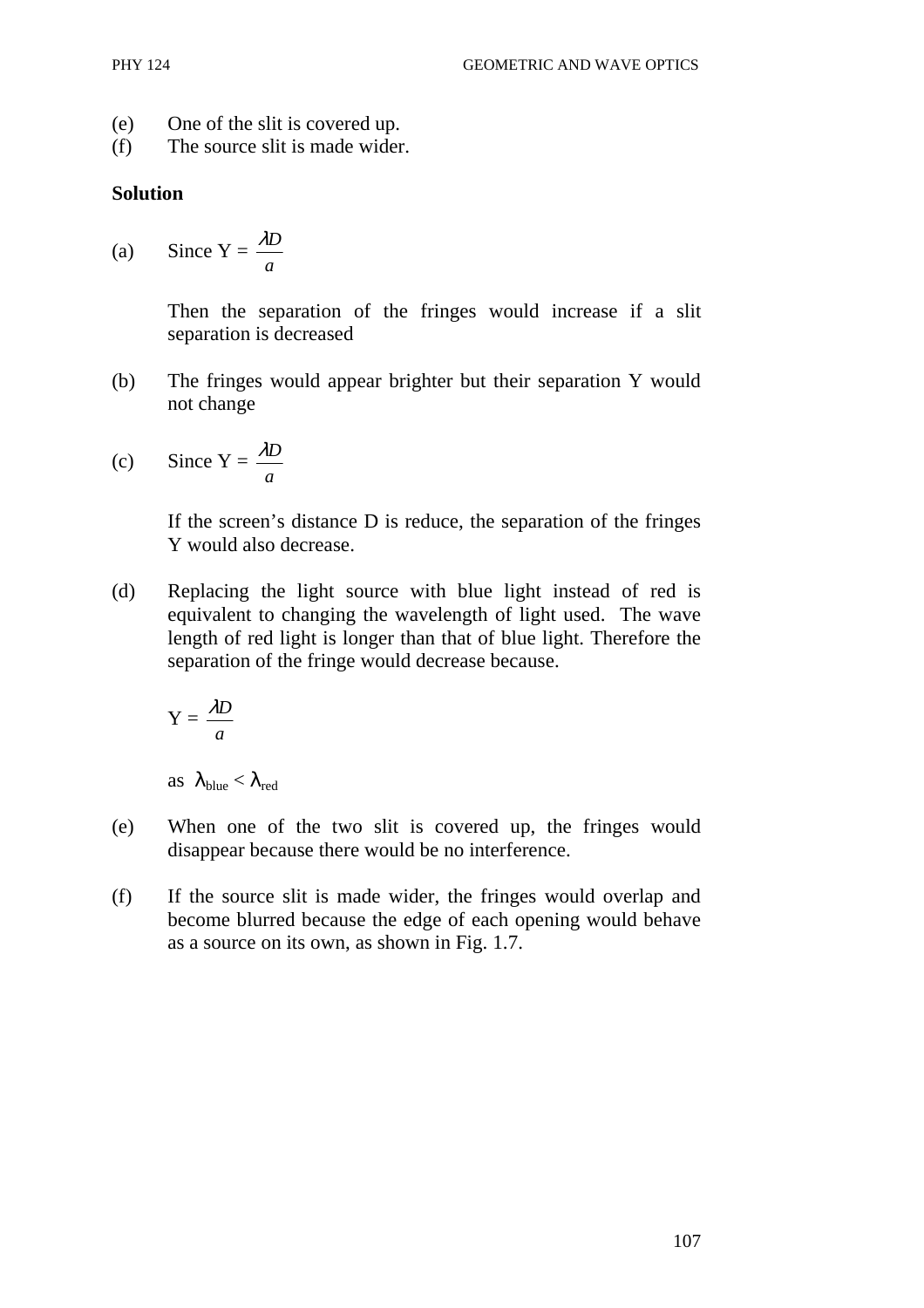(e) One of the slit is covered up.
(f) The source slit is made wider.

**Solution**

(a) Since $Y = \frac{\lambda D}{a}$

Then the separation of the fringes would increase if a slit separation is decreased

(b) The fringes would appear brighter but their separation Y would not change

(c) Since $Y = \frac{\lambda D}{a}$

If the screen's distance D is reduce, the separation of the fringes Y would also decrease.

(d) Replacing the light source with blue light instead of red is equivalent to changing the wavelength of light used. The wave length of red light is longer than that of blue light. Therefore the separation of the fringe would decrease because.

$$Y = \frac{\lambda D}{a}$$

as $\lambda_{blue} < \lambda_{red}$

(e) When one of the two slit is covered up, the fringes would disappear because there would be no interference.

(f) If the source slit is made wider, the fringes would overlap and become blurred because the edge of each opening would behave as a source on its own, as shown in Fig. 1.7.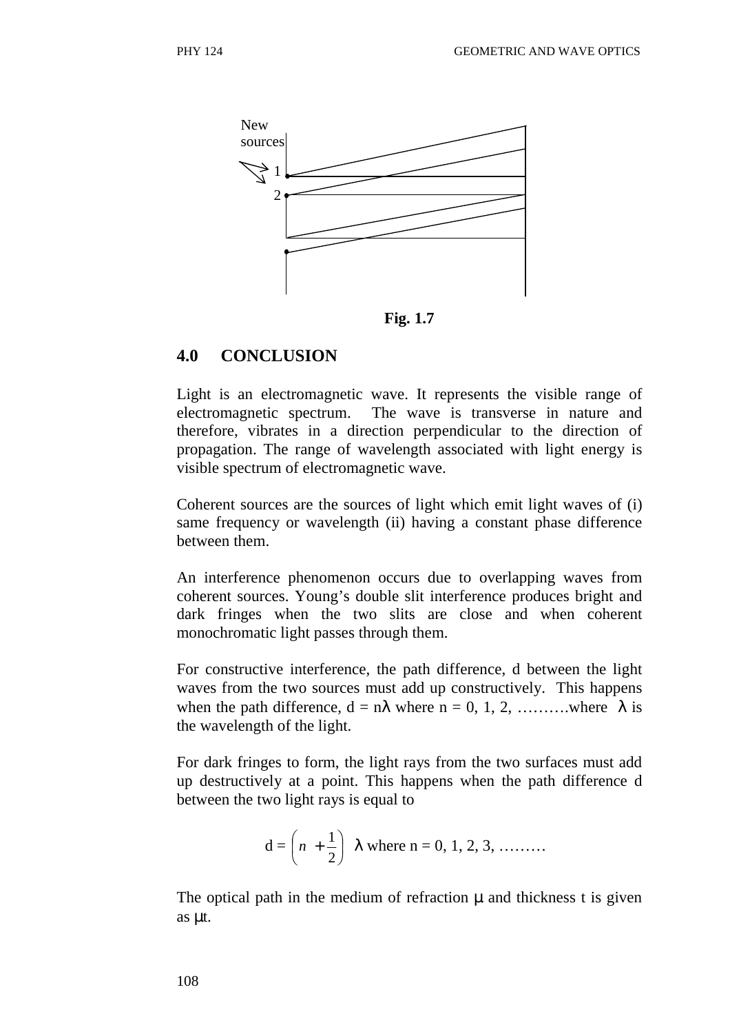New sources

1

2

Fig. 1.7

## 4.0 CONCLUSION

Light is an electromagnetic wave. It represents the visible range of electromagnetic spectrum. The wave is transverse in nature and therefore, vibrates in a direction perpendicular to the direction of propagation. The range of wavelength associated with light energy is visible spectrum of electromagnetic wave.

Coherent sources are the sources of light which emit light waves of (i) same frequency or wavelength (ii) having a constant phase difference between them.

An interference phenomenon occurs due to overlapping waves from coherent sources. Young's double slit interference produces bright and dark fringes when the two slits are close and when coherent monochromatic light passes through them.

For constructive interference, the path difference, d between the light waves from the two sources must add up constructively. This happens when the path difference, $d = n\lambda$ where n = 0, 1, 2, ……….where $\lambda$ is the wavelength of the light.

For dark fringes to form, the light rays from the two surfaces must add up destructively at a point. This happens when the path difference d between the two light rays is equal to

$$d = \left(n + \frac{1}{2}\right)\lambda \text{ where } n = 0, 1, 2, 3, \ldots\ldots\ldots$$

The optical path in the medium of refraction $\mu$ and thickness t is given as $\mu t$.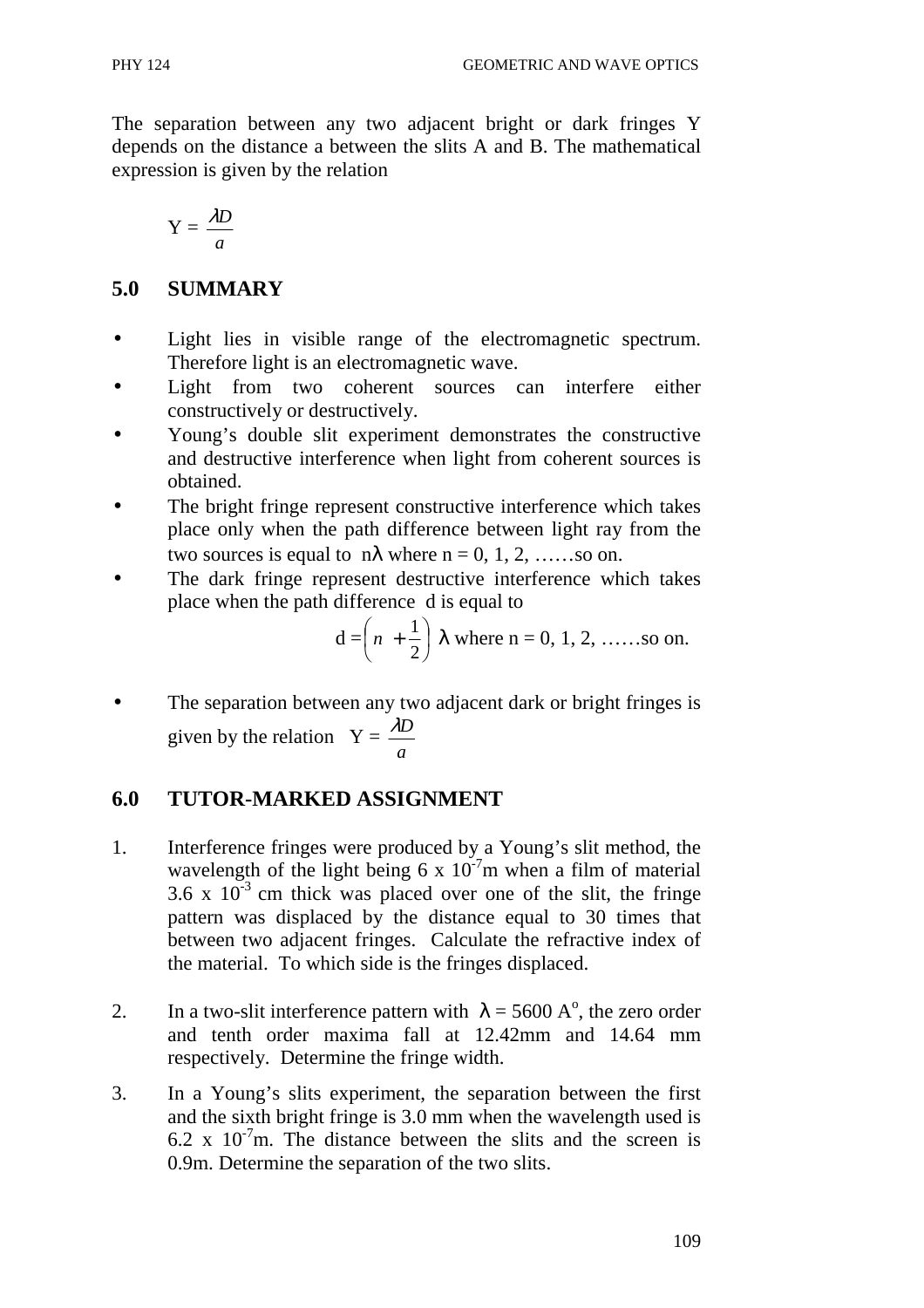The separation between any two adjacent bright or dark fringes Y depends on the distance a between the slits A and B. The mathematical expression is given by the relation

$$Y = \frac{\lambda D}{a}$$

## 5.0 SUMMARY

- Light lies in visible range of the electromagnetic spectrum. Therefore light is an electromagnetic wave.
- Light from two coherent sources can interfere either constructively or destructively.
- Young's double slit experiment demonstrates the constructive and destructive interference when light from coherent sources is obtained.
- The bright fringe represent constructive interference which takes place only when the path difference between light ray from the two sources is equal to $n\lambda$ where n = 0, 1, 2, ……so on.
- The dark fringe represent destructive interference which takes place when the path difference d is equal to

  $$d = \left(n + \frac{1}{2}\right)\lambda \text{ where } n = 0, 1, 2, \text{……so on.}$$

- The separation between any two adjacent dark or bright fringes is given by the relation $Y = \frac{\lambda D}{a}$

## 6.0 TUTOR-MARKED ASSIGNMENT

1. Interference fringes were produced by a Young's slit method, the wavelength of the light being $6 \times 10^{-7}$m when a film of material $3.6 \times 10^{-3}$ cm thick was placed over one of the slit, the fringe pattern was displaced by the distance equal to 30 times that between two adjacent fringes. Calculate the refractive index of the material. To which side is the fringes displaced.

2. In a two-slit interference pattern with $\lambda$ = 5600 A$^o$, the zero order and tenth order maxima fall at 12.42mm and 14.64 mm respectively. Determine the fringe width.

3. In a Young's slits experiment, the separation between the first and the sixth bright fringe is 3.0 mm when the wavelength used is $6.2 \times 10^{-7}$m. The distance between the slits and the screen is 0.9m. Determine the separation of the two slits.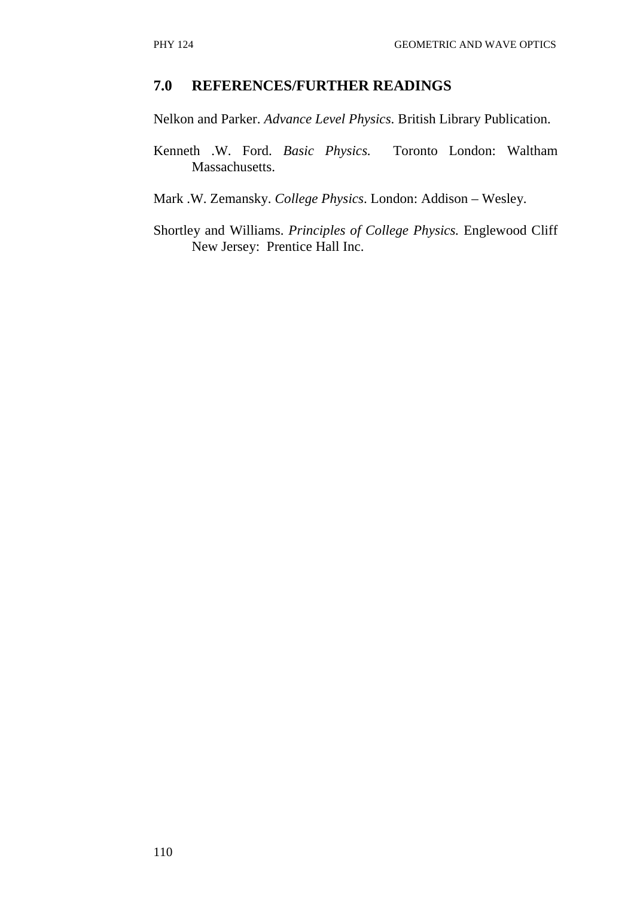## 7.0 REFERENCES/FURTHER READINGS

Nelkon and Parker. *Advance Level Physics*. British Library Publication.

Kenneth .W. Ford. *Basic Physics.* Toronto London: Waltham Massachusetts.

Mark .W. Zemansky. *College Physics*. London: Addison – Wesley.

Shortley and Williams. *Principles of College Physics.* Englewood Cliff New Jersey: Prentice Hall Inc.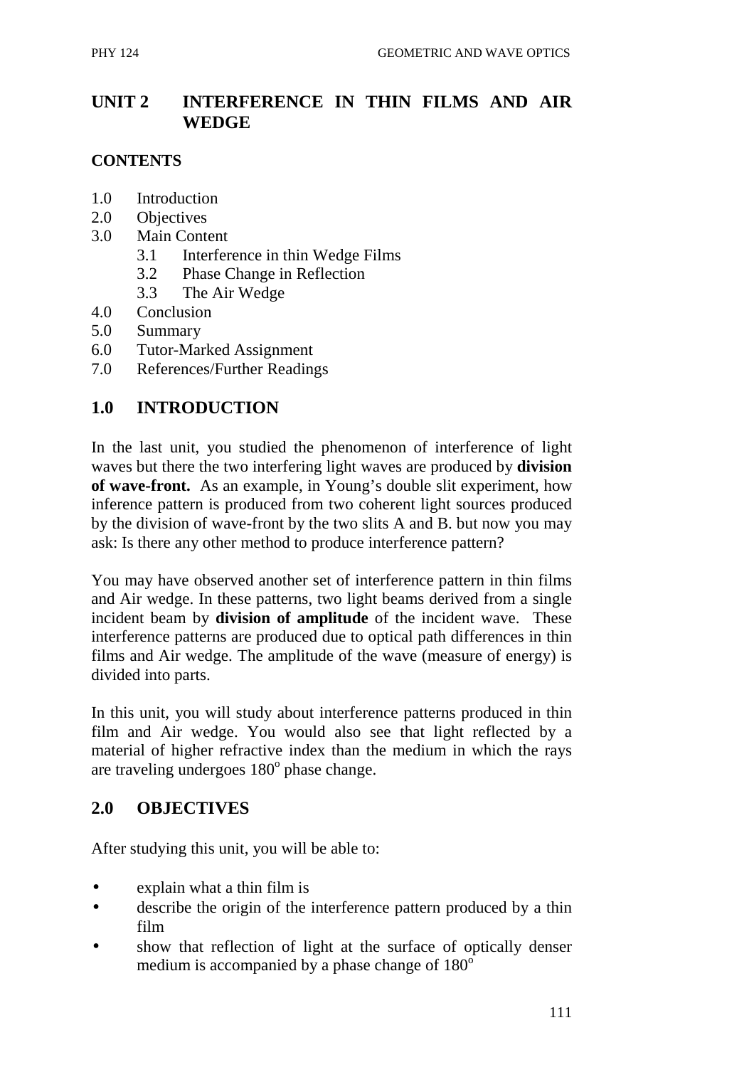# UNIT 2 INTERFERENCE IN THIN FILMS AND AIR WEDGE

**CONTENTS**

- 1.0 Introduction
- 2.0 Objectives
- 3.0 Main Content
  - 3.1 Interference in thin Wedge Films
  - 3.2 Phase Change in Reflection
  - 3.3 The Air Wedge
- 4.0 Conclusion
- 5.0 Summary
- 6.0 Tutor-Marked Assignment
- 7.0 References/Further Readings

## 1.0 INTRODUCTION

In the last unit, you studied the phenomenon of interference of light waves but there the two interfering light waves are produced by **division of wave-front.** As an example, in Young's double slit experiment, how inference pattern is produced from two coherent light sources produced by the division of wave-front by the two slits A and B. but now you may ask: Is there any other method to produce interference pattern?

You may have observed another set of interference pattern in thin films and Air wedge. In these patterns, two light beams derived from a single incident beam by **division of amplitude** of the incident wave. These interference patterns are produced due to optical path differences in thin films and Air wedge. The amplitude of the wave (measure of energy) is divided into parts.

In this unit, you will study about interference patterns produced in thin film and Air wedge. You would also see that light reflected by a material of higher refractive index than the medium in which the rays are traveling undergoes $180^{o}$ phase change.

## 2.0 OBJECTIVES

After studying this unit, you will be able to:

- explain what a thin film is
- describe the origin of the interference pattern produced by a thin film
- show that reflection of light at the surface of optically denser medium is accompanied by a phase change of $180^{o}$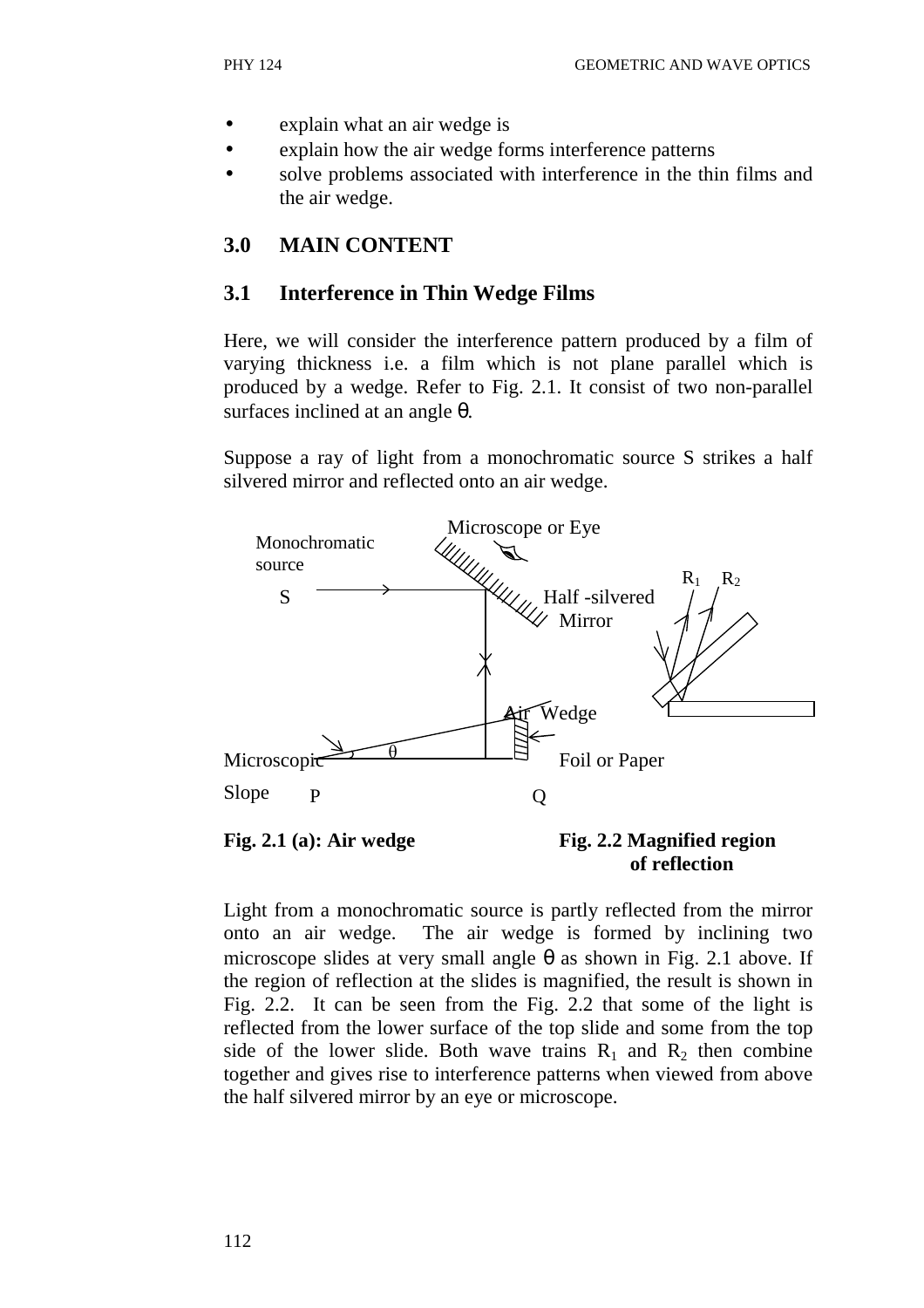- explain what an air wedge is
- explain how the air wedge forms interference patterns
- solve problems associated with interference in the thin films and the air wedge.

## 3.0 MAIN CONTENT

### 3.1 Interference in Thin Wedge Films

Here, we will consider the interference pattern produced by a film of varying thickness i.e. a film which is not plane parallel which is produced by a wedge. Refer to Fig. 2.1. It consist of two non-parallel surfaces inclined at an angle θ.

Suppose a ray of light from a monochromatic source S strikes a half silvered mirror and reflected onto an air wedge.

Monochromatic source S — Microscope or Eye — Half -silvered Mirror — Air Wedge — Foil or Paper — Microscopic Slope — θ — P — Q — $R_1$ — $R_2$

**Fig. 2.1 (a): Air wedge**

**Fig. 2.2 Magnified region of reflection**

Light from a monochromatic source is partly reflected from the mirror onto an air wedge. The air wedge is formed by inclining two microscope slides at very small angle θ as shown in Fig. 2.1 above. If the region of reflection at the slides is magnified, the result is shown in Fig. 2.2. It can be seen from the Fig. 2.2 that some of the light is reflected from the lower surface of the top slide and some from the top side of the lower slide. Both wave trains $R_1$ and $R_2$ then combine together and gives rise to interference patterns when viewed from above the half silvered mirror by an eye or microscope.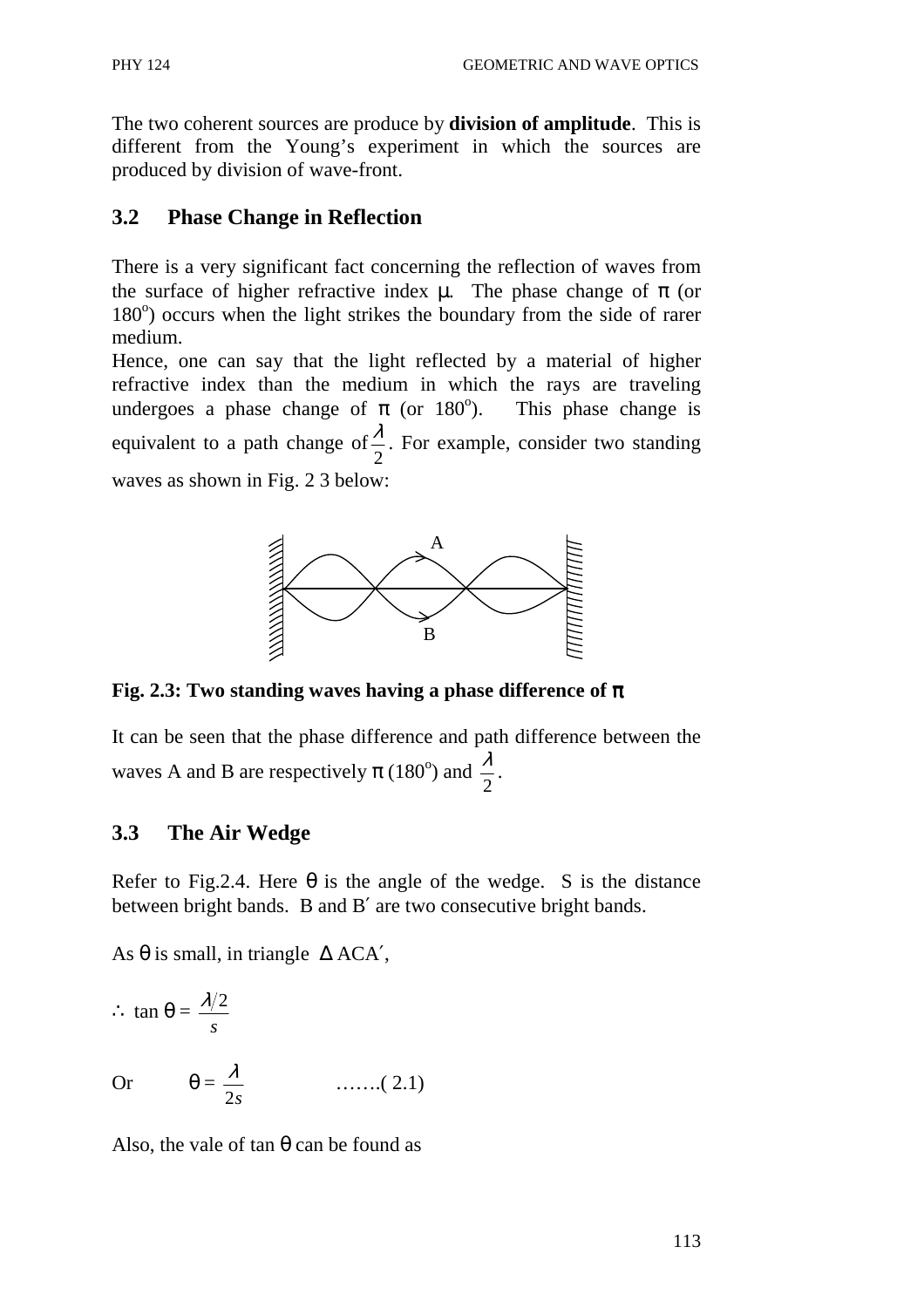The two coherent sources are produce by **division of amplitude**. This is different from the Young's experiment in which the sources are produced by division of wave-front.

## 3.2 Phase Change in Reflection

There is a very significant fact concerning the reflection of waves from the surface of higher refractive index μ. The phase change of π (or 180°) occurs when the light strikes the boundary from the side of rarer medium.

Hence, one can say that the light reflected by a material of higher refractive index than the medium in which the rays are traveling undergoes a phase change of π (or 180°). This phase change is equivalent to a path change of $\frac{\lambda}{2}$. For example, consider two standing waves as shown in Fig. 2 3 below:

**Fig. 2.3: Two standing waves having a phase difference of π**

It can be seen that the phase difference and path difference between the waves A and B are respectively π (180°) and $\frac{\lambda}{2}$.

## 3.3 The Air Wedge

Refer to Fig.2.4. Here θ is the angle of the wedge. S is the distance between bright bands. B and B′ are two consecutive bright bands.

As θ is small, in triangle Δ ACA′,

$$\therefore \tan\theta = \frac{\lambda/2}{s}$$

Or

$$\theta = \frac{\lambda}{2s} \qquad \text{…….( 2.1)}$$

Also, the vale of tan θ can be found as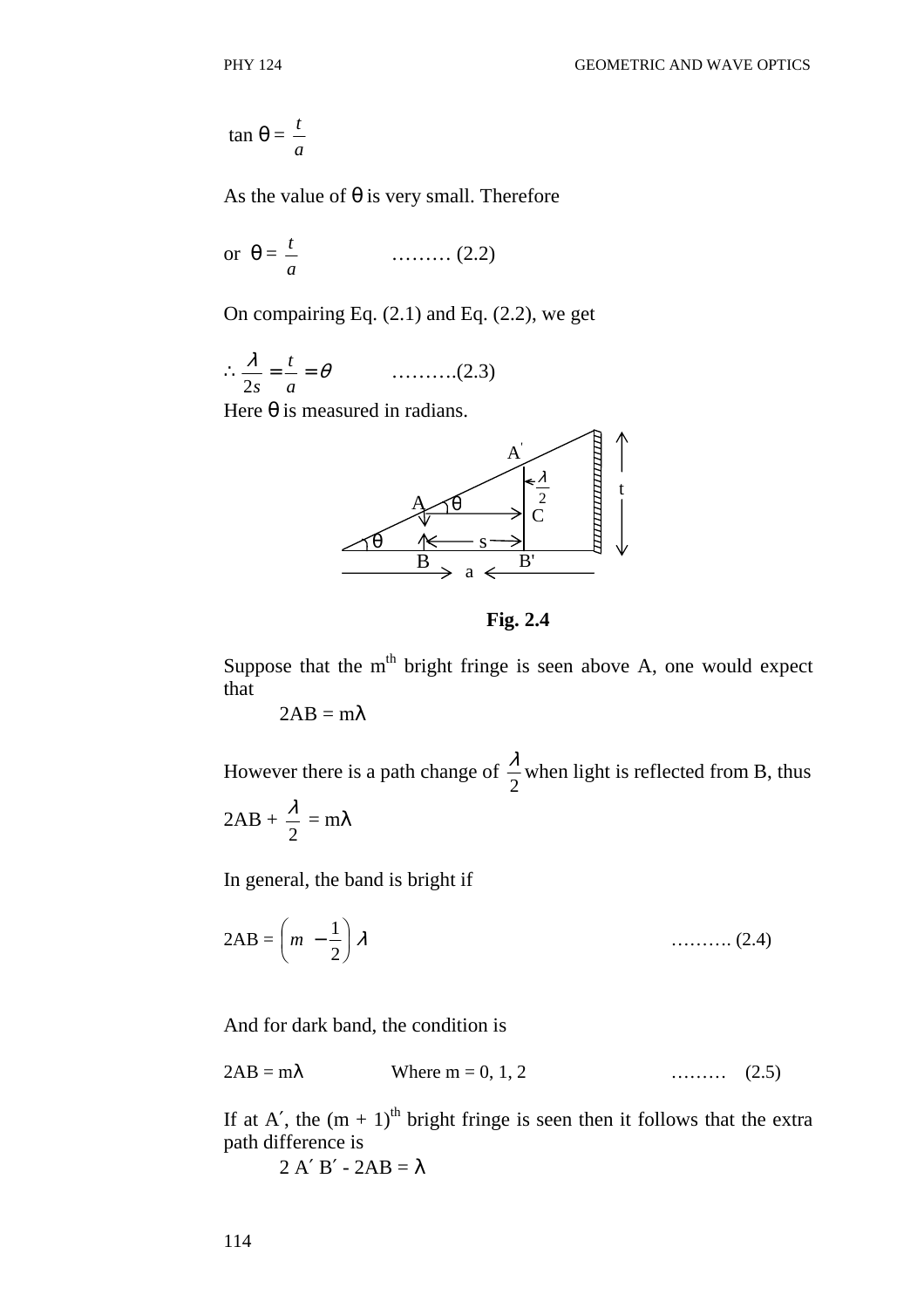$$\tan \theta = \frac{t}{a}$$

As the value of θ is very small. Therefore

or $\theta = \frac{t}{a}$ ……… (2.2)

On compairing Eq. (2.1) and Eq. (2.2), we get

$$\therefore \frac{\lambda}{2s} = \frac{t}{a} = \theta \quad \text{……….(2.3)}$$

Here θ is measured in radians.

Fig. 2.4

Suppose that the m[th] bright fringe is seen above A, one would expect that

$$2AB = m\lambda$$

However there is a path change of $\frac{\lambda}{2}$ when light is reflected from B, thus

$$2AB + \frac{\lambda}{2} = m\lambda$$

In general, the band is bright if

$$2AB = \left(m - \frac{1}{2}\right)\lambda \quad \text{………. (2.4)}$$

And for dark band, the condition is

$2AB = m\lambda$ Where m = 0, 1, 2 ……… (2.5)

If at A′, the (m + 1)[th] bright fringe is seen then it follows that the extra path difference is

$$2A'B' - 2AB = \lambda$$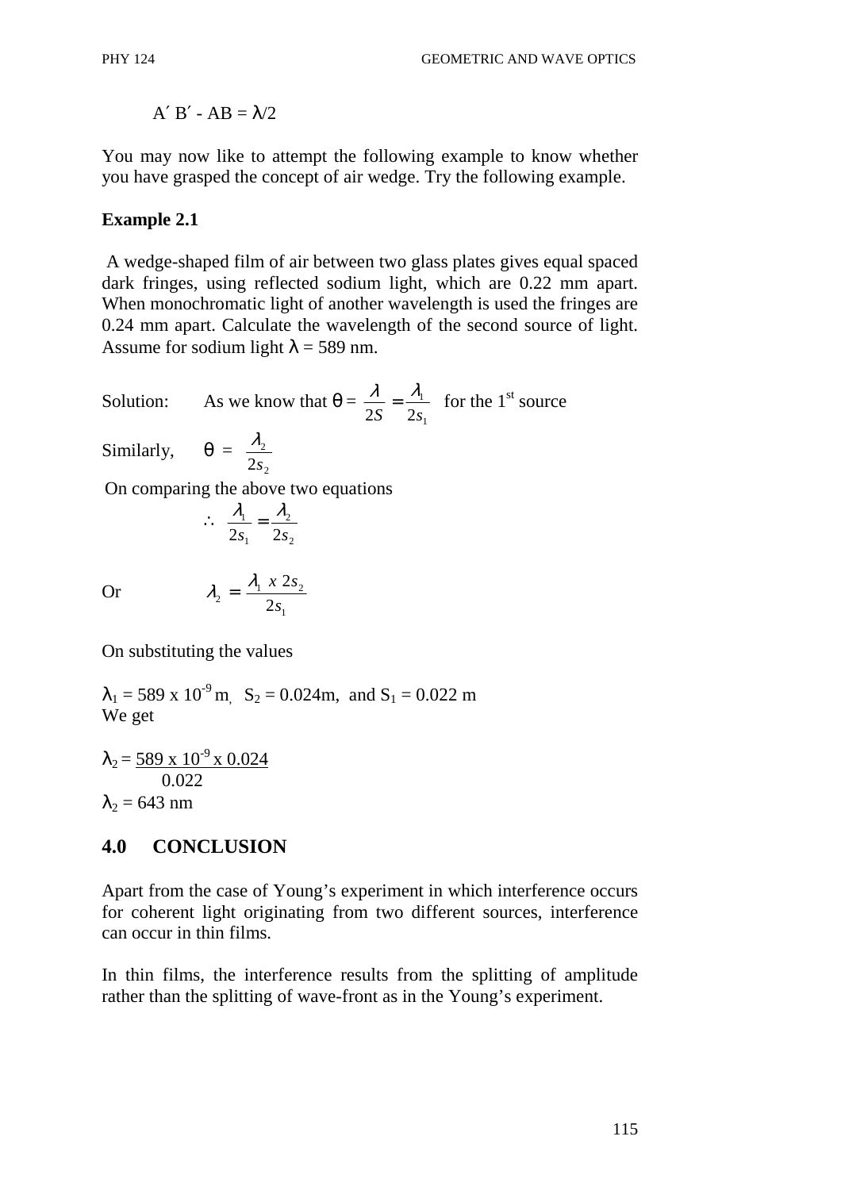$$A'B' - AB = \lambda/2$$

You may now like to attempt the following example to know whether you have grasped the concept of air wedge. Try the following example.

**Example 2.1**

A wedge-shaped film of air between two glass plates gives equal spaced dark fringes, using reflected sodium light, which are 0.22 mm apart. When monochromatic light of another wavelength is used the fringes are 0.24 mm apart. Calculate the wavelength of the second source of light. Assume for sodium light $\lambda$ = 589 nm.

Solution: As we know that $\theta = \frac{\lambda}{2S} = \frac{\lambda_1}{2s_1}$ for the 1st source

Similarly, $\theta = \frac{\lambda_2}{2s_2}$

On comparing the above two equations

$$\therefore \frac{\lambda_1}{2s_1} = \frac{\lambda_2}{2s_2}$$

Or

$$\lambda_2 = \frac{\lambda_1 \ x \ 2s_2}{2s_1}$$

On substituting the values

$\lambda_1 = 589 \times 10^{-9}$ m, $S_2 = 0.024$m, and $S_1 = 0.022$ m

We get

$$\lambda_2 = \frac{589 \times 10^{-9} \times 0.024}{0.022}$$

$$\lambda_2 = 643 \text{ nm}$$

## 4.0 CONCLUSION

Apart from the case of Young's experiment in which interference occurs for coherent light originating from two different sources, interference can occur in thin films.

In thin films, the interference results from the splitting of amplitude rather than the splitting of wave-front as in the Young's experiment.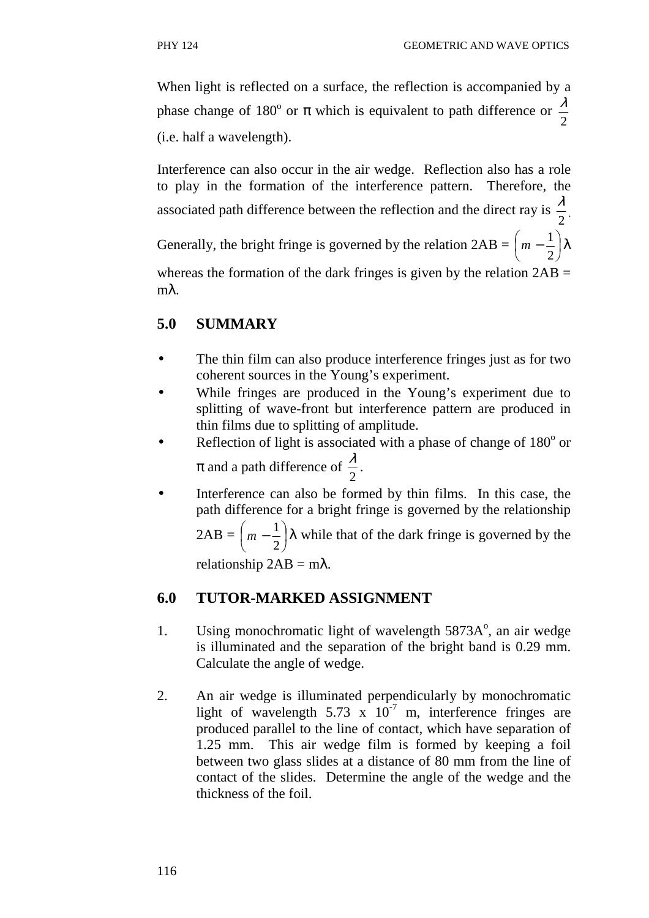When light is reflected on a surface, the reflection is accompanied by a phase change of $180^o$ or π which is equivalent to path difference or $\frac{\lambda}{2}$ (i.e. half a wavelength).

Interference can also occur in the air wedge. Reflection also has a role to play in the formation of the interference pattern. Therefore, the associated path difference between the reflection and the direct ray is $\frac{\lambda}{2}$.

Generally, the bright fringe is governed by the relation $2AB = \left(m - \frac{1}{2}\right)\lambda$ whereas the formation of the dark fringes is given by the relation $2AB = m\lambda$.

## 5.0 SUMMARY

- The thin film can also produce interference fringes just as for two coherent sources in the Young's experiment.
- While fringes are produced in the Young's experiment due to splitting of wave-front but interference pattern are produced in thin films due to splitting of amplitude.
- Reflection of light is associated with a phase of change of $180^o$ or π and a path difference of $\frac{\lambda}{2}$.
- Interference can also be formed by thin films. In this case, the path difference for a bright fringe is governed by the relationship $2AB = \left(m - \frac{1}{2}\right)\lambda$ while that of the dark fringe is governed by the relationship $2AB = m\lambda$.

## 6.0 TUTOR-MARKED ASSIGNMENT

1. Using monochromatic light of wavelength $5873A^o$, an air wedge is illuminated and the separation of the bright band is 0.29 mm. Calculate the angle of wedge.

2. An air wedge is illuminated perpendicularly by monochromatic light of wavelength $5.73 \times 10^{-7}$ m, interference fringes are produced parallel to the line of contact, which have separation of 1.25 mm. This air wedge film is formed by keeping a foil between two glass slides at a distance of 80 mm from the line of contact of the slides. Determine the angle of the wedge and the thickness of the foil.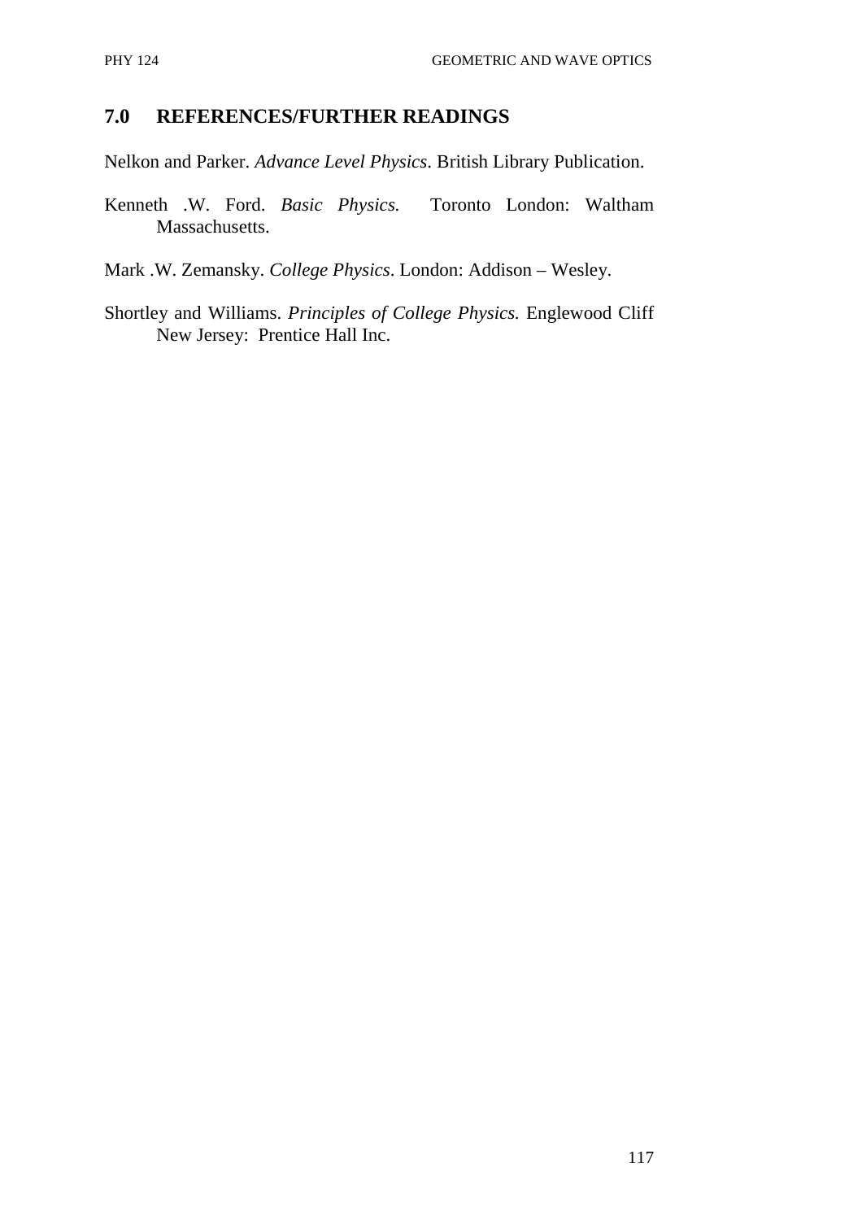## 7.0 REFERENCES/FURTHER READINGS

Nelkon and Parker. *Advance Level Physics*. British Library Publication.

Kenneth .W. Ford. *Basic Physics.* Toronto London: Waltham Massachusetts.

Mark .W. Zemansky. *College Physics*. London: Addison – Wesley.

Shortley and Williams. *Principles of College Physics.* Englewood Cliff New Jersey: Prentice Hall Inc.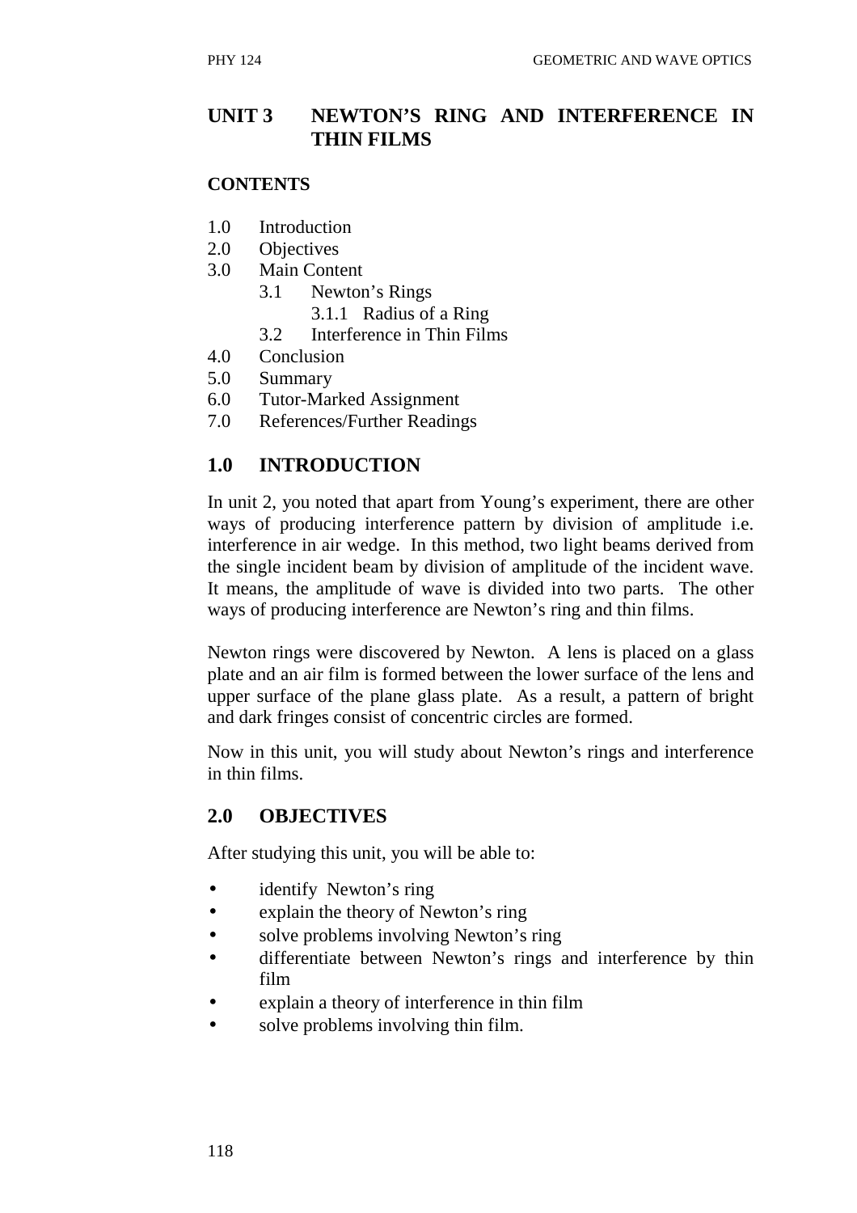# UNIT 3 NEWTON'S RING AND INTERFERENCE IN THIN FILMS

**CONTENTS**

1.0 Introduction
2.0 Objectives
3.0 Main Content
  3.1 Newton's Rings
    3.1.1 Radius of a Ring
  3.2 Interference in Thin Films
4.0 Conclusion
5.0 Summary
6.0 Tutor-Marked Assignment
7.0 References/Further Readings

## 1.0 INTRODUCTION

In unit 2, you noted that apart from Young's experiment, there are other ways of producing interference pattern by division of amplitude i.e. interference in air wedge. In this method, two light beams derived from the single incident beam by division of amplitude of the incident wave. It means, the amplitude of wave is divided into two parts. The other ways of producing interference are Newton's ring and thin films.

Newton rings were discovered by Newton. A lens is placed on a glass plate and an air film is formed between the lower surface of the lens and upper surface of the plane glass plate. As a result, a pattern of bright and dark fringes consist of concentric circles are formed.

Now in this unit, you will study about Newton's rings and interference in thin films.

## 2.0 OBJECTIVES

After studying this unit, you will be able to:

- identify Newton's ring
- explain the theory of Newton's ring
- solve problems involving Newton's ring
- differentiate between Newton's rings and interference by thin film
- explain a theory of interference in thin film
- solve problems involving thin film.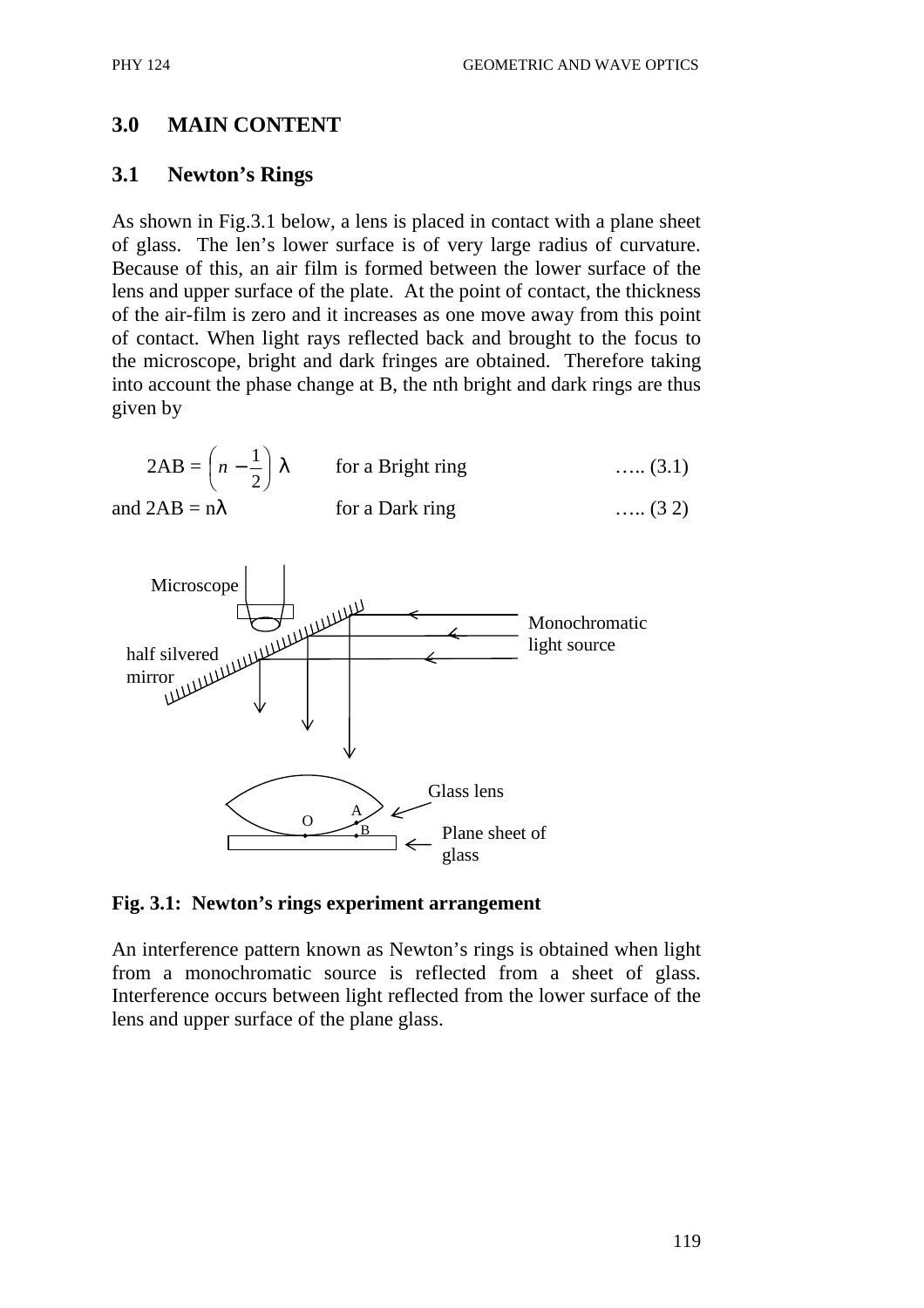## 3.0 MAIN CONTENT

### 3.1 Newton's Rings

As shown in Fig.3.1 below, a lens is placed in contact with a plane sheet of glass. The len's lower surface is of very large radius of curvature. Because of this, an air film is formed between the lower surface of the lens and upper surface of the plate. At the point of contact, the thickness of the air-film is zero and it increases as one move away from this point of contact. When light rays reflected back and brought to the focus to the microscope, bright and dark fringes are obtained. Therefore taking into account the phase change at B, the nth bright and dark rings are thus given by

$$2AB = \left(n - \frac{1}{2}\right)\lambda \qquad \text{for a Bright ring} \qquad \text{….. (3.1)}$$

$$\text{and } 2AB = n\lambda \qquad \text{for a Dark ring} \qquad \text{….. (3 2)}$$

**Fig. 3.1: Newton's rings experiment arrangement**

An interference pattern known as Newton's rings is obtained when light from a monochromatic source is reflected from a sheet of glass. Interference occurs between light reflected from the lower surface of the lens and upper surface of the plane glass.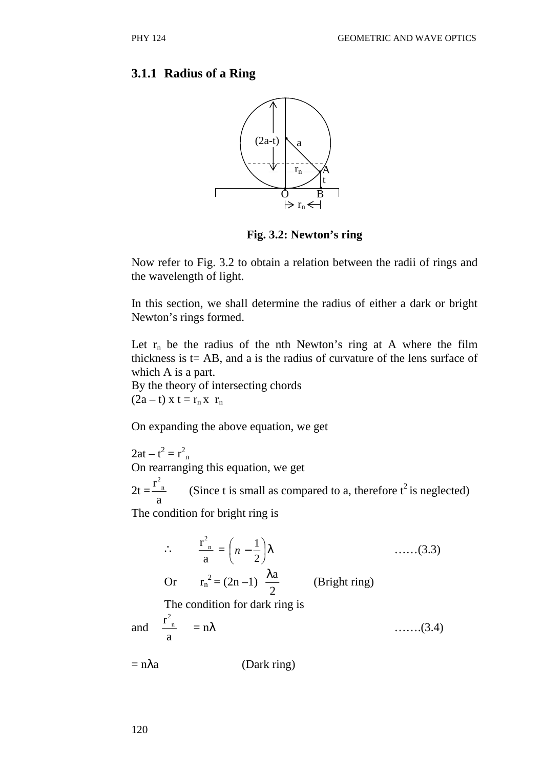### 3.1.1 Radius of a Ring

**Fig. 3.2: Newton's ring**

Now refer to Fig. 3.2 to obtain a relation between the radii of rings and the wavelength of light.

In this section, we shall determine the radius of either a dark or bright Newton's rings formed.

Let $r_n$ be the radius of the nth Newton's ring at A where the film thickness is t= AB, and a is the radius of curvature of the lens surface of which A is a part.

By the theory of intersecting chords

$(2a – t) \times t = r_n \times r_n$

On expanding the above equation, we get

$2at – t^2 = r^2_n$

On rearranging this equation, we get

$2t = \frac{r^2_n}{a}$ (Since t is small as compared to a, therefore $t^2$ is neglected)

The condition for bright ring is

$$\therefore \quad \frac{r^2_n}{a} = \left(n - \frac{1}{2}\right)\lambda \qquad \text{……(3.3)}$$

Or $\quad r_n^2 = (2n –1) \frac{\lambda a}{2}$ (Bright ring)

The condition for dark ring is

and $\quad \frac{r^2_n}{a} = n\lambda \qquad$ …….(3.4)

$= n\lambda a$ (Dark ring)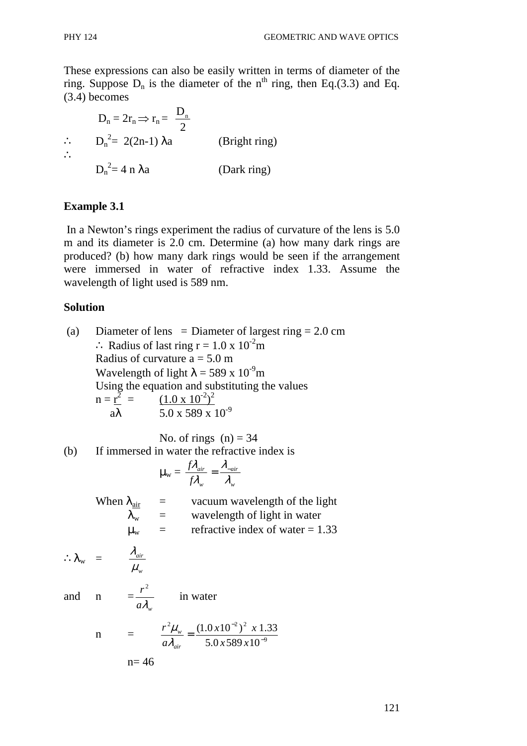These expressions can also be easily written in terms of diameter of the ring. Suppose $D_n$ is the diameter of the n[th] ring, then Eq.(3.3) and Eq.(3.4) becomes

$$D_n = 2r_n \Rightarrow r_n = \frac{D_n}{2}$$

$\therefore \quad D_n^2 = 2(2n-1)\lambda a \qquad$ (Bright ring)

$\therefore$

$D_n^2 = 4 n \lambda a \qquad$ (Dark ring)

**Example 3.1**

In a Newton's rings experiment the radius of curvature of the lens is 5.0 m and its diameter is 2.0 cm. Determine (a) how many dark rings are produced? (b) how many dark rings would be seen if the arrangement were immersed in water of refractive index 1.33. Assume the wavelength of light used is 589 nm.

**Solution**

(a) Diameter of lens = Diameter of largest ring = 2.0 cm

$\therefore$ Radius of last ring $r = 1.0 \times 10^{-2}$m

Radius of curvature a = 5.0 m

Wavelength of light $\lambda = 589 \times 10^{-9}$m

Using the equation and substituting the values

$$n = \frac{r^2}{a\lambda} = \frac{(1.0 \times 10^{-2})^2}{5.0 \times 589 \times 10^{-9}}$$

No. of rings (n) = 34

(b) If immersed in water the refractive index is

$$\mu_w = \frac{f\lambda_{air}}{f\lambda_w} = \frac{\lambda_{air}}{\lambda_w}$$

When $\lambda_{air}$ = vacuum wavelength of the light

$\lambda_w$ = wavelength of light in water

$\mu_w$ = refractive index of water = 1.33

$$\therefore \lambda_w = \frac{\lambda_{air}}{\mu_w}$$

and $\quad n = \dfrac{r^2}{a\lambda_w} \quad$ in water

$$n = \frac{r^2\mu_w}{a\lambda_{air}} = \frac{(1.0 x 10^{-2})^2 \ x \ 1.33}{5.0 x 589 x 10^{-9}}$$

n= 46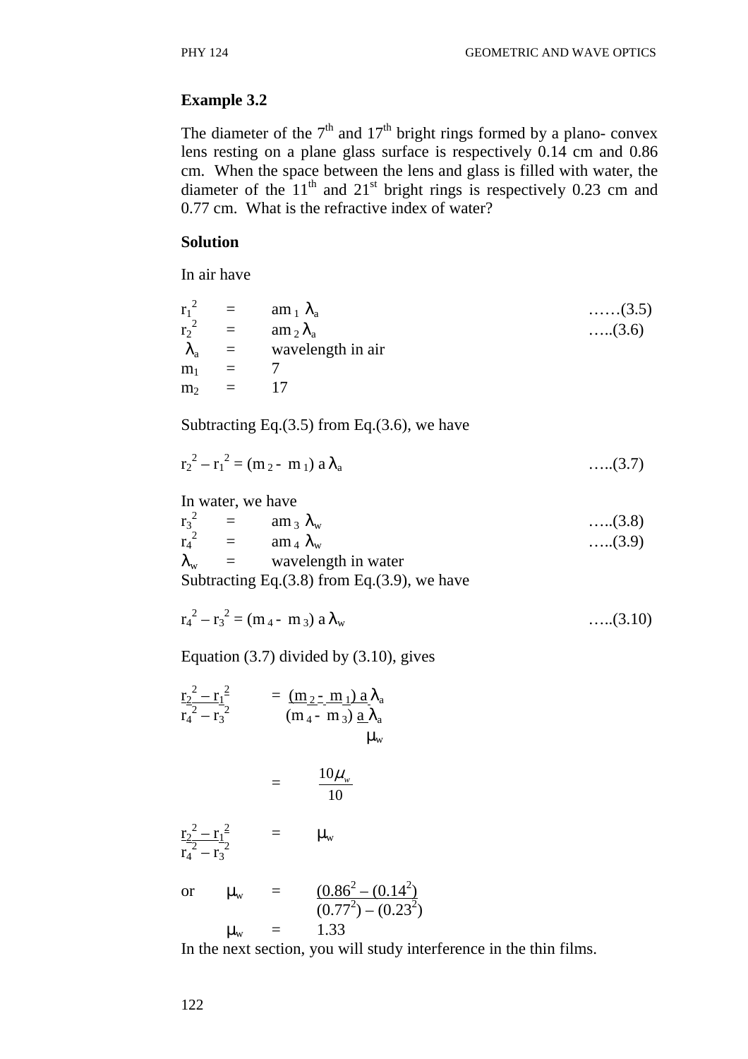**Example 3.2**

The diameter of the 7[th] and 17[th] bright rings formed by a plano- convex lens resting on a plane glass surface is respectively 0.14 cm and 0.86 cm. When the space between the lens and glass is filled with water, the diameter of the 11[th] and 21[st] bright rings is respectively 0.23 cm and 0.77 cm. What is the refractive index of water?

**Solution**

In air have

$$r_1^2 = am_1 \lambda_a \qquad \text{……(3.5)}$$

$$r_2^2 = am_2 \lambda_a \qquad \text{…..(3.6)}$$

$\lambda_a$ = wavelength in air

$m_1$ = 7

$m_2$ = 17

Subtracting Eq.(3.5) from Eq.(3.6), we have

$$r_2^2 - r_1^2 = (m_2 - m_1)\, a \lambda_a \qquad \text{…..(3.7)}$$

In water, we have

$$r_3^2 = am_3 \lambda_w \qquad \text{…..(3.8)}$$

$$r_4^2 = am_4 \lambda_w \qquad \text{…..(3.9)}$$

$\lambda_w$ = wavelength in water

Subtracting Eq.(3.8) from Eq.(3.9), we have

$$r_4^2 - r_3^2 = (m_4 - m_3)\, a \lambda_w \qquad \text{…..(3.10)}$$

Equation (3.7) divided by (3.10), gives

$$\frac{r_2^2 - r_1^2}{r_4^2 - r_3^2} = \frac{(m_2 - m_1)\, a \lambda_a}{(m_4 - m_3)\, \dfrac{a \lambda_a}{\mu_w}}$$

$$= \frac{10\mu_w}{10}$$

$$\frac{r_2^2 - r_1^2}{r_4^2 - r_3^2} = \mu_w$$

or

$$\mu_w = \frac{(0.86^2 - (0.14^2)}{(0.77^2) - (0.23^2)}$$

$$\mu_w = 1.33$$

In the next section, you will study interference in the thin films.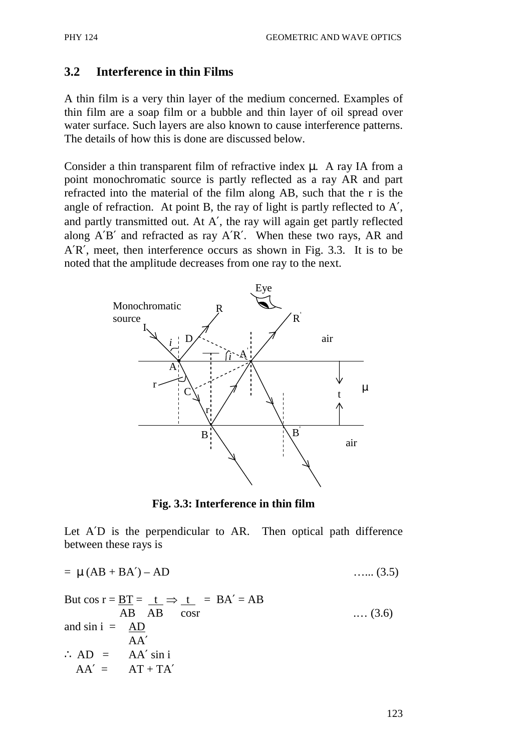## 3.2 Interference in thin Films

A thin film is a very thin layer of the medium concerned. Examples of thin film are a soap film or a bubble and thin layer of oil spread over water surface. Such layers are also known to cause interference patterns. The details of how this is done are discussed below.

Consider a thin transparent film of refractive index $\mu$. A ray IA from a point monochromatic source is partly reflected as a ray AR and part refracted into the material of the film along AB, such that the r is the angle of refraction. At point B, the ray of light is partly reflected to A′, and partly transmitted out. At A′, the ray will again get partly reflected along A′B′ and refracted as ray A′R′. When these two rays, AR and A′R′, meet, then interference occurs as shown in Fig. 3.3. It is to be noted that the amplitude decreases from one ray to the next.

**Fig. 3.3: Interference in thin film**

Let A′D is the perpendicular to AR. Then optical path difference between these rays is

$$= \mu(AB + BA') - AD \qquad \text{…... (3.5)}$$

But $\cos r = \dfrac{BT}{AB} = \dfrac{t}{AB} \Rightarrow \dfrac{t}{\cos r} = BA' = AB \qquad \text{…. (3.6)}$

and $\sin i = \dfrac{AD}{AA'}$

$\therefore \; AD = AA' \sin i$

$AA' = AT + TA'$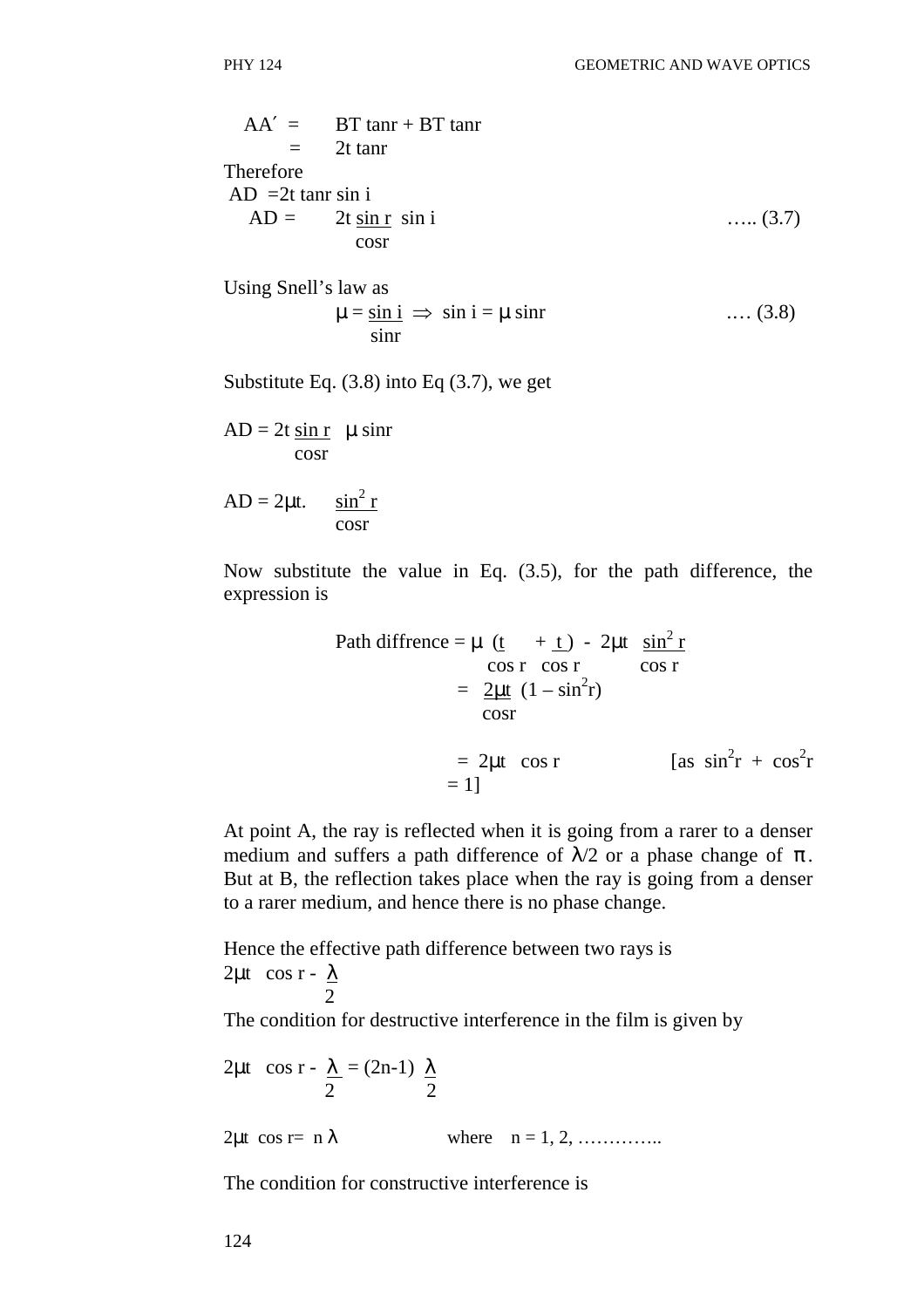$$AA' = BT \tan r + BT \tan r$$
$$= 2t \tan r$$

Therefore

$$AD = 2t \tan r \sin i$$

$$AD = 2t \frac{\sin r}{\cos r} \sin i \qquad \text{..... (3.7)}$$

Using Snell's law as

$$\mu = \frac{\sin i}{\sin r} \Rightarrow \sin i = \mu \sin r \qquad \text{.... (3.8)}$$

Substitute Eq. (3.8) into Eq (3.7), we get

$$AD = 2t \frac{\sin r}{\cos r} \mu \sin r$$

$$AD = 2\mu t. \frac{\sin^2 r}{\cos r}$$

Now substitute the value in Eq. (3.5), for the path difference, the expression is

$$\text{Path diffrence} = \mu \left(\frac{t}{\cos r} + \frac{t}{\cos r}\right) - 2\mu t \frac{\sin^2 r}{\cos r}$$

$$= \frac{2\mu t}{\cos r} (1 - \sin^2 r)$$

$$= 2\mu t \cos r \qquad [\text{as } \sin^2 r + \cos^2 r = 1]$$

At point A, the ray is reflected when it is going from a rarer to a denser medium and suffers a path difference of $\lambda/2$ or a phase change of $\pi$. But at B, the reflection takes place when the ray is going from a denser to a rarer medium, and hence there is no phase change.

Hence the effective path difference between two rays is

$$2\mu t \cos r - \frac{\lambda}{2}$$

The condition for destructive interference in the film is given by

$$2\mu t \cos r - \frac{\lambda}{2} = (2n-1) \frac{\lambda}{2}$$

$$2\mu t \cos r = n\lambda \qquad \text{where } n = 1, 2, \ldots\ldots\ldots\ldots$$

The condition for constructive interference is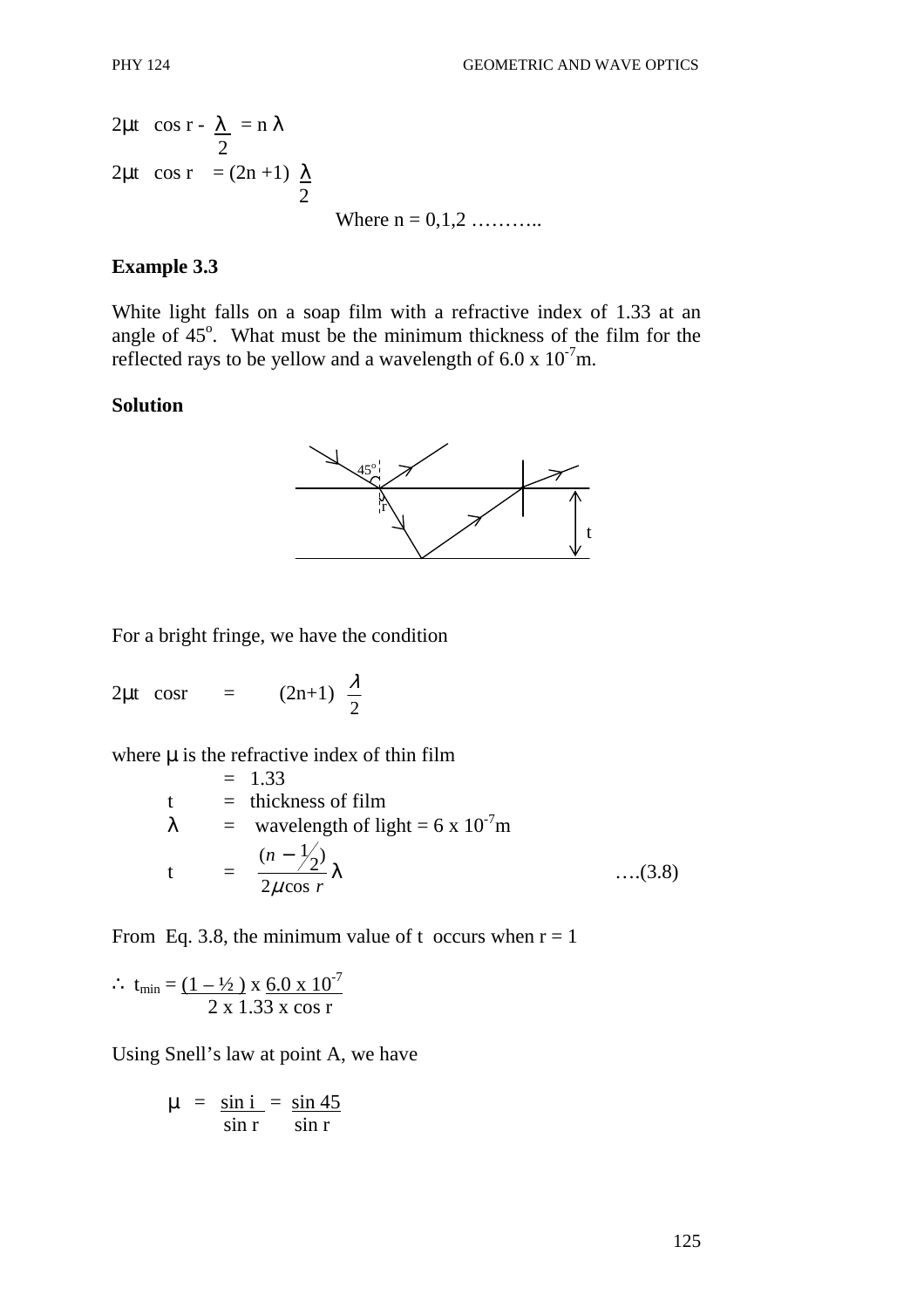$$2\mu t \cos r - \frac{\lambda}{2} = n\lambda$$

$$2\mu t \cos r = (2n+1)\frac{\lambda}{2}$$

Where n = 0,1,2 ………..

**Example 3.3**

White light falls on a soap film with a refractive index of 1.33 at an angle of $45^o$. What must be the minimum thickness of the film for the reflected rays to be yellow and a wavelength of $6.0 \times 10^{-7}$m.

**Solution**

For a bright fringe, we have the condition

$$2\mu t \cos r = (2n+1)\frac{\lambda}{2}$$

where $\mu$ is the refractive index of thin film

= 1.33

t = thickness of film

$\lambda$ = wavelength of light = $6 \times 10^{-7}$m

$$t = \frac{(n - \frac{1}{2})}{2\mu \cos r}\lambda \qquad \text{….(3.8)}$$

From Eq. 3.8, the minimum value of t occurs when r = 1

$$\therefore t_{min} = \frac{(1 - ½) \times 6.0 \times 10^{-7}}{2 \times 1.33 \times \cos r}$$

Using Snell's law at point A, we have

$$\mu = \frac{\sin i}{\sin r} = \frac{\sin 45}{\sin r}$$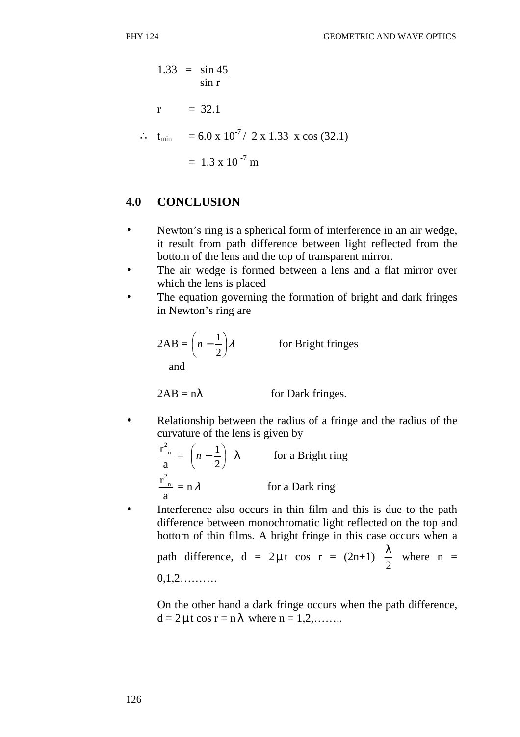$$1.33 = \frac{\sin 45}{\sin r}$$

$$r = 32.1$$

$$\therefore \quad t_{min} = 6.0 \times 10^{-7} / \ 2 \times 1.33 \times \cos(32.1)$$

$$= 1.3 \times 10^{-7} \text{ m}$$

## 4.0 CONCLUSION

- Newton’s ring is a spherical form of interference in an air wedge, it result from path difference between light reflected from the bottom of the lens and the top of transparent mirror.
- The air wedge is formed between a lens and a flat mirror over which the lens is placed
- The equation governing the formation of bright and dark fringes in Newton’s ring are

  $$2AB = \left(n - \frac{1}{2}\right)\lambda \qquad \text{for Bright fringes}$$

  and

  $$2AB = n\lambda \qquad \text{for Dark fringes.}$$

- Relationship between the radius of a fringe and the radius of the curvature of the lens is given by

  $$\frac{r_n^2}{a} = \left(n - \frac{1}{2}\right)\lambda \qquad \text{for a Bright ring}$$

  $$\frac{r_n^2}{a} = n\lambda \qquad \text{for a Dark ring}$$

- Interference also occurs in thin film and this is due to the path difference between monochromatic light reflected on the top and bottom of thin films. A bright fringe in this case occurs when a path difference, $d = 2\mu t \cos r = (2n+1)\frac{\lambda}{2}$ where n = 0,1,2……….

  On the other hand a dark fringe occurs when the path difference, $d = 2\mu t \cos r = n\lambda$ where n = 1,2,……..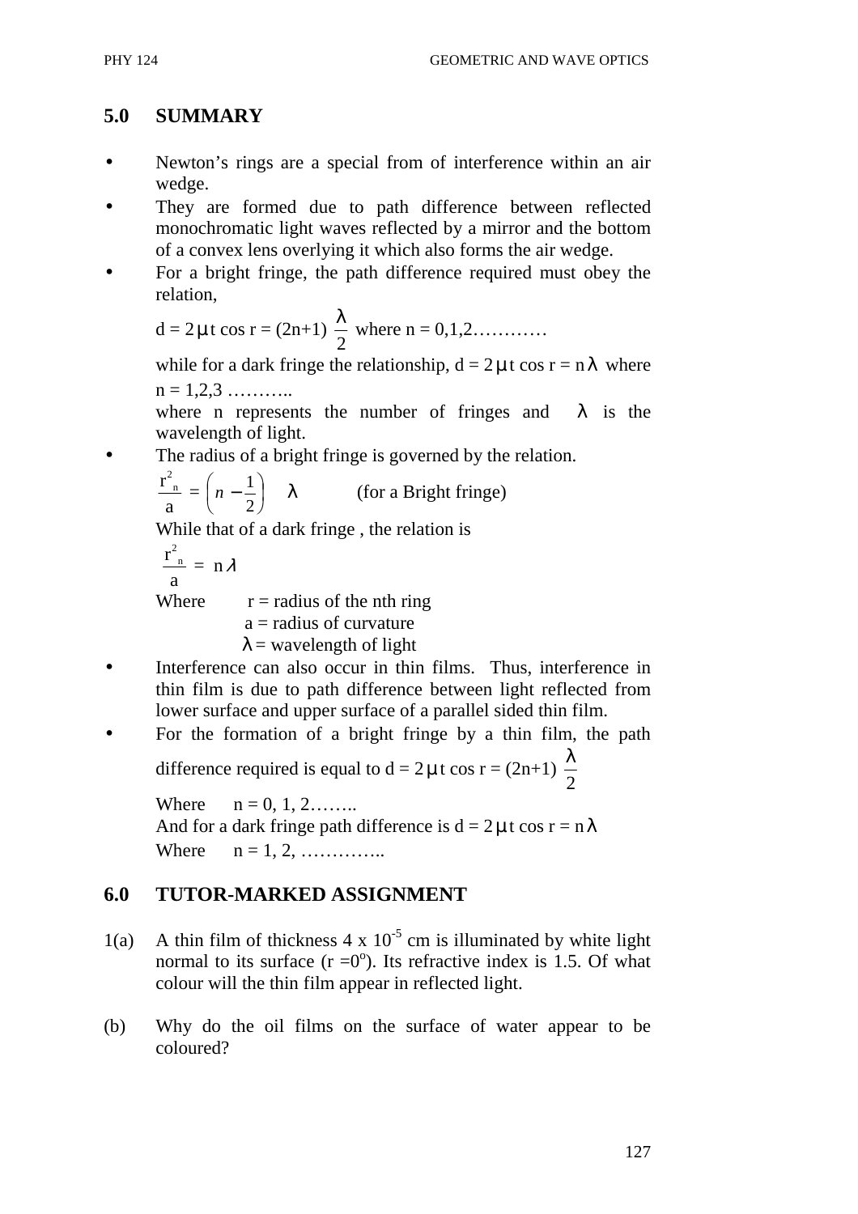## 5.0 SUMMARY

- Newton's rings are a special from of interference within an air wedge.
- They are formed due to path difference between reflected monochromatic light waves reflected by a mirror and the bottom of a convex lens overlying it which also forms the air wedge.
- For a bright fringe, the path difference required must obey the relation,

  $d = 2\mu t \cos r = (2n+1)\frac{\lambda}{2}$ where n = 0,1,2…………

  while for a dark fringe the relationship, $d = 2\mu t \cos r = n\lambda$ where n = 1,2,3 ………..

  where n represents the number of fringes and $\lambda$ is the wavelength of light.
- The radius of a bright fringe is governed by the relation.

  $$\frac{r_n^2}{a} = \left(n - \frac{1}{2}\right)\lambda \quad \text{(for a Bright fringe)}$$

  While that of a dark fringe , the relation is

  $$\frac{r_n^2}{a} = n\lambda$$

  Where r = radius of the nth ring  
  a = radius of curvature  
  $\lambda$ = wavelength of light
- Interference can also occur in thin films. Thus, interference in thin film is due to path difference between light reflected from lower surface and upper surface of a parallel sided thin film.
- For the formation of a bright fringe by a thin film, the path difference required is equal to $d = 2\mu t \cos r = (2n+1)\frac{\lambda}{2}$

  Where n = 0, 1, 2……..  
  And for a dark fringe path difference is $d = 2\mu t \cos r = n\lambda$  
  Where n = 1, 2, …………..

## 6.0 TUTOR-MARKED ASSIGNMENT

1(a) A thin film of thickness $4 \times 10^{-5}$ cm is illuminated by white light normal to its surface ($r = 0^o$). Its refractive index is 1.5. Of what colour will the thin film appear in reflected light.

(b) Why do the oil films on the surface of water appear to be coloured?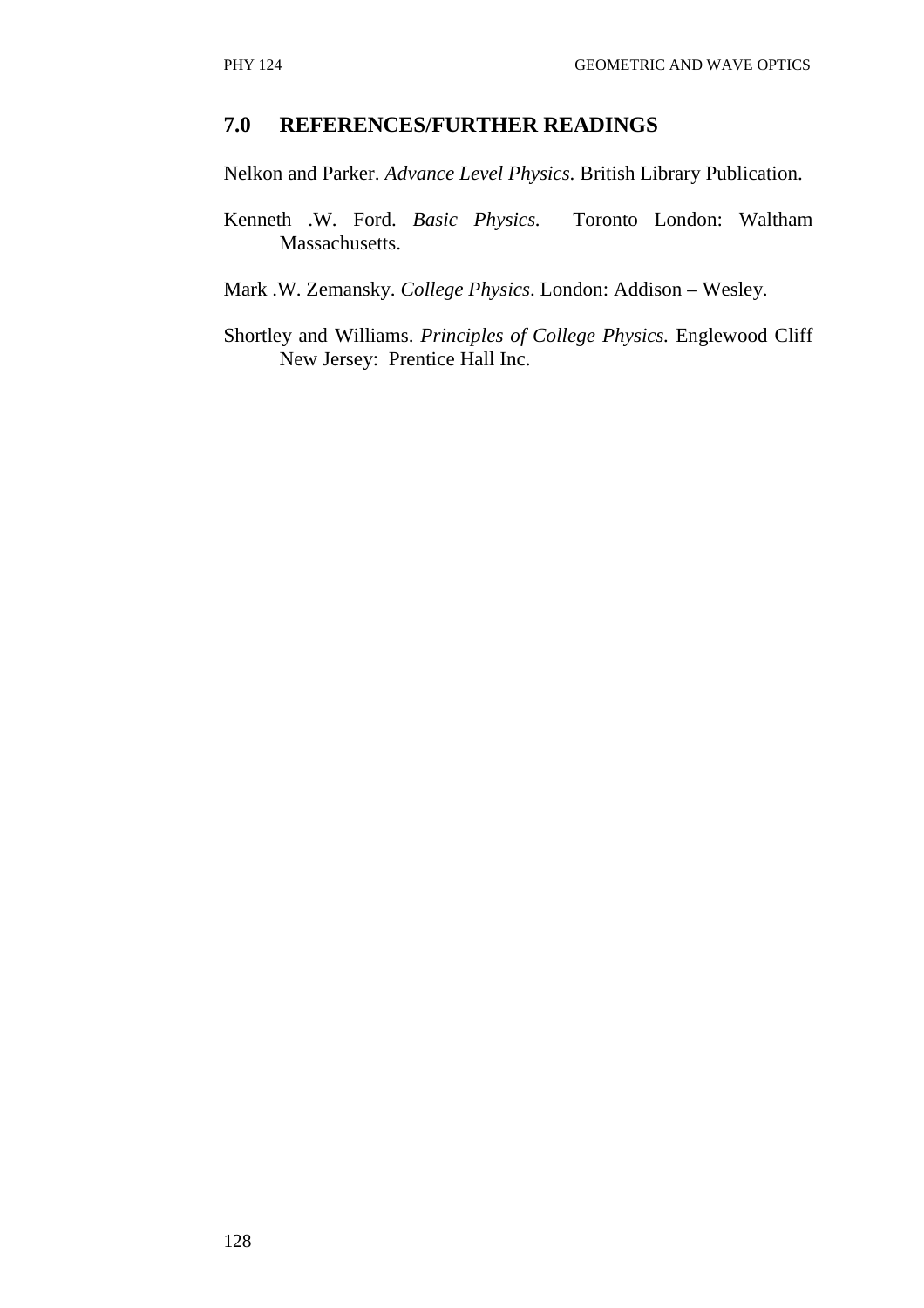## 7.0 REFERENCES/FURTHER READINGS

Nelkon and Parker. *Advance Level Physics*. British Library Publication.

Kenneth .W. Ford. *Basic Physics.* Toronto London: Waltham Massachusetts.

Mark .W. Zemansky. *College Physics*. London: Addison – Wesley.

Shortley and Williams. *Principles of College Physics.* Englewood Cliff New Jersey: Prentice Hall Inc.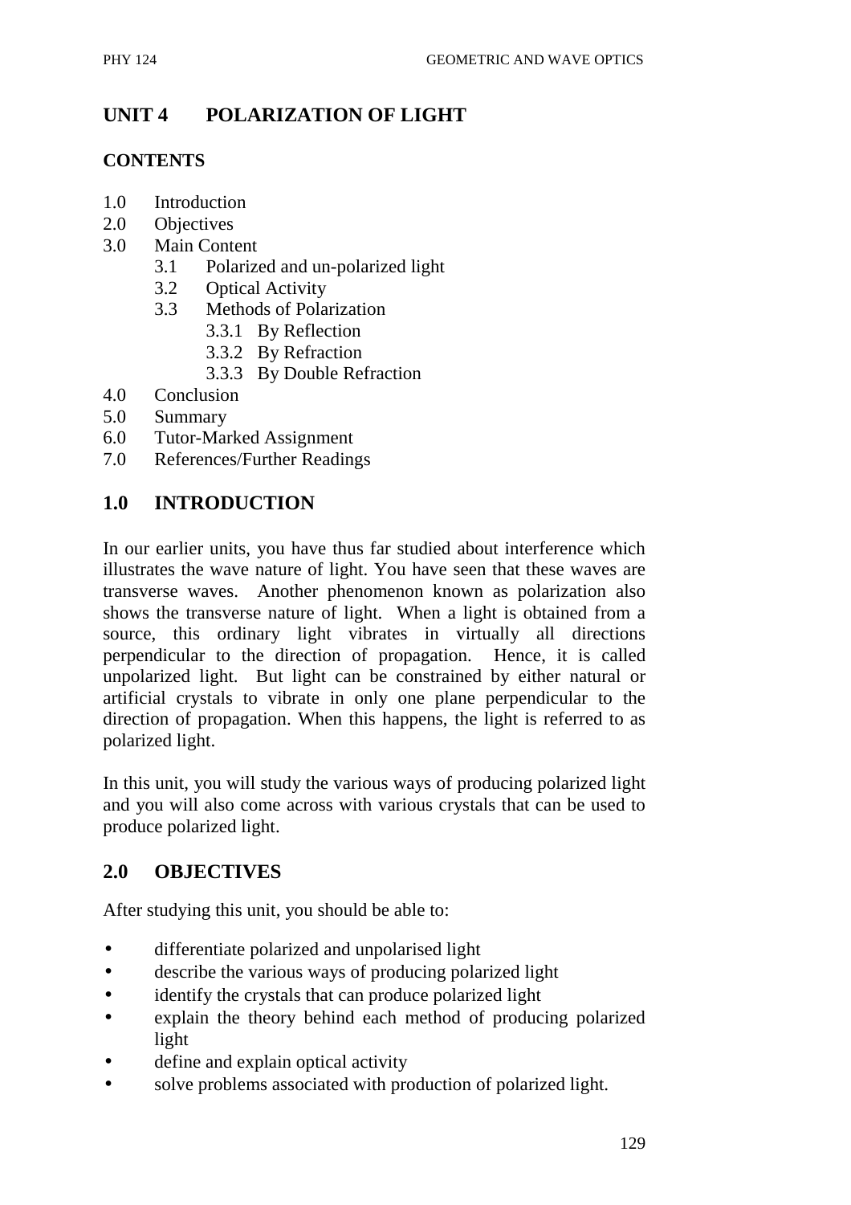# UNIT 4 POLARIZATION OF LIGHT

## CONTENTS

- 1.0 Introduction
- 2.0 Objectives
- 3.0 Main Content
  - 3.1 Polarized and un-polarized light
  - 3.2 Optical Activity
  - 3.3 Methods of Polarization
    - 3.3.1 By Reflection
    - 3.3.2 By Refraction
    - 3.3.3 By Double Refraction
- 4.0 Conclusion
- 5.0 Summary
- 6.0 Tutor-Marked Assignment
- 7.0 References/Further Readings

## 1.0 INTRODUCTION

In our earlier units, you have thus far studied about interference which illustrates the wave nature of light. You have seen that these waves are transverse waves. Another phenomenon known as polarization also shows the transverse nature of light. When a light is obtained from a source, this ordinary light vibrates in virtually all directions perpendicular to the direction of propagation. Hence, it is called unpolarized light. But light can be constrained by either natural or artificial crystals to vibrate in only one plane perpendicular to the direction of propagation. When this happens, the light is referred to as polarized light.

In this unit, you will study the various ways of producing polarized light and you will also come across with various crystals that can be used to produce polarized light.

## 2.0 OBJECTIVES

After studying this unit, you should be able to:

- differentiate polarized and unpolarised light
- describe the various ways of producing polarized light
- identify the crystals that can produce polarized light
- explain the theory behind each method of producing polarized light
- define and explain optical activity
- solve problems associated with production of polarized light.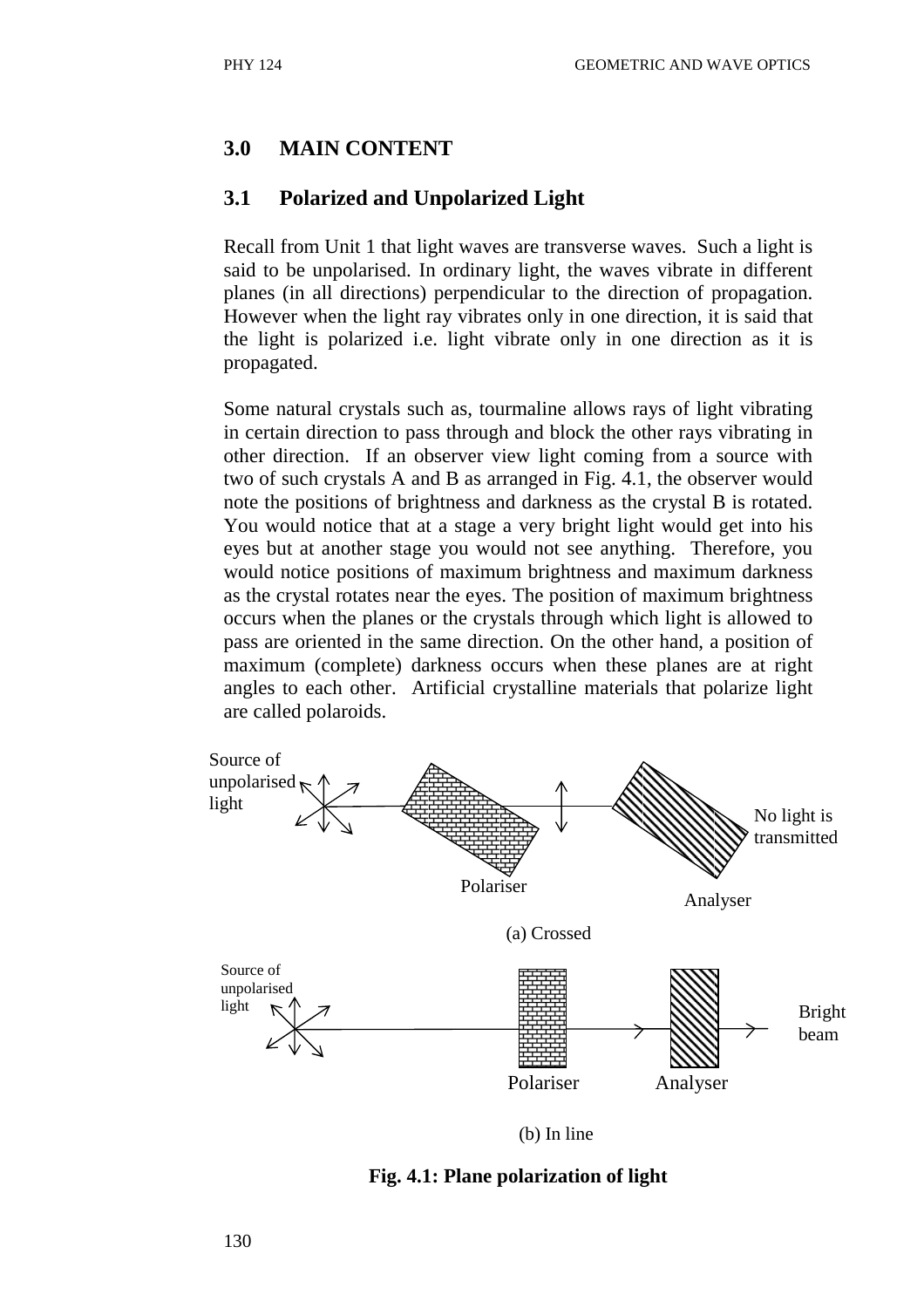## 3.0 MAIN CONTENT

### 3.1 Polarized and Unpolarized Light

Recall from Unit 1 that light waves are transverse waves. Such a light is said to be unpolarised. In ordinary light, the waves vibrate in different planes (in all directions) perpendicular to the direction of propagation. However when the light ray vibrates only in one direction, it is said that the light is polarized i.e. light vibrate only in one direction as it is propagated.

Some natural crystals such as, tourmaline allows rays of light vibrating in certain direction to pass through and block the other rays vibrating in other direction. If an observer view light coming from a source with two of such crystals A and B as arranged in Fig. 4.1, the observer would note the positions of brightness and darkness as the crystal B is rotated. You would notice that at a stage a very bright light would get into his eyes but at another stage you would not see anything. Therefore, you would notice positions of maximum brightness and maximum darkness as the crystal rotates near the eyes. The position of maximum brightness occurs when the planes or the crystals through which light is allowed to pass are oriented in the same direction. On the other hand, a position of maximum (complete) darkness occurs when these planes are at right angles to each other. Artificial crystalline materials that polarize light are called polaroids.

Source of unpolarised light — Polariser — Analyser — No light is transmitted

(a) Crossed

Source of unpolarised light — Polariser — Analyser — Bright beam

(b) In line

**Fig. 4.1: Plane polarization of light**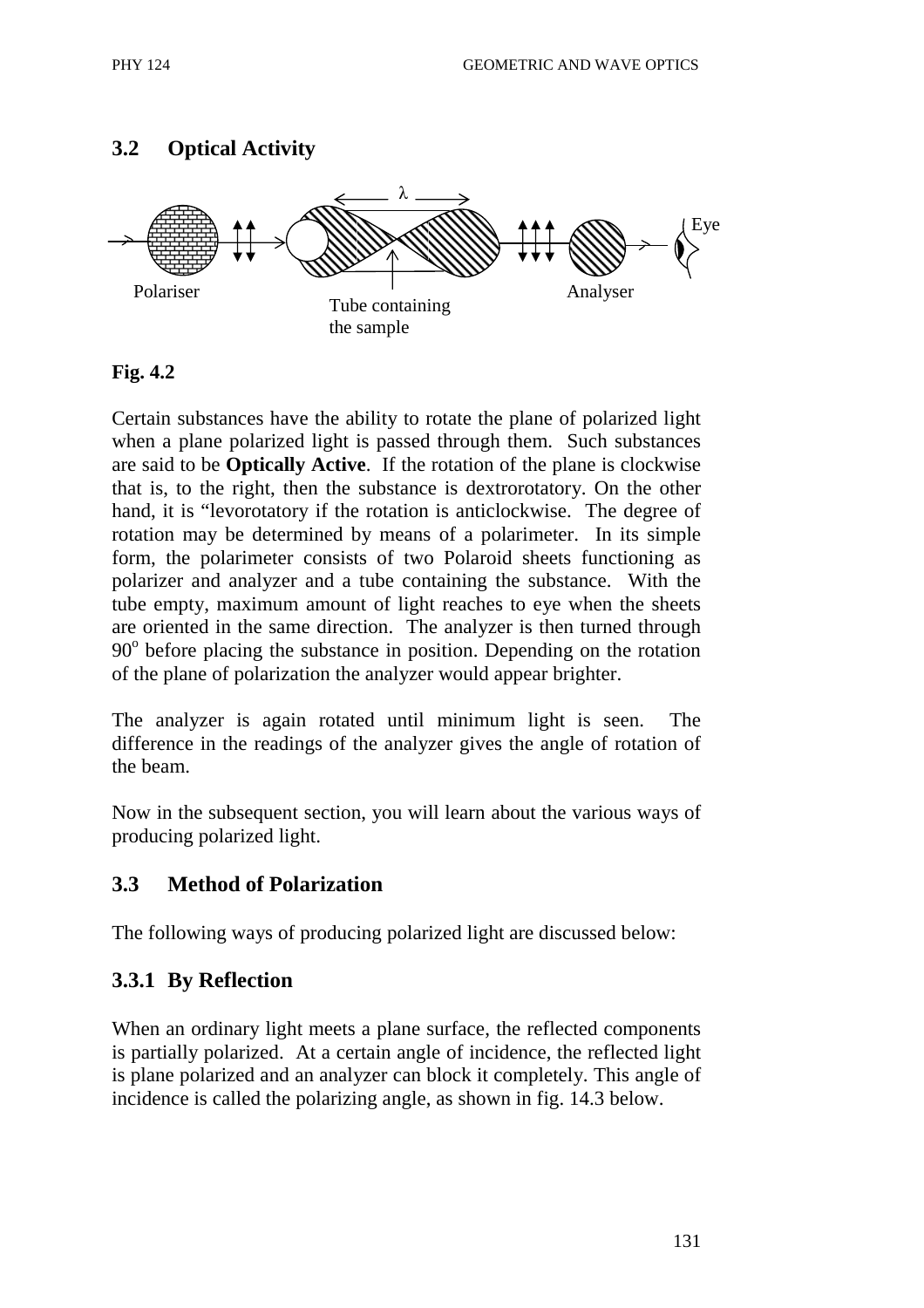## 3.2 Optical Activity

Polariser

Tube containing the sample

Analyser

Eye

**Fig. 4.2**

Certain substances have the ability to rotate the plane of polarized light when a plane polarized light is passed through them. Such substances are said to be **Optically Active**. If the rotation of the plane is clockwise that is, to the right, then the substance is dextrorotatory. On the other hand, it is "levorotatory if the rotation is anticlockwise. The degree of rotation may be determined by means of a polarimeter. In its simple form, the polarimeter consists of two Polaroid sheets functioning as polarizer and analyzer and a tube containing the substance. With the tube empty, maximum amount of light reaches to eye when the sheets are oriented in the same direction. The analyzer is then turned through $90^o$ before placing the substance in position. Depending on the rotation of the plane of polarization the analyzer would appear brighter.

The analyzer is again rotated until minimum light is seen. The difference in the readings of the analyzer gives the angle of rotation of the beam.

Now in the subsequent section, you will learn about the various ways of producing polarized light.

## 3.3 Method of Polarization

The following ways of producing polarized light are discussed below:

### 3.3.1 By Reflection

When an ordinary light meets a plane surface, the reflected components is partially polarized. At a certain angle of incidence, the reflected light is plane polarized and an analyzer can block it completely. This angle of incidence is called the polarizing angle, as shown in fig. 14.3 below.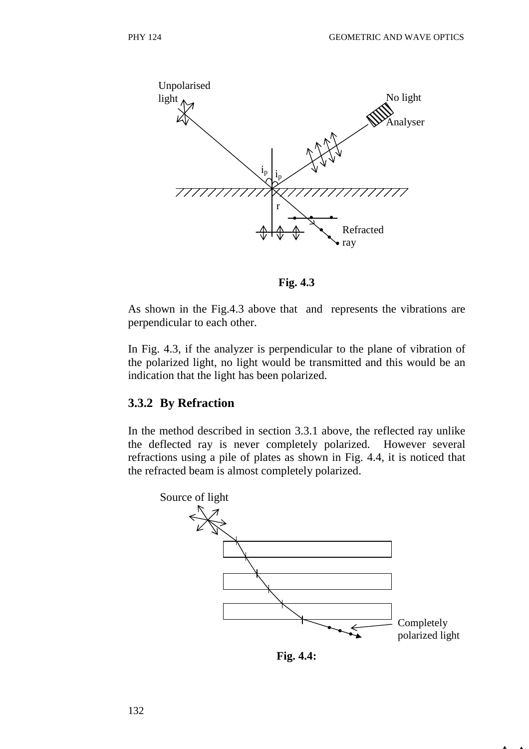Fig. 4.3

As shown in the Fig.4.3 above that  and  represents the vibrations are perpendicular to each other.

In Fig. 4.3, if the analyzer is perpendicular to the plane of vibration of the polarized light, no light would be transmitted and this would be an indication that the light has been polarized.

### 3.3.2 By Refraction

In the method described in section 3.3.1 above, the reflected ray unlike the deflected ray is never completely polarized. However several refractions using a pile of plates as shown in Fig. 4.4, it is noticed that the refracted beam is almost completely polarized.

Fig. 4.4: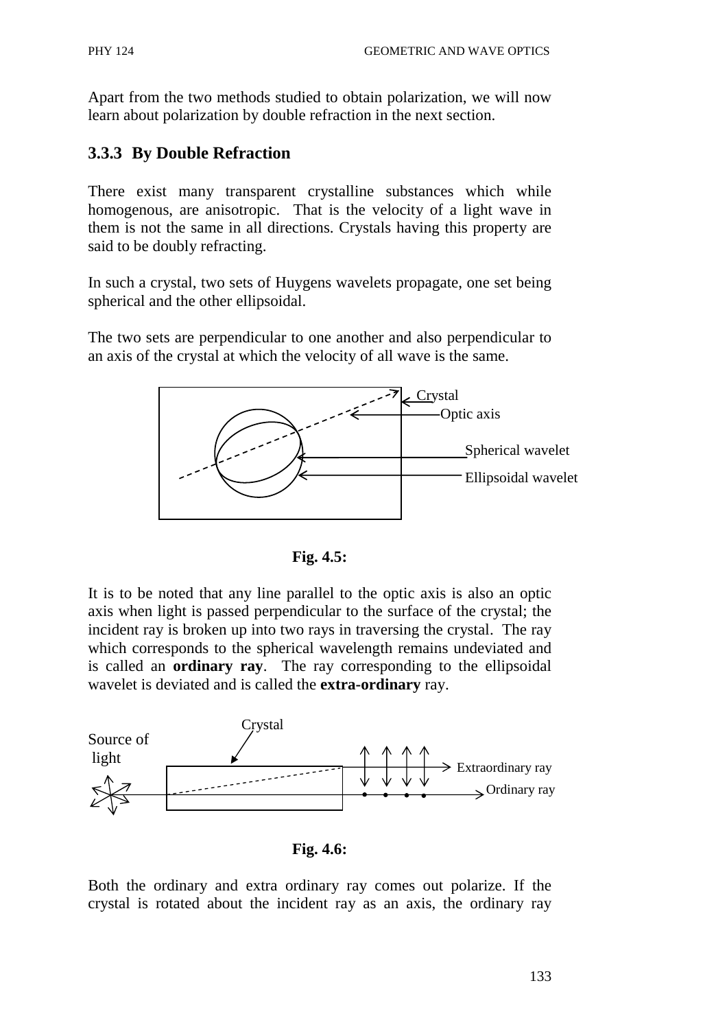Apart from the two methods studied to obtain polarization, we will now learn about polarization by double refraction in the next section.

### 3.3.3 By Double Refraction

There exist many transparent crystalline substances which while homogenous, are anisotropic. That is the velocity of a light wave in them is not the same in all directions. Crystals having this property are said to be doubly refracting.

In such a crystal, two sets of Huygens wavelets propagate, one set being spherical and the other ellipsoidal.

The two sets are perpendicular to one another and also perpendicular to an axis of the crystal at which the velocity of all wave is the same.

Crystal

Optic axis

Spherical wavelet

Ellipsoidal wavelet

**Fig. 4.5:**

It is to be noted that any line parallel to the optic axis is also an optic axis when light is passed perpendicular to the surface of the crystal; the incident ray is broken up into two rays in traversing the crystal. The ray which corresponds to the spherical wavelength remains undeviated and is called an **ordinary ray**. The ray corresponding to the ellipsoidal wavelet is deviated and is called the **extra-ordinary** ray.

Crystal

Source of light

Extraordinary ray

Ordinary ray

**Fig. 4.6:**

Both the ordinary and extra ordinary ray comes out polarize. If the crystal is rotated about the incident ray as an axis, the ordinary ray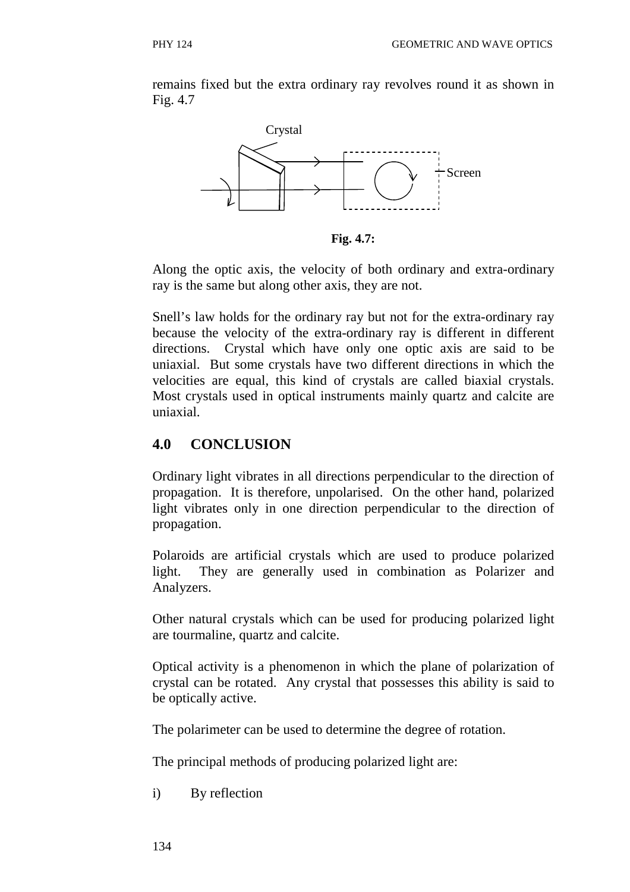remains fixed but the extra ordinary ray revolves round it as shown in Fig. 4.7

Crystal

Screen

**Fig. 4.7:**

Along the optic axis, the velocity of both ordinary and extra-ordinary ray is the same but along other axis, they are not.

Snell's law holds for the ordinary ray but not for the extra-ordinary ray because the velocity of the extra-ordinary ray is different in different directions. Crystal which have only one optic axis are said to be uniaxial. But some crystals have two different directions in which the velocities are equal, this kind of crystals are called biaxial crystals. Most crystals used in optical instruments mainly quartz and calcite are uniaxial.

## 4.0 CONCLUSION

Ordinary light vibrates in all directions perpendicular to the direction of propagation. It is therefore, unpolarised. On the other hand, polarized light vibrates only in one direction perpendicular to the direction of propagation.

Polaroids are artificial crystals which are used to produce polarized light. They are generally used in combination as Polarizer and Analyzers.

Other natural crystals which can be used for producing polarized light are tourmaline, quartz and calcite.

Optical activity is a phenomenon in which the plane of polarization of crystal can be rotated. Any crystal that possesses this ability is said to be optically active.

The polarimeter can be used to determine the degree of rotation.

The principal methods of producing polarized light are:

i) By reflection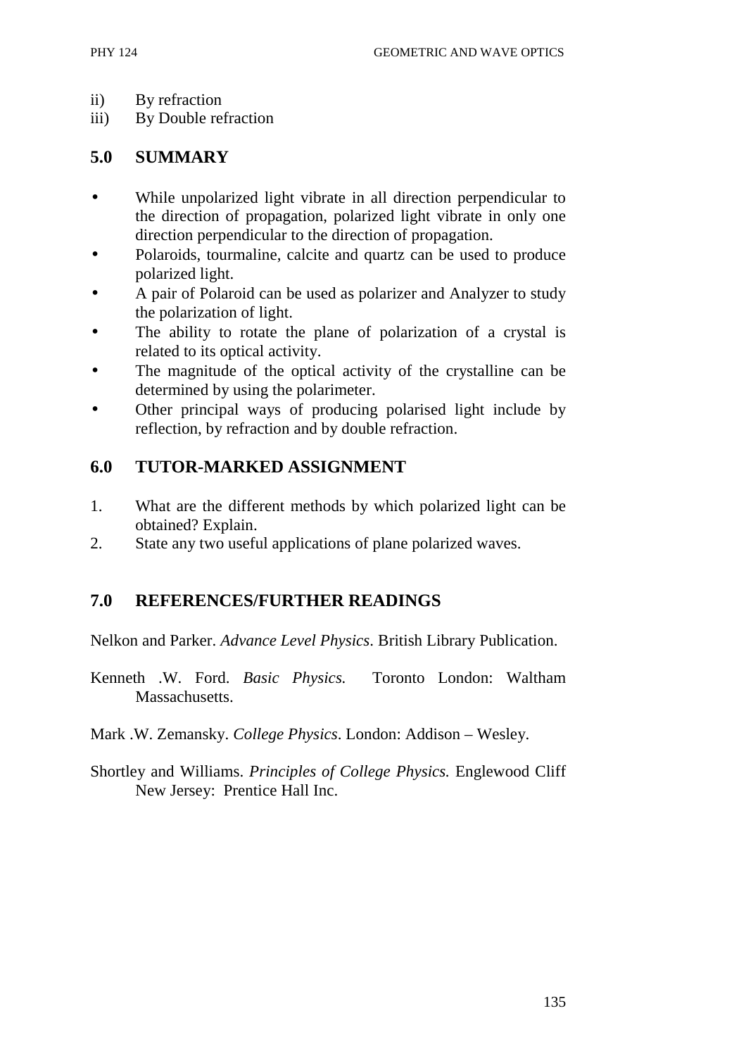ii) By refraction
iii) By Double refraction

## 5.0 SUMMARY

- While unpolarized light vibrate in all direction perpendicular to the direction of propagation, polarized light vibrate in only one direction perpendicular to the direction of propagation.
- Polaroids, tourmaline, calcite and quartz can be used to produce polarized light.
- A pair of Polaroid can be used as polarizer and Analyzer to study the polarization of light.
- The ability to rotate the plane of polarization of a crystal is related to its optical activity.
- The magnitude of the optical activity of the crystalline can be determined by using the polarimeter.
- Other principal ways of producing polarised light include by reflection, by refraction and by double refraction.

## 6.0 TUTOR-MARKED ASSIGNMENT

1. What are the different methods by which polarized light can be obtained? Explain.
2. State any two useful applications of plane polarized waves.

## 7.0 REFERENCES/FURTHER READINGS

Nelkon and Parker. *Advance Level Physics*. British Library Publication.

Kenneth .W. Ford. *Basic Physics.* Toronto London: Waltham Massachusetts.

Mark .W. Zemansky. *College Physics*. London: Addison – Wesley.

Shortley and Williams. *Principles of College Physics.* Englewood Cliff New Jersey: Prentice Hall Inc.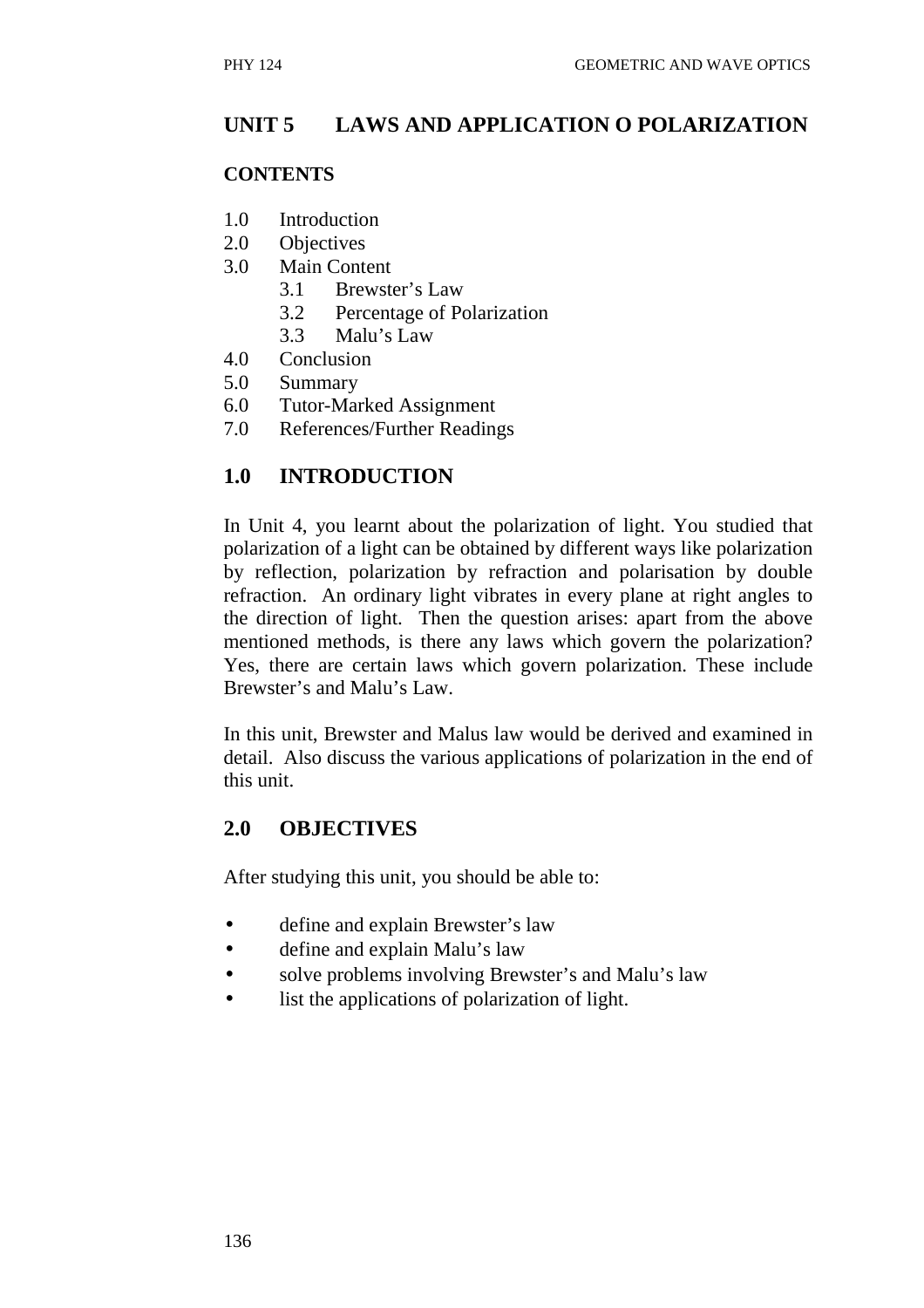# UNIT 5 LAWS AND APPLICATION O POLARIZATION

**CONTENTS**

1.0 Introduction
2.0 Objectives
3.0 Main Content
    3.1 Brewster's Law
    3.2 Percentage of Polarization
    3.3 Malu's Law
4.0 Conclusion
5.0 Summary
6.0 Tutor-Marked Assignment
7.0 References/Further Readings

## 1.0 INTRODUCTION

In Unit 4, you learnt about the polarization of light. You studied that polarization of a light can be obtained by different ways like polarization by reflection, polarization by refraction and polarisation by double refraction. An ordinary light vibrates in every plane at right angles to the direction of light. Then the question arises: apart from the above mentioned methods, is there any laws which govern the polarization? Yes, there are certain laws which govern polarization. These include Brewster's and Malu's Law.

In this unit, Brewster and Malus law would be derived and examined in detail. Also discuss the various applications of polarization in the end of this unit.

## 2.0 OBJECTIVES

After studying this unit, you should be able to:

- define and explain Brewster's law
- define and explain Malu's law
- solve problems involving Brewster's and Malu's law
- list the applications of polarization of light.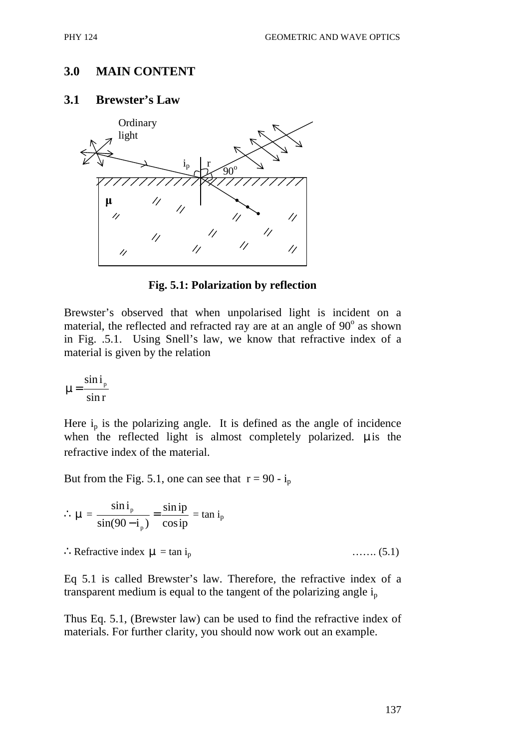## 3.0 MAIN CONTENT

### 3.1 Brewster's Law

**Fig. 5.1: Polarization by reflection**

Brewster's observed that when unpolarised light is incident on a material, the reflected and refracted ray are at an angle of $90^o$ as shown in Fig. .5.1. Using Snell's law, we know that refractive index of a material is given by the relation

$$\mu = \frac{\sin i_p}{\sin r}$$

Here $i_p$ is the polarizing angle. It is defined as the angle of incidence when the reflected light is almost completely polarized. $\mu$ is the refractive index of the material.

But from the Fig. 5.1, one can see that $r = 90 - i_p$

$$\therefore \mu = \frac{\sin i_p}{\sin(90 - i_p)} = \frac{\sin ip}{\cos ip} = \tan i_p$$

$$\therefore \text{Refractive index } \mu = \tan i_p \qquad \text{……. (5.1)}$$

Eq 5.1 is called Brewster's law. Therefore, the refractive index of a transparent medium is equal to the tangent of the polarizing angle $i_p$

Thus Eq. 5.1, (Brewster law) can be used to find the refractive index of materials. For further clarity, you should now work out an example.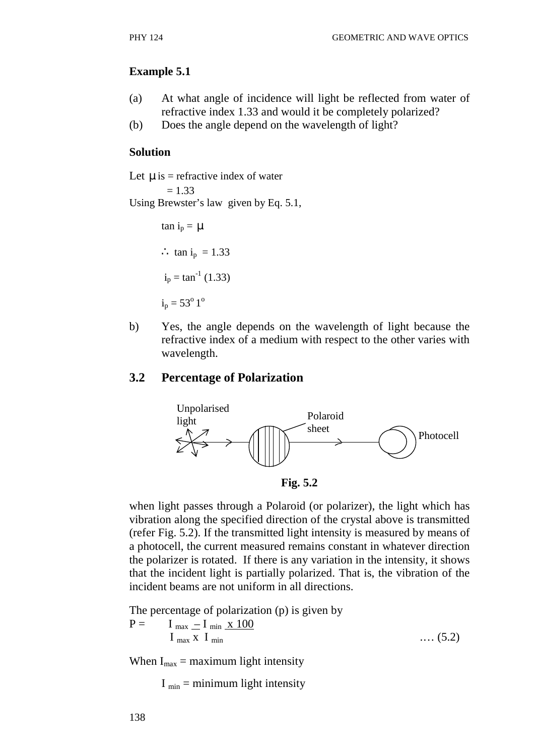**Example 5.1**

(a) At what angle of incidence will light be reflected from water of refractive index 1.33 and would it be completely polarized?

(b) Does the angle depend on the wavelength of light?

**Solution**

Let $\mu$ is = refractive index of water

= 1.33

Using Brewster's law given by Eq. 5.1,

$$\tan i_p = \mu$$

$$\therefore \tan i_p = 1.33$$

$$i_p = \tan^{-1}(1.33)$$

$$i_p = 53^o 1^o$$

b) Yes, the angle depends on the wavelength of light because the refractive index of a medium with respect to the other varies with wavelength.

## 3.2 Percentage of Polarization

Unpolarised light — Polaroid sheet — Photocell

**Fig. 5.2**

when light passes through a Polaroid (or polarizer), the light which has vibration along the specified direction of the crystal above is transmitted (refer Fig. 5.2). If the transmitted light intensity is measured by means of a photocell, the current measured remains constant in whatever direction the polarizer is rotated. If there is any variation in the intensity, it shows that the incident light is partially polarized. That is, the vibration of the incident beams are not uniform in all directions.

The percentage of polarization (p) is given by

$$P = \frac{I_{max} - I_{min} \times 100}{I_{max} \times I_{min}} \quad \text{.... (5.2)}$$

When $I_{max}$ = maximum light intensity

$I_{min}$ = minimum light intensity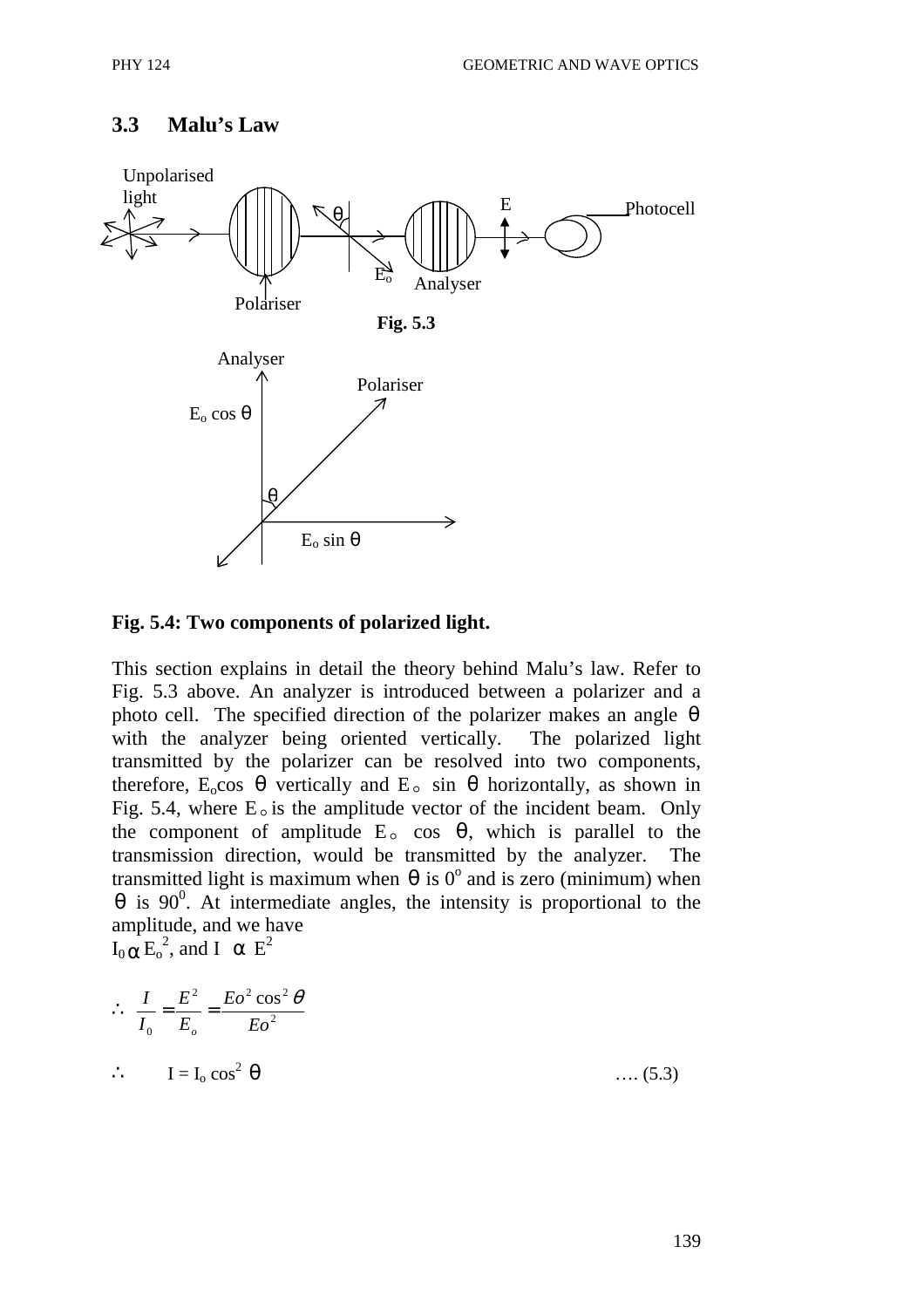### 3.3 Malu's Law

Fig. 5.3

Fig. 5.4: Two components of polarized light.

This section explains in detail the theory behind Malu's law. Refer to Fig. 5.3 above. An analyzer is introduced between a polarizer and a photo cell. The specified direction of the polarizer makes an angle $\theta$ with the analyzer being oriented vertically. The polarized light transmitted by the polarizer can be resolved into two components, therefore, $E_o\cos\theta$ vertically and $E_o \sin\theta$ horizontally, as shown in Fig. 5.4, where $E_o$ is the amplitude vector of the incident beam. Only the component of amplitude $E_o \cos\theta$, which is parallel to the transmission direction, would be transmitted by the analyzer. The transmitted light is maximum when $\theta$ is $0^o$ and is zero (minimum) when $\theta$ is $90^0$. At intermediate angles, the intensity is proportional to the amplitude, and we have

$I_0 \alpha E_o^2$, and $I \alpha E^2$

$$\therefore \frac{I}{I_0} = \frac{E^2}{E_o} = \frac{Eo^2 \cos^2\theta}{Eo^2}$$

$$\therefore \quad I = I_o \cos^2\theta \qquad \text{.... (5.3)}$$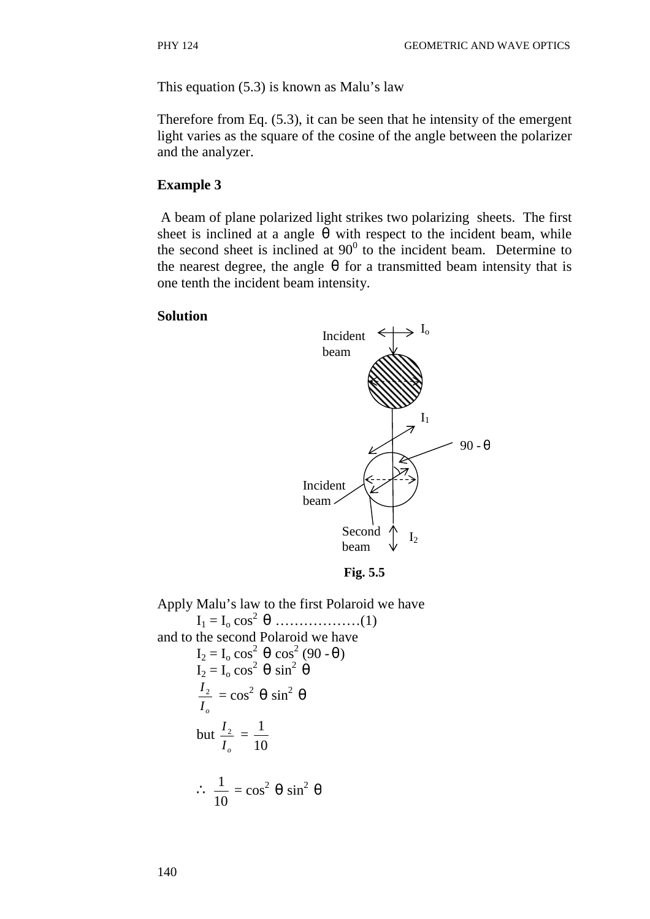This equation (5.3) is known as Malu's law

Therefore from Eq. (5.3), it can be seen that he intensity of the emergent light varies as the square of the cosine of the angle between the polarizer and the analyzer.

**Example 3**

A beam of plane polarized light strikes two polarizing sheets. The first sheet is inclined at a angle θ with respect to the incident beam, while the second sheet is inclined at $90^0$ to the incident beam. Determine to the nearest degree, the angle θ for a transmitted beam intensity that is one tenth the incident beam intensity.

**Solution**

Incident beam $I_o$

$I_1$

90 - θ

Incident beam

Second beam $I_2$

**Fig. 5.5**

Apply Malu's law to the first Polaroid we have

$$I_1 = I_o \cos^2 \theta \quad \ldots\ldots\ldots\ldots\ldots\ldots(1)$$

and to the second Polaroid we have

$$I_2 = I_o \cos^2 \theta \cos^2 (90 - \theta)$$

$$I_2 = I_o \cos^2 \theta \sin^2 \theta$$

$$\frac{I_2}{I_o} = \cos^2 \theta \sin^2 \theta$$

$$\text{but } \frac{I_2}{I_o} = \frac{1}{10}$$

$$\therefore \frac{1}{10} = \cos^2 \theta \sin^2 \theta$$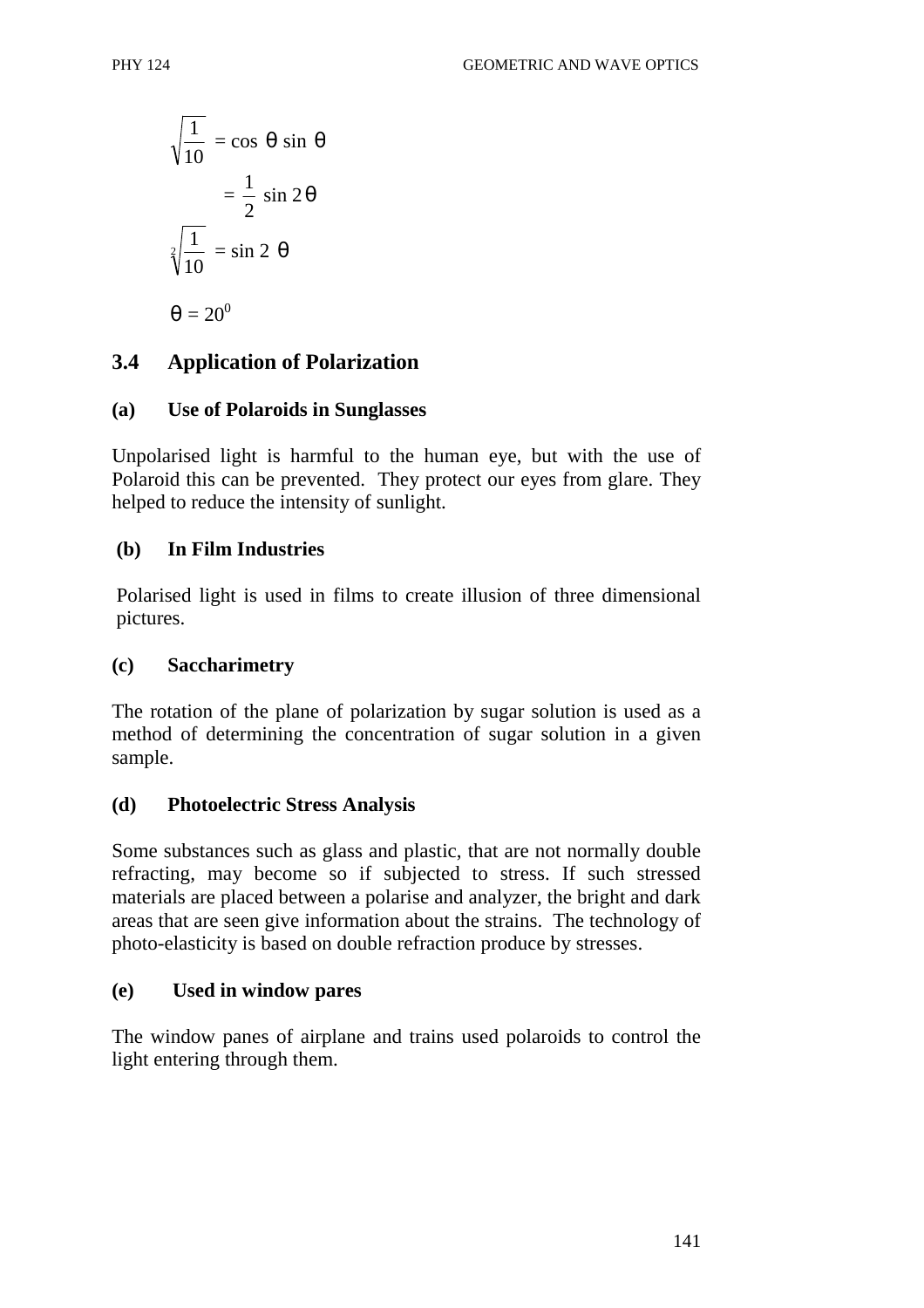$$\sqrt{\frac{1}{10}} = \cos\theta \sin\theta$$

$$= \frac{1}{2}\sin 2\theta$$

$$2\sqrt{\frac{1}{10}} = \sin 2\theta$$

$$\theta = 20^0$$

## 3.4 Application of Polarization

### (a) Use of Polaroids in Sunglasses

Unpolarised light is harmful to the human eye, but with the use of Polaroid this can be prevented. They protect our eyes from glare. They helped to reduce the intensity of sunlight.

### (b) In Film Industries

Polarised light is used in films to create illusion of three dimensional pictures.

### (c) Saccharimetry

The rotation of the plane of polarization by sugar solution is used as a method of determining the concentration of sugar solution in a given sample.

### (d) Photoelectric Stress Analysis

Some substances such as glass and plastic, that are not normally double refracting, may become so if subjected to stress. If such stressed materials are placed between a polarise and analyzer, the bright and dark areas that are seen give information about the strains. The technology of photo-elasticity is based on double refraction produce by stresses.

### (e) Used in window pares

The window panes of airplane and trains used polaroids to control the light entering through them.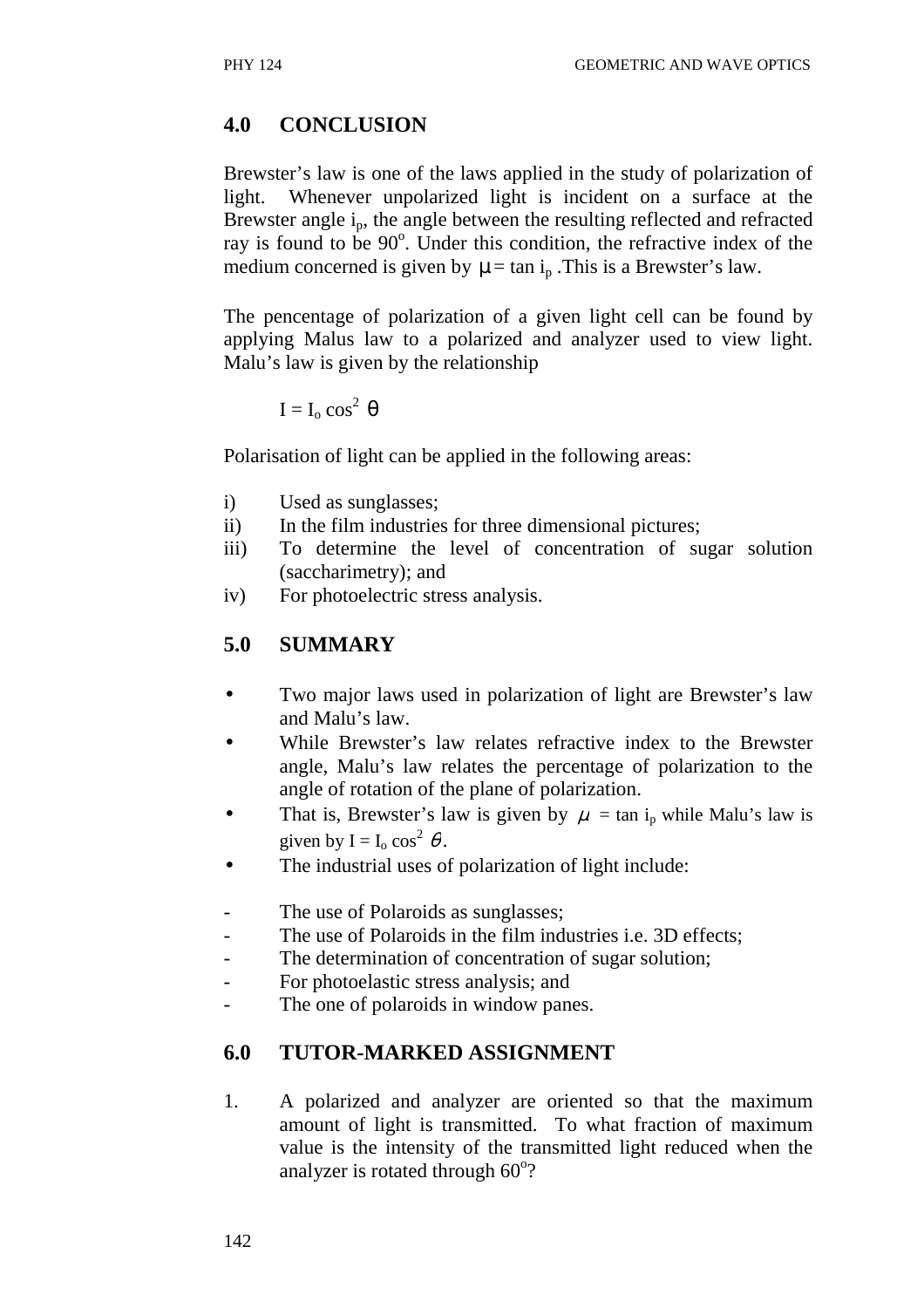## 4.0 CONCLUSION

Brewster's law is one of the laws applied in the study of polarization of light. Whenever unpolarized light is incident on a surface at the Brewster angle $i_p$, the angle between the resulting reflected and refracted ray is found to be $90^o$. Under this condition, the refractive index of the medium concerned is given by $\mu = \tan i_p$ .This is a Brewster's law.

The pencentage of polarization of a given light cell can be found by applying Malus law to a polarized and analyzer used to view light. Malu's law is given by the relationship

$$I = I_o \cos^2 \theta$$

Polarisation of light can be applied in the following areas:

i) Used as sunglasses;
ii) In the film industries for three dimensional pictures;
iii) To determine the level of concentration of sugar solution (saccharimetry); and
iv) For photoelectric stress analysis.

## 5.0 SUMMARY

- Two major laws used in polarization of light are Brewster's law and Malu's law.
- While Brewster's law relates refractive index to the Brewster angle, Malu's law relates the percentage of polarization to the angle of rotation of the plane of polarization.
- That is, Brewster's law is given by $\mu = \tan i_p$ while Malu's law is given by $I = I_o \cos^2 \theta$.
- The industrial uses of polarization of light include:

- The use of Polaroids as sunglasses;
- The use of Polaroids in the film industries i.e. 3D effects;
- The determination of concentration of sugar solution;
- For photoelastic stress analysis; and
- The one of polaroids in window panes.

## 6.0 TUTOR-MARKED ASSIGNMENT

1. A polarized and analyzer are oriented so that the maximum amount of light is transmitted. To what fraction of maximum value is the intensity of the transmitted light reduced when the analyzer is rotated through $60^o$?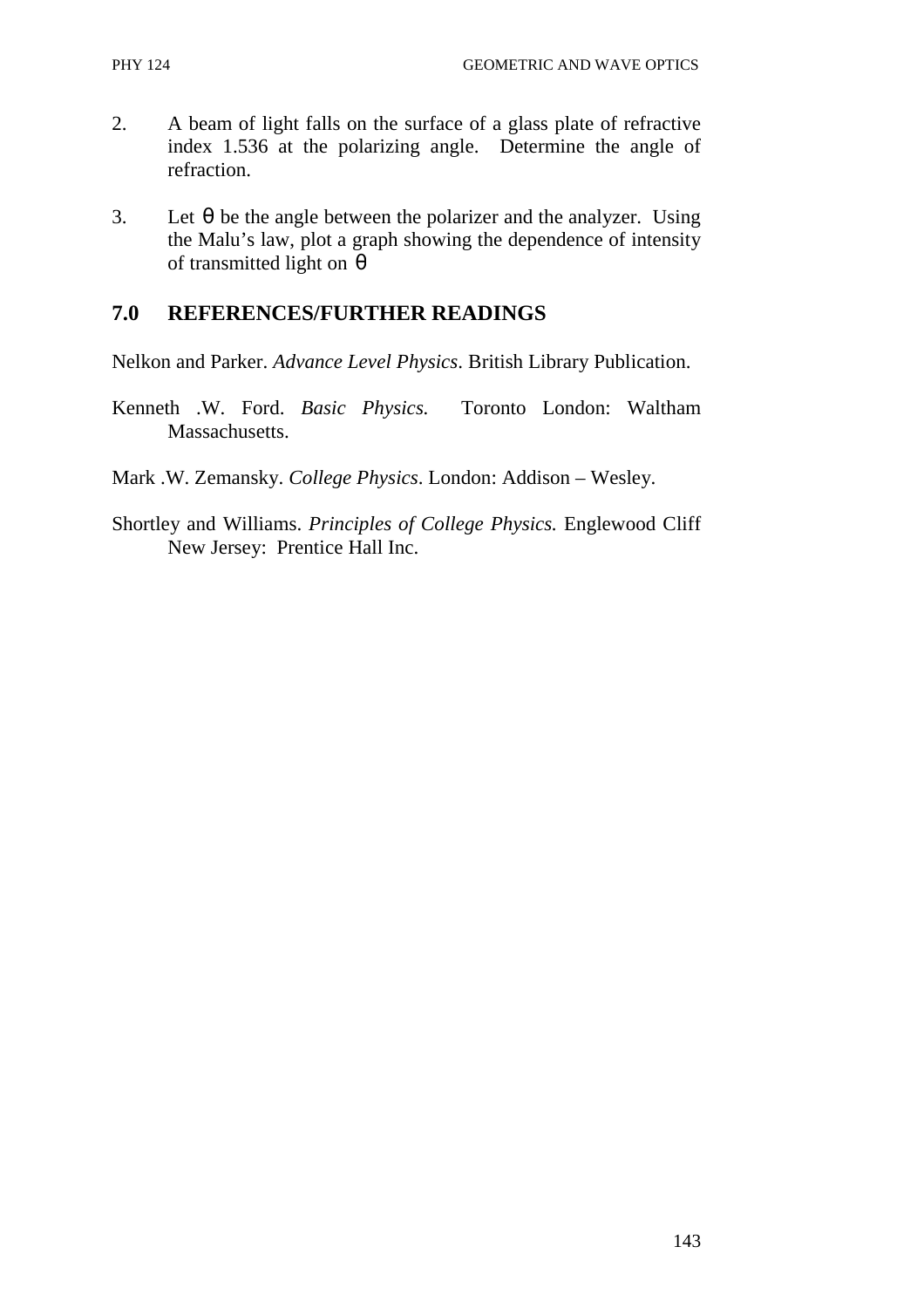2. A beam of light falls on the surface of a glass plate of refractive index 1.536 at the polarizing angle. Determine the angle of refraction.

3. Let $\theta$ be the angle between the polarizer and the analyzer. Using the Malu's law, plot a graph showing the dependence of intensity of transmitted light on $\theta$

## 7.0 REFERENCES/FURTHER READINGS

Nelkon and Parker. *Advance Level Physics*. British Library Publication.

Kenneth .W. Ford. *Basic Physics.* Toronto London: Waltham Massachusetts.

Mark .W. Zemansky. *College Physics*. London: Addison – Wesley.

Shortley and Williams. *Principles of College Physics.* Englewood Cliff New Jersey: Prentice Hall Inc.